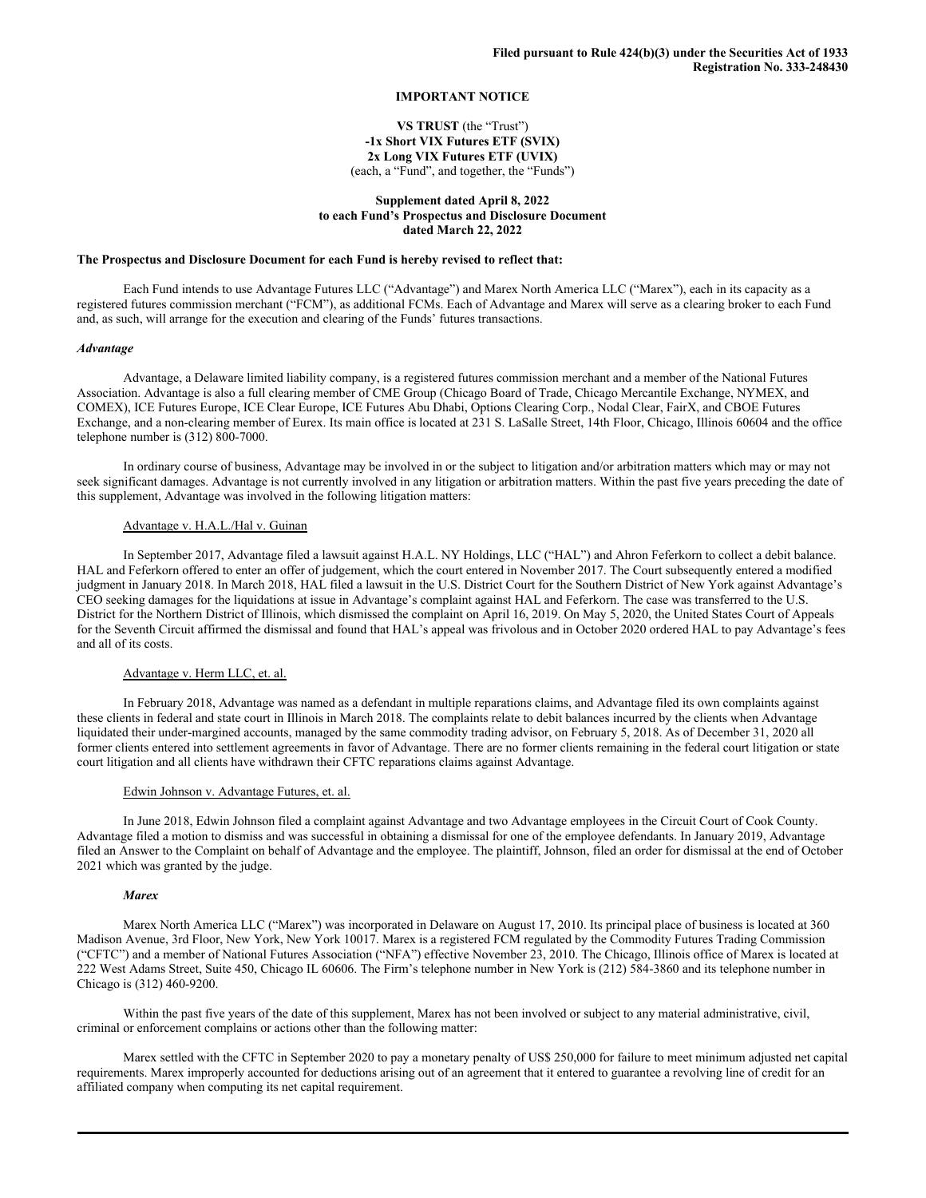**Filed pursuant to Rule 424(b)(3) under the Securities Act of 1933**
**Registration No. 333-248430**

**IMPORTANT NOTICE**

**VS TRUST** (the "Trust")
**-1x Short VIX Futures ETF (SVIX)**
**2x Long VIX Futures ETF (UVIX)**
(each, a "Fund", and together, the "Funds")

**Supplement dated April 8, 2022**
**to each Fund's Prospectus and Disclosure Document**
**dated March 22, 2022**

**The Prospectus and Disclosure Document for each Fund is hereby revised to reflect that:**

Each Fund intends to use Advantage Futures LLC ("Advantage") and Marex North America LLC ("Marex"), each in its capacity as a registered futures commission merchant ("FCM"), as additional FCMs. Each of Advantage and Marex will serve as a clearing broker to each Fund and, as such, will arrange for the execution and clearing of the Funds' futures transactions.

***Advantage***

Advantage, a Delaware limited liability company, is a registered futures commission merchant and a member of the National Futures Association. Advantage is also a full clearing member of CME Group (Chicago Board of Trade, Chicago Mercantile Exchange, NYMEX, and COMEX), ICE Futures Europe, ICE Clear Europe, ICE Futures Abu Dhabi, Options Clearing Corp., Nodal Clear, FairX, and CBOE Futures Exchange, and a non-clearing member of Eurex. Its main office is located at 231 S. LaSalle Street, 14th Floor, Chicago, Illinois 60604 and the office telephone number is (312) 800-7000.

In ordinary course of business, Advantage may be involved in or the subject to litigation and/or arbitration matters which may or may not seek significant damages. Advantage is not currently involved in any litigation or arbitration matters. Within the past five years preceding the date of this supplement, Advantage was involved in the following litigation matters:

Advantage v. H.A.L./Hal v. Guinan

In September 2017, Advantage filed a lawsuit against H.A.L. NY Holdings, LLC ("HAL") and Ahron Feferkorn to collect a debit balance. HAL and Feferkorn offered to enter an offer of judgement, which the court entered in November 2017. The Court subsequently entered a modified judgment in January 2018. In March 2018, HAL filed a lawsuit in the U.S. District Court for the Southern District of New York against Advantage's CEO seeking damages for the liquidations at issue in Advantage's complaint against HAL and Feferkorn. The case was transferred to the U.S. District for the Northern District of Illinois, which dismissed the complaint on April 16, 2019. On May 5, 2020, the United States Court of Appeals for the Seventh Circuit affirmed the dismissal and found that HAL's appeal was frivolous and in October 2020 ordered HAL to pay Advantage's fees and all of its costs.

Advantage v. Herm LLC, et. al.

In February 2018, Advantage was named as a defendant in multiple reparations claims, and Advantage filed its own complaints against these clients in federal and state court in Illinois in March 2018. The complaints relate to debit balances incurred by the clients when Advantage liquidated their under-margined accounts, managed by the same commodity trading advisor, on February 5, 2018. As of December 31, 2020 all former clients entered into settlement agreements in favor of Advantage. There are no former clients remaining in the federal court litigation or state court litigation and all clients have withdrawn their CFTC reparations claims against Advantage.

Edwin Johnson v. Advantage Futures, et. al.

In June 2018, Edwin Johnson filed a complaint against Advantage and two Advantage employees in the Circuit Court of Cook County. Advantage filed a motion to dismiss and was successful in obtaining a dismissal for one of the employee defendants. In January 2019, Advantage filed an Answer to the Complaint on behalf of Advantage and the employee. The plaintiff, Johnson, filed an order for dismissal at the end of October 2021 which was granted by the judge.

***Marex***

Marex North America LLC ("Marex") was incorporated in Delaware on August 17, 2010. Its principal place of business is located at 360 Madison Avenue, 3rd Floor, New York, New York 10017. Marex is a registered FCM regulated by the Commodity Futures Trading Commission ("CFTC") and a member of National Futures Association ("NFA") effective November 23, 2010. The Chicago, Illinois office of Marex is located at 222 West Adams Street, Suite 450, Chicago IL 60606. The Firm's telephone number in New York is (212) 584-3860 and its telephone number in Chicago is (312) 460-9200.

Within the past five years of the date of this supplement, Marex has not been involved or subject to any material administrative, civil, criminal or enforcement complains or actions other than the following matter:

Marex settled with the CFTC in September 2020 to pay a monetary penalty of US$ 250,000 for failure to meet minimum adjusted net capital requirements. Marex improperly accounted for deductions arising out of an agreement that it entered to guarantee a revolving line of credit for an affiliated company when computing its net capital requirement.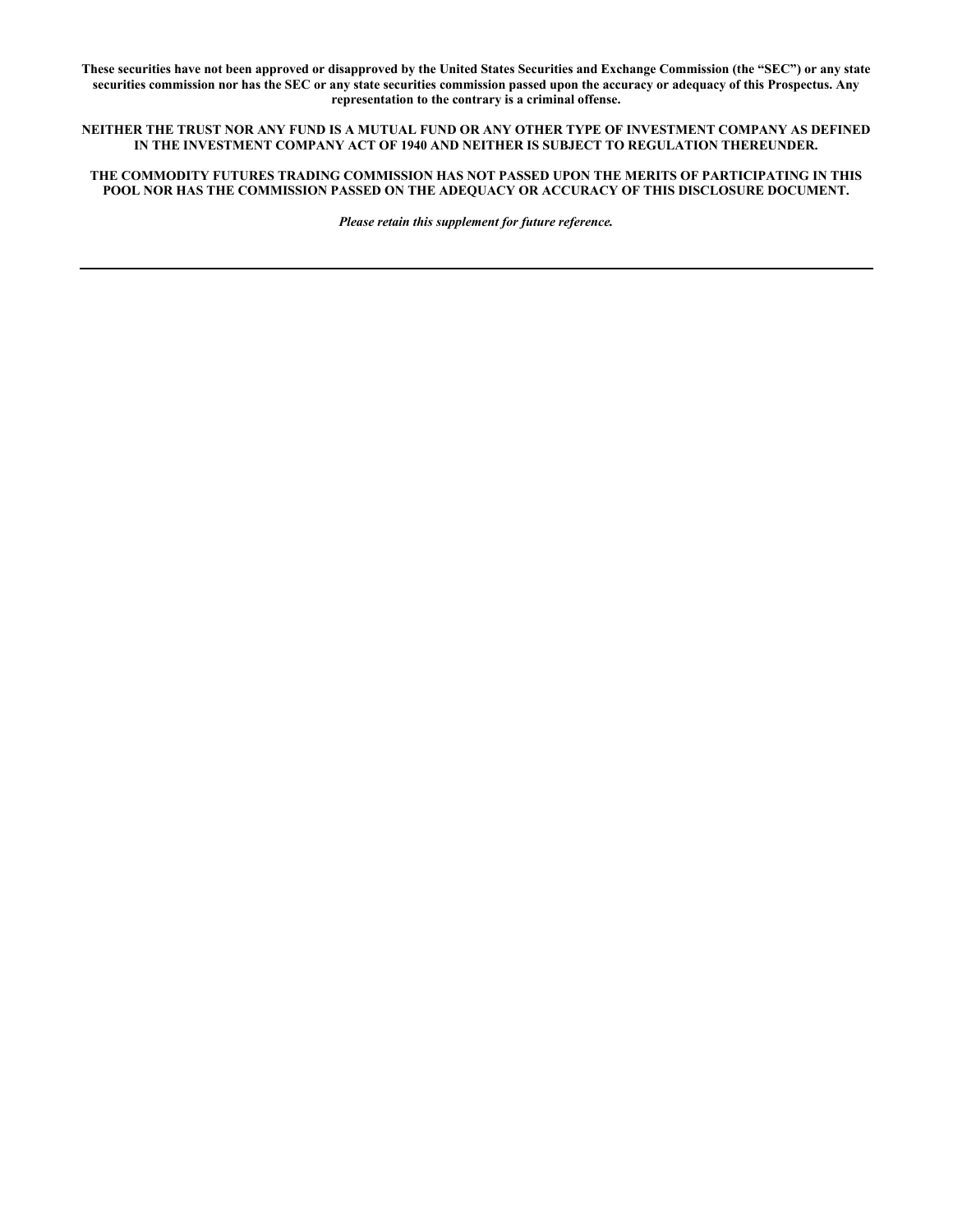**These securities have not been approved or disapproved by the United States Securities and Exchange Commission (the "SEC") or any state securities commission nor has the SEC or any state securities commission passed upon the accuracy or adequacy of this Prospectus. Any representation to the contrary is a criminal offense.**

**NEITHER THE TRUST NOR ANY FUND IS A MUTUAL FUND OR ANY OTHER TYPE OF INVESTMENT COMPANY AS DEFINED IN THE INVESTMENT COMPANY ACT OF 1940 AND NEITHER IS SUBJECT TO REGULATION THEREUNDER.**

**THE COMMODITY FUTURES TRADING COMMISSION HAS NOT PASSED UPON THE MERITS OF PARTICIPATING IN THIS POOL NOR HAS THE COMMISSION PASSED ON THE ADEQUACY OR ACCURACY OF THIS DISCLOSURE DOCUMENT.**

***Please retain this supplement for future reference.***

---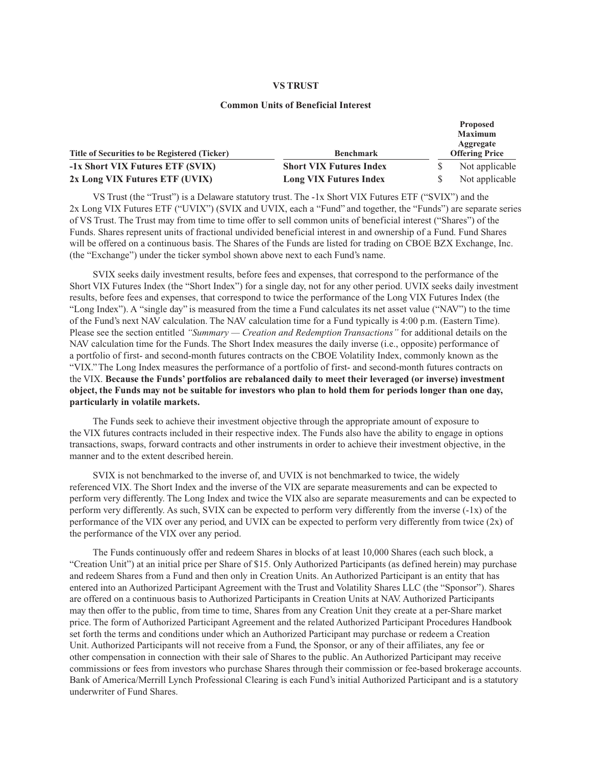**VS TRUST**

**Common Units of Beneficial Interest**

| Title of Securities to be Registered (Ticker) | Benchmark | Proposed Maximum Aggregate Offering Price |
|---|---|---|
| **-1x Short VIX Futures ETF (SVIX)** | **Short VIX Futures Index** | $ Not applicable |
| **2x Long VIX Futures ETF (UVIX)** | **Long VIX Futures Index** | $ Not applicable |

VS Trust (the "Trust") is a Delaware statutory trust. The -1x Short VIX Futures ETF ("SVIX") and the 2x Long VIX Futures ETF ("UVIX") (SVIX and UVIX, each a "Fund" and together, the "Funds") are separate series of VS Trust. The Trust may from time to time offer to sell common units of beneficial interest ("Shares") of the Funds. Shares represent units of fractional undivided beneficial interest in and ownership of a Fund. Fund Shares will be offered on a continuous basis. The Shares of the Funds are listed for trading on CBOE BZX Exchange, Inc. (the "Exchange") under the ticker symbol shown above next to each Fund's name.

SVIX seeks daily investment results, before fees and expenses, that correspond to the performance of the Short VIX Futures Index (the "Short Index") for a single day, not for any other period. UVIX seeks daily investment results, before fees and expenses, that correspond to twice the performance of the Long VIX Futures Index (the "Long Index"). A "single day" is measured from the time a Fund calculates its net asset value ("NAV") to the time of the Fund's next NAV calculation. The NAV calculation time for a Fund typically is 4:00 p.m. (Eastern Time). Please see the section entitled *"Summary — Creation and Redemption Transactions"* for additional details on the NAV calculation time for the Funds. The Short Index measures the daily inverse (i.e., opposite) performance of a portfolio of first- and second-month futures contracts on the CBOE Volatility Index, commonly known as the "VIX." The Long Index measures the performance of a portfolio of first- and second-month futures contracts on the VIX. **Because the Funds' portfolios are rebalanced daily to meet their leveraged (or inverse) investment object, the Funds may not be suitable for investors who plan to hold them for periods longer than one day, particularly in volatile markets.**

The Funds seek to achieve their investment objective through the appropriate amount of exposure to the VIX futures contracts included in their respective index. The Funds also have the ability to engage in options transactions, swaps, forward contracts and other instruments in order to achieve their investment objective, in the manner and to the extent described herein.

SVIX is not benchmarked to the inverse of, and UVIX is not benchmarked to twice, the widely referenced VIX. The Short Index and the inverse of the VIX are separate measurements and can be expected to perform very differently. The Long Index and twice the VIX also are separate measurements and can be expected to perform very differently. As such, SVIX can be expected to perform very differently from the inverse (-1x) of the performance of the VIX over any period, and UVIX can be expected to perform very differently from twice (2x) of the performance of the VIX over any period.

The Funds continuously offer and redeem Shares in blocks of at least 10,000 Shares (each such block, a "Creation Unit") at an initial price per Share of $15. Only Authorized Participants (as defined herein) may purchase and redeem Shares from a Fund and then only in Creation Units. An Authorized Participant is an entity that has entered into an Authorized Participant Agreement with the Trust and Volatility Shares LLC (the "Sponsor"). Shares are offered on a continuous basis to Authorized Participants in Creation Units at NAV. Authorized Participants may then offer to the public, from time to time, Shares from any Creation Unit they create at a per-Share market price. The form of Authorized Participant Agreement and the related Authorized Participant Procedures Handbook set forth the terms and conditions under which an Authorized Participant may purchase or redeem a Creation Unit. Authorized Participants will not receive from a Fund, the Sponsor, or any of their affiliates, any fee or other compensation in connection with their sale of Shares to the public. An Authorized Participant may receive commissions or fees from investors who purchase Shares through their commission or fee-based brokerage accounts. Bank of America/Merrill Lynch Professional Clearing is each Fund's initial Authorized Participant and is a statutory underwriter of Fund Shares.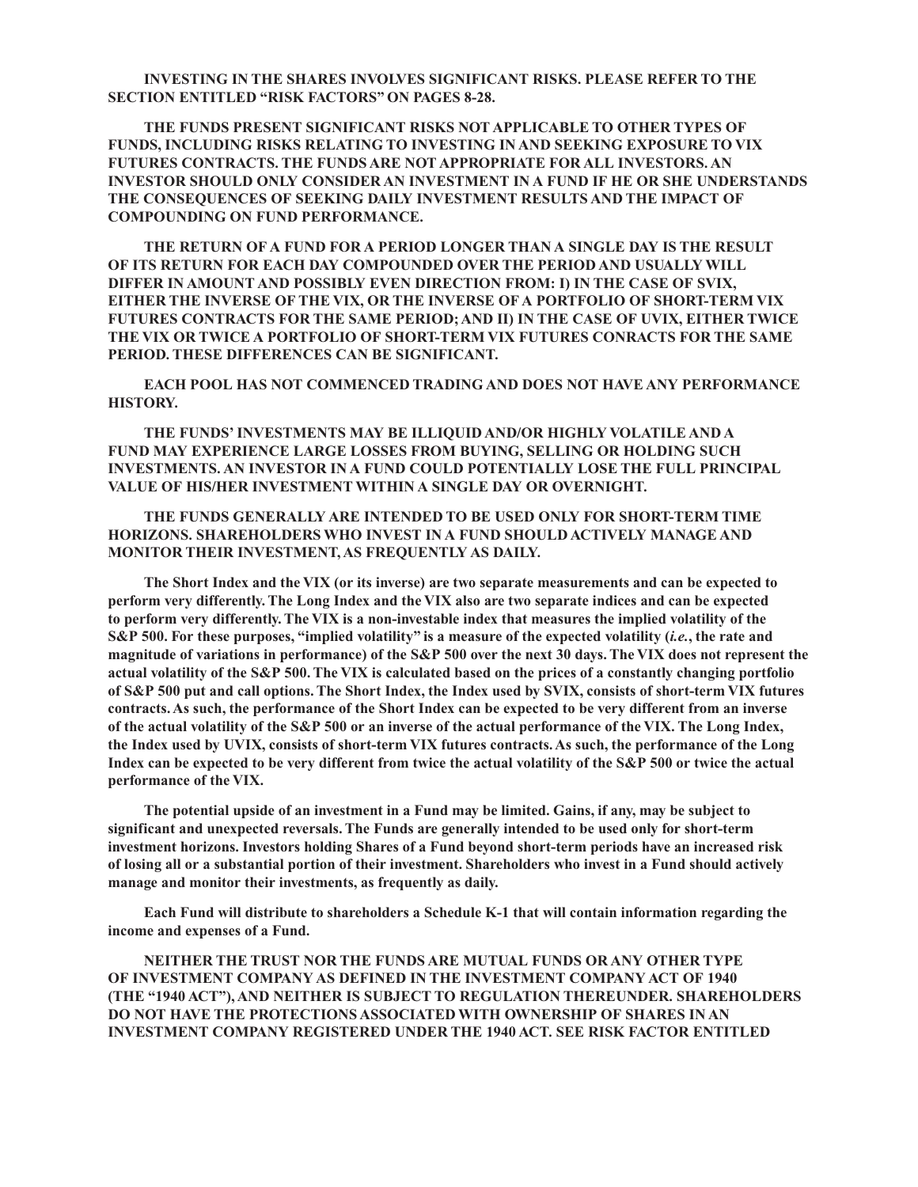**INVESTING IN THE SHARES INVOLVES SIGNIFICANT RISKS. PLEASE REFER TO THE SECTION ENTITLED "RISK FACTORS" ON PAGES 8-28.**

**THE FUNDS PRESENT SIGNIFICANT RISKS NOT APPLICABLE TO OTHER TYPES OF FUNDS, INCLUDING RISKS RELATING TO INVESTING IN AND SEEKING EXPOSURE TO VIX FUTURES CONTRACTS. THE FUNDS ARE NOT APPROPRIATE FOR ALL INVESTORS. AN INVESTOR SHOULD ONLY CONSIDER AN INVESTMENT IN A FUND IF HE OR SHE UNDERSTANDS THE CONSEQUENCES OF SEEKING DAILY INVESTMENT RESULTS AND THE IMPACT OF COMPOUNDING ON FUND PERFORMANCE.**

**THE RETURN OF A FUND FOR A PERIOD LONGER THAN A SINGLE DAY IS THE RESULT OF ITS RETURN FOR EACH DAY COMPOUNDED OVER THE PERIOD AND USUALLY WILL DIFFER IN AMOUNT AND POSSIBLY EVEN DIRECTION FROM: I) IN THE CASE OF SVIX, EITHER THE INVERSE OF THE VIX, OR THE INVERSE OF A PORTFOLIO OF SHORT-TERM VIX FUTURES CONTRACTS FOR THE SAME PERIOD; AND II) IN THE CASE OF UVIX, EITHER TWICE THE VIX OR TWICE A PORTFOLIO OF SHORT-TERM VIX FUTURES CONRACTS FOR THE SAME PERIOD. THESE DIFFERENCES CAN BE SIGNIFICANT.**

**EACH POOL HAS NOT COMMENCED TRADING AND DOES NOT HAVE ANY PERFORMANCE HISTORY.**

**THE FUNDS' INVESTMENTS MAY BE ILLIQUID AND/OR HIGHLY VOLATILE AND A FUND MAY EXPERIENCE LARGE LOSSES FROM BUYING, SELLING OR HOLDING SUCH INVESTMENTS. AN INVESTOR IN A FUND COULD POTENTIALLY LOSE THE FULL PRINCIPAL VALUE OF HIS/HER INVESTMENT WITHIN A SINGLE DAY OR OVERNIGHT.**

**THE FUNDS GENERALLY ARE INTENDED TO BE USED ONLY FOR SHORT-TERM TIME HORIZONS. SHAREHOLDERS WHO INVEST IN A FUND SHOULD ACTIVELY MANAGE AND MONITOR THEIR INVESTMENT, AS FREQUENTLY AS DAILY.**

**The Short Index and the VIX (or its inverse) are two separate measurements and can be expected to perform very differently. The Long Index and the VIX also are two separate indices and can be expected to perform very differently. The VIX is a non-investable index that measures the implied volatility of the S&P 500. For these purposes, "implied volatility" is a measure of the expected volatility (*i.e.*, the rate and magnitude of variations in performance) of the S&P 500 over the next 30 days. The VIX does not represent the actual volatility of the S&P 500. The VIX is calculated based on the prices of a constantly changing portfolio of S&P 500 put and call options. The Short Index, the Index used by SVIX, consists of short-term VIX futures contracts. As such, the performance of the Short Index can be expected to be very different from an inverse of the actual volatility of the S&P 500 or an inverse of the actual performance of the VIX. The Long Index, the Index used by UVIX, consists of short-term VIX futures contracts. As such, the performance of the Long Index can be expected to be very different from twice the actual volatility of the S&P 500 or twice the actual performance of the VIX.**

**The potential upside of an investment in a Fund may be limited. Gains, if any, may be subject to significant and unexpected reversals. The Funds are generally intended to be used only for short-term investment horizons. Investors holding Shares of a Fund beyond short-term periods have an increased risk of losing all or a substantial portion of their investment. Shareholders who invest in a Fund should actively manage and monitor their investments, as frequently as daily.**

**Each Fund will distribute to shareholders a Schedule K-1 that will contain information regarding the income and expenses of a Fund.**

**NEITHER THE TRUST NOR THE FUNDS ARE MUTUAL FUNDS OR ANY OTHER TYPE OF INVESTMENT COMPANY AS DEFINED IN THE INVESTMENT COMPANY ACT OF 1940 (THE "1940 ACT"), AND NEITHER IS SUBJECT TO REGULATION THEREUNDER. SHAREHOLDERS DO NOT HAVE THE PROTECTIONS ASSOCIATED WITH OWNERSHIP OF SHARES IN AN INVESTMENT COMPANY REGISTERED UNDER THE 1940 ACT. SEE RISK FACTOR ENTITLED**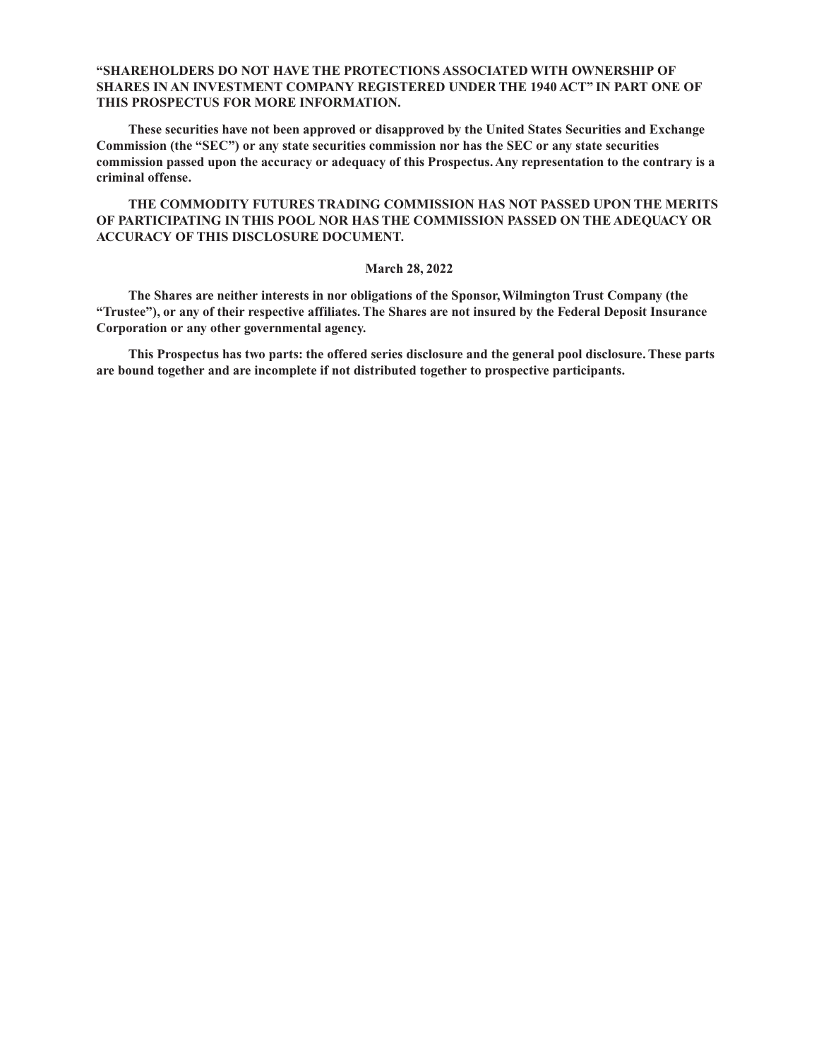**"SHAREHOLDERS DO NOT HAVE THE PROTECTIONS ASSOCIATED WITH OWNERSHIP OF SHARES IN AN INVESTMENT COMPANY REGISTERED UNDER THE 1940 ACT" IN PART ONE OF THIS PROSPECTUS FOR MORE INFORMATION.**

**These securities have not been approved or disapproved by the United States Securities and Exchange Commission (the "SEC") or any state securities commission nor has the SEC or any state securities commission passed upon the accuracy or adequacy of this Prospectus. Any representation to the contrary is a criminal offense.**

**THE COMMODITY FUTURES TRADING COMMISSION HAS NOT PASSED UPON THE MERITS OF PARTICIPATING IN THIS POOL NOR HAS THE COMMISSION PASSED ON THE ADEQUACY OR ACCURACY OF THIS DISCLOSURE DOCUMENT.**

**March 28, 2022**

**The Shares are neither interests in nor obligations of the Sponsor, Wilmington Trust Company (the "Trustee"), or any of their respective affiliates. The Shares are not insured by the Federal Deposit Insurance Corporation or any other governmental agency.**

**This Prospectus has two parts: the offered series disclosure and the general pool disclosure. These parts are bound together and are incomplete if not distributed together to prospective participants.**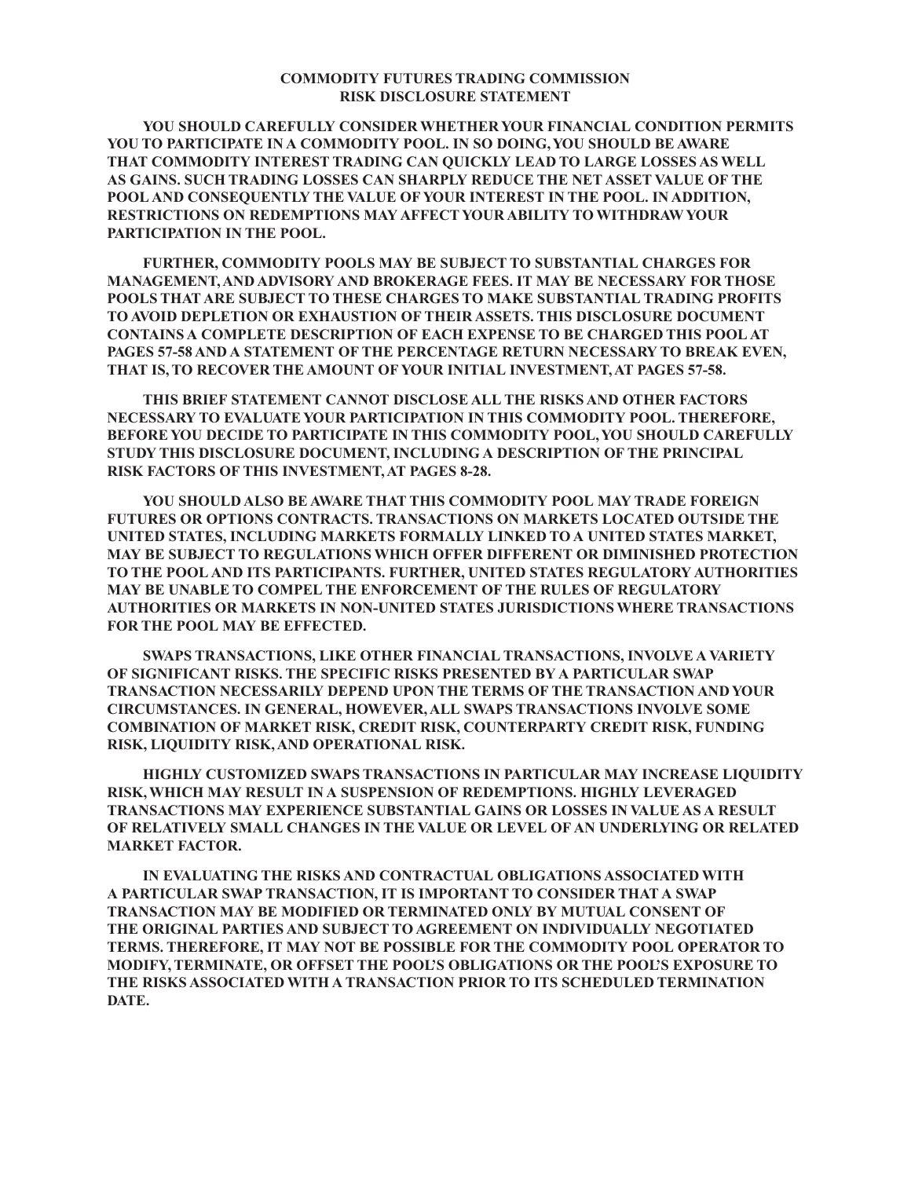# COMMODITY FUTURES TRADING COMMISSION
# RISK DISCLOSURE STATEMENT

**YOU SHOULD CAREFULLY CONSIDER WHETHER YOUR FINANCIAL CONDITION PERMITS YOU TO PARTICIPATE IN A COMMODITY POOL. IN SO DOING, YOU SHOULD BE AWARE THAT COMMODITY INTEREST TRADING CAN QUICKLY LEAD TO LARGE LOSSES AS WELL AS GAINS. SUCH TRADING LOSSES CAN SHARPLY REDUCE THE NET ASSET VALUE OF THE POOL AND CONSEQUENTLY THE VALUE OF YOUR INTEREST IN THE POOL. IN ADDITION, RESTRICTIONS ON REDEMPTIONS MAY AFFECT YOUR ABILITY TO WITHDRAW YOUR PARTICIPATION IN THE POOL.**

**FURTHER, COMMODITY POOLS MAY BE SUBJECT TO SUBSTANTIAL CHARGES FOR MANAGEMENT, AND ADVISORY AND BROKERAGE FEES. IT MAY BE NECESSARY FOR THOSE POOLS THAT ARE SUBJECT TO THESE CHARGES TO MAKE SUBSTANTIAL TRADING PROFITS TO AVOID DEPLETION OR EXHAUSTION OF THEIR ASSETS. THIS DISCLOSURE DOCUMENT CONTAINS A COMPLETE DESCRIPTION OF EACH EXPENSE TO BE CHARGED THIS POOL AT PAGES 57-58 AND A STATEMENT OF THE PERCENTAGE RETURN NECESSARY TO BREAK EVEN, THAT IS, TO RECOVER THE AMOUNT OF YOUR INITIAL INVESTMENT, AT PAGES 57-58.**

**THIS BRIEF STATEMENT CANNOT DISCLOSE ALL THE RISKS AND OTHER FACTORS NECESSARY TO EVALUATE YOUR PARTICIPATION IN THIS COMMODITY POOL. THEREFORE, BEFORE YOU DECIDE TO PARTICIPATE IN THIS COMMODITY POOL, YOU SHOULD CAREFULLY STUDY THIS DISCLOSURE DOCUMENT, INCLUDING A DESCRIPTION OF THE PRINCIPAL RISK FACTORS OF THIS INVESTMENT, AT PAGES 8-28.**

**YOU SHOULD ALSO BE AWARE THAT THIS COMMODITY POOL MAY TRADE FOREIGN FUTURES OR OPTIONS CONTRACTS. TRANSACTIONS ON MARKETS LOCATED OUTSIDE THE UNITED STATES, INCLUDING MARKETS FORMALLY LINKED TO A UNITED STATES MARKET, MAY BE SUBJECT TO REGULATIONS WHICH OFFER DIFFERENT OR DIMINISHED PROTECTION TO THE POOL AND ITS PARTICIPANTS. FURTHER, UNITED STATES REGULATORY AUTHORITIES MAY BE UNABLE TO COMPEL THE ENFORCEMENT OF THE RULES OF REGULATORY AUTHORITIES OR MARKETS IN NON-UNITED STATES JURISDICTIONS WHERE TRANSACTIONS FOR THE POOL MAY BE EFFECTED.**

**SWAPS TRANSACTIONS, LIKE OTHER FINANCIAL TRANSACTIONS, INVOLVE A VARIETY OF SIGNIFICANT RISKS. THE SPECIFIC RISKS PRESENTED BY A PARTICULAR SWAP TRANSACTION NECESSARILY DEPEND UPON THE TERMS OF THE TRANSACTION AND YOUR CIRCUMSTANCES. IN GENERAL, HOWEVER, ALL SWAPS TRANSACTIONS INVOLVE SOME COMBINATION OF MARKET RISK, CREDIT RISK, COUNTERPARTY CREDIT RISK, FUNDING RISK, LIQUIDITY RISK, AND OPERATIONAL RISK.**

**HIGHLY CUSTOMIZED SWAPS TRANSACTIONS IN PARTICULAR MAY INCREASE LIQUIDITY RISK, WHICH MAY RESULT IN A SUSPENSION OF REDEMPTIONS. HIGHLY LEVERAGED TRANSACTIONS MAY EXPERIENCE SUBSTANTIAL GAINS OR LOSSES IN VALUE AS A RESULT OF RELATIVELY SMALL CHANGES IN THE VALUE OR LEVEL OF AN UNDERLYING OR RELATED MARKET FACTOR.**

**IN EVALUATING THE RISKS AND CONTRACTUAL OBLIGATIONS ASSOCIATED WITH A PARTICULAR SWAP TRANSACTION, IT IS IMPORTANT TO CONSIDER THAT A SWAP TRANSACTION MAY BE MODIFIED OR TERMINATED ONLY BY MUTUAL CONSENT OF THE ORIGINAL PARTIES AND SUBJECT TO AGREEMENT ON INDIVIDUALLY NEGOTIATED TERMS. THEREFORE, IT MAY NOT BE POSSIBLE FOR THE COMMODITY POOL OPERATOR TO MODIFY, TERMINATE, OR OFFSET THE POOL'S OBLIGATIONS OR THE POOL'S EXPOSURE TO THE RISKS ASSOCIATED WITH A TRANSACTION PRIOR TO ITS SCHEDULED TERMINATION DATE.**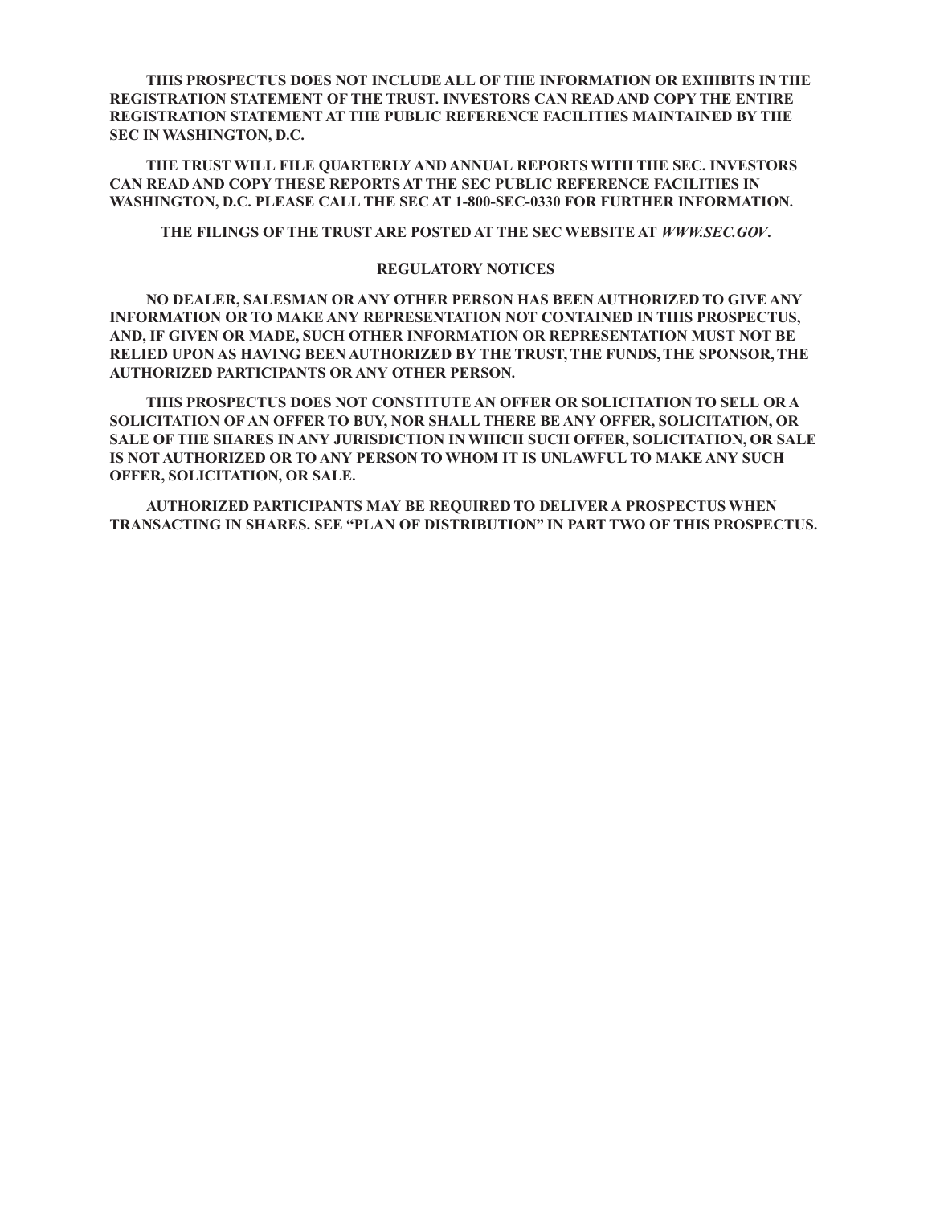**THIS PROSPECTUS DOES NOT INCLUDE ALL OF THE INFORMATION OR EXHIBITS IN THE REGISTRATION STATEMENT OF THE TRUST. INVESTORS CAN READ AND COPY THE ENTIRE REGISTRATION STATEMENT AT THE PUBLIC REFERENCE FACILITIES MAINTAINED BY THE SEC IN WASHINGTON, D.C.**

**THE TRUST WILL FILE QUARTERLY AND ANNUAL REPORTS WITH THE SEC. INVESTORS CAN READ AND COPY THESE REPORTS AT THE SEC PUBLIC REFERENCE FACILITIES IN WASHINGTON, D.C. PLEASE CALL THE SEC AT 1-800-SEC-0330 FOR FURTHER INFORMATION.**

**THE FILINGS OF THE TRUST ARE POSTED AT THE SEC WEBSITE AT *WWW.SEC.GOV*.**

## REGULATORY NOTICES

**NO DEALER, SALESMAN OR ANY OTHER PERSON HAS BEEN AUTHORIZED TO GIVE ANY INFORMATION OR TO MAKE ANY REPRESENTATION NOT CONTAINED IN THIS PROSPECTUS, AND, IF GIVEN OR MADE, SUCH OTHER INFORMATION OR REPRESENTATION MUST NOT BE RELIED UPON AS HAVING BEEN AUTHORIZED BY THE TRUST, THE FUNDS, THE SPONSOR, THE AUTHORIZED PARTICIPANTS OR ANY OTHER PERSON.**

**THIS PROSPECTUS DOES NOT CONSTITUTE AN OFFER OR SOLICITATION TO SELL OR A SOLICITATION OF AN OFFER TO BUY, NOR SHALL THERE BE ANY OFFER, SOLICITATION, OR SALE OF THE SHARES IN ANY JURISDICTION IN WHICH SUCH OFFER, SOLICITATION, OR SALE IS NOT AUTHORIZED OR TO ANY PERSON TO WHOM IT IS UNLAWFUL TO MAKE ANY SUCH OFFER, SOLICITATION, OR SALE.**

**AUTHORIZED PARTICIPANTS MAY BE REQUIRED TO DELIVER A PROSPECTUS WHEN TRANSACTING IN SHARES. SEE "PLAN OF DISTRIBUTION" IN PART TWO OF THIS PROSPECTUS.**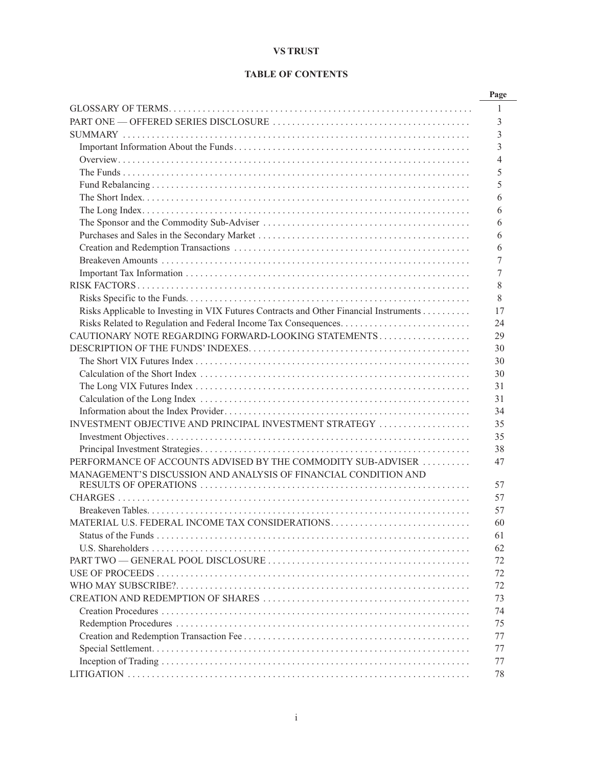**VS TRUST**

**TABLE OF CONTENTS**

| | Page |
|---|---|
| GLOSSARY OF TERMS | 1 |
| PART ONE — OFFERED SERIES DISCLOSURE | 3 |
| SUMMARY | 3 |
| Important Information About the Funds | 3 |
| Overview | 4 |
| The Funds | 5 |
| Fund Rebalancing | 5 |
| The Short Index | 6 |
| The Long Index | 6 |
| The Sponsor and the Commodity Sub-Adviser | 6 |
| Purchases and Sales in the Secondary Market | 6 |
| Creation and Redemption Transactions | 6 |
| Breakeven Amounts | 7 |
| Important Tax Information | 7 |
| RISK FACTORS | 8 |
| Risks Specific to the Funds | 8 |
| Risks Applicable to Investing in VIX Futures Contracts and Other Financial Instruments | 17 |
| Risks Related to Regulation and Federal Income Tax Consequences | 24 |
| CAUTIONARY NOTE REGARDING FORWARD-LOOKING STATEMENTS | 29 |
| DESCRIPTION OF THE FUNDS' INDEXES | 30 |
| The Short VIX Futures Index | 30 |
| Calculation of the Short Index | 30 |
| The Long VIX Futures Index | 31 |
| Calculation of the Long Index | 31 |
| Information about the Index Provider | 34 |
| INVESTMENT OBJECTIVE AND PRINCIPAL INVESTMENT STRATEGY | 35 |
| Investment Objectives | 35 |
| Principal Investment Strategies | 38 |
| PERFORMANCE OF ACCOUNTS ADVISED BY THE COMMODITY SUB-ADVISER | 47 |
| MANAGEMENT'S DISCUSSION AND ANALYSIS OF FINANCIAL CONDITION AND RESULTS OF OPERATIONS | 57 |
| CHARGES | 57 |
| Breakeven Tables | 57 |
| MATERIAL U.S. FEDERAL INCOME TAX CONSIDERATIONS | 60 |
| Status of the Funds | 61 |
| U.S. Shareholders | 62 |
| PART TWO — GENERAL POOL DISCLOSURE | 72 |
| USE OF PROCEEDS | 72 |
| WHO MAY SUBSCRIBE? | 72 |
| CREATION AND REDEMPTION OF SHARES | 73 |
| Creation Procedures | 74 |
| Redemption Procedures | 75 |
| Creation and Redemption Transaction Fee | 77 |
| Special Settlement | 77 |
| Inception of Trading | 77 |
| LITIGATION | 78 |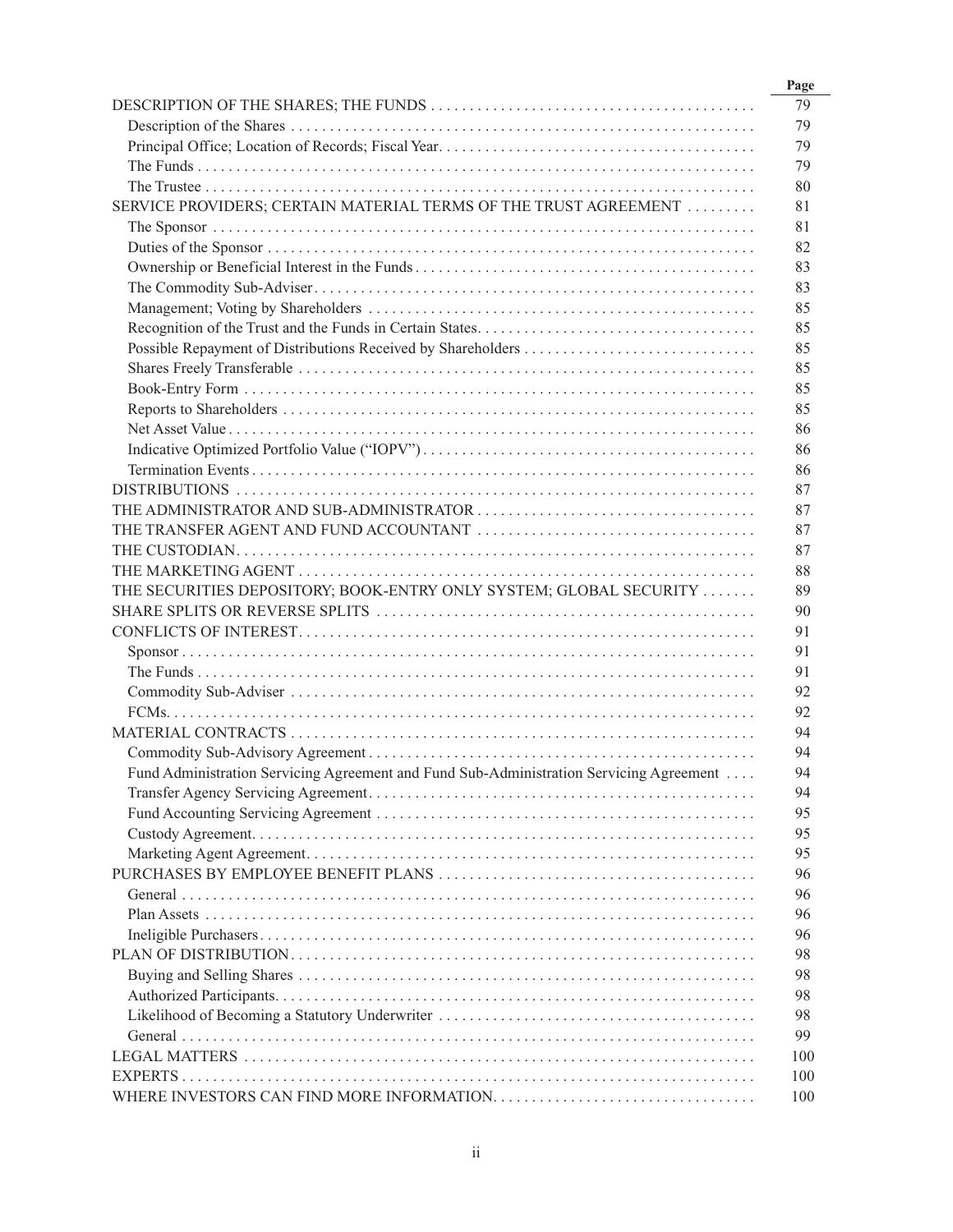| | Page |
|---|---|
| DESCRIPTION OF THE SHARES; THE FUNDS | 79 |
| Description of the Shares | 79 |
| Principal Office; Location of Records; Fiscal Year. | 79 |
| The Funds | 79 |
| The Trustee | 80 |
| SERVICE PROVIDERS; CERTAIN MATERIAL TERMS OF THE TRUST AGREEMENT | 81 |
| The Sponsor | 81 |
| Duties of the Sponsor | 82 |
| Ownership or Beneficial Interest in the Funds | 83 |
| The Commodity Sub-Adviser | 83 |
| Management; Voting by Shareholders | 85 |
| Recognition of the Trust and the Funds in Certain States | 85 |
| Possible Repayment of Distributions Received by Shareholders | 85 |
| Shares Freely Transferable | 85 |
| Book-Entry Form | 85 |
| Reports to Shareholders | 85 |
| Net Asset Value | 86 |
| Indicative Optimized Portfolio Value ("IOPV") | 86 |
| Termination Events | 86 |
| DISTRIBUTIONS | 87 |
| THE ADMINISTRATOR AND SUB-ADMINISTRATOR | 87 |
| THE TRANSFER AGENT AND FUND ACCOUNTANT | 87 |
| THE CUSTODIAN | 87 |
| THE MARKETING AGENT | 88 |
| THE SECURITIES DEPOSITORY; BOOK-ENTRY ONLY SYSTEM; GLOBAL SECURITY | 89 |
| SHARE SPLITS OR REVERSE SPLITS | 90 |
| CONFLICTS OF INTEREST | 91 |
| Sponsor | 91 |
| The Funds | 91 |
| Commodity Sub-Adviser | 92 |
| FCMs. | 92 |
| MATERIAL CONTRACTS | 94 |
| Commodity Sub-Advisory Agreement | 94 |
| Fund Administration Servicing Agreement and Fund Sub-Administration Servicing Agreement | 94 |
| Transfer Agency Servicing Agreement | 94 |
| Fund Accounting Servicing Agreement | 95 |
| Custody Agreement | 95 |
| Marketing Agent Agreement | 95 |
| PURCHASES BY EMPLOYEE BENEFIT PLANS | 96 |
| General | 96 |
| Plan Assets | 96 |
| Ineligible Purchasers | 96 |
| PLAN OF DISTRIBUTION | 98 |
| Buying and Selling Shares | 98 |
| Authorized Participants | 98 |
| Likelihood of Becoming a Statutory Underwriter | 98 |
| General | 99 |
| LEGAL MATTERS | 100 |
| EXPERTS | 100 |
| WHERE INVESTORS CAN FIND MORE INFORMATION | 100 |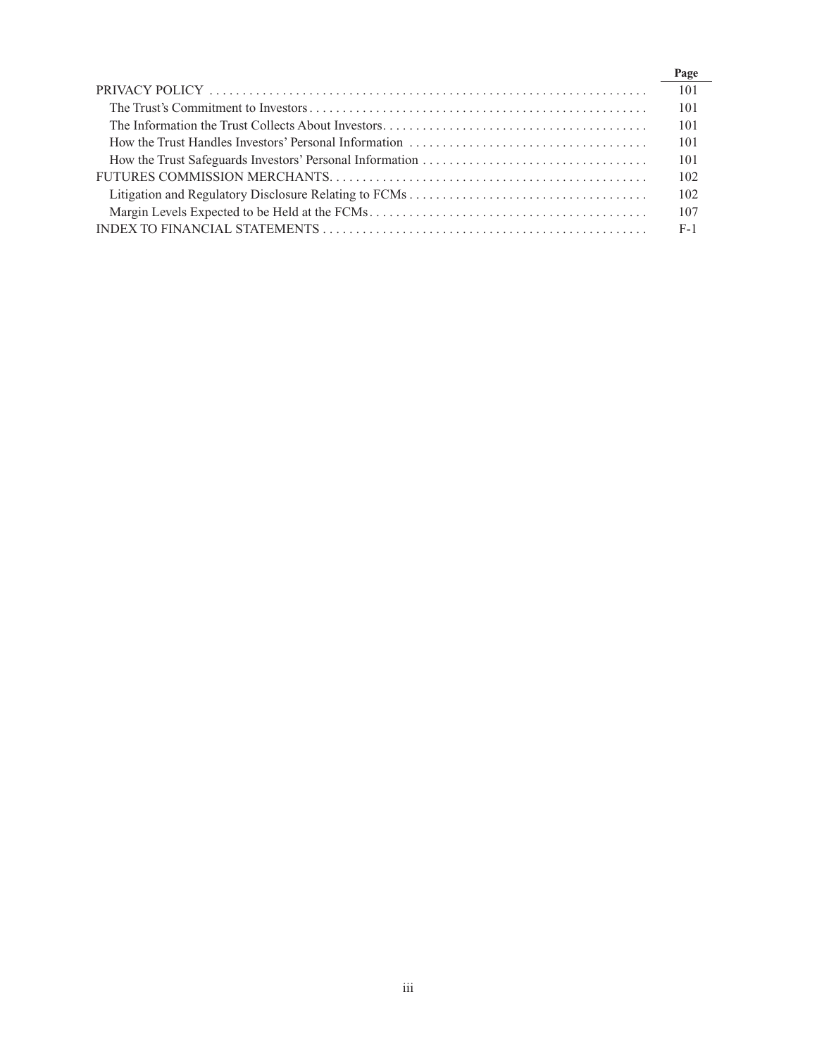| | Page |
|---|---|
| PRIVACY POLICY | 101 |
| The Trust's Commitment to Investors | 101 |
| The Information the Trust Collects About Investors | 101 |
| How the Trust Handles Investors' Personal Information | 101 |
| How the Trust Safeguards Investors' Personal Information | 101 |
| FUTURES COMMISSION MERCHANTS | 102 |
| Litigation and Regulatory Disclosure Relating to FCMs | 102 |
| Margin Levels Expected to be Held at the FCMs | 107 |
| INDEX TO FINANCIAL STATEMENTS | F-1 |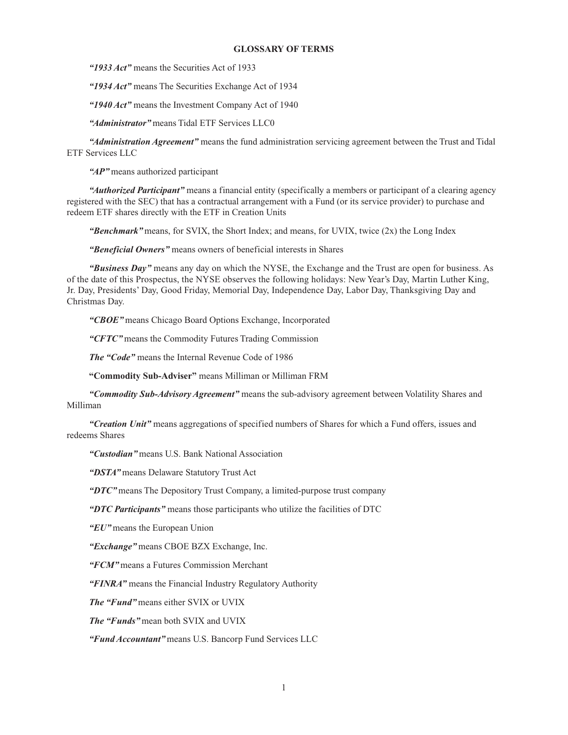# GLOSSARY OF TERMS

***"1933 Act"*** means the Securities Act of 1933

***"1934 Act"*** means The Securities Exchange Act of 1934

***"1940 Act"*** means the Investment Company Act of 1940

***"Administrator"*** means Tidal ETF Services LLC0

***"Administration Agreement"*** means the fund administration servicing agreement between the Trust and Tidal ETF Services LLC

***"AP"*** means authorized participant

***"Authorized Participant"*** means a financial entity (specifically a members or participant of a clearing agency registered with the SEC) that has a contractual arrangement with a Fund (or its service provider) to purchase and redeem ETF shares directly with the ETF in Creation Units

***"Benchmark"*** means, for SVIX, the Short Index; and means, for UVIX, twice (2x) the Long Index

***"Beneficial Owners"*** means owners of beneficial interests in Shares

***"Business Day"*** means any day on which the NYSE, the Exchange and the Trust are open for business. As of the date of this Prospectus, the NYSE observes the following holidays: New Year's Day, Martin Luther King, Jr. Day, Presidents' Day, Good Friday, Memorial Day, Independence Day, Labor Day, Thanksgiving Day and Christmas Day.

***"CBOE"*** means Chicago Board Options Exchange, Incorporated

***"CFTC"*** means the Commodity Futures Trading Commission

***The "Code"*** means the Internal Revenue Code of 1986

**"Commodity Sub-Adviser"** means Milliman or Milliman FRM

***"Commodity Sub-Advisory Agreement"*** means the sub-advisory agreement between Volatility Shares and Milliman

***"Creation Unit"*** means aggregations of specified numbers of Shares for which a Fund offers, issues and redeems Shares

***"Custodian"*** means U.S. Bank National Association

***"DSTA"*** means Delaware Statutory Trust Act

***"DTC"*** means The Depository Trust Company, a limited-purpose trust company

***"DTC Participants"*** means those participants who utilize the facilities of DTC

***"EU"*** means the European Union

***"Exchange"*** means CBOE BZX Exchange, Inc.

***"FCM"*** means a Futures Commission Merchant

***"FINRA"*** means the Financial Industry Regulatory Authority

***The "Fund"*** means either SVIX or UVIX

***The "Funds"*** mean both SVIX and UVIX

***"Fund Accountant"*** means U.S. Bancorp Fund Services LLC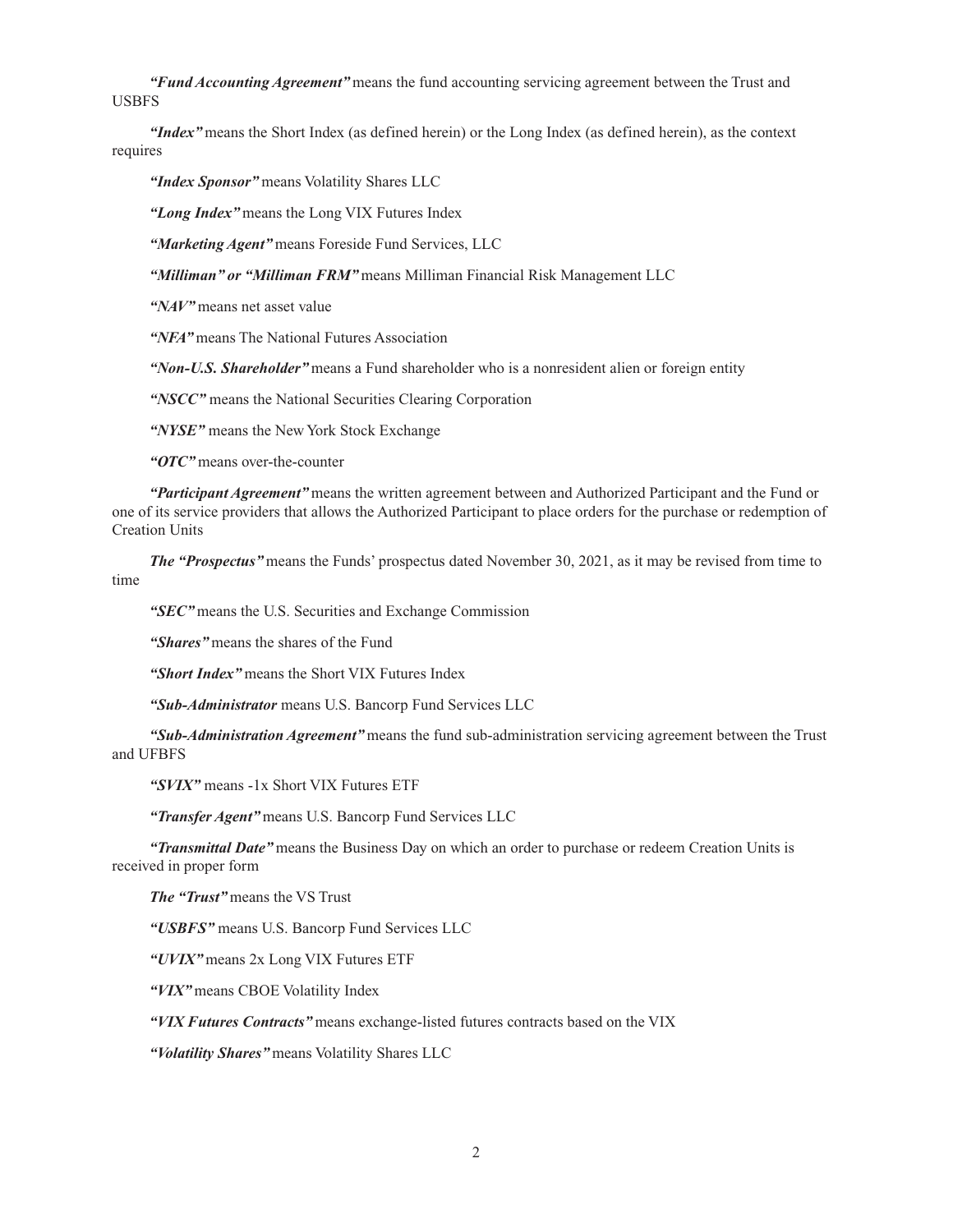***"Fund Accounting Agreement"*** means the fund accounting servicing agreement between the Trust and USBFS

***"Index"*** means the Short Index (as defined herein) or the Long Index (as defined herein), as the context requires

***"Index Sponsor"*** means Volatility Shares LLC

***"Long Index"*** means the Long VIX Futures Index

***"Marketing Agent"*** means Foreside Fund Services, LLC

***"Milliman" or "Milliman FRM"*** means Milliman Financial Risk Management LLC

***"NAV"*** means net asset value

***"NFA"*** means The National Futures Association

***"Non-U.S. Shareholder"*** means a Fund shareholder who is a nonresident alien or foreign entity

***"NSCC"*** means the National Securities Clearing Corporation

***"NYSE"*** means the New York Stock Exchange

***"OTC"*** means over-the-counter

***"Participant Agreement"*** means the written agreement between and Authorized Participant and the Fund or one of its service providers that allows the Authorized Participant to place orders for the purchase or redemption of Creation Units

***The "Prospectus"*** means the Funds' prospectus dated November 30, 2021, as it may be revised from time to time

***"SEC"*** means the U.S. Securities and Exchange Commission

***"Shares"*** means the shares of the Fund

***"Short Index"*** means the Short VIX Futures Index

***"Sub-Administrator*** means U.S. Bancorp Fund Services LLC

***"Sub-Administration Agreement"*** means the fund sub-administration servicing agreement between the Trust and UFBFS

***"SVIX"*** means -1x Short VIX Futures ETF

***"Transfer Agent"*** means U.S. Bancorp Fund Services LLC

***"Transmittal Date"*** means the Business Day on which an order to purchase or redeem Creation Units is received in proper form

***The "Trust"*** means the VS Trust

***"USBFS"*** means U.S. Bancorp Fund Services LLC

***"UVIX"*** means 2x Long VIX Futures ETF

***"VIX"*** means CBOE Volatility Index

***"VIX Futures Contracts"*** means exchange-listed futures contracts based on the VIX

***"Volatility Shares"*** means Volatility Shares LLC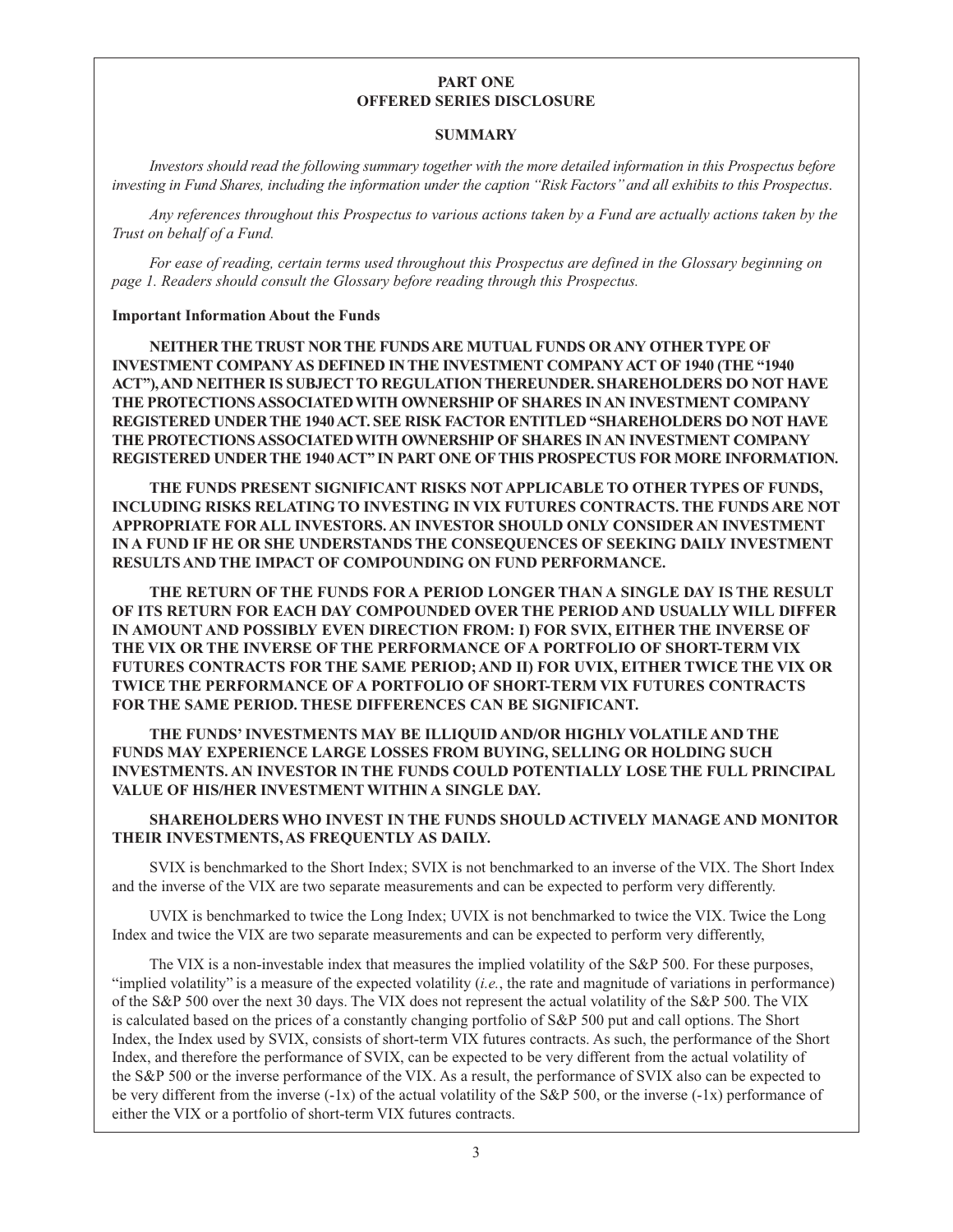# PART ONE
# OFFERED SERIES DISCLOSURE

## SUMMARY

*Investors should read the following summary together with the more detailed information in this Prospectus before investing in Fund Shares, including the information under the caption "Risk Factors" and all exhibits to this Prospectus.*

*Any references throughout this Prospectus to various actions taken by a Fund are actually actions taken by the Trust on behalf of a Fund.*

*For ease of reading, certain terms used throughout this Prospectus are defined in the Glossary beginning on page 1. Readers should consult the Glossary before reading through this Prospectus.*

### Important Information About the Funds

**NEITHER THE TRUST NOR THE FUNDS ARE MUTUAL FUNDS OR ANY OTHER TYPE OF INVESTMENT COMPANY AS DEFINED IN THE INVESTMENT COMPANY ACT OF 1940 (THE "1940 ACT"), AND NEITHER IS SUBJECT TO REGULATION THEREUNDER. SHAREHOLDERS DO NOT HAVE THE PROTECTIONS ASSOCIATED WITH OWNERSHIP OF SHARES IN AN INVESTMENT COMPANY REGISTERED UNDER THE 1940 ACT. SEE RISK FACTOR ENTITLED "SHAREHOLDERS DO NOT HAVE THE PROTECTIONS ASSOCIATED WITH OWNERSHIP OF SHARES IN AN INVESTMENT COMPANY REGISTERED UNDER THE 1940 ACT" IN PART ONE OF THIS PROSPECTUS FOR MORE INFORMATION.**

**THE FUNDS PRESENT SIGNIFICANT RISKS NOT APPLICABLE TO OTHER TYPES OF FUNDS, INCLUDING RISKS RELATING TO INVESTING IN VIX FUTURES CONTRACTS. THE FUNDS ARE NOT APPROPRIATE FOR ALL INVESTORS. AN INVESTOR SHOULD ONLY CONSIDER AN INVESTMENT IN A FUND IF HE OR SHE UNDERSTANDS THE CONSEQUENCES OF SEEKING DAILY INVESTMENT RESULTS AND THE IMPACT OF COMPOUNDING ON FUND PERFORMANCE.**

**THE RETURN OF THE FUNDS FOR A PERIOD LONGER THAN A SINGLE DAY IS THE RESULT OF ITS RETURN FOR EACH DAY COMPOUNDED OVER THE PERIOD AND USUALLY WILL DIFFER IN AMOUNT AND POSSIBLY EVEN DIRECTION FROM: I) FOR SVIX, EITHER THE INVERSE OF THE VIX OR THE INVERSE OF THE PERFORMANCE OF A PORTFOLIO OF SHORT-TERM VIX FUTURES CONTRACTS FOR THE SAME PERIOD; AND II) FOR UVIX, EITHER TWICE THE VIX OR TWICE THE PERFORMANCE OF A PORTFOLIO OF SHORT-TERM VIX FUTURES CONTRACTS FOR THE SAME PERIOD. THESE DIFFERENCES CAN BE SIGNIFICANT.**

**THE FUNDS' INVESTMENTS MAY BE ILLIQUID AND/OR HIGHLY VOLATILE AND THE FUNDS MAY EXPERIENCE LARGE LOSSES FROM BUYING, SELLING OR HOLDING SUCH INVESTMENTS. AN INVESTOR IN THE FUNDS COULD POTENTIALLY LOSE THE FULL PRINCIPAL VALUE OF HIS/HER INVESTMENT WITHIN A SINGLE DAY.**

**SHAREHOLDERS WHO INVEST IN THE FUNDS SHOULD ACTIVELY MANAGE AND MONITOR THEIR INVESTMENTS, AS FREQUENTLY AS DAILY.**

SVIX is benchmarked to the Short Index; SVIX is not benchmarked to an inverse of the VIX. The Short Index and the inverse of the VIX are two separate measurements and can be expected to perform very differently.

UVIX is benchmarked to twice the Long Index; UVIX is not benchmarked to twice the VIX. Twice the Long Index and twice the VIX are two separate measurements and can be expected to perform very differently,

The VIX is a non-investable index that measures the implied volatility of the S&P 500. For these purposes, "implied volatility" is a measure of the expected volatility (*i.e.*, the rate and magnitude of variations in performance) of the S&P 500 over the next 30 days. The VIX does not represent the actual volatility of the S&P 500. The VIX is calculated based on the prices of a constantly changing portfolio of S&P 500 put and call options. The Short Index, the Index used by SVIX, consists of short-term VIX futures contracts. As such, the performance of the Short Index, and therefore the performance of SVIX, can be expected to be very different from the actual volatility of the S&P 500 or the inverse performance of the VIX. As a result, the performance of SVIX also can be expected to be very different from the inverse (-1x) of the actual volatility of the S&P 500, or the inverse (-1x) performance of either the VIX or a portfolio of short-term VIX futures contracts.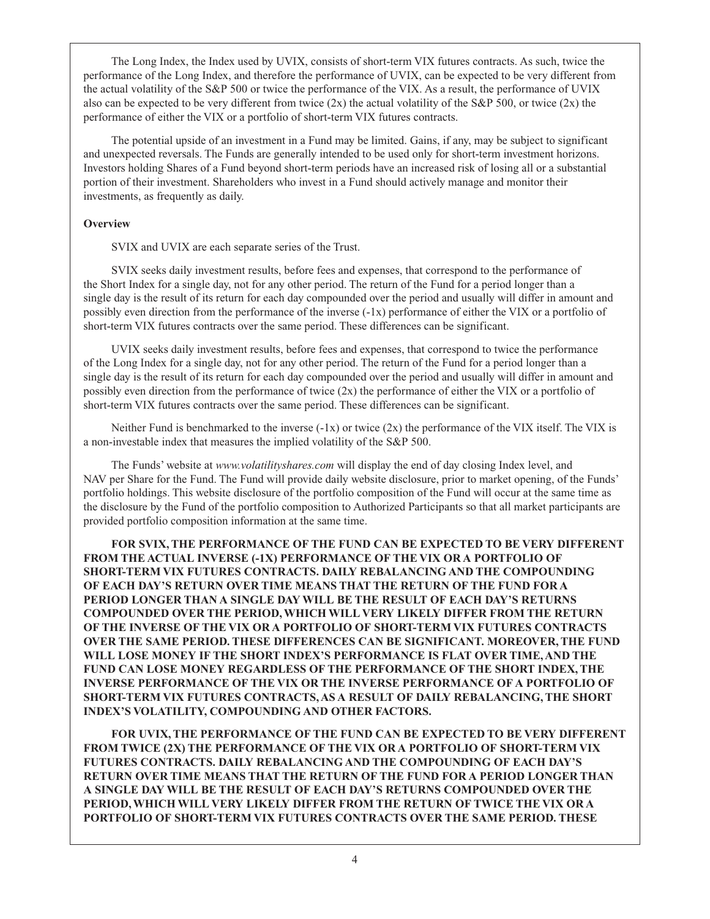The Long Index, the Index used by UVIX, consists of short-term VIX futures contracts. As such, twice the performance of the Long Index, and therefore the performance of UVIX, can be expected to be very different from the actual volatility of the S&P 500 or twice the performance of the VIX. As a result, the performance of UVIX also can be expected to be very different from twice (2x) the actual volatility of the S&P 500, or twice (2x) the performance of either the VIX or a portfolio of short-term VIX futures contracts.

The potential upside of an investment in a Fund may be limited. Gains, if any, may be subject to significant and unexpected reversals. The Funds are generally intended to be used only for short-term investment horizons. Investors holding Shares of a Fund beyond short-term periods have an increased risk of losing all or a substantial portion of their investment. Shareholders who invest in a Fund should actively manage and monitor their investments, as frequently as daily.

**Overview**

SVIX and UVIX are each separate series of the Trust.

SVIX seeks daily investment results, before fees and expenses, that correspond to the performance of the Short Index for a single day, not for any other period. The return of the Fund for a period longer than a single day is the result of its return for each day compounded over the period and usually will differ in amount and possibly even direction from the performance of the inverse (-1x) performance of either the VIX or a portfolio of short-term VIX futures contracts over the same period. These differences can be significant.

UVIX seeks daily investment results, before fees and expenses, that correspond to twice the performance of the Long Index for a single day, not for any other period. The return of the Fund for a period longer than a single day is the result of its return for each day compounded over the period and usually will differ in amount and possibly even direction from the performance of twice (2x) the performance of either the VIX or a portfolio of short-term VIX futures contracts over the same period. These differences can be significant.

Neither Fund is benchmarked to the inverse (-1x) or twice (2x) the performance of the VIX itself. The VIX is a non-investable index that measures the implied volatility of the S&P 500.

The Funds' website at *www.volatilityshares.com* will display the end of day closing Index level, and NAV per Share for the Fund. The Fund will provide daily website disclosure, prior to market opening, of the Funds' portfolio holdings. This website disclosure of the portfolio composition of the Fund will occur at the same time as the disclosure by the Fund of the portfolio composition to Authorized Participants so that all market participants are provided portfolio composition information at the same time.

**FOR SVIX, THE PERFORMANCE OF THE FUND CAN BE EXPECTED TO BE VERY DIFFERENT FROM THE ACTUAL INVERSE (-1X) PERFORMANCE OF THE VIX OR A PORTFOLIO OF SHORT-TERM VIX FUTURES CONTRACTS. DAILY REBALANCING AND THE COMPOUNDING OF EACH DAY'S RETURN OVER TIME MEANS THAT THE RETURN OF THE FUND FOR A PERIOD LONGER THAN A SINGLE DAY WILL BE THE RESULT OF EACH DAY'S RETURNS COMPOUNDED OVER THE PERIOD, WHICH WILL VERY LIKELY DIFFER FROM THE RETURN OF THE INVERSE OF THE VIX OR A PORTFOLIO OF SHORT-TERM VIX FUTURES CONTRACTS OVER THE SAME PERIOD. THESE DIFFERENCES CAN BE SIGNIFICANT. MOREOVER, THE FUND WILL LOSE MONEY IF THE SHORT INDEX'S PERFORMANCE IS FLAT OVER TIME, AND THE FUND CAN LOSE MONEY REGARDLESS OF THE PERFORMANCE OF THE SHORT INDEX, THE INVERSE PERFORMANCE OF THE VIX OR THE INVERSE PERFORMANCE OF A PORTFOLIO OF SHORT-TERM VIX FUTURES CONTRACTS, AS A RESULT OF DAILY REBALANCING, THE SHORT INDEX'S VOLATILITY, COMPOUNDING AND OTHER FACTORS.**

**FOR UVIX, THE PERFORMANCE OF THE FUND CAN BE EXPECTED TO BE VERY DIFFERENT FROM TWICE (2X) THE PERFORMANCE OF THE VIX OR A PORTFOLIO OF SHORT-TERM VIX FUTURES CONTRACTS. DAILY REBALANCING AND THE COMPOUNDING OF EACH DAY'S RETURN OVER TIME MEANS THAT THE RETURN OF THE FUND FOR A PERIOD LONGER THAN A SINGLE DAY WILL BE THE RESULT OF EACH DAY'S RETURNS COMPOUNDED OVER THE PERIOD, WHICH WILL VERY LIKELY DIFFER FROM THE RETURN OF TWICE THE VIX OR A PORTFOLIO OF SHORT-TERM VIX FUTURES CONTRACTS OVER THE SAME PERIOD. THESE**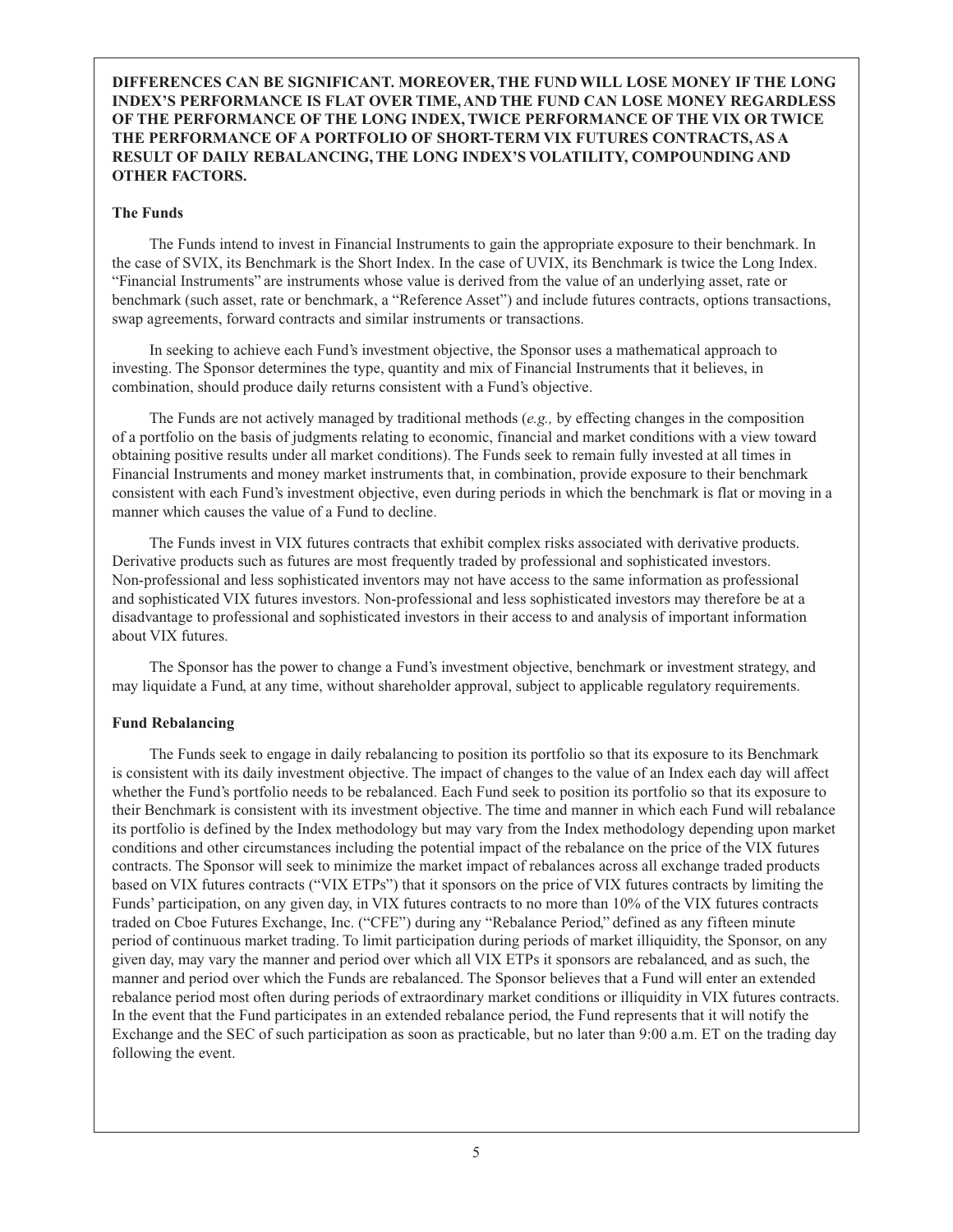**DIFFERENCES CAN BE SIGNIFICANT. MOREOVER, THE FUND WILL LOSE MONEY IF THE LONG INDEX'S PERFORMANCE IS FLAT OVER TIME, AND THE FUND CAN LOSE MONEY REGARDLESS OF THE PERFORMANCE OF THE LONG INDEX, TWICE PERFORMANCE OF THE VIX OR TWICE THE PERFORMANCE OF A PORTFOLIO OF SHORT-TERM VIX FUTURES CONTRACTS, AS A RESULT OF DAILY REBALANCING, THE LONG INDEX'S VOLATILITY, COMPOUNDING AND OTHER FACTORS.**

### The Funds

The Funds intend to invest in Financial Instruments to gain the appropriate exposure to their benchmark. In the case of SVIX, its Benchmark is the Short Index. In the case of UVIX, its Benchmark is twice the Long Index. "Financial Instruments" are instruments whose value is derived from the value of an underlying asset, rate or benchmark (such asset, rate or benchmark, a "Reference Asset") and include futures contracts, options transactions, swap agreements, forward contracts and similar instruments or transactions.

In seeking to achieve each Fund's investment objective, the Sponsor uses a mathematical approach to investing. The Sponsor determines the type, quantity and mix of Financial Instruments that it believes, in combination, should produce daily returns consistent with a Fund's objective.

The Funds are not actively managed by traditional methods (*e.g.,* by effecting changes in the composition of a portfolio on the basis of judgments relating to economic, financial and market conditions with a view toward obtaining positive results under all market conditions). The Funds seek to remain fully invested at all times in Financial Instruments and money market instruments that, in combination, provide exposure to their benchmark consistent with each Fund's investment objective, even during periods in which the benchmark is flat or moving in a manner which causes the value of a Fund to decline.

The Funds invest in VIX futures contracts that exhibit complex risks associated with derivative products. Derivative products such as futures are most frequently traded by professional and sophisticated investors. Non-professional and less sophisticated inventors may not have access to the same information as professional and sophisticated VIX futures investors. Non-professional and less sophisticated investors may therefore be at a disadvantage to professional and sophisticated investors in their access to and analysis of important information about VIX futures.

The Sponsor has the power to change a Fund's investment objective, benchmark or investment strategy, and may liquidate a Fund, at any time, without shareholder approval, subject to applicable regulatory requirements.

### Fund Rebalancing

The Funds seek to engage in daily rebalancing to position its portfolio so that its exposure to its Benchmark is consistent with its daily investment objective. The impact of changes to the value of an Index each day will affect whether the Fund's portfolio needs to be rebalanced. Each Fund seek to position its portfolio so that its exposure to their Benchmark is consistent with its investment objective. The time and manner in which each Fund will rebalance its portfolio is defined by the Index methodology but may vary from the Index methodology depending upon market conditions and other circumstances including the potential impact of the rebalance on the price of the VIX futures contracts. The Sponsor will seek to minimize the market impact of rebalances across all exchange traded products based on VIX futures contracts ("VIX ETPs") that it sponsors on the price of VIX futures contracts by limiting the Funds' participation, on any given day, in VIX futures contracts to no more than 10% of the VIX futures contracts traded on Cboe Futures Exchange, Inc. ("CFE") during any "Rebalance Period," defined as any fifteen minute period of continuous market trading. To limit participation during periods of market illiquidity, the Sponsor, on any given day, may vary the manner and period over which all VIX ETPs it sponsors are rebalanced, and as such, the manner and period over which the Funds are rebalanced. The Sponsor believes that a Fund will enter an extended rebalance period most often during periods of extraordinary market conditions or illiquidity in VIX futures contracts. In the event that the Fund participates in an extended rebalance period, the Fund represents that it will notify the Exchange and the SEC of such participation as soon as practicable, but no later than 9:00 a.m. ET on the trading day following the event.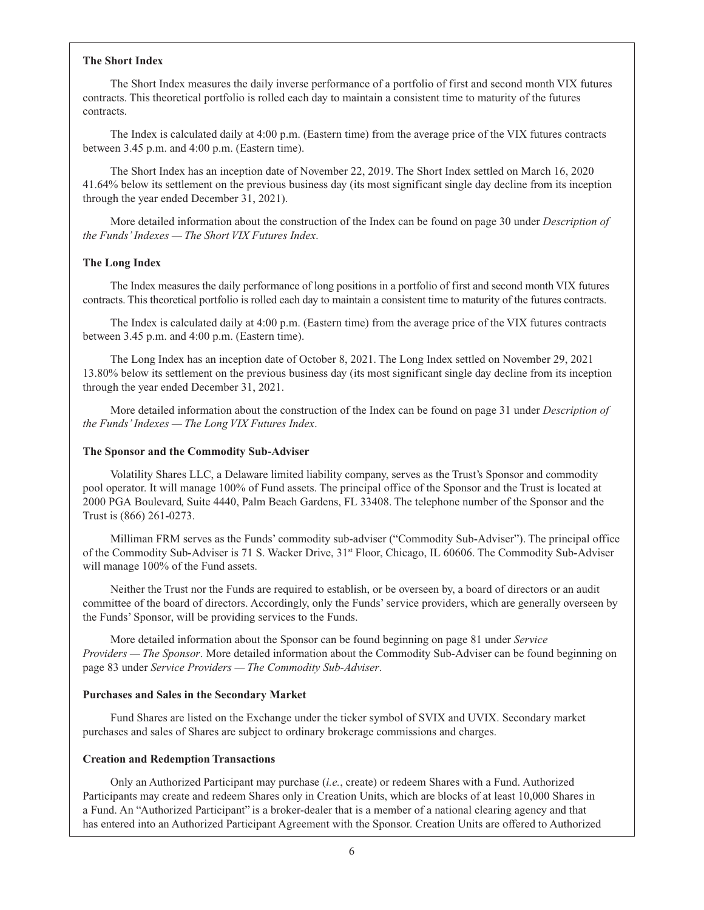**The Short Index**

The Short Index measures the daily inverse performance of a portfolio of first and second month VIX futures contracts. This theoretical portfolio is rolled each day to maintain a consistent time to maturity of the futures contracts.

The Index is calculated daily at 4:00 p.m. (Eastern time) from the average price of the VIX futures contracts between 3.45 p.m. and 4:00 p.m. (Eastern time).

The Short Index has an inception date of November 22, 2019. The Short Index settled on March 16, 2020 41.64% below its settlement on the previous business day (its most significant single day decline from its inception through the year ended December 31, 2021).

More detailed information about the construction of the Index can be found on page 30 under *Description of the Funds' Indexes — The Short VIX Futures Index*.

**The Long Index**

The Index measures the daily performance of long positions in a portfolio of first and second month VIX futures contracts. This theoretical portfolio is rolled each day to maintain a consistent time to maturity of the futures contracts.

The Index is calculated daily at 4:00 p.m. (Eastern time) from the average price of the VIX futures contracts between 3.45 p.m. and 4:00 p.m. (Eastern time).

The Long Index has an inception date of October 8, 2021. The Long Index settled on November 29, 2021 13.80% below its settlement on the previous business day (its most significant single day decline from its inception through the year ended December 31, 2021.

More detailed information about the construction of the Index can be found on page 31 under *Description of the Funds' Indexes — The Long VIX Futures Index*.

**The Sponsor and the Commodity Sub-Adviser**

Volatility Shares LLC, a Delaware limited liability company, serves as the Trust's Sponsor and commodity pool operator. It will manage 100% of Fund assets. The principal office of the Sponsor and the Trust is located at 2000 PGA Boulevard, Suite 4440, Palm Beach Gardens, FL 33408. The telephone number of the Sponsor and the Trust is (866) 261-0273.

Milliman FRM serves as the Funds' commodity sub-adviser ("Commodity Sub-Adviser"). The principal office of the Commodity Sub-Adviser is 71 S. Wacker Drive, 31st Floor, Chicago, IL 60606. The Commodity Sub-Adviser will manage 100% of the Fund assets.

Neither the Trust nor the Funds are required to establish, or be overseen by, a board of directors or an audit committee of the board of directors. Accordingly, only the Funds' service providers, which are generally overseen by the Funds' Sponsor, will be providing services to the Funds.

More detailed information about the Sponsor can be found beginning on page 81 under *Service Providers — The Sponsor*. More detailed information about the Commodity Sub-Adviser can be found beginning on page 83 under *Service Providers — The Commodity Sub-Adviser*.

**Purchases and Sales in the Secondary Market**

Fund Shares are listed on the Exchange under the ticker symbol of SVIX and UVIX. Secondary market purchases and sales of Shares are subject to ordinary brokerage commissions and charges.

**Creation and Redemption Transactions**

Only an Authorized Participant may purchase (*i.e.*, create) or redeem Shares with a Fund. Authorized Participants may create and redeem Shares only in Creation Units, which are blocks of at least 10,000 Shares in a Fund. An "Authorized Participant" is a broker-dealer that is a member of a national clearing agency and that has entered into an Authorized Participant Agreement with the Sponsor. Creation Units are offered to Authorized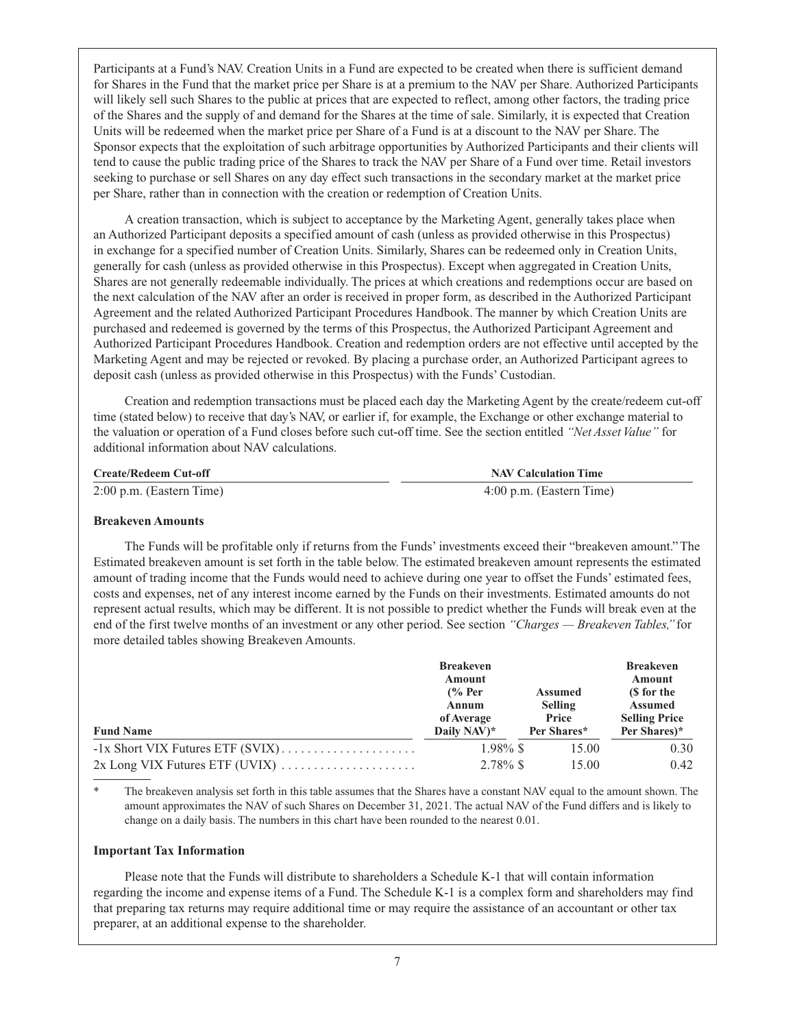Participants at a Fund's NAV. Creation Units in a Fund are expected to be created when there is sufficient demand for Shares in the Fund that the market price per Share is at a premium to the NAV per Share. Authorized Participants will likely sell such Shares to the public at prices that are expected to reflect, among other factors, the trading price of the Shares and the supply of and demand for the Shares at the time of sale. Similarly, it is expected that Creation Units will be redeemed when the market price per Share of a Fund is at a discount to the NAV per Share. The Sponsor expects that the exploitation of such arbitrage opportunities by Authorized Participants and their clients will tend to cause the public trading price of the Shares to track the NAV per Share of a Fund over time. Retail investors seeking to purchase or sell Shares on any day effect such transactions in the secondary market at the market price per Share, rather than in connection with the creation or redemption of Creation Units.

A creation transaction, which is subject to acceptance by the Marketing Agent, generally takes place when an Authorized Participant deposits a specified amount of cash (unless as provided otherwise in this Prospectus) in exchange for a specified number of Creation Units. Similarly, Shares can be redeemed only in Creation Units, generally for cash (unless as provided otherwise in this Prospectus). Except when aggregated in Creation Units, Shares are not generally redeemable individually. The prices at which creations and redemptions occur are based on the next calculation of the NAV after an order is received in proper form, as described in the Authorized Participant Agreement and the related Authorized Participant Procedures Handbook. The manner by which Creation Units are purchased and redeemed is governed by the terms of this Prospectus, the Authorized Participant Agreement and Authorized Participant Procedures Handbook. Creation and redemption orders are not effective until accepted by the Marketing Agent and may be rejected or revoked. By placing a purchase order, an Authorized Participant agrees to deposit cash (unless as provided otherwise in this Prospectus) with the Funds' Custodian.

Creation and redemption transactions must be placed each day the Marketing Agent by the create/redeem cut-off time (stated below) to receive that day's NAV, or earlier if, for example, the Exchange or other exchange material to the valuation or operation of a Fund closes before such cut-off time. See the section entitled *"Net Asset Value"* for additional information about NAV calculations.

| Create/Redeem Cut-off | NAV Calculation Time |
|---|---|
| 2:00 p.m. (Eastern Time) | 4:00 p.m. (Eastern Time) |

**Breakeven Amounts**

The Funds will be profitable only if returns from the Funds' investments exceed their "breakeven amount." The Estimated breakeven amount is set forth in the table below. The estimated breakeven amount represents the estimated amount of trading income that the Funds would need to achieve during one year to offset the Funds' estimated fees, costs and expenses, net of any interest income earned by the Funds on their investments. Estimated amounts do not represent actual results, which may be different. It is not possible to predict whether the Funds will break even at the end of the first twelve months of an investment or any other period. See section *"Charges — Breakeven Tables,"* for more detailed tables showing Breakeven Amounts.

| Fund Name | Breakeven Amount (% Per Annum of Average Daily NAV)* | Assumed Selling Price Per Shares* | Breakeven Amount ($ for the Assumed Selling Price Per Shares)* |
|---|---|---|---|
| -1x Short VIX Futures ETF (SVIX) | 1.98% | $ 15.00 | 0.30 |
| 2x Long VIX Futures ETF (UVIX) | 2.78% | $ 15.00 | 0.42 |

\* The breakeven analysis set forth in this table assumes that the Shares have a constant NAV equal to the amount shown. The amount approximates the NAV of such Shares on December 31, 2021. The actual NAV of the Fund differs and is likely to change on a daily basis. The numbers in this chart have been rounded to the nearest 0.01.

**Important Tax Information**

Please note that the Funds will distribute to shareholders a Schedule K-1 that will contain information regarding the income and expense items of a Fund. The Schedule K-1 is a complex form and shareholders may find that preparing tax returns may require additional time or may require the assistance of an accountant or other tax preparer, at an additional expense to the shareholder.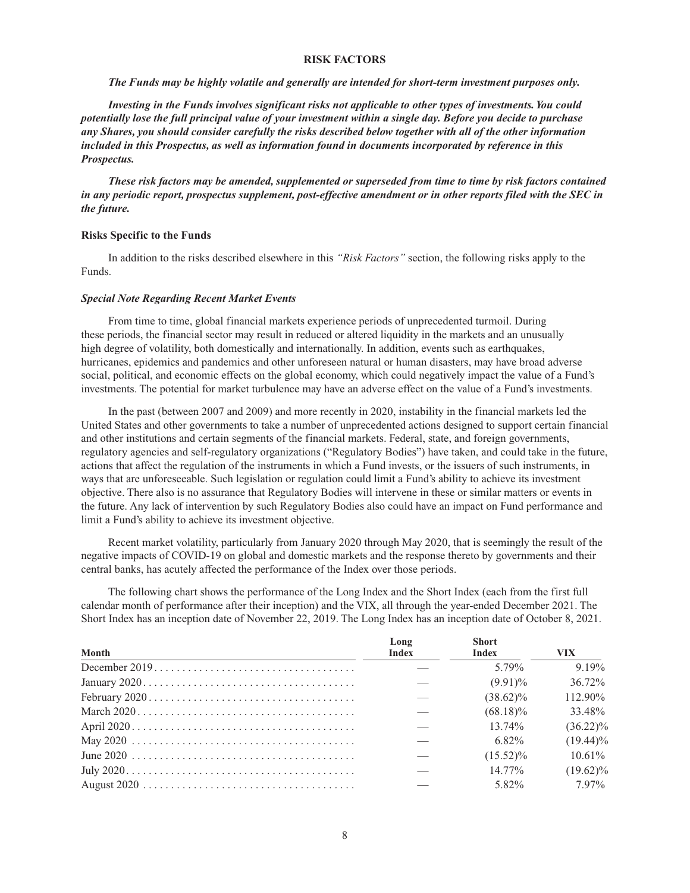# RISK FACTORS

***The Funds may be highly volatile and generally are intended for short-term investment purposes only.***

***Investing in the Funds involves significant risks not applicable to other types of investments. You could potentially lose the full principal value of your investment within a single day. Before you decide to purchase any Shares, you should consider carefully the risks described below together with all of the other information included in this Prospectus, as well as information found in documents incorporated by reference in this Prospectus.***

***These risk factors may be amended, supplemented or superseded from time to time by risk factors contained in any periodic report, prospectus supplement, post-effective amendment or in other reports filed with the SEC in the future.***

## Risks Specific to the Funds

In addition to the risks described elsewhere in this *"Risk Factors"* section, the following risks apply to the Funds.

### *Special Note Regarding Recent Market Events*

From time to time, global financial markets experience periods of unprecedented turmoil. During these periods, the financial sector may result in reduced or altered liquidity in the markets and an unusually high degree of volatility, both domestically and internationally. In addition, events such as earthquakes, hurricanes, epidemics and pandemics and other unforeseen natural or human disasters, may have broad adverse social, political, and economic effects on the global economy, which could negatively impact the value of a Fund's investments. The potential for market turbulence may have an adverse effect on the value of a Fund's investments.

In the past (between 2007 and 2009) and more recently in 2020, instability in the financial markets led the United States and other governments to take a number of unprecedented actions designed to support certain financial and other institutions and certain segments of the financial markets. Federal, state, and foreign governments, regulatory agencies and self-regulatory organizations ("Regulatory Bodies") have taken, and could take in the future, actions that affect the regulation of the instruments in which a Fund invests, or the issuers of such instruments, in ways that are unforeseeable. Such legislation or regulation could limit a Fund's ability to achieve its investment objective. There also is no assurance that Regulatory Bodies will intervene in these or similar matters or events in the future. Any lack of intervention by such Regulatory Bodies also could have an impact on Fund performance and limit a Fund's ability to achieve its investment objective.

Recent market volatility, particularly from January 2020 through May 2020, that is seemingly the result of the negative impacts of COVID-19 on global and domestic markets and the response thereto by governments and their central banks, has acutely affected the performance of the Index over those periods.

The following chart shows the performance of the Long Index and the Short Index (each from the first full calendar month of performance after their inception) and the VIX, all through the year-ended December 2021. The Short Index has an inception date of November 22, 2019. The Long Index has an inception date of October 8, 2021.

| Month | Long Index | Short Index | VIX |
|---|---|---|---|
| December 2019 | — | 5.79% | 9.19% |
| January 2020 | — | (9.91)% | 36.72% |
| February 2020 | — | (38.62)% | 112.90% |
| March 2020 | — | (68.18)% | 33.48% |
| April 2020 | — | 13.74% | (36.22)% |
| May 2020 | — | 6.82% | (19.44)% |
| June 2020 | — | (15.52)% | 10.61% |
| July 2020 | — | 14.77% | (19.62)% |
| August 2020 | — | 5.82% | 7.97% |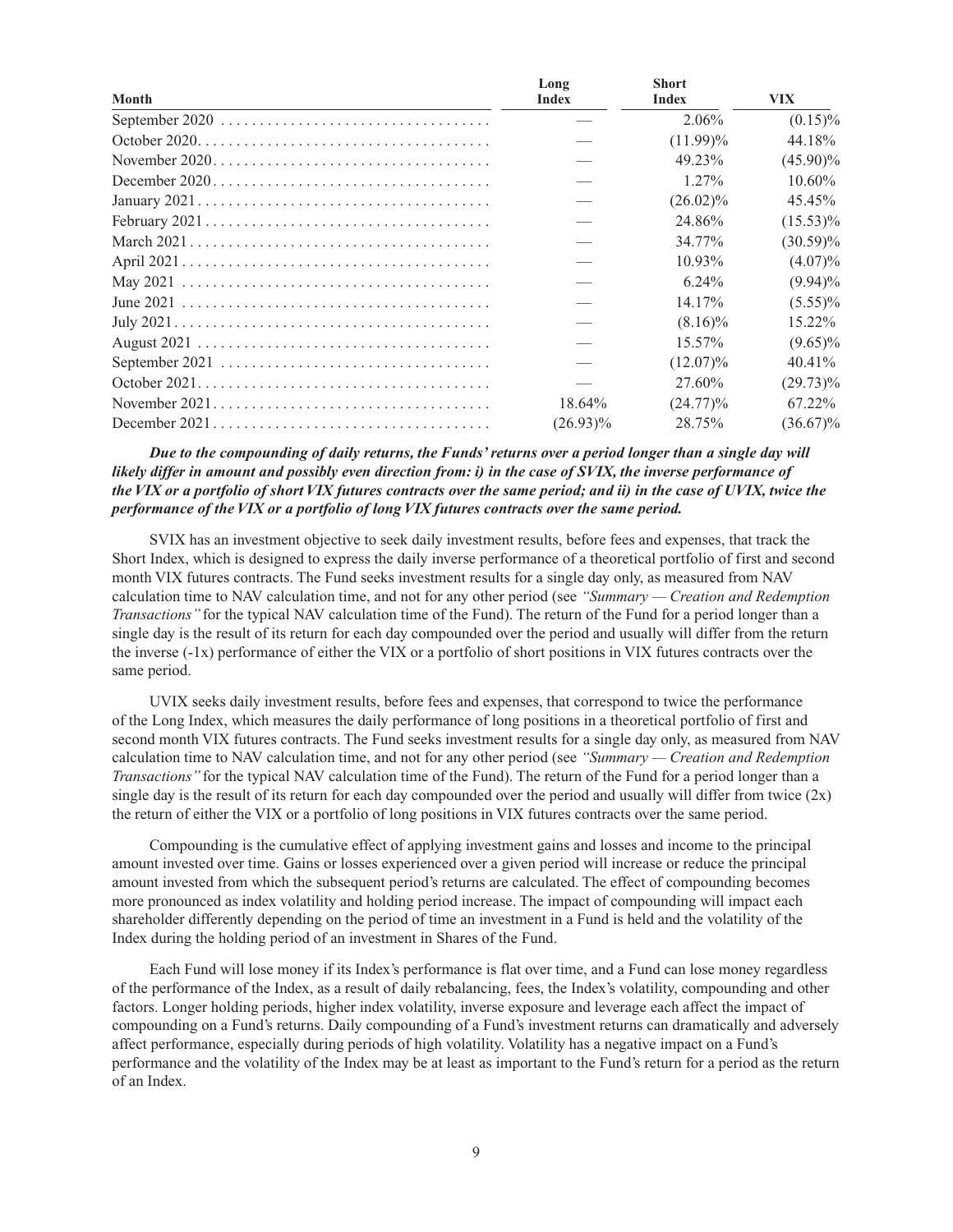| Month | Long Index | Short Index | VIX |
|---|---|---|---|
| September 2020 | — | 2.06% | (0.15)% |
| October 2020 | — | (11.99)% | 44.18% |
| November 2020 | — | 49.23% | (45.90)% |
| December 2020 | — | 1.27% | 10.60% |
| January 2021 | — | (26.02)% | 45.45% |
| February 2021 | — | 24.86% | (15.53)% |
| March 2021 | — | 34.77% | (30.59)% |
| April 2021 | — | 10.93% | (4.07)% |
| May 2021 | — | 6.24% | (9.94)% |
| June 2021 | — | 14.17% | (5.55)% |
| July 2021 | — | (8.16)% | 15.22% |
| August 2021 | — | 15.57% | (9.65)% |
| September 2021 | — | (12.07)% | 40.41% |
| October 2021 | — | 27.60% | (29.73)% |
| November 2021 | 18.64% | (24.77)% | 67.22% |
| December 2021 | (26.93)% | 28.75% | (36.67)% |

***Due to the compounding of daily returns, the Funds' returns over a period longer than a single day will likely differ in amount and possibly even direction from: i) in the case of SVIX, the inverse performance of the VIX or a portfolio of short VIX futures contracts over the same period; and ii) in the case of UVIX, twice the performance of the VIX or a portfolio of long VIX futures contracts over the same period.***

SVIX has an investment objective to seek daily investment results, before fees and expenses, that track the Short Index, which is designed to express the daily inverse performance of a theoretical portfolio of first and second month VIX futures contracts. The Fund seeks investment results for a single day only, as measured from NAV calculation time to NAV calculation time, and not for any other period (see *"Summary — Creation and Redemption Transactions"* for the typical NAV calculation time of the Fund). The return of the Fund for a period longer than a single day is the result of its return for each day compounded over the period and usually will differ from the return the inverse (-1x) performance of either the VIX or a portfolio of short positions in VIX futures contracts over the same period.

UVIX seeks daily investment results, before fees and expenses, that correspond to twice the performance of the Long Index, which measures the daily performance of long positions in a theoretical portfolio of first and second month VIX futures contracts. The Fund seeks investment results for a single day only, as measured from NAV calculation time to NAV calculation time, and not for any other period (see *"Summary — Creation and Redemption Transactions"* for the typical NAV calculation time of the Fund). The return of the Fund for a period longer than a single day is the result of its return for each day compounded over the period and usually will differ from twice (2x) the return of either the VIX or a portfolio of long positions in VIX futures contracts over the same period.

Compounding is the cumulative effect of applying investment gains and losses and income to the principal amount invested over time. Gains or losses experienced over a given period will increase or reduce the principal amount invested from which the subsequent period's returns are calculated. The effect of compounding becomes more pronounced as index volatility and holding period increase. The impact of compounding will impact each shareholder differently depending on the period of time an investment in a Fund is held and the volatility of the Index during the holding period of an investment in Shares of the Fund.

Each Fund will lose money if its Index's performance is flat over time, and a Fund can lose money regardless of the performance of the Index, as a result of daily rebalancing, fees, the Index's volatility, compounding and other factors. Longer holding periods, higher index volatility, inverse exposure and leverage each affect the impact of compounding on a Fund's returns. Daily compounding of a Fund's investment returns can dramatically and adversely affect performance, especially during periods of high volatility. Volatility has a negative impact on a Fund's performance and the volatility of the Index may be at least as important to the Fund's return for a period as the return of an Index.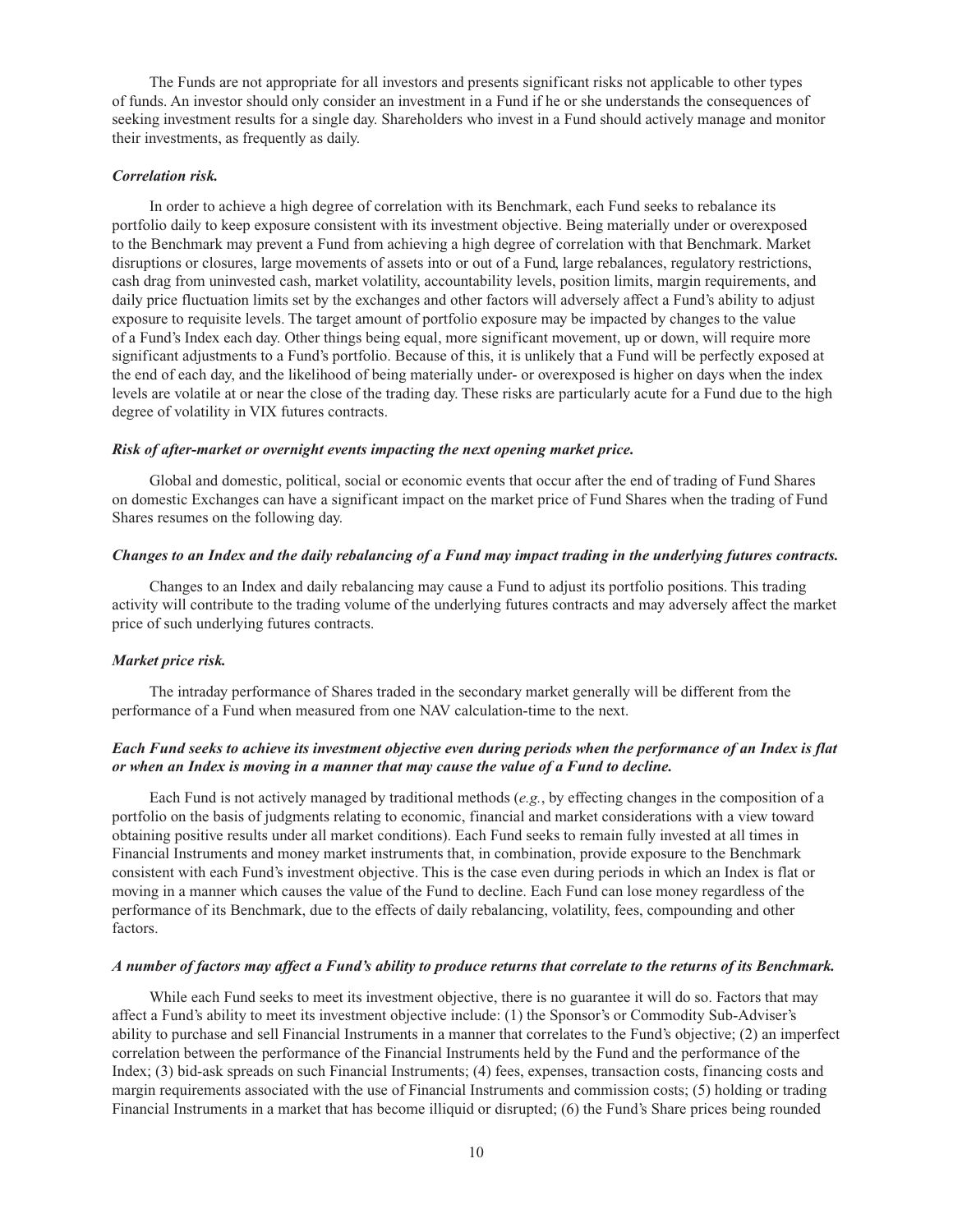The Funds are not appropriate for all investors and presents significant risks not applicable to other types of funds. An investor should only consider an investment in a Fund if he or she understands the consequences of seeking investment results for a single day. Shareholders who invest in a Fund should actively manage and monitor their investments, as frequently as daily.

***Correlation risk.***

In order to achieve a high degree of correlation with its Benchmark, each Fund seeks to rebalance its portfolio daily to keep exposure consistent with its investment objective. Being materially under or overexposed to the Benchmark may prevent a Fund from achieving a high degree of correlation with that Benchmark. Market disruptions or closures, large movements of assets into or out of a Fund, large rebalances, regulatory restrictions, cash drag from uninvested cash, market volatility, accountability levels, position limits, margin requirements, and daily price fluctuation limits set by the exchanges and other factors will adversely affect a Fund's ability to adjust exposure to requisite levels. The target amount of portfolio exposure may be impacted by changes to the value of a Fund's Index each day. Other things being equal, more significant movement, up or down, will require more significant adjustments to a Fund's portfolio. Because of this, it is unlikely that a Fund will be perfectly exposed at the end of each day, and the likelihood of being materially under- or overexposed is higher on days when the index levels are volatile at or near the close of the trading day. These risks are particularly acute for a Fund due to the high degree of volatility in VIX futures contracts.

***Risk of after-market or overnight events impacting the next opening market price.***

Global and domestic, political, social or economic events that occur after the end of trading of Fund Shares on domestic Exchanges can have a significant impact on the market price of Fund Shares when the trading of Fund Shares resumes on the following day.

***Changes to an Index and the daily rebalancing of a Fund may impact trading in the underlying futures contracts.***

Changes to an Index and daily rebalancing may cause a Fund to adjust its portfolio positions. This trading activity will contribute to the trading volume of the underlying futures contracts and may adversely affect the market price of such underlying futures contracts.

***Market price risk.***

The intraday performance of Shares traded in the secondary market generally will be different from the performance of a Fund when measured from one NAV calculation-time to the next.

***Each Fund seeks to achieve its investment objective even during periods when the performance of an Index is flat or when an Index is moving in a manner that may cause the value of a Fund to decline.***

Each Fund is not actively managed by traditional methods (*e.g.*, by effecting changes in the composition of a portfolio on the basis of judgments relating to economic, financial and market considerations with a view toward obtaining positive results under all market conditions). Each Fund seeks to remain fully invested at all times in Financial Instruments and money market instruments that, in combination, provide exposure to the Benchmark consistent with each Fund's investment objective. This is the case even during periods in which an Index is flat or moving in a manner which causes the value of the Fund to decline. Each Fund can lose money regardless of the performance of its Benchmark, due to the effects of daily rebalancing, volatility, fees, compounding and other factors.

***A number of factors may affect a Fund's ability to produce returns that correlate to the returns of its Benchmark.***

While each Fund seeks to meet its investment objective, there is no guarantee it will do so. Factors that may affect a Fund's ability to meet its investment objective include: (1) the Sponsor's or Commodity Sub-Adviser's ability to purchase and sell Financial Instruments in a manner that correlates to the Fund's objective; (2) an imperfect correlation between the performance of the Financial Instruments held by the Fund and the performance of the Index; (3) bid-ask spreads on such Financial Instruments; (4) fees, expenses, transaction costs, financing costs and margin requirements associated with the use of Financial Instruments and commission costs; (5) holding or trading Financial Instruments in a market that has become illiquid or disrupted; (6) the Fund's Share prices being rounded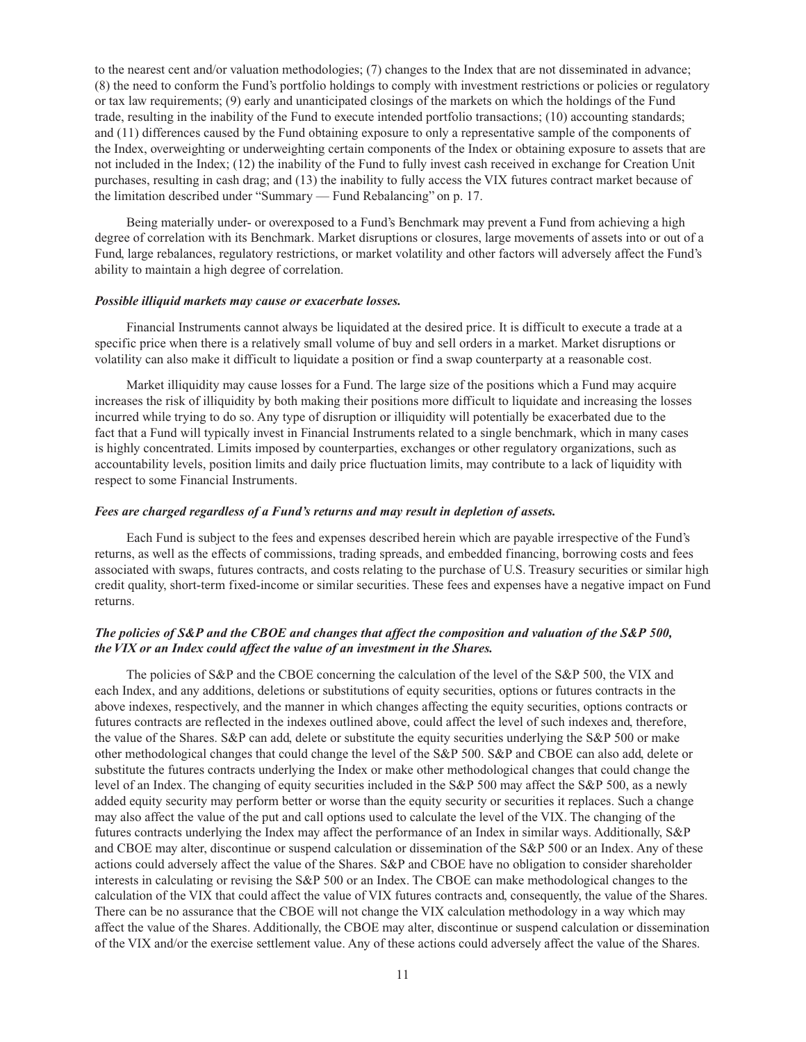to the nearest cent and/or valuation methodologies; (7) changes to the Index that are not disseminated in advance; (8) the need to conform the Fund's portfolio holdings to comply with investment restrictions or policies or regulatory or tax law requirements; (9) early and unanticipated closings of the markets on which the holdings of the Fund trade, resulting in the inability of the Fund to execute intended portfolio transactions; (10) accounting standards; and (11) differences caused by the Fund obtaining exposure to only a representative sample of the components of the Index, overweighting or underweighting certain components of the Index or obtaining exposure to assets that are not included in the Index; (12) the inability of the Fund to fully invest cash received in exchange for Creation Unit purchases, resulting in cash drag; and (13) the inability to fully access the VIX futures contract market because of the limitation described under "Summary — Fund Rebalancing" on p. 17.

Being materially under- or overexposed to a Fund's Benchmark may prevent a Fund from achieving a high degree of correlation with its Benchmark. Market disruptions or closures, large movements of assets into or out of a Fund, large rebalances, regulatory restrictions, or market volatility and other factors will adversely affect the Fund's ability to maintain a high degree of correlation.

***Possible illiquid markets may cause or exacerbate losses.***

Financial Instruments cannot always be liquidated at the desired price. It is difficult to execute a trade at a specific price when there is a relatively small volume of buy and sell orders in a market. Market disruptions or volatility can also make it difficult to liquidate a position or find a swap counterparty at a reasonable cost.

Market illiquidity may cause losses for a Fund. The large size of the positions which a Fund may acquire increases the risk of illiquidity by both making their positions more difficult to liquidate and increasing the losses incurred while trying to do so. Any type of disruption or illiquidity will potentially be exacerbated due to the fact that a Fund will typically invest in Financial Instruments related to a single benchmark, which in many cases is highly concentrated. Limits imposed by counterparties, exchanges or other regulatory organizations, such as accountability levels, position limits and daily price fluctuation limits, may contribute to a lack of liquidity with respect to some Financial Instruments.

***Fees are charged regardless of a Fund's returns and may result in depletion of assets.***

Each Fund is subject to the fees and expenses described herein which are payable irrespective of the Fund's returns, as well as the effects of commissions, trading spreads, and embedded financing, borrowing costs and fees associated with swaps, futures contracts, and costs relating to the purchase of U.S. Treasury securities or similar high credit quality, short-term fixed-income or similar securities. These fees and expenses have a negative impact on Fund returns.

***The policies of S&P and the CBOE and changes that affect the composition and valuation of the S&P 500, the VIX or an Index could affect the value of an investment in the Shares.***

The policies of S&P and the CBOE concerning the calculation of the level of the S&P 500, the VIX and each Index, and any additions, deletions or substitutions of equity securities, options or futures contracts in the above indexes, respectively, and the manner in which changes affecting the equity securities, options contracts or futures contracts are reflected in the indexes outlined above, could affect the level of such indexes and, therefore, the value of the Shares. S&P can add, delete or substitute the equity securities underlying the S&P 500 or make other methodological changes that could change the level of the S&P 500. S&P and CBOE can also add, delete or substitute the futures contracts underlying the Index or make other methodological changes that could change the level of an Index. The changing of equity securities included in the S&P 500 may affect the S&P 500, as a newly added equity security may perform better or worse than the equity security or securities it replaces. Such a change may also affect the value of the put and call options used to calculate the level of the VIX. The changing of the futures contracts underlying the Index may affect the performance of an Index in similar ways. Additionally, S&P and CBOE may alter, discontinue or suspend calculation or dissemination of the S&P 500 or an Index. Any of these actions could adversely affect the value of the Shares. S&P and CBOE have no obligation to consider shareholder interests in calculating or revising the S&P 500 or an Index. The CBOE can make methodological changes to the calculation of the VIX that could affect the value of VIX futures contracts and, consequently, the value of the Shares. There can be no assurance that the CBOE will not change the VIX calculation methodology in a way which may affect the value of the Shares. Additionally, the CBOE may alter, discontinue or suspend calculation or dissemination of the VIX and/or the exercise settlement value. Any of these actions could adversely affect the value of the Shares.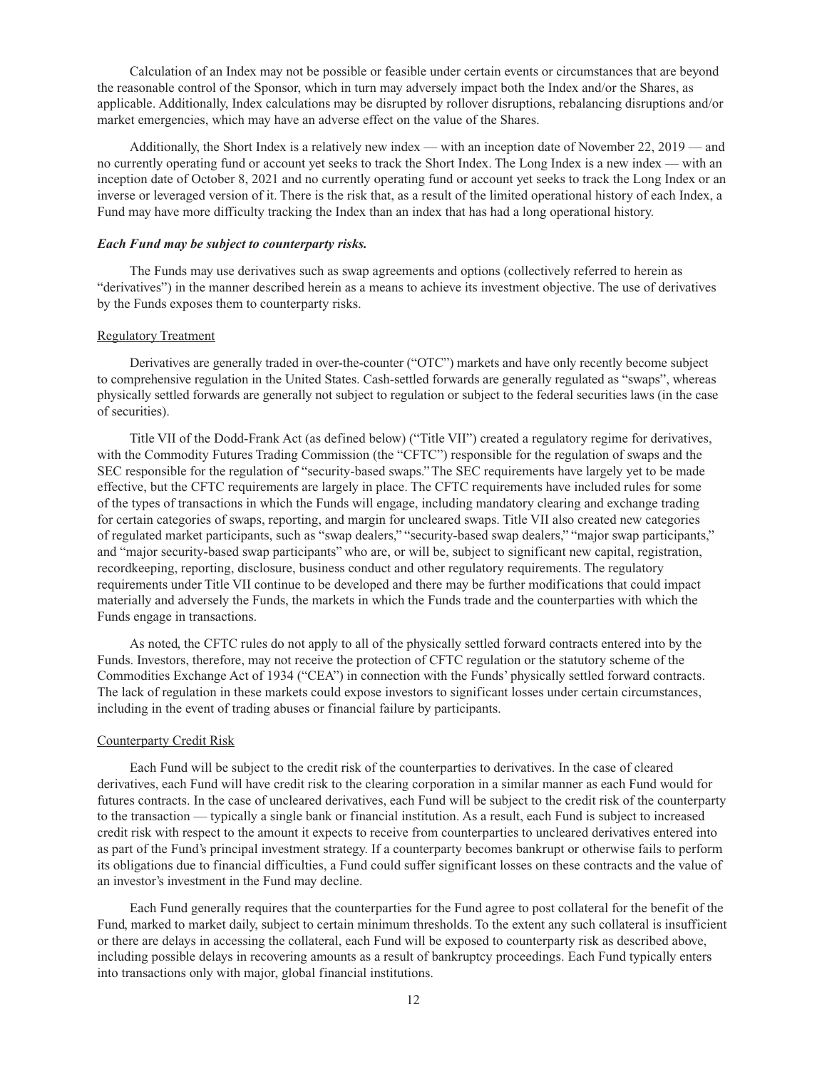Calculation of an Index may not be possible or feasible under certain events or circumstances that are beyond the reasonable control of the Sponsor, which in turn may adversely impact both the Index and/or the Shares, as applicable. Additionally, Index calculations may be disrupted by rollover disruptions, rebalancing disruptions and/or market emergencies, which may have an adverse effect on the value of the Shares.

Additionally, the Short Index is a relatively new index — with an inception date of November 22, 2019 — and no currently operating fund or account yet seeks to track the Short Index. The Long Index is a new index — with an inception date of October 8, 2021 and no currently operating fund or account yet seeks to track the Long Index or an inverse or leveraged version of it. There is the risk that, as a result of the limited operational history of each Index, a Fund may have more difficulty tracking the Index than an index that has had a long operational history.

***Each Fund may be subject to counterparty risks.***

The Funds may use derivatives such as swap agreements and options (collectively referred to herein as "derivatives") in the manner described herein as a means to achieve its investment objective. The use of derivatives by the Funds exposes them to counterparty risks.

Regulatory Treatment

Derivatives are generally traded in over-the-counter ("OTC") markets and have only recently become subject to comprehensive regulation in the United States. Cash-settled forwards are generally regulated as "swaps", whereas physically settled forwards are generally not subject to regulation or subject to the federal securities laws (in the case of securities).

Title VII of the Dodd-Frank Act (as defined below) ("Title VII") created a regulatory regime for derivatives, with the Commodity Futures Trading Commission (the "CFTC") responsible for the regulation of swaps and the SEC responsible for the regulation of "security-based swaps." The SEC requirements have largely yet to be made effective, but the CFTC requirements are largely in place. The CFTC requirements have included rules for some of the types of transactions in which the Funds will engage, including mandatory clearing and exchange trading for certain categories of swaps, reporting, and margin for uncleared swaps. Title VII also created new categories of regulated market participants, such as "swap dealers," "security-based swap dealers," "major swap participants," and "major security-based swap participants" who are, or will be, subject to significant new capital, registration, recordkeeping, reporting, disclosure, business conduct and other regulatory requirements. The regulatory requirements under Title VII continue to be developed and there may be further modifications that could impact materially and adversely the Funds, the markets in which the Funds trade and the counterparties with which the Funds engage in transactions.

As noted, the CFTC rules do not apply to all of the physically settled forward contracts entered into by the Funds. Investors, therefore, may not receive the protection of CFTC regulation or the statutory scheme of the Commodities Exchange Act of 1934 ("CEA") in connection with the Funds' physically settled forward contracts. The lack of regulation in these markets could expose investors to significant losses under certain circumstances, including in the event of trading abuses or financial failure by participants.

Counterparty Credit Risk

Each Fund will be subject to the credit risk of the counterparties to derivatives. In the case of cleared derivatives, each Fund will have credit risk to the clearing corporation in a similar manner as each Fund would for futures contracts. In the case of uncleared derivatives, each Fund will be subject to the credit risk of the counterparty to the transaction — typically a single bank or financial institution. As a result, each Fund is subject to increased credit risk with respect to the amount it expects to receive from counterparties to uncleared derivatives entered into as part of the Fund's principal investment strategy. If a counterparty becomes bankrupt or otherwise fails to perform its obligations due to financial difficulties, a Fund could suffer significant losses on these contracts and the value of an investor's investment in the Fund may decline.

Each Fund generally requires that the counterparties for the Fund agree to post collateral for the benefit of the Fund, marked to market daily, subject to certain minimum thresholds. To the extent any such collateral is insufficient or there are delays in accessing the collateral, each Fund will be exposed to counterparty risk as described above, including possible delays in recovering amounts as a result of bankruptcy proceedings. Each Fund typically enters into transactions only with major, global financial institutions.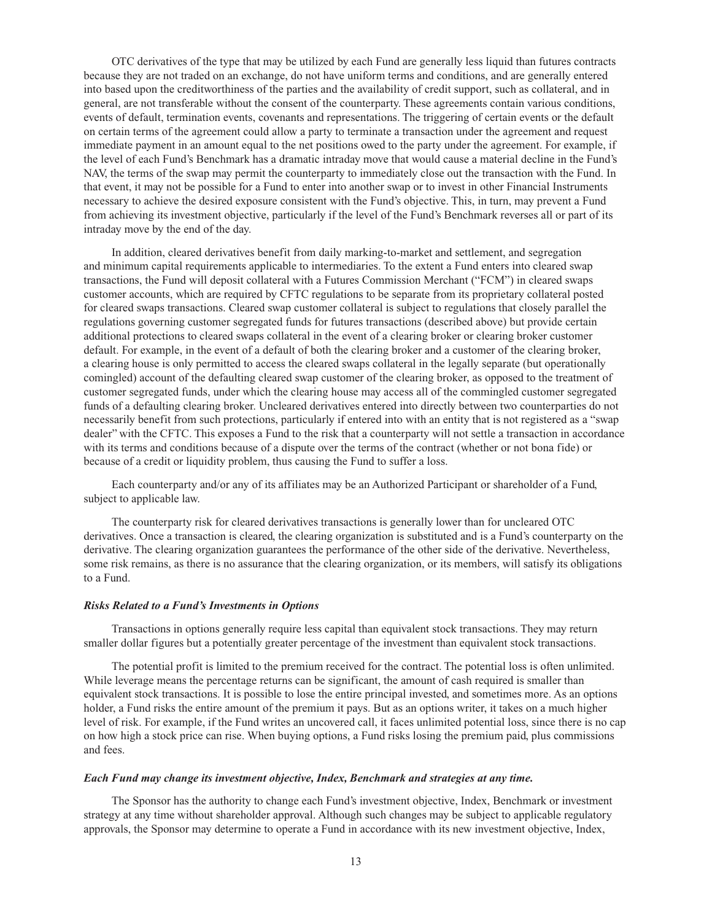OTC derivatives of the type that may be utilized by each Fund are generally less liquid than futures contracts because they are not traded on an exchange, do not have uniform terms and conditions, and are generally entered into based upon the creditworthiness of the parties and the availability of credit support, such as collateral, and in general, are not transferable without the consent of the counterparty. These agreements contain various conditions, events of default, termination events, covenants and representations. The triggering of certain events or the default on certain terms of the agreement could allow a party to terminate a transaction under the agreement and request immediate payment in an amount equal to the net positions owed to the party under the agreement. For example, if the level of each Fund's Benchmark has a dramatic intraday move that would cause a material decline in the Fund's NAV, the terms of the swap may permit the counterparty to immediately close out the transaction with the Fund. In that event, it may not be possible for a Fund to enter into another swap or to invest in other Financial Instruments necessary to achieve the desired exposure consistent with the Fund's objective. This, in turn, may prevent a Fund from achieving its investment objective, particularly if the level of the Fund's Benchmark reverses all or part of its intraday move by the end of the day.

In addition, cleared derivatives benefit from daily marking-to-market and settlement, and segregation and minimum capital requirements applicable to intermediaries. To the extent a Fund enters into cleared swap transactions, the Fund will deposit collateral with a Futures Commission Merchant ("FCM") in cleared swaps customer accounts, which are required by CFTC regulations to be separate from its proprietary collateral posted for cleared swaps transactions. Cleared swap customer collateral is subject to regulations that closely parallel the regulations governing customer segregated funds for futures transactions (described above) but provide certain additional protections to cleared swaps collateral in the event of a clearing broker or clearing broker customer default. For example, in the event of a default of both the clearing broker and a customer of the clearing broker, a clearing house is only permitted to access the cleared swaps collateral in the legally separate (but operationally comingled) account of the defaulting cleared swap customer of the clearing broker, as opposed to the treatment of customer segregated funds, under which the clearing house may access all of the commingled customer segregated funds of a defaulting clearing broker. Uncleared derivatives entered into directly between two counterparties do not necessarily benefit from such protections, particularly if entered into with an entity that is not registered as a "swap dealer" with the CFTC. This exposes a Fund to the risk that a counterparty will not settle a transaction in accordance with its terms and conditions because of a dispute over the terms of the contract (whether or not bona fide) or because of a credit or liquidity problem, thus causing the Fund to suffer a loss.

Each counterparty and/or any of its affiliates may be an Authorized Participant or shareholder of a Fund, subject to applicable law.

The counterparty risk for cleared derivatives transactions is generally lower than for uncleared OTC derivatives. Once a transaction is cleared, the clearing organization is substituted and is a Fund's counterparty on the derivative. The clearing organization guarantees the performance of the other side of the derivative. Nevertheless, some risk remains, as there is no assurance that the clearing organization, or its members, will satisfy its obligations to a Fund.

***Risks Related to a Fund's Investments in Options***

Transactions in options generally require less capital than equivalent stock transactions. They may return smaller dollar figures but a potentially greater percentage of the investment than equivalent stock transactions.

The potential profit is limited to the premium received for the contract. The potential loss is often unlimited. While leverage means the percentage returns can be significant, the amount of cash required is smaller than equivalent stock transactions. It is possible to lose the entire principal invested, and sometimes more. As an options holder, a Fund risks the entire amount of the premium it pays. But as an options writer, it takes on a much higher level of risk. For example, if the Fund writes an uncovered call, it faces unlimited potential loss, since there is no cap on how high a stock price can rise. When buying options, a Fund risks losing the premium paid, plus commissions and fees.

***Each Fund may change its investment objective, Index, Benchmark and strategies at any time.***

The Sponsor has the authority to change each Fund's investment objective, Index, Benchmark or investment strategy at any time without shareholder approval. Although such changes may be subject to applicable regulatory approvals, the Sponsor may determine to operate a Fund in accordance with its new investment objective, Index,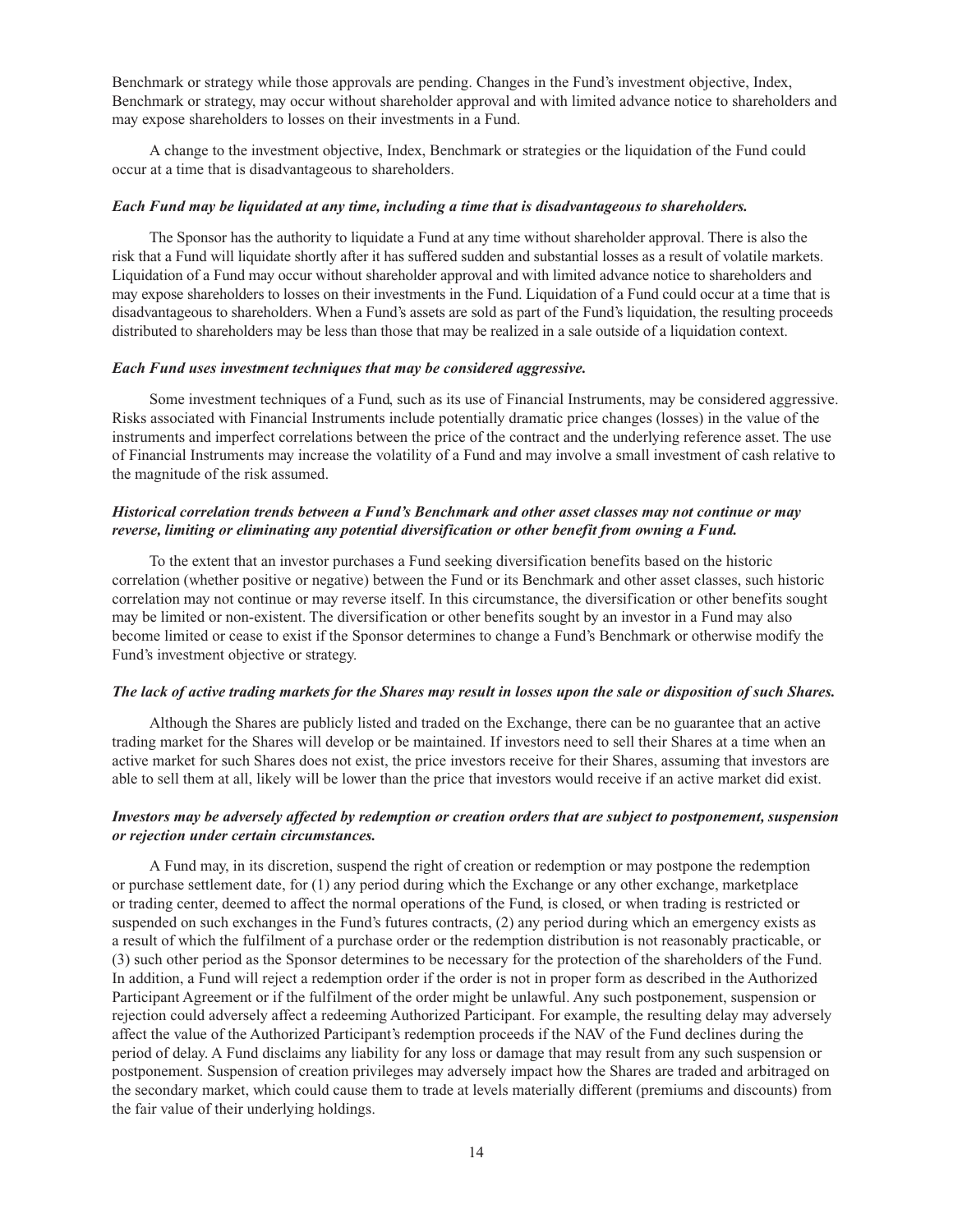Benchmark or strategy while those approvals are pending. Changes in the Fund's investment objective, Index, Benchmark or strategy, may occur without shareholder approval and with limited advance notice to shareholders and may expose shareholders to losses on their investments in a Fund.

A change to the investment objective, Index, Benchmark or strategies or the liquidation of the Fund could occur at a time that is disadvantageous to shareholders.

***Each Fund may be liquidated at any time, including a time that is disadvantageous to shareholders.***

The Sponsor has the authority to liquidate a Fund at any time without shareholder approval. There is also the risk that a Fund will liquidate shortly after it has suffered sudden and substantial losses as a result of volatile markets. Liquidation of a Fund may occur without shareholder approval and with limited advance notice to shareholders and may expose shareholders to losses on their investments in the Fund. Liquidation of a Fund could occur at a time that is disadvantageous to shareholders. When a Fund's assets are sold as part of the Fund's liquidation, the resulting proceeds distributed to shareholders may be less than those that may be realized in a sale outside of a liquidation context.

***Each Fund uses investment techniques that may be considered aggressive.***

Some investment techniques of a Fund, such as its use of Financial Instruments, may be considered aggressive. Risks associated with Financial Instruments include potentially dramatic price changes (losses) in the value of the instruments and imperfect correlations between the price of the contract and the underlying reference asset. The use of Financial Instruments may increase the volatility of a Fund and may involve a small investment of cash relative to the magnitude of the risk assumed.

***Historical correlation trends between a Fund's Benchmark and other asset classes may not continue or may reverse, limiting or eliminating any potential diversification or other benefit from owning a Fund.***

To the extent that an investor purchases a Fund seeking diversification benefits based on the historic correlation (whether positive or negative) between the Fund or its Benchmark and other asset classes, such historic correlation may not continue or may reverse itself. In this circumstance, the diversification or other benefits sought may be limited or non-existent. The diversification or other benefits sought by an investor in a Fund may also become limited or cease to exist if the Sponsor determines to change a Fund's Benchmark or otherwise modify the Fund's investment objective or strategy.

***The lack of active trading markets for the Shares may result in losses upon the sale or disposition of such Shares.***

Although the Shares are publicly listed and traded on the Exchange, there can be no guarantee that an active trading market for the Shares will develop or be maintained. If investors need to sell their Shares at a time when an active market for such Shares does not exist, the price investors receive for their Shares, assuming that investors are able to sell them at all, likely will be lower than the price that investors would receive if an active market did exist.

***Investors may be adversely affected by redemption or creation orders that are subject to postponement, suspension or rejection under certain circumstances.***

A Fund may, in its discretion, suspend the right of creation or redemption or may postpone the redemption or purchase settlement date, for (1) any period during which the Exchange or any other exchange, marketplace or trading center, deemed to affect the normal operations of the Fund, is closed, or when trading is restricted or suspended on such exchanges in the Fund's futures contracts, (2) any period during which an emergency exists as a result of which the fulfilment of a purchase order or the redemption distribution is not reasonably practicable, or (3) such other period as the Sponsor determines to be necessary for the protection of the shareholders of the Fund. In addition, a Fund will reject a redemption order if the order is not in proper form as described in the Authorized Participant Agreement or if the fulfilment of the order might be unlawful. Any such postponement, suspension or rejection could adversely affect a redeeming Authorized Participant. For example, the resulting delay may adversely affect the value of the Authorized Participant's redemption proceeds if the NAV of the Fund declines during the period of delay. A Fund disclaims any liability for any loss or damage that may result from any such suspension or postponement. Suspension of creation privileges may adversely impact how the Shares are traded and arbitraged on the secondary market, which could cause them to trade at levels materially different (premiums and discounts) from the fair value of their underlying holdings.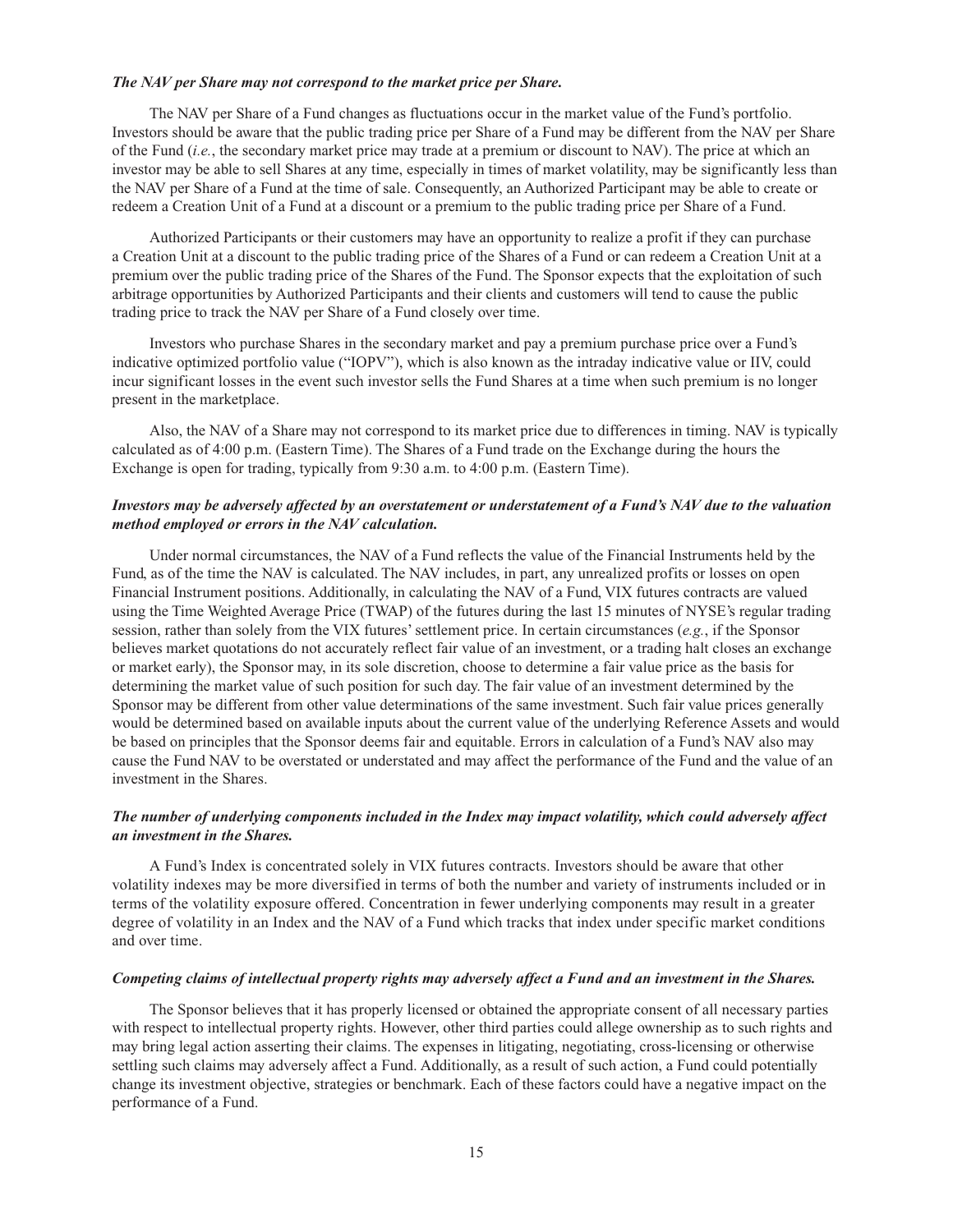***The NAV per Share may not correspond to the market price per Share.***

The NAV per Share of a Fund changes as fluctuations occur in the market value of the Fund's portfolio. Investors should be aware that the public trading price per Share of a Fund may be different from the NAV per Share of the Fund (*i.e.*, the secondary market price may trade at a premium or discount to NAV). The price at which an investor may be able to sell Shares at any time, especially in times of market volatility, may be significantly less than the NAV per Share of a Fund at the time of sale. Consequently, an Authorized Participant may be able to create or redeem a Creation Unit of a Fund at a discount or a premium to the public trading price per Share of a Fund.

Authorized Participants or their customers may have an opportunity to realize a profit if they can purchase a Creation Unit at a discount to the public trading price of the Shares of a Fund or can redeem a Creation Unit at a premium over the public trading price of the Shares of the Fund. The Sponsor expects that the exploitation of such arbitrage opportunities by Authorized Participants and their clients and customers will tend to cause the public trading price to track the NAV per Share of a Fund closely over time.

Investors who purchase Shares in the secondary market and pay a premium purchase price over a Fund's indicative optimized portfolio value ("IOPV"), which is also known as the intraday indicative value or IIV, could incur significant losses in the event such investor sells the Fund Shares at a time when such premium is no longer present in the marketplace.

Also, the NAV of a Share may not correspond to its market price due to differences in timing. NAV is typically calculated as of 4:00 p.m. (Eastern Time). The Shares of a Fund trade on the Exchange during the hours the Exchange is open for trading, typically from 9:30 a.m. to 4:00 p.m. (Eastern Time).

***Investors may be adversely affected by an overstatement or understatement of a Fund's NAV due to the valuation method employed or errors in the NAV calculation.***

Under normal circumstances, the NAV of a Fund reflects the value of the Financial Instruments held by the Fund, as of the time the NAV is calculated. The NAV includes, in part, any unrealized profits or losses on open Financial Instrument positions. Additionally, in calculating the NAV of a Fund, VIX futures contracts are valued using the Time Weighted Average Price (TWAP) of the futures during the last 15 minutes of NYSE's regular trading session, rather than solely from the VIX futures' settlement price. In certain circumstances (*e.g.*, if the Sponsor believes market quotations do not accurately reflect fair value of an investment, or a trading halt closes an exchange or market early), the Sponsor may, in its sole discretion, choose to determine a fair value price as the basis for determining the market value of such position for such day. The fair value of an investment determined by the Sponsor may be different from other value determinations of the same investment. Such fair value prices generally would be determined based on available inputs about the current value of the underlying Reference Assets and would be based on principles that the Sponsor deems fair and equitable. Errors in calculation of a Fund's NAV also may cause the Fund NAV to be overstated or understated and may affect the performance of the Fund and the value of an investment in the Shares.

***The number of underlying components included in the Index may impact volatility, which could adversely affect an investment in the Shares.***

A Fund's Index is concentrated solely in VIX futures contracts. Investors should be aware that other volatility indexes may be more diversified in terms of both the number and variety of instruments included or in terms of the volatility exposure offered. Concentration in fewer underlying components may result in a greater degree of volatility in an Index and the NAV of a Fund which tracks that index under specific market conditions and over time.

***Competing claims of intellectual property rights may adversely affect a Fund and an investment in the Shares.***

The Sponsor believes that it has properly licensed or obtained the appropriate consent of all necessary parties with respect to intellectual property rights. However, other third parties could allege ownership as to such rights and may bring legal action asserting their claims. The expenses in litigating, negotiating, cross-licensing or otherwise settling such claims may adversely affect a Fund. Additionally, as a result of such action, a Fund could potentially change its investment objective, strategies or benchmark. Each of these factors could have a negative impact on the performance of a Fund.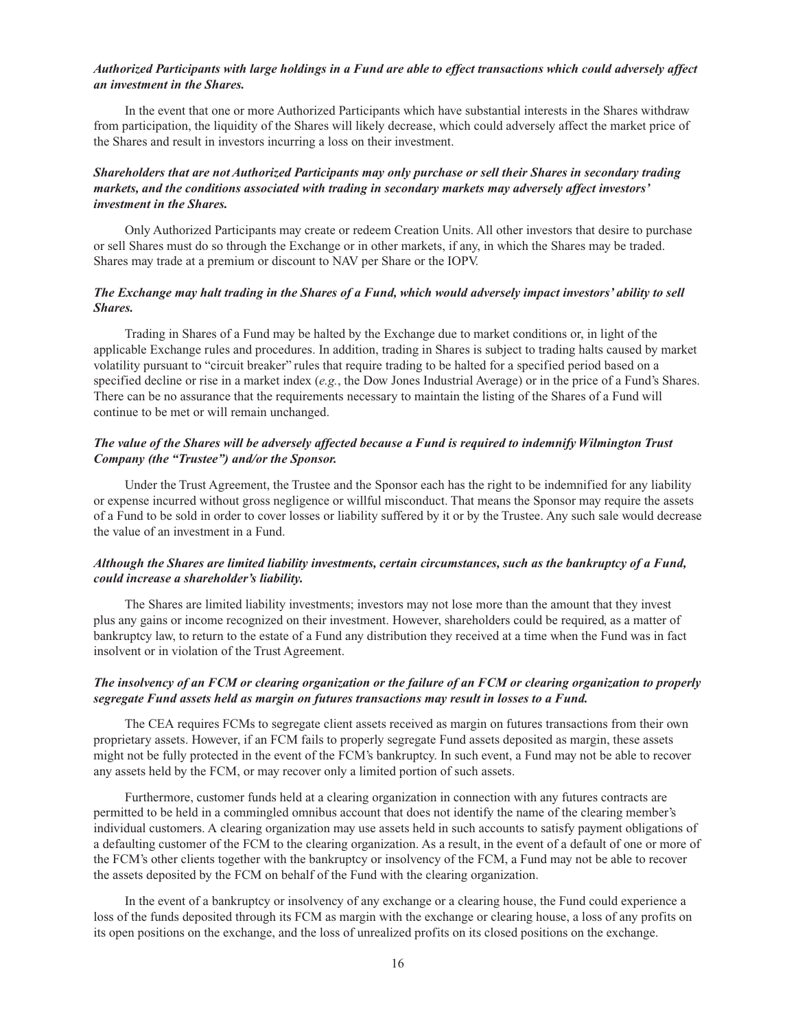***Authorized Participants with large holdings in a Fund are able to effect transactions which could adversely affect an investment in the Shares.***

In the event that one or more Authorized Participants which have substantial interests in the Shares withdraw from participation, the liquidity of the Shares will likely decrease, which could adversely affect the market price of the Shares and result in investors incurring a loss on their investment.

***Shareholders that are not Authorized Participants may only purchase or sell their Shares in secondary trading markets, and the conditions associated with trading in secondary markets may adversely affect investors' investment in the Shares.***

Only Authorized Participants may create or redeem Creation Units. All other investors that desire to purchase or sell Shares must do so through the Exchange or in other markets, if any, in which the Shares may be traded. Shares may trade at a premium or discount to NAV per Share or the IOPV.

***The Exchange may halt trading in the Shares of a Fund, which would adversely impact investors' ability to sell Shares.***

Trading in Shares of a Fund may be halted by the Exchange due to market conditions or, in light of the applicable Exchange rules and procedures. In addition, trading in Shares is subject to trading halts caused by market volatility pursuant to "circuit breaker" rules that require trading to be halted for a specified period based on a specified decline or rise in a market index (*e.g.*, the Dow Jones Industrial Average) or in the price of a Fund's Shares. There can be no assurance that the requirements necessary to maintain the listing of the Shares of a Fund will continue to be met or will remain unchanged.

***The value of the Shares will be adversely affected because a Fund is required to indemnify Wilmington Trust Company (the "Trustee") and/or the Sponsor.***

Under the Trust Agreement, the Trustee and the Sponsor each has the right to be indemnified for any liability or expense incurred without gross negligence or willful misconduct. That means the Sponsor may require the assets of a Fund to be sold in order to cover losses or liability suffered by it or by the Trustee. Any such sale would decrease the value of an investment in a Fund.

***Although the Shares are limited liability investments, certain circumstances, such as the bankruptcy of a Fund, could increase a shareholder's liability.***

The Shares are limited liability investments; investors may not lose more than the amount that they invest plus any gains or income recognized on their investment. However, shareholders could be required, as a matter of bankruptcy law, to return to the estate of a Fund any distribution they received at a time when the Fund was in fact insolvent or in violation of the Trust Agreement.

***The insolvency of an FCM or clearing organization or the failure of an FCM or clearing organization to properly segregate Fund assets held as margin on futures transactions may result in losses to a Fund.***

The CEA requires FCMs to segregate client assets received as margin on futures transactions from their own proprietary assets. However, if an FCM fails to properly segregate Fund assets deposited as margin, these assets might not be fully protected in the event of the FCM's bankruptcy. In such event, a Fund may not be able to recover any assets held by the FCM, or may recover only a limited portion of such assets.

Furthermore, customer funds held at a clearing organization in connection with any futures contracts are permitted to be held in a commingled omnibus account that does not identify the name of the clearing member's individual customers. A clearing organization may use assets held in such accounts to satisfy payment obligations of a defaulting customer of the FCM to the clearing organization. As a result, in the event of a default of one or more of the FCM's other clients together with the bankruptcy or insolvency of the FCM, a Fund may not be able to recover the assets deposited by the FCM on behalf of the Fund with the clearing organization.

In the event of a bankruptcy or insolvency of any exchange or a clearing house, the Fund could experience a loss of the funds deposited through its FCM as margin with the exchange or clearing house, a loss of any profits on its open positions on the exchange, and the loss of unrealized profits on its closed positions on the exchange.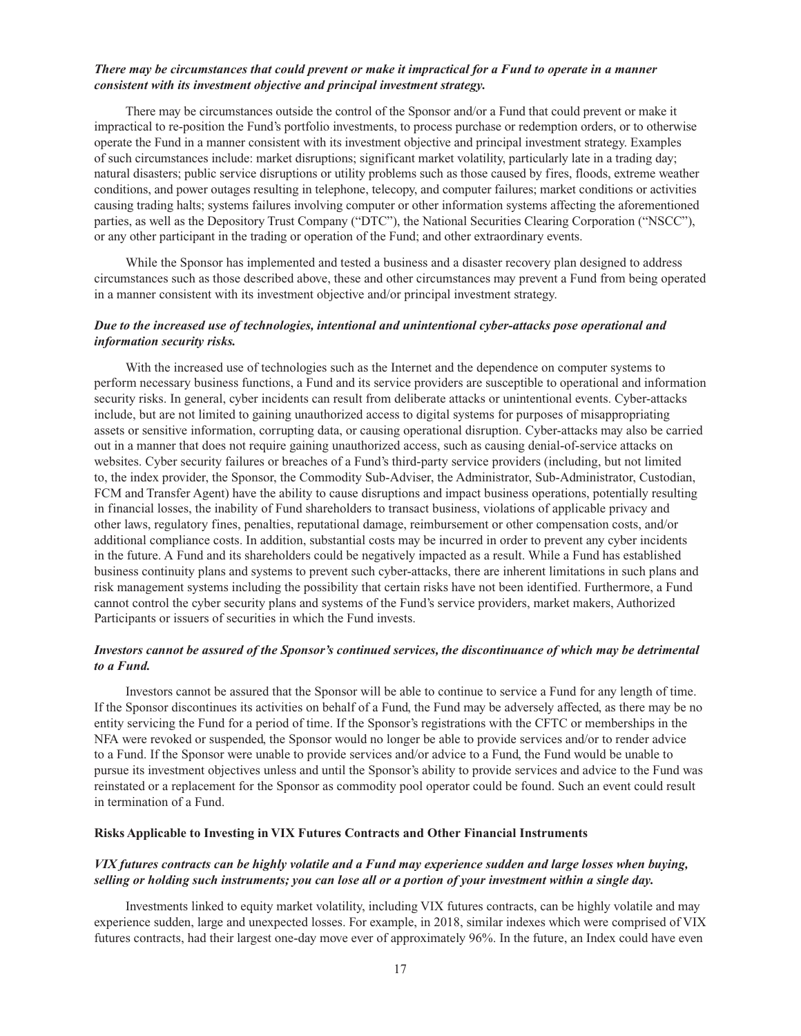***There may be circumstances that could prevent or make it impractical for a Fund to operate in a manner consistent with its investment objective and principal investment strategy.***

There may be circumstances outside the control of the Sponsor and/or a Fund that could prevent or make it impractical to re-position the Fund's portfolio investments, to process purchase or redemption orders, or to otherwise operate the Fund in a manner consistent with its investment objective and principal investment strategy. Examples of such circumstances include: market disruptions; significant market volatility, particularly late in a trading day; natural disasters; public service disruptions or utility problems such as those caused by fires, floods, extreme weather conditions, and power outages resulting in telephone, telecopy, and computer failures; market conditions or activities causing trading halts; systems failures involving computer or other information systems affecting the aforementioned parties, as well as the Depository Trust Company ("DTC"), the National Securities Clearing Corporation ("NSCC"), or any other participant in the trading or operation of the Fund; and other extraordinary events.

While the Sponsor has implemented and tested a business and a disaster recovery plan designed to address circumstances such as those described above, these and other circumstances may prevent a Fund from being operated in a manner consistent with its investment objective and/or principal investment strategy.

***Due to the increased use of technologies, intentional and unintentional cyber-attacks pose operational and information security risks.***

With the increased use of technologies such as the Internet and the dependence on computer systems to perform necessary business functions, a Fund and its service providers are susceptible to operational and information security risks. In general, cyber incidents can result from deliberate attacks or unintentional events. Cyber-attacks include, but are not limited to gaining unauthorized access to digital systems for purposes of misappropriating assets or sensitive information, corrupting data, or causing operational disruption. Cyber-attacks may also be carried out in a manner that does not require gaining unauthorized access, such as causing denial-of-service attacks on websites. Cyber security failures or breaches of a Fund's third-party service providers (including, but not limited to, the index provider, the Sponsor, the Commodity Sub-Adviser, the Administrator, Sub-Administrator, Custodian, FCM and Transfer Agent) have the ability to cause disruptions and impact business operations, potentially resulting in financial losses, the inability of Fund shareholders to transact business, violations of applicable privacy and other laws, regulatory fines, penalties, reputational damage, reimbursement or other compensation costs, and/or additional compliance costs. In addition, substantial costs may be incurred in order to prevent any cyber incidents in the future. A Fund and its shareholders could be negatively impacted as a result. While a Fund has established business continuity plans and systems to prevent such cyber-attacks, there are inherent limitations in such plans and risk management systems including the possibility that certain risks have not been identified. Furthermore, a Fund cannot control the cyber security plans and systems of the Fund's service providers, market makers, Authorized Participants or issuers of securities in which the Fund invests.

***Investors cannot be assured of the Sponsor's continued services, the discontinuance of which may be detrimental to a Fund.***

Investors cannot be assured that the Sponsor will be able to continue to service a Fund for any length of time. If the Sponsor discontinues its activities on behalf of a Fund, the Fund may be adversely affected, as there may be no entity servicing the Fund for a period of time. If the Sponsor's registrations with the CFTC or memberships in the NFA were revoked or suspended, the Sponsor would no longer be able to provide services and/or to render advice to a Fund. If the Sponsor were unable to provide services and/or advice to a Fund, the Fund would be unable to pursue its investment objectives unless and until the Sponsor's ability to provide services and advice to the Fund was reinstated or a replacement for the Sponsor as commodity pool operator could be found. Such an event could result in termination of a Fund.

**Risks Applicable to Investing in VIX Futures Contracts and Other Financial Instruments**

***VIX futures contracts can be highly volatile and a Fund may experience sudden and large losses when buying, selling or holding such instruments; you can lose all or a portion of your investment within a single day.***

Investments linked to equity market volatility, including VIX futures contracts, can be highly volatile and may experience sudden, large and unexpected losses. For example, in 2018, similar indexes which were comprised of VIX futures contracts, had their largest one-day move ever of approximately 96%. In the future, an Index could have even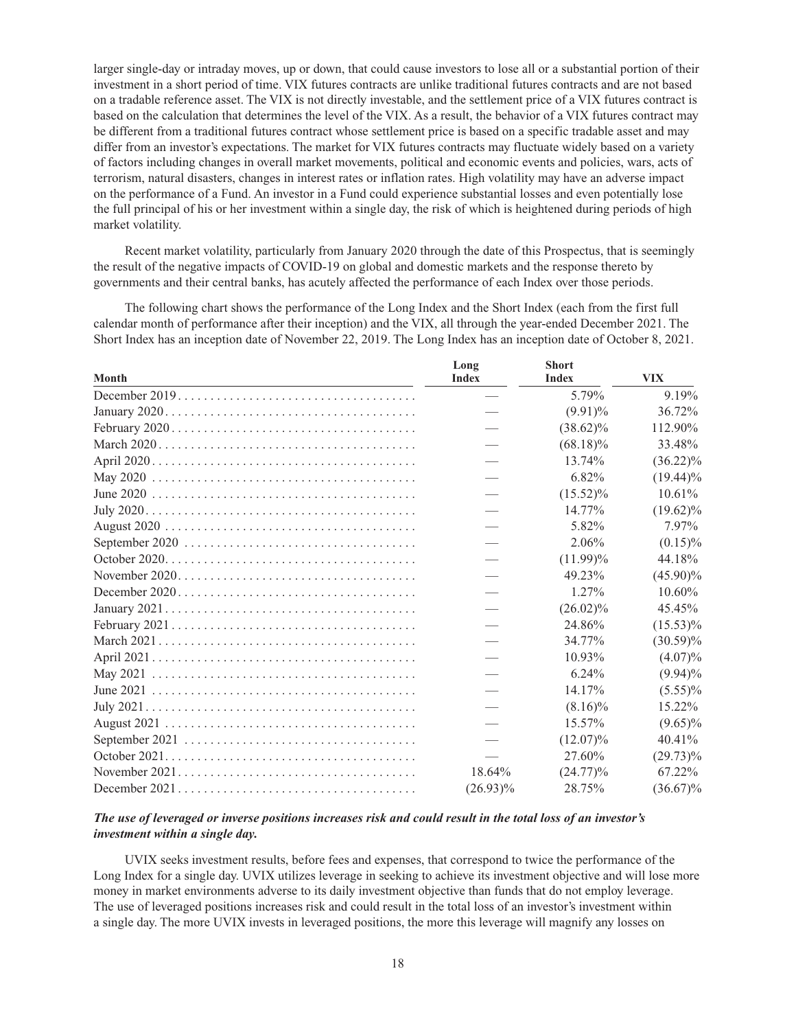larger single-day or intraday moves, up or down, that could cause investors to lose all or a substantial portion of their investment in a short period of time. VIX futures contracts are unlike traditional futures contracts and are not based on a tradable reference asset. The VIX is not directly investable, and the settlement price of a VIX futures contract is based on the calculation that determines the level of the VIX. As a result, the behavior of a VIX futures contract may be different from a traditional futures contract whose settlement price is based on a specific tradable asset and may differ from an investor's expectations. The market for VIX futures contracts may fluctuate widely based on a variety of factors including changes in overall market movements, political and economic events and policies, wars, acts of terrorism, natural disasters, changes in interest rates or inflation rates. High volatility may have an adverse impact on the performance of a Fund. An investor in a Fund could experience substantial losses and even potentially lose the full principal of his or her investment within a single day, the risk of which is heightened during periods of high market volatility.

Recent market volatility, particularly from January 2020 through the date of this Prospectus, that is seemingly the result of the negative impacts of COVID-19 on global and domestic markets and the response thereto by governments and their central banks, has acutely affected the performance of each Index over those periods.

The following chart shows the performance of the Long Index and the Short Index (each from the first full calendar month of performance after their inception) and the VIX, all through the year-ended December 2021. The Short Index has an inception date of November 22, 2019. The Long Index has an inception date of October 8, 2021.

| Month | Long Index | Short Index | VIX |
|---|---|---|---|
| December 2019 | — | 5.79% | 9.19% |
| January 2020 | — | (9.91)% | 36.72% |
| February 2020 | — | (38.62)% | 112.90% |
| March 2020 | — | (68.18)% | 33.48% |
| April 2020 | — | 13.74% | (36.22)% |
| May 2020 | — | 6.82% | (19.44)% |
| June 2020 | — | (15.52)% | 10.61% |
| July 2020 | — | 14.77% | (19.62)% |
| August 2020 | — | 5.82% | 7.97% |
| September 2020 | — | 2.06% | (0.15)% |
| October 2020 | — | (11.99)% | 44.18% |
| November 2020 | — | 49.23% | (45.90)% |
| December 2020 | — | 1.27% | 10.60% |
| January 2021 | — | (26.02)% | 45.45% |
| February 2021 | — | 24.86% | (15.53)% |
| March 2021 | — | 34.77% | (30.59)% |
| April 2021 | — | 10.93% | (4.07)% |
| May 2021 | — | 6.24% | (9.94)% |
| June 2021 | — | 14.17% | (5.55)% |
| July 2021 | — | (8.16)% | 15.22% |
| August 2021 | — | 15.57% | (9.65)% |
| September 2021 | — | (12.07)% | 40.41% |
| October 2021 | — | 27.60% | (29.73)% |
| November 2021 | 18.64% | (24.77)% | 67.22% |
| December 2021 | (26.93)% | 28.75% | (36.67)% |

***The use of leveraged or inverse positions increases risk and could result in the total loss of an investor's investment within a single day.***

UVIX seeks investment results, before fees and expenses, that correspond to twice the performance of the Long Index for a single day. UVIX utilizes leverage in seeking to achieve its investment objective and will lose more money in market environments adverse to its daily investment objective than funds that do not employ leverage. The use of leveraged positions increases risk and could result in the total loss of an investor's investment within a single day. The more UVIX invests in leveraged positions, the more this leverage will magnify any losses on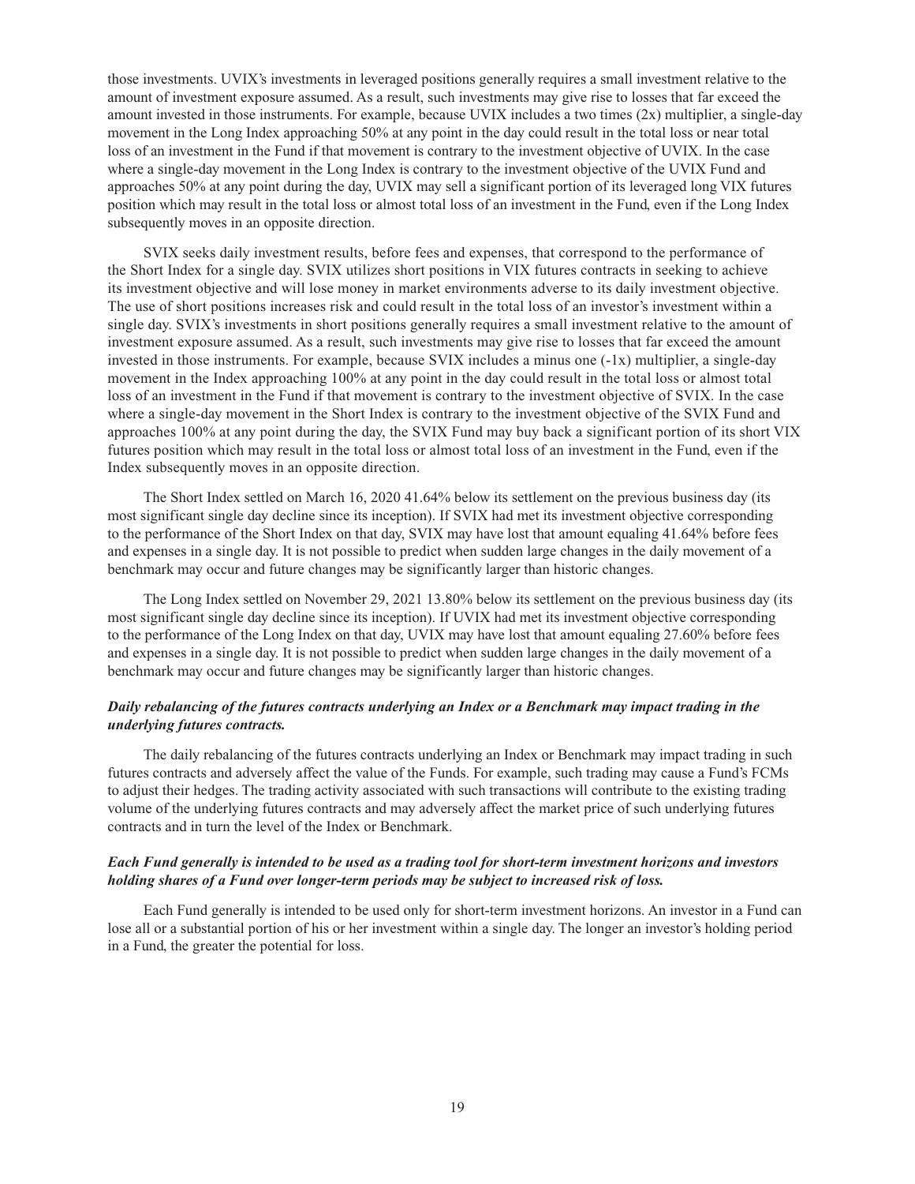those investments. UVIX's investments in leveraged positions generally requires a small investment relative to the amount of investment exposure assumed. As a result, such investments may give rise to losses that far exceed the amount invested in those instruments. For example, because UVIX includes a two times (2x) multiplier, a single-day movement in the Long Index approaching 50% at any point in the day could result in the total loss or near total loss of an investment in the Fund if that movement is contrary to the investment objective of UVIX. In the case where a single-day movement in the Long Index is contrary to the investment objective of the UVIX Fund and approaches 50% at any point during the day, UVIX may sell a significant portion of its leveraged long VIX futures position which may result in the total loss or almost total loss of an investment in the Fund, even if the Long Index subsequently moves in an opposite direction.

SVIX seeks daily investment results, before fees and expenses, that correspond to the performance of the Short Index for a single day. SVIX utilizes short positions in VIX futures contracts in seeking to achieve its investment objective and will lose money in market environments adverse to its daily investment objective. The use of short positions increases risk and could result in the total loss of an investor's investment within a single day. SVIX's investments in short positions generally requires a small investment relative to the amount of investment exposure assumed. As a result, such investments may give rise to losses that far exceed the amount invested in those instruments. For example, because SVIX includes a minus one (-1x) multiplier, a single-day movement in the Index approaching 100% at any point in the day could result in the total loss or almost total loss of an investment in the Fund if that movement is contrary to the investment objective of SVIX. In the case where a single-day movement in the Short Index is contrary to the investment objective of the SVIX Fund and approaches 100% at any point during the day, the SVIX Fund may buy back a significant portion of its short VIX futures position which may result in the total loss or almost total loss of an investment in the Fund, even if the Index subsequently moves in an opposite direction.

The Short Index settled on March 16, 2020 41.64% below its settlement on the previous business day (its most significant single day decline since its inception). If SVIX had met its investment objective corresponding to the performance of the Short Index on that day, SVIX may have lost that amount equaling 41.64% before fees and expenses in a single day. It is not possible to predict when sudden large changes in the daily movement of a benchmark may occur and future changes may be significantly larger than historic changes.

The Long Index settled on November 29, 2021 13.80% below its settlement on the previous business day (its most significant single day decline since its inception). If UVIX had met its investment objective corresponding to the performance of the Long Index on that day, UVIX may have lost that amount equaling 27.60% before fees and expenses in a single day. It is not possible to predict when sudden large changes in the daily movement of a benchmark may occur and future changes may be significantly larger than historic changes.

***Daily rebalancing of the futures contracts underlying an Index or a Benchmark may impact trading in the underlying futures contracts.***

The daily rebalancing of the futures contracts underlying an Index or Benchmark may impact trading in such futures contracts and adversely affect the value of the Funds. For example, such trading may cause a Fund's FCMs to adjust their hedges. The trading activity associated with such transactions will contribute to the existing trading volume of the underlying futures contracts and may adversely affect the market price of such underlying futures contracts and in turn the level of the Index or Benchmark.

***Each Fund generally is intended to be used as a trading tool for short-term investment horizons and investors holding shares of a Fund over longer-term periods may be subject to increased risk of loss.***

Each Fund generally is intended to be used only for short-term investment horizons. An investor in a Fund can lose all or a substantial portion of his or her investment within a single day. The longer an investor's holding period in a Fund, the greater the potential for loss.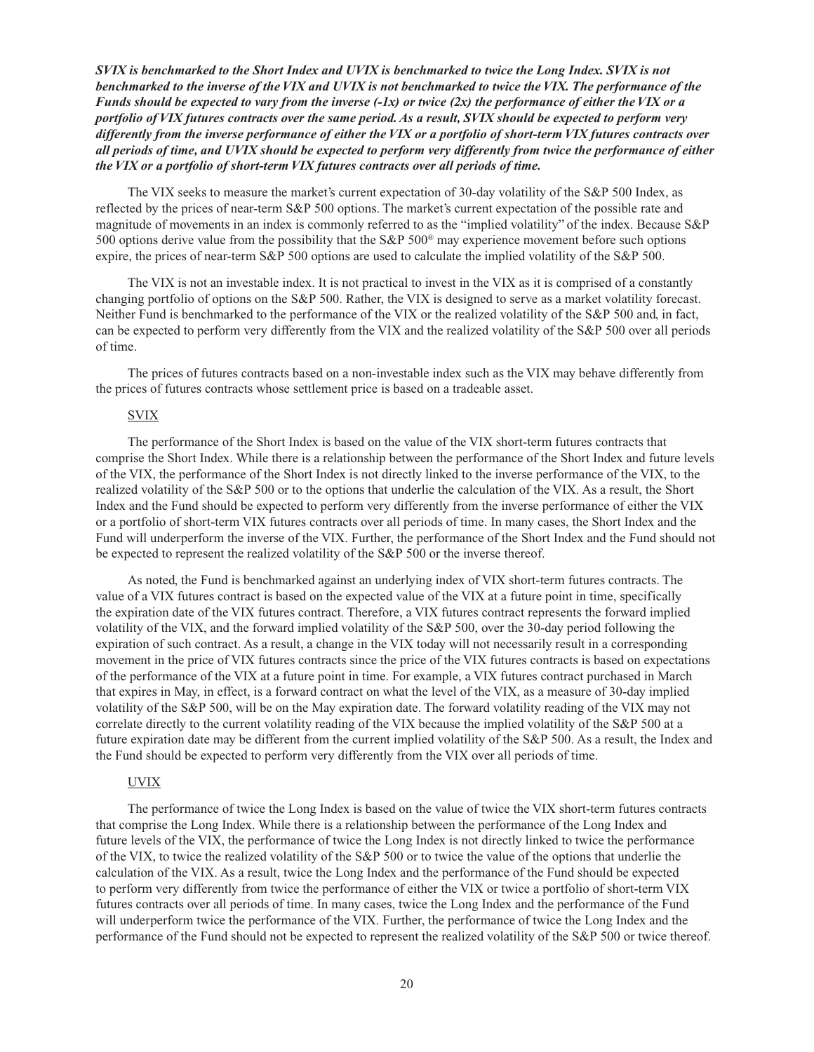***SVIX is benchmarked to the Short Index and UVIX is benchmarked to twice the Long Index. SVIX is not benchmarked to the inverse of the VIX and UVIX is not benchmarked to twice the VIX. The performance of the Funds should be expected to vary from the inverse (-1x) or twice (2x) the performance of either the VIX or a portfolio of VIX futures contracts over the same period. As a result, SVIX should be expected to perform very differently from the inverse performance of either the VIX or a portfolio of short-term VIX futures contracts over all periods of time, and UVIX should be expected to perform very differently from twice the performance of either the VIX or a portfolio of short-term VIX futures contracts over all periods of time.***

The VIX seeks to measure the market's current expectation of 30-day volatility of the S&P 500 Index, as reflected by the prices of near-term S&P 500 options. The market's current expectation of the possible rate and magnitude of movements in an index is commonly referred to as the "implied volatility" of the index. Because S&P 500 options derive value from the possibility that the S&P 500® may experience movement before such options expire, the prices of near-term S&P 500 options are used to calculate the implied volatility of the S&P 500.

The VIX is not an investable index. It is not practical to invest in the VIX as it is comprised of a constantly changing portfolio of options on the S&P 500. Rather, the VIX is designed to serve as a market volatility forecast. Neither Fund is benchmarked to the performance of the VIX or the realized volatility of the S&P 500 and, in fact, can be expected to perform very differently from the VIX and the realized volatility of the S&P 500 over all periods of time.

The prices of futures contracts based on a non-investable index such as the VIX may behave differently from the prices of futures contracts whose settlement price is based on a tradeable asset.

SVIX

The performance of the Short Index is based on the value of the VIX short-term futures contracts that comprise the Short Index. While there is a relationship between the performance of the Short Index and future levels of the VIX, the performance of the Short Index is not directly linked to the inverse performance of the VIX, to the realized volatility of the S&P 500 or to the options that underlie the calculation of the VIX. As a result, the Short Index and the Fund should be expected to perform very differently from the inverse performance of either the VIX or a portfolio of short-term VIX futures contracts over all periods of time. In many cases, the Short Index and the Fund will underperform the inverse of the VIX. Further, the performance of the Short Index and the Fund should not be expected to represent the realized volatility of the S&P 500 or the inverse thereof.

As noted, the Fund is benchmarked against an underlying index of VIX short-term futures contracts. The value of a VIX futures contract is based on the expected value of the VIX at a future point in time, specifically the expiration date of the VIX futures contract. Therefore, a VIX futures contract represents the forward implied volatility of the VIX, and the forward implied volatility of the S&P 500, over the 30-day period following the expiration of such contract. As a result, a change in the VIX today will not necessarily result in a corresponding movement in the price of VIX futures contracts since the price of the VIX futures contracts is based on expectations of the performance of the VIX at a future point in time. For example, a VIX futures contract purchased in March that expires in May, in effect, is a forward contract on what the level of the VIX, as a measure of 30-day implied volatility of the S&P 500, will be on the May expiration date. The forward volatility reading of the VIX may not correlate directly to the current volatility reading of the VIX because the implied volatility of the S&P 500 at a future expiration date may be different from the current implied volatility of the S&P 500. As a result, the Index and the Fund should be expected to perform very differently from the VIX over all periods of time.

UVIX

The performance of twice the Long Index is based on the value of twice the VIX short-term futures contracts that comprise the Long Index. While there is a relationship between the performance of the Long Index and future levels of the VIX, the performance of twice the Long Index is not directly linked to twice the performance of the VIX, to twice the realized volatility of the S&P 500 or to twice the value of the options that underlie the calculation of the VIX. As a result, twice the Long Index and the performance of the Fund should be expected to perform very differently from twice the performance of either the VIX or twice a portfolio of short-term VIX futures contracts over all periods of time. In many cases, twice the Long Index and the performance of the Fund will underperform twice the performance of the VIX. Further, the performance of twice the Long Index and the performance of the Fund should not be expected to represent the realized volatility of the S&P 500 or twice thereof.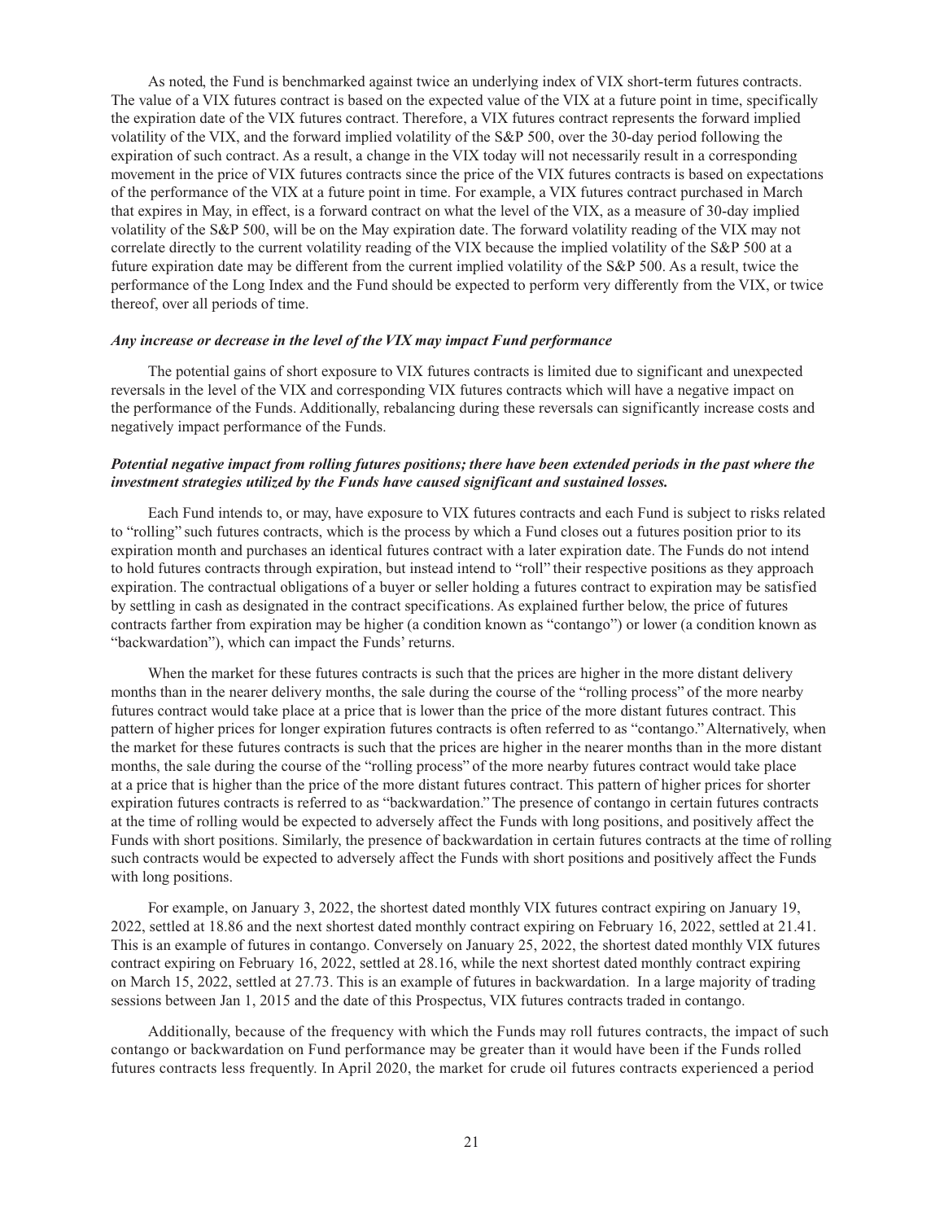As noted, the Fund is benchmarked against twice an underlying index of VIX short-term futures contracts. The value of a VIX futures contract is based on the expected value of the VIX at a future point in time, specifically the expiration date of the VIX futures contract. Therefore, a VIX futures contract represents the forward implied volatility of the VIX, and the forward implied volatility of the S&P 500, over the 30-day period following the expiration of such contract. As a result, a change in the VIX today will not necessarily result in a corresponding movement in the price of VIX futures contracts since the price of the VIX futures contracts is based on expectations of the performance of the VIX at a future point in time. For example, a VIX futures contract purchased in March that expires in May, in effect, is a forward contract on what the level of the VIX, as a measure of 30-day implied volatility of the S&P 500, will be on the May expiration date. The forward volatility reading of the VIX may not correlate directly to the current volatility reading of the VIX because the implied volatility of the S&P 500 at a future expiration date may be different from the current implied volatility of the S&P 500. As a result, twice the performance of the Long Index and the Fund should be expected to perform very differently from the VIX, or twice thereof, over all periods of time.

***Any increase or decrease in the level of the VIX may impact Fund performance***

The potential gains of short exposure to VIX futures contracts is limited due to significant and unexpected reversals in the level of the VIX and corresponding VIX futures contracts which will have a negative impact on the performance of the Funds. Additionally, rebalancing during these reversals can significantly increase costs and negatively impact performance of the Funds.

***Potential negative impact from rolling futures positions; there have been extended periods in the past where the investment strategies utilized by the Funds have caused significant and sustained losses.***

Each Fund intends to, or may, have exposure to VIX futures contracts and each Fund is subject to risks related to "rolling" such futures contracts, which is the process by which a Fund closes out a futures position prior to its expiration month and purchases an identical futures contract with a later expiration date. The Funds do not intend to hold futures contracts through expiration, but instead intend to "roll" their respective positions as they approach expiration. The contractual obligations of a buyer or seller holding a futures contract to expiration may be satisfied by settling in cash as designated in the contract specifications. As explained further below, the price of futures contracts farther from expiration may be higher (a condition known as "contango") or lower (a condition known as "backwardation"), which can impact the Funds' returns.

When the market for these futures contracts is such that the prices are higher in the more distant delivery months than in the nearer delivery months, the sale during the course of the "rolling process" of the more nearby futures contract would take place at a price that is lower than the price of the more distant futures contract. This pattern of higher prices for longer expiration futures contracts is often referred to as "contango." Alternatively, when the market for these futures contracts is such that the prices are higher in the nearer months than in the more distant months, the sale during the course of the "rolling process" of the more nearby futures contract would take place at a price that is higher than the price of the more distant futures contract. This pattern of higher prices for shorter expiration futures contracts is referred to as "backwardation." The presence of contango in certain futures contracts at the time of rolling would be expected to adversely affect the Funds with long positions, and positively affect the Funds with short positions. Similarly, the presence of backwardation in certain futures contracts at the time of rolling such contracts would be expected to adversely affect the Funds with short positions and positively affect the Funds with long positions.

For example, on January 3, 2022, the shortest dated monthly VIX futures contract expiring on January 19, 2022, settled at 18.86 and the next shortest dated monthly contract expiring on February 16, 2022, settled at 21.41. This is an example of futures in contango. Conversely on January 25, 2022, the shortest dated monthly VIX futures contract expiring on February 16, 2022, settled at 28.16, while the next shortest dated monthly contract expiring on March 15, 2022, settled at 27.73. This is an example of futures in backwardation. In a large majority of trading sessions between Jan 1, 2015 and the date of this Prospectus, VIX futures contracts traded in contango.

Additionally, because of the frequency with which the Funds may roll futures contracts, the impact of such contango or backwardation on Fund performance may be greater than it would have been if the Funds rolled futures contracts less frequently. In April 2020, the market for crude oil futures contracts experienced a period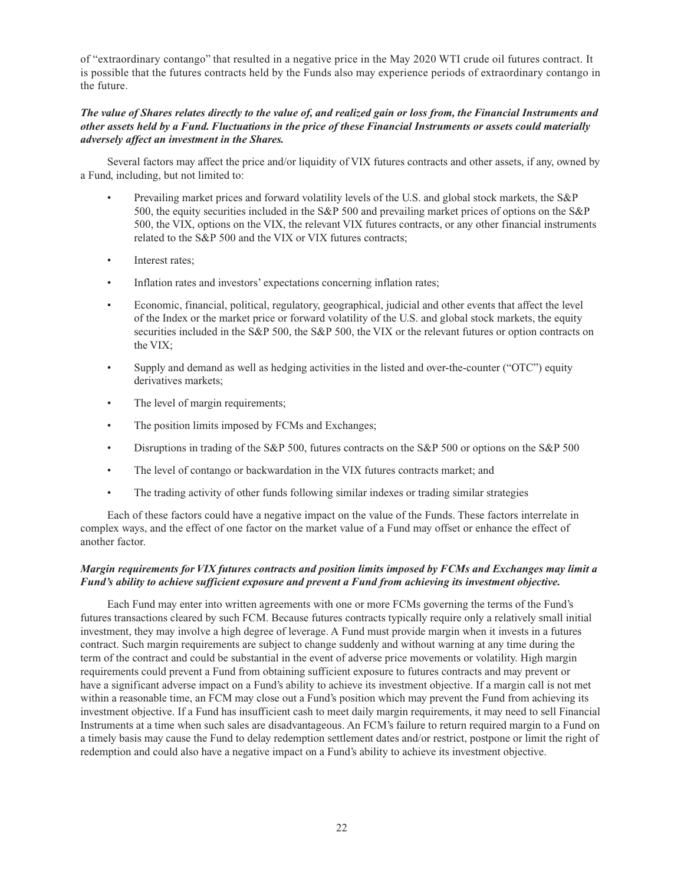of "extraordinary contango" that resulted in a negative price in the May 2020 WTI crude oil futures contract. It is possible that the futures contracts held by the Funds also may experience periods of extraordinary contango in the future.

***The value of Shares relates directly to the value of, and realized gain or loss from, the Financial Instruments and other assets held by a Fund. Fluctuations in the price of these Financial Instruments or assets could materially adversely affect an investment in the Shares.***

Several factors may affect the price and/or liquidity of VIX futures contracts and other assets, if any, owned by a Fund, including, but not limited to:

- Prevailing market prices and forward volatility levels of the U.S. and global stock markets, the S&P 500, the equity securities included in the S&P 500 and prevailing market prices of options on the S&P 500, the VIX, options on the VIX, the relevant VIX futures contracts, or any other financial instruments related to the S&P 500 and the VIX or VIX futures contracts;
- Interest rates;
- Inflation rates and investors' expectations concerning inflation rates;
- Economic, financial, political, regulatory, geographical, judicial and other events that affect the level of the Index or the market price or forward volatility of the U.S. and global stock markets, the equity securities included in the S&P 500, the S&P 500, the VIX or the relevant futures or option contracts on the VIX;
- Supply and demand as well as hedging activities in the listed and over-the-counter ("OTC") equity derivatives markets;
- The level of margin requirements;
- The position limits imposed by FCMs and Exchanges;
- Disruptions in trading of the S&P 500, futures contracts on the S&P 500 or options on the S&P 500
- The level of contango or backwardation in the VIX futures contracts market; and
- The trading activity of other funds following similar indexes or trading similar strategies

Each of these factors could have a negative impact on the value of the Funds. These factors interrelate in complex ways, and the effect of one factor on the market value of a Fund may offset or enhance the effect of another factor.

***Margin requirements for VIX futures contracts and position limits imposed by FCMs and Exchanges may limit a Fund's ability to achieve sufficient exposure and prevent a Fund from achieving its investment objective.***

Each Fund may enter into written agreements with one or more FCMs governing the terms of the Fund's futures transactions cleared by such FCM. Because futures contracts typically require only a relatively small initial investment, they may involve a high degree of leverage. A Fund must provide margin when it invests in a futures contract. Such margin requirements are subject to change suddenly and without warning at any time during the term of the contract and could be substantial in the event of adverse price movements or volatility. High margin requirements could prevent a Fund from obtaining sufficient exposure to futures contracts and may prevent or have a significant adverse impact on a Fund's ability to achieve its investment objective. If a margin call is not met within a reasonable time, an FCM may close out a Fund's position which may prevent the Fund from achieving its investment objective. If a Fund has insufficient cash to meet daily margin requirements, it may need to sell Financial Instruments at a time when such sales are disadvantageous. An FCM's failure to return required margin to a Fund on a timely basis may cause the Fund to delay redemption settlement dates and/or restrict, postpone or limit the right of redemption and could also have a negative impact on a Fund's ability to achieve its investment objective.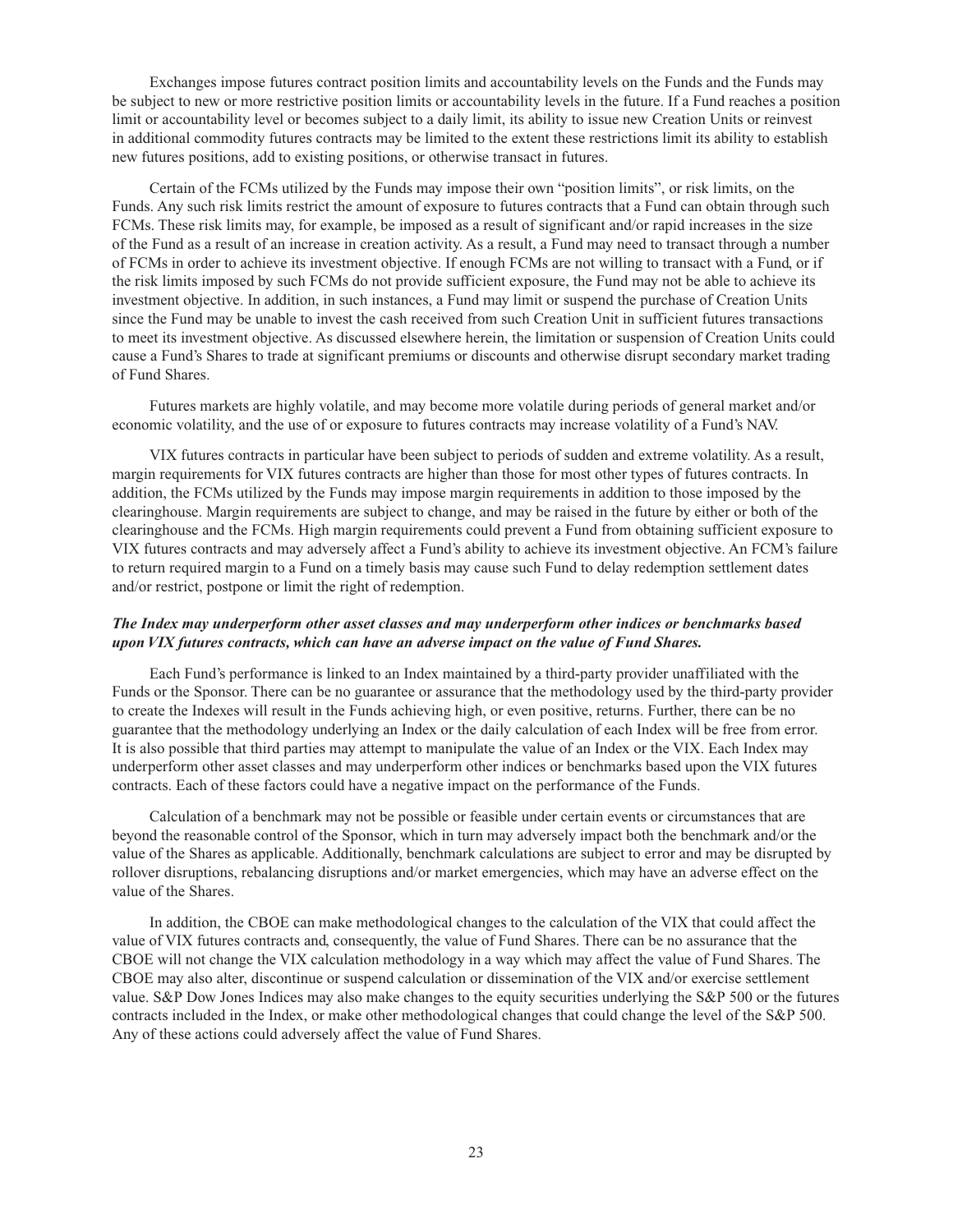Exchanges impose futures contract position limits and accountability levels on the Funds and the Funds may be subject to new or more restrictive position limits or accountability levels in the future. If a Fund reaches a position limit or accountability level or becomes subject to a daily limit, its ability to issue new Creation Units or reinvest in additional commodity futures contracts may be limited to the extent these restrictions limit its ability to establish new futures positions, add to existing positions, or otherwise transact in futures.

Certain of the FCMs utilized by the Funds may impose their own "position limits", or risk limits, on the Funds. Any such risk limits restrict the amount of exposure to futures contracts that a Fund can obtain through such FCMs. These risk limits may, for example, be imposed as a result of significant and/or rapid increases in the size of the Fund as a result of an increase in creation activity. As a result, a Fund may need to transact through a number of FCMs in order to achieve its investment objective. If enough FCMs are not willing to transact with a Fund, or if the risk limits imposed by such FCMs do not provide sufficient exposure, the Fund may not be able to achieve its investment objective. In addition, in such instances, a Fund may limit or suspend the purchase of Creation Units since the Fund may be unable to invest the cash received from such Creation Unit in sufficient futures transactions to meet its investment objective. As discussed elsewhere herein, the limitation or suspension of Creation Units could cause a Fund's Shares to trade at significant premiums or discounts and otherwise disrupt secondary market trading of Fund Shares.

Futures markets are highly volatile, and may become more volatile during periods of general market and/or economic volatility, and the use of or exposure to futures contracts may increase volatility of a Fund's NAV.

VIX futures contracts in particular have been subject to periods of sudden and extreme volatility. As a result, margin requirements for VIX futures contracts are higher than those for most other types of futures contracts. In addition, the FCMs utilized by the Funds may impose margin requirements in addition to those imposed by the clearinghouse. Margin requirements are subject to change, and may be raised in the future by either or both of the clearinghouse and the FCMs. High margin requirements could prevent a Fund from obtaining sufficient exposure to VIX futures contracts and may adversely affect a Fund's ability to achieve its investment objective. An FCM's failure to return required margin to a Fund on a timely basis may cause such Fund to delay redemption settlement dates and/or restrict, postpone or limit the right of redemption.

***The Index may underperform other asset classes and may underperform other indices or benchmarks based upon VIX futures contracts, which can have an adverse impact on the value of Fund Shares.***

Each Fund's performance is linked to an Index maintained by a third-party provider unaffiliated with the Funds or the Sponsor. There can be no guarantee or assurance that the methodology used by the third-party provider to create the Indexes will result in the Funds achieving high, or even positive, returns. Further, there can be no guarantee that the methodology underlying an Index or the daily calculation of each Index will be free from error. It is also possible that third parties may attempt to manipulate the value of an Index or the VIX. Each Index may underperform other asset classes and may underperform other indices or benchmarks based upon the VIX futures contracts. Each of these factors could have a negative impact on the performance of the Funds.

Calculation of a benchmark may not be possible or feasible under certain events or circumstances that are beyond the reasonable control of the Sponsor, which in turn may adversely impact both the benchmark and/or the value of the Shares as applicable. Additionally, benchmark calculations are subject to error and may be disrupted by rollover disruptions, rebalancing disruptions and/or market emergencies, which may have an adverse effect on the value of the Shares.

In addition, the CBOE can make methodological changes to the calculation of the VIX that could affect the value of VIX futures contracts and, consequently, the value of Fund Shares. There can be no assurance that the CBOE will not change the VIX calculation methodology in a way which may affect the value of Fund Shares. The CBOE may also alter, discontinue or suspend calculation or dissemination of the VIX and/or exercise settlement value. S&P Dow Jones Indices may also make changes to the equity securities underlying the S&P 500 or the futures contracts included in the Index, or make other methodological changes that could change the level of the S&P 500. Any of these actions could adversely affect the value of Fund Shares.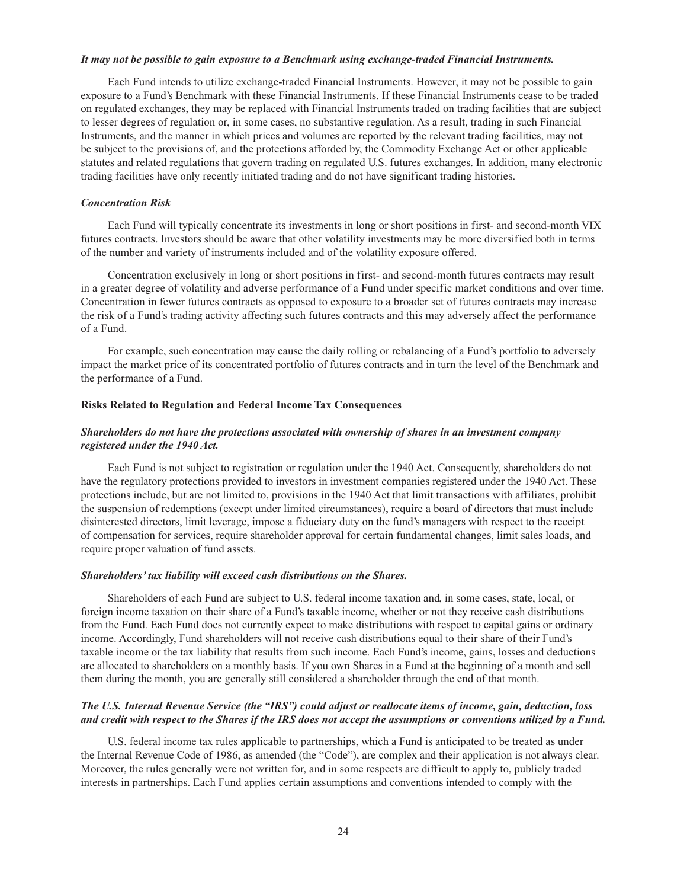*It may not be possible to gain exposure to a Benchmark using exchange-traded Financial Instruments.*

Each Fund intends to utilize exchange-traded Financial Instruments. However, it may not be possible to gain exposure to a Fund's Benchmark with these Financial Instruments. If these Financial Instruments cease to be traded on regulated exchanges, they may be replaced with Financial Instruments traded on trading facilities that are subject to lesser degrees of regulation or, in some cases, no substantive regulation. As a result, trading in such Financial Instruments, and the manner in which prices and volumes are reported by the relevant trading facilities, may not be subject to the provisions of, and the protections afforded by, the Commodity Exchange Act or other applicable statutes and related regulations that govern trading on regulated U.S. futures exchanges. In addition, many electronic trading facilities have only recently initiated trading and do not have significant trading histories.

*Concentration Risk*

Each Fund will typically concentrate its investments in long or short positions in first- and second-month VIX futures contracts. Investors should be aware that other volatility investments may be more diversified both in terms of the number and variety of instruments included and of the volatility exposure offered.

Concentration exclusively in long or short positions in first- and second-month futures contracts may result in a greater degree of volatility and adverse performance of a Fund under specific market conditions and over time. Concentration in fewer futures contracts as opposed to exposure to a broader set of futures contracts may increase the risk of a Fund's trading activity affecting such futures contracts and this may adversely affect the performance of a Fund.

For example, such concentration may cause the daily rolling or rebalancing of a Fund's portfolio to adversely impact the market price of its concentrated portfolio of futures contracts and in turn the level of the Benchmark and the performance of a Fund.

**Risks Related to Regulation and Federal Income Tax Consequences**

*Shareholders do not have the protections associated with ownership of shares in an investment company registered under the 1940 Act.*

Each Fund is not subject to registration or regulation under the 1940 Act. Consequently, shareholders do not have the regulatory protections provided to investors in investment companies registered under the 1940 Act. These protections include, but are not limited to, provisions in the 1940 Act that limit transactions with affiliates, prohibit the suspension of redemptions (except under limited circumstances), require a board of directors that must include disinterested directors, limit leverage, impose a fiduciary duty on the fund's managers with respect to the receipt of compensation for services, require shareholder approval for certain fundamental changes, limit sales loads, and require proper valuation of fund assets.

*Shareholders' tax liability will exceed cash distributions on the Shares.*

Shareholders of each Fund are subject to U.S. federal income taxation and, in some cases, state, local, or foreign income taxation on their share of a Fund's taxable income, whether or not they receive cash distributions from the Fund. Each Fund does not currently expect to make distributions with respect to capital gains or ordinary income. Accordingly, Fund shareholders will not receive cash distributions equal to their share of their Fund's taxable income or the tax liability that results from such income. Each Fund's income, gains, losses and deductions are allocated to shareholders on a monthly basis. If you own Shares in a Fund at the beginning of a month and sell them during the month, you are generally still considered a shareholder through the end of that month.

*The U.S. Internal Revenue Service (the "IRS") could adjust or reallocate items of income, gain, deduction, loss and credit with respect to the Shares if the IRS does not accept the assumptions or conventions utilized by a Fund.*

U.S. federal income tax rules applicable to partnerships, which a Fund is anticipated to be treated as under the Internal Revenue Code of 1986, as amended (the "Code"), are complex and their application is not always clear. Moreover, the rules generally were not written for, and in some respects are difficult to apply to, publicly traded interests in partnerships. Each Fund applies certain assumptions and conventions intended to comply with the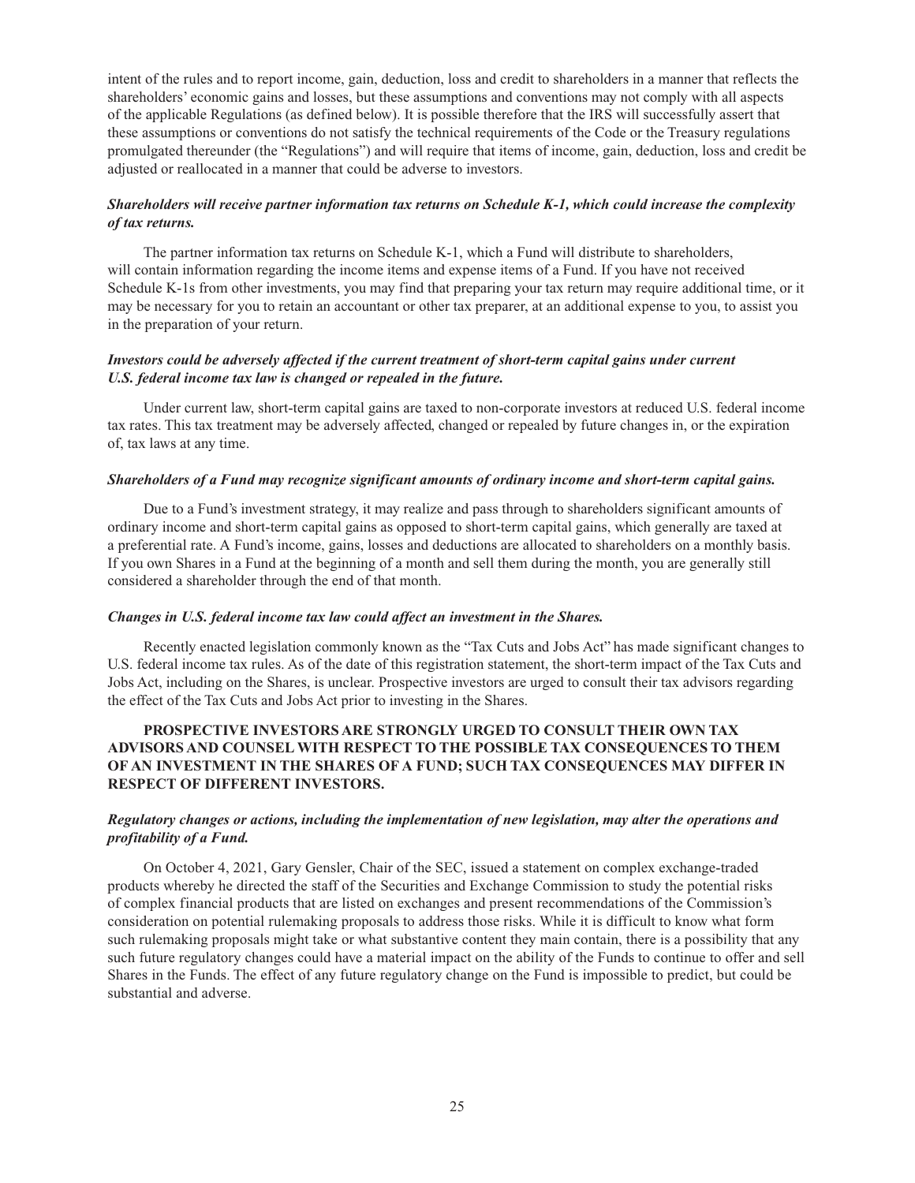intent of the rules and to report income, gain, deduction, loss and credit to shareholders in a manner that reflects the shareholders' economic gains and losses, but these assumptions and conventions may not comply with all aspects of the applicable Regulations (as defined below). It is possible therefore that the IRS will successfully assert that these assumptions or conventions do not satisfy the technical requirements of the Code or the Treasury regulations promulgated thereunder (the "Regulations") and will require that items of income, gain, deduction, loss and credit be adjusted or reallocated in a manner that could be adverse to investors.

***Shareholders will receive partner information tax returns on Schedule K-1, which could increase the complexity of tax returns.***

The partner information tax returns on Schedule K-1, which a Fund will distribute to shareholders, will contain information regarding the income items and expense items of a Fund. If you have not received Schedule K-1s from other investments, you may find that preparing your tax return may require additional time, or it may be necessary for you to retain an accountant or other tax preparer, at an additional expense to you, to assist you in the preparation of your return.

***Investors could be adversely affected if the current treatment of short-term capital gains under current U.S. federal income tax law is changed or repealed in the future.***

Under current law, short-term capital gains are taxed to non-corporate investors at reduced U.S. federal income tax rates. This tax treatment may be adversely affected, changed or repealed by future changes in, or the expiration of, tax laws at any time.

***Shareholders of a Fund may recognize significant amounts of ordinary income and short-term capital gains.***

Due to a Fund's investment strategy, it may realize and pass through to shareholders significant amounts of ordinary income and short-term capital gains as opposed to short-term capital gains, which generally are taxed at a preferential rate. A Fund's income, gains, losses and deductions are allocated to shareholders on a monthly basis. If you own Shares in a Fund at the beginning of a month and sell them during the month, you are generally still considered a shareholder through the end of that month.

***Changes in U.S. federal income tax law could affect an investment in the Shares.***

Recently enacted legislation commonly known as the "Tax Cuts and Jobs Act" has made significant changes to U.S. federal income tax rules. As of the date of this registration statement, the short-term impact of the Tax Cuts and Jobs Act, including on the Shares, is unclear. Prospective investors are urged to consult their tax advisors regarding the effect of the Tax Cuts and Jobs Act prior to investing in the Shares.

**PROSPECTIVE INVESTORS ARE STRONGLY URGED TO CONSULT THEIR OWN TAX ADVISORS AND COUNSEL WITH RESPECT TO THE POSSIBLE TAX CONSEQUENCES TO THEM OF AN INVESTMENT IN THE SHARES OF A FUND; SUCH TAX CONSEQUENCES MAY DIFFER IN RESPECT OF DIFFERENT INVESTORS.**

***Regulatory changes or actions, including the implementation of new legislation, may alter the operations and profitability of a Fund.***

On October 4, 2021, Gary Gensler, Chair of the SEC, issued a statement on complex exchange-traded products whereby he directed the staff of the Securities and Exchange Commission to study the potential risks of complex financial products that are listed on exchanges and present recommendations of the Commission's consideration on potential rulemaking proposals to address those risks. While it is difficult to know what form such rulemaking proposals might take or what substantive content they main contain, there is a possibility that any such future regulatory changes could have a material impact on the ability of the Funds to continue to offer and sell Shares in the Funds. The effect of any future regulatory change on the Fund is impossible to predict, but could be substantial and adverse.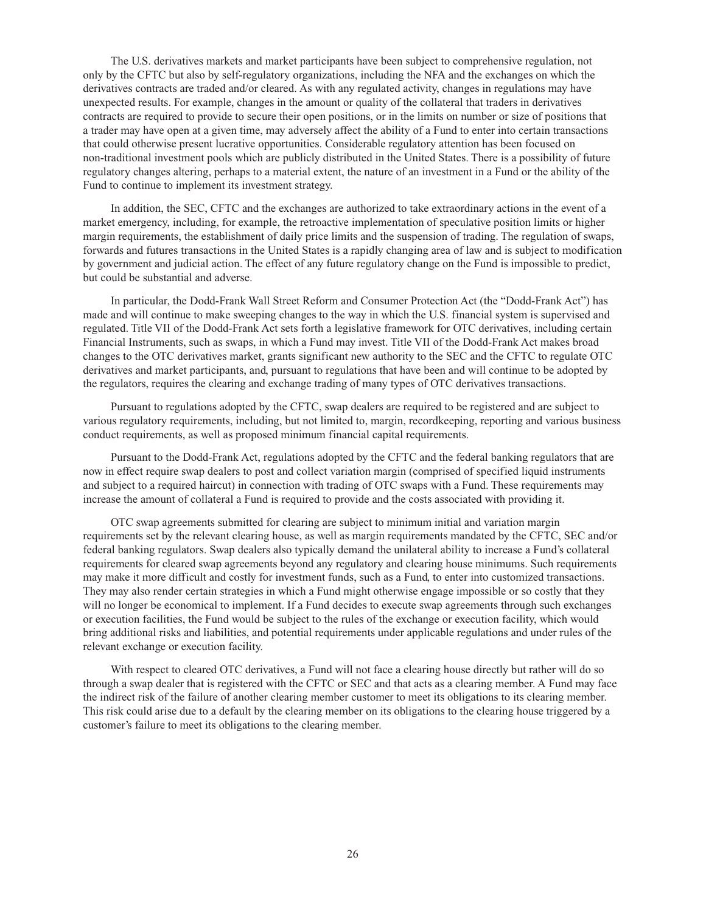The U.S. derivatives markets and market participants have been subject to comprehensive regulation, not only by the CFTC but also by self-regulatory organizations, including the NFA and the exchanges on which the derivatives contracts are traded and/or cleared. As with any regulated activity, changes in regulations may have unexpected results. For example, changes in the amount or quality of the collateral that traders in derivatives contracts are required to provide to secure their open positions, or in the limits on number or size of positions that a trader may have open at a given time, may adversely affect the ability of a Fund to enter into certain transactions that could otherwise present lucrative opportunities. Considerable regulatory attention has been focused on non-traditional investment pools which are publicly distributed in the United States. There is a possibility of future regulatory changes altering, perhaps to a material extent, the nature of an investment in a Fund or the ability of the Fund to continue to implement its investment strategy.

In addition, the SEC, CFTC and the exchanges are authorized to take extraordinary actions in the event of a market emergency, including, for example, the retroactive implementation of speculative position limits or higher margin requirements, the establishment of daily price limits and the suspension of trading. The regulation of swaps, forwards and futures transactions in the United States is a rapidly changing area of law and is subject to modification by government and judicial action. The effect of any future regulatory change on the Fund is impossible to predict, but could be substantial and adverse.

In particular, the Dodd-Frank Wall Street Reform and Consumer Protection Act (the "Dodd-Frank Act") has made and will continue to make sweeping changes to the way in which the U.S. financial system is supervised and regulated. Title VII of the Dodd-Frank Act sets forth a legislative framework for OTC derivatives, including certain Financial Instruments, such as swaps, in which a Fund may invest. Title VII of the Dodd-Frank Act makes broad changes to the OTC derivatives market, grants significant new authority to the SEC and the CFTC to regulate OTC derivatives and market participants, and, pursuant to regulations that have been and will continue to be adopted by the regulators, requires the clearing and exchange trading of many types of OTC derivatives transactions.

Pursuant to regulations adopted by the CFTC, swap dealers are required to be registered and are subject to various regulatory requirements, including, but not limited to, margin, recordkeeping, reporting and various business conduct requirements, as well as proposed minimum financial capital requirements.

Pursuant to the Dodd-Frank Act, regulations adopted by the CFTC and the federal banking regulators that are now in effect require swap dealers to post and collect variation margin (comprised of specified liquid instruments and subject to a required haircut) in connection with trading of OTC swaps with a Fund. These requirements may increase the amount of collateral a Fund is required to provide and the costs associated with providing it.

OTC swap agreements submitted for clearing are subject to minimum initial and variation margin requirements set by the relevant clearing house, as well as margin requirements mandated by the CFTC, SEC and/or federal banking regulators. Swap dealers also typically demand the unilateral ability to increase a Fund's collateral requirements for cleared swap agreements beyond any regulatory and clearing house minimums. Such requirements may make it more difficult and costly for investment funds, such as a Fund, to enter into customized transactions. They may also render certain strategies in which a Fund might otherwise engage impossible or so costly that they will no longer be economical to implement. If a Fund decides to execute swap agreements through such exchanges or execution facilities, the Fund would be subject to the rules of the exchange or execution facility, which would bring additional risks and liabilities, and potential requirements under applicable regulations and under rules of the relevant exchange or execution facility.

With respect to cleared OTC derivatives, a Fund will not face a clearing house directly but rather will do so through a swap dealer that is registered with the CFTC or SEC and that acts as a clearing member. A Fund may face the indirect risk of the failure of another clearing member customer to meet its obligations to its clearing member. This risk could arise due to a default by the clearing member on its obligations to the clearing house triggered by a customer's failure to meet its obligations to the clearing member.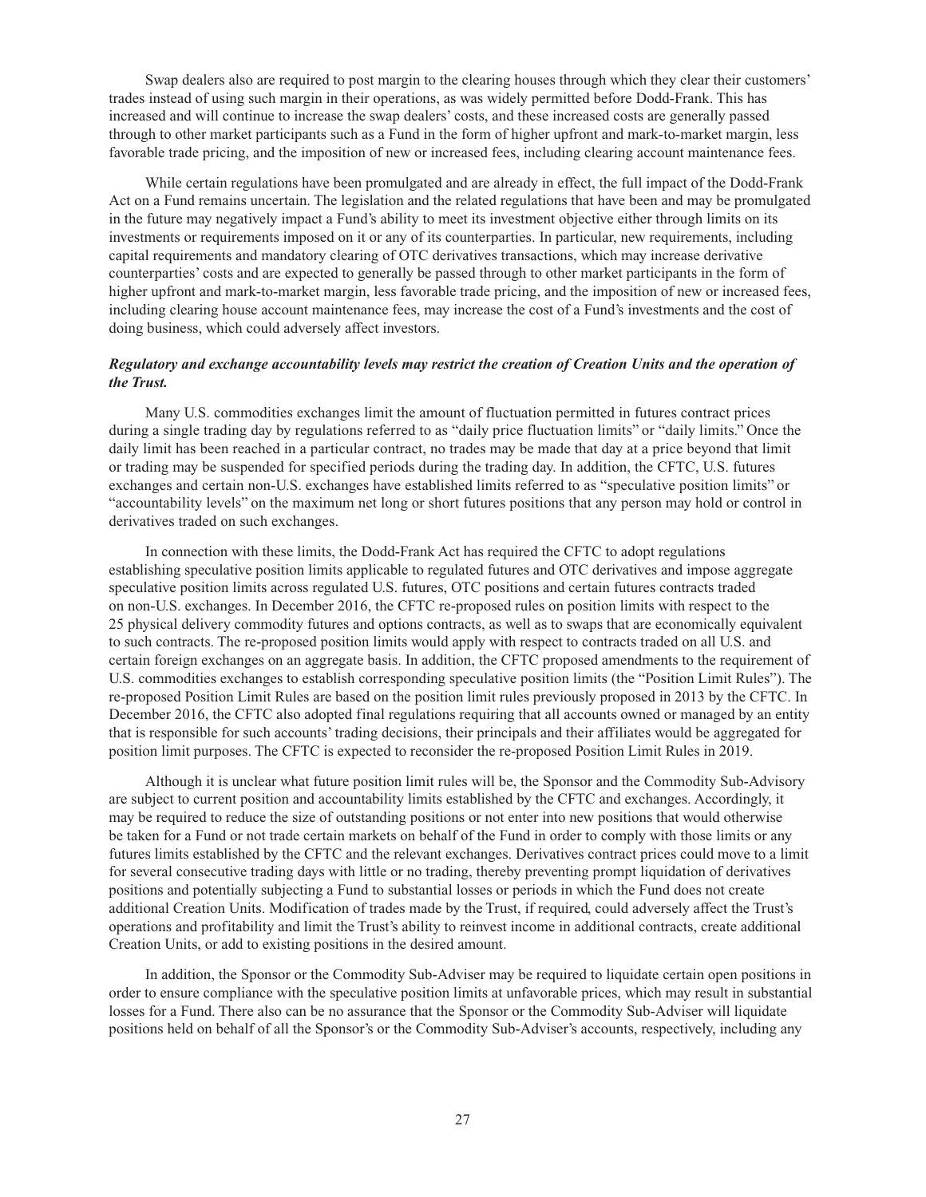Swap dealers also are required to post margin to the clearing houses through which they clear their customers' trades instead of using such margin in their operations, as was widely permitted before Dodd-Frank. This has increased and will continue to increase the swap dealers' costs, and these increased costs are generally passed through to other market participants such as a Fund in the form of higher upfront and mark-to-market margin, less favorable trade pricing, and the imposition of new or increased fees, including clearing account maintenance fees.

While certain regulations have been promulgated and are already in effect, the full impact of the Dodd-Frank Act on a Fund remains uncertain. The legislation and the related regulations that have been and may be promulgated in the future may negatively impact a Fund's ability to meet its investment objective either through limits on its investments or requirements imposed on it or any of its counterparties. In particular, new requirements, including capital requirements and mandatory clearing of OTC derivatives transactions, which may increase derivative counterparties' costs and are expected to generally be passed through to other market participants in the form of higher upfront and mark-to-market margin, less favorable trade pricing, and the imposition of new or increased fees, including clearing house account maintenance fees, may increase the cost of a Fund's investments and the cost of doing business, which could adversely affect investors.

***Regulatory and exchange accountability levels may restrict the creation of Creation Units and the operation of the Trust.***

Many U.S. commodities exchanges limit the amount of fluctuation permitted in futures contract prices during a single trading day by regulations referred to as "daily price fluctuation limits" or "daily limits." Once the daily limit has been reached in a particular contract, no trades may be made that day at a price beyond that limit or trading may be suspended for specified periods during the trading day. In addition, the CFTC, U.S. futures exchanges and certain non-U.S. exchanges have established limits referred to as "speculative position limits" or "accountability levels" on the maximum net long or short futures positions that any person may hold or control in derivatives traded on such exchanges.

In connection with these limits, the Dodd-Frank Act has required the CFTC to adopt regulations establishing speculative position limits applicable to regulated futures and OTC derivatives and impose aggregate speculative position limits across regulated U.S. futures, OTC positions and certain futures contracts traded on non-U.S. exchanges. In December 2016, the CFTC re-proposed rules on position limits with respect to the 25 physical delivery commodity futures and options contracts, as well as to swaps that are economically equivalent to such contracts. The re-proposed position limits would apply with respect to contracts traded on all U.S. and certain foreign exchanges on an aggregate basis. In addition, the CFTC proposed amendments to the requirement of U.S. commodities exchanges to establish corresponding speculative position limits (the "Position Limit Rules"). The re-proposed Position Limit Rules are based on the position limit rules previously proposed in 2013 by the CFTC. In December 2016, the CFTC also adopted final regulations requiring that all accounts owned or managed by an entity that is responsible for such accounts' trading decisions, their principals and their affiliates would be aggregated for position limit purposes. The CFTC is expected to reconsider the re-proposed Position Limit Rules in 2019.

Although it is unclear what future position limit rules will be, the Sponsor and the Commodity Sub-Advisory are subject to current position and accountability limits established by the CFTC and exchanges. Accordingly, it may be required to reduce the size of outstanding positions or not enter into new positions that would otherwise be taken for a Fund or not trade certain markets on behalf of the Fund in order to comply with those limits or any futures limits established by the CFTC and the relevant exchanges. Derivatives contract prices could move to a limit for several consecutive trading days with little or no trading, thereby preventing prompt liquidation of derivatives positions and potentially subjecting a Fund to substantial losses or periods in which the Fund does not create additional Creation Units. Modification of trades made by the Trust, if required, could adversely affect the Trust's operations and profitability and limit the Trust's ability to reinvest income in additional contracts, create additional Creation Units, or add to existing positions in the desired amount.

In addition, the Sponsor or the Commodity Sub-Adviser may be required to liquidate certain open positions in order to ensure compliance with the speculative position limits at unfavorable prices, which may result in substantial losses for a Fund. There also can be no assurance that the Sponsor or the Commodity Sub-Adviser will liquidate positions held on behalf of all the Sponsor's or the Commodity Sub-Adviser's accounts, respectively, including any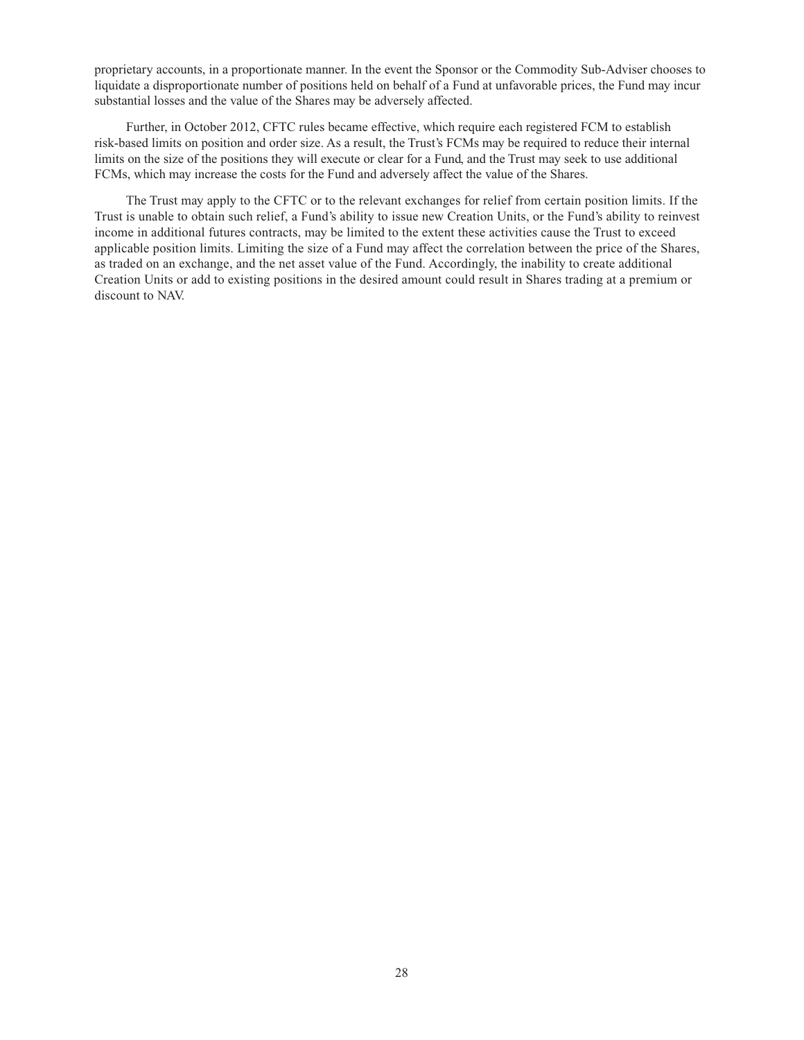proprietary accounts, in a proportionate manner. In the event the Sponsor or the Commodity Sub-Adviser chooses to liquidate a disproportionate number of positions held on behalf of a Fund at unfavorable prices, the Fund may incur substantial losses and the value of the Shares may be adversely affected.

Further, in October 2012, CFTC rules became effective, which require each registered FCM to establish risk-based limits on position and order size. As a result, the Trust's FCMs may be required to reduce their internal limits on the size of the positions they will execute or clear for a Fund, and the Trust may seek to use additional FCMs, which may increase the costs for the Fund and adversely affect the value of the Shares.

The Trust may apply to the CFTC or to the relevant exchanges for relief from certain position limits. If the Trust is unable to obtain such relief, a Fund's ability to issue new Creation Units, or the Fund's ability to reinvest income in additional futures contracts, may be limited to the extent these activities cause the Trust to exceed applicable position limits. Limiting the size of a Fund may affect the correlation between the price of the Shares, as traded on an exchange, and the net asset value of the Fund. Accordingly, the inability to create additional Creation Units or add to existing positions in the desired amount could result in Shares trading at a premium or discount to NAV.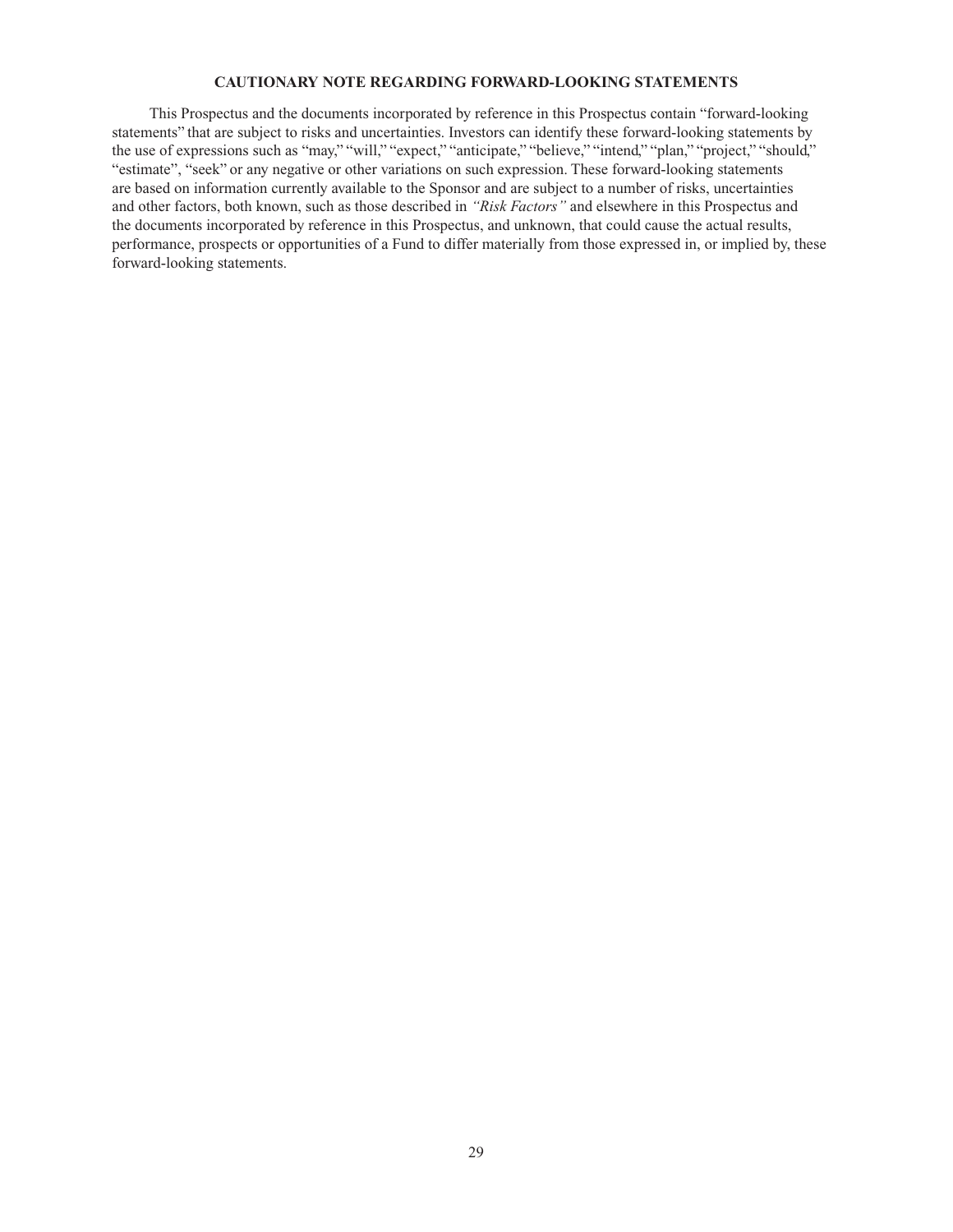## CAUTIONARY NOTE REGARDING FORWARD-LOOKING STATEMENTS

This Prospectus and the documents incorporated by reference in this Prospectus contain "forward-looking statements" that are subject to risks and uncertainties. Investors can identify these forward-looking statements by the use of expressions such as "may," "will," "expect," "anticipate," "believe," "intend," "plan," "project," "should," "estimate", "seek" or any negative or other variations on such expression. These forward-looking statements are based on information currently available to the Sponsor and are subject to a number of risks, uncertainties and other factors, both known, such as those described in *"Risk Factors"* and elsewhere in this Prospectus and the documents incorporated by reference in this Prospectus, and unknown, that could cause the actual results, performance, prospects or opportunities of a Fund to differ materially from those expressed in, or implied by, these forward-looking statements.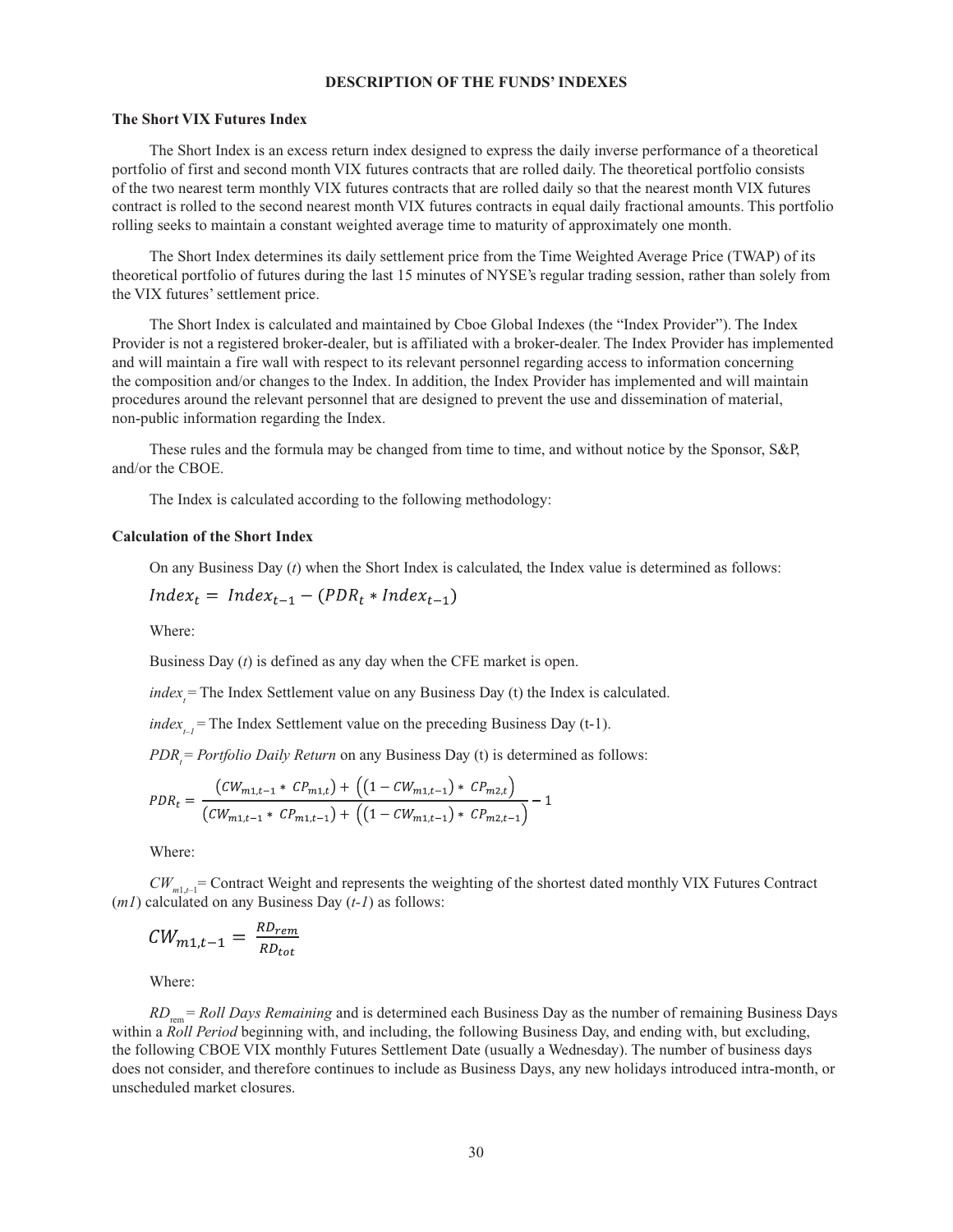# DESCRIPTION OF THE FUNDS' INDEXES

## The Short VIX Futures Index

The Short Index is an excess return index designed to express the daily inverse performance of a theoretical portfolio of first and second month VIX futures contracts that are rolled daily. The theoretical portfolio consists of the two nearest term monthly VIX futures contracts that are rolled daily so that the nearest month VIX futures contract is rolled to the second nearest month VIX futures contracts in equal daily fractional amounts. This portfolio rolling seeks to maintain a constant weighted average time to maturity of approximately one month.

The Short Index determines its daily settlement price from the Time Weighted Average Price (TWAP) of its theoretical portfolio of futures during the last 15 minutes of NYSE's regular trading session, rather than solely from the VIX futures' settlement price.

The Short Index is calculated and maintained by Cboe Global Indexes (the "Index Provider"). The Index Provider is not a registered broker-dealer, but is affiliated with a broker-dealer. The Index Provider has implemented and will maintain a fire wall with respect to its relevant personnel regarding access to information concerning the composition and/or changes to the Index. In addition, the Index Provider has implemented and will maintain procedures around the relevant personnel that are designed to prevent the use and dissemination of material, non-public information regarding the Index.

These rules and the formula may be changed from time to time, and without notice by the Sponsor, S&P, and/or the CBOE.

The Index is calculated according to the following methodology:

## Calculation of the Short Index

On any Business Day (*t*) when the Short Index is calculated, the Index value is determined as follows:

$$Index_t = Index_{t-1} - (PDR_t * Index_{t-1})$$

Where:

Business Day (*t*) is defined as any day when the CFE market is open.

$index_t$ = The Index Settlement value on any Business Day (t) the Index is calculated.

$index_{t-1}$ = The Index Settlement value on the preceding Business Day (t-1).

$PDR_t$ = *Portfolio Daily Return* on any Business Day (t) is determined as follows:

$$PDR_t = \frac{(CW_{m1,t-1} * CP_{m1,t}) + \left((1 - CW_{m1,t-1}) * CP_{m2,t}\right)}{(CW_{m1,t-1} * CP_{m1,t-1}) + \left((1 - CW_{m1,t-1}) * CP_{m2,t-1}\right)} - 1$$

Where:

$CW_{m1,t-1}$ = Contract Weight and represents the weighting of the shortest dated monthly VIX Futures Contract (*m1*) calculated on any Business Day (*t-1*) as follows:

$$CW_{m1,t-1} = \frac{RD_{rem}}{RD_{tot}}$$

Where:

$RD_{rem}$ = *Roll Days Remaining* and is determined each Business Day as the number of remaining Business Days within a *Roll Period* beginning with, and including, the following Business Day, and ending with, but excluding, the following CBOE VIX monthly Futures Settlement Date (usually a Wednesday). The number of business days does not consider, and therefore continues to include as Business Days, any new holidays introduced intra-month, or unscheduled market closures.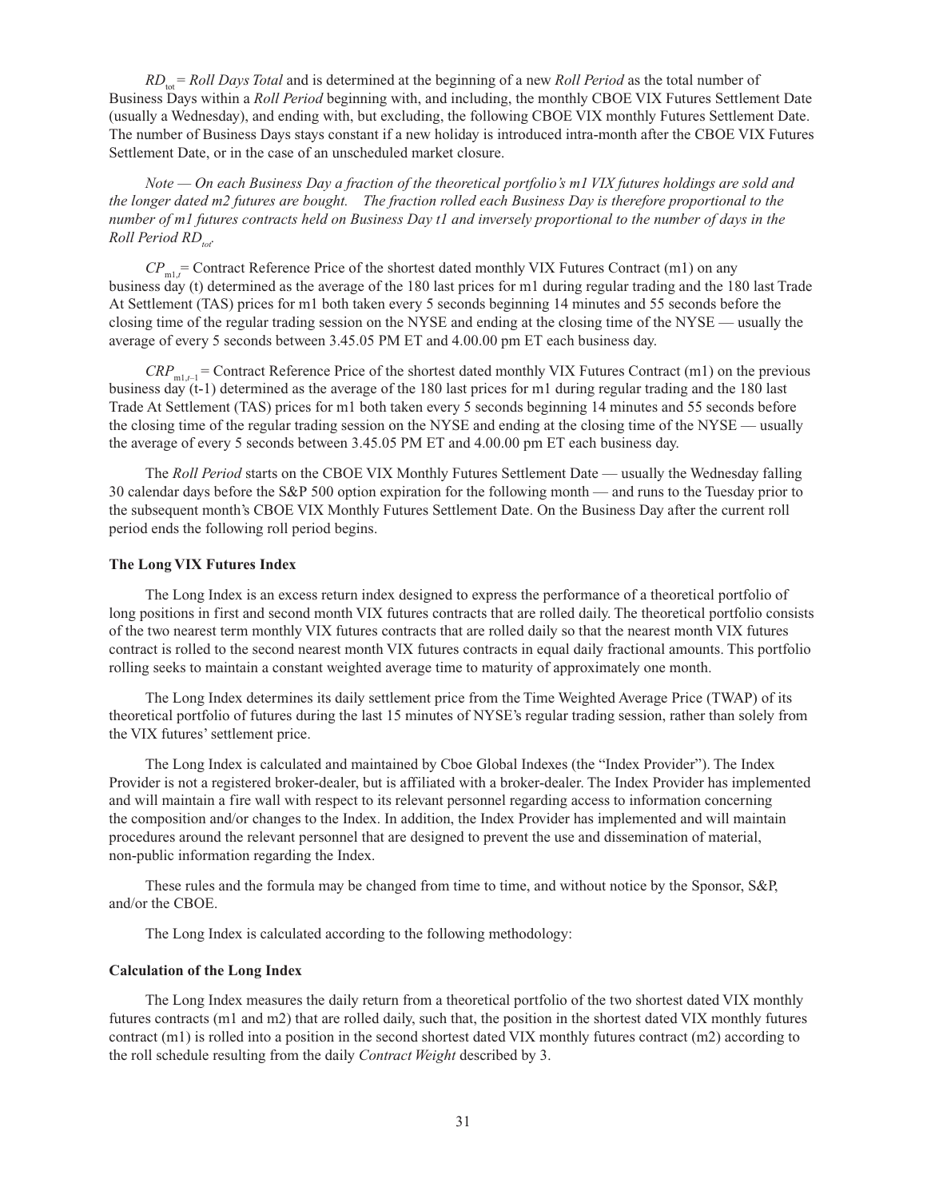*$RD_{tot}$ = Roll Days Total* and is determined at the beginning of a new *Roll Period* as the total number of Business Days within a *Roll Period* beginning with, and including, the monthly CBOE VIX Futures Settlement Date (usually a Wednesday), and ending with, but excluding, the following CBOE VIX monthly Futures Settlement Date. The number of Business Days stays constant if a new holiday is introduced intra-month after the CBOE VIX Futures Settlement Date, or in the case of an unscheduled market closure.

*Note — On each Business Day a fraction of the theoretical portfolio's m1 VIX futures holdings are sold and the longer dated m2 futures are bought. The fraction rolled each Business Day is therefore proportional to the number of m1 futures contracts held on Business Day t1 and inversely proportional to the number of days in the Roll Period $RD_{tot}$.*

$CP_{m1,t}$ = Contract Reference Price of the shortest dated monthly VIX Futures Contract (m1) on any business day (t) determined as the average of the 180 last prices for m1 during regular trading and the 180 last Trade At Settlement (TAS) prices for m1 both taken every 5 seconds beginning 14 minutes and 55 seconds before the closing time of the regular trading session on the NYSE and ending at the closing time of the NYSE — usually the average of every 5 seconds between 3.45.05 PM ET and 4.00.00 pm ET each business day.

$CRP_{m1,t-1}$ = Contract Reference Price of the shortest dated monthly VIX Futures Contract (m1) on the previous business day (t-1) determined as the average of the 180 last prices for m1 during regular trading and the 180 last Trade At Settlement (TAS) prices for m1 both taken every 5 seconds beginning 14 minutes and 55 seconds before the closing time of the regular trading session on the NYSE and ending at the closing time of the NYSE — usually the average of every 5 seconds between 3.45.05 PM ET and 4.00.00 pm ET each business day.

The *Roll Period* starts on the CBOE VIX Monthly Futures Settlement Date — usually the Wednesday falling 30 calendar days before the S&P 500 option expiration for the following month — and runs to the Tuesday prior to the subsequent month's CBOE VIX Monthly Futures Settlement Date. On the Business Day after the current roll period ends the following roll period begins.

**The Long VIX Futures Index**

The Long Index is an excess return index designed to express the performance of a theoretical portfolio of long positions in first and second month VIX futures contracts that are rolled daily. The theoretical portfolio consists of the two nearest term monthly VIX futures contracts that are rolled daily so that the nearest month VIX futures contract is rolled to the second nearest month VIX futures contracts in equal daily fractional amounts. This portfolio rolling seeks to maintain a constant weighted average time to maturity of approximately one month.

The Long Index determines its daily settlement price from the Time Weighted Average Price (TWAP) of its theoretical portfolio of futures during the last 15 minutes of NYSE's regular trading session, rather than solely from the VIX futures' settlement price.

The Long Index is calculated and maintained by Cboe Global Indexes (the "Index Provider"). The Index Provider is not a registered broker-dealer, but is affiliated with a broker-dealer. The Index Provider has implemented and will maintain a fire wall with respect to its relevant personnel regarding access to information concerning the composition and/or changes to the Index. In addition, the Index Provider has implemented and will maintain procedures around the relevant personnel that are designed to prevent the use and dissemination of material, non-public information regarding the Index.

These rules and the formula may be changed from time to time, and without notice by the Sponsor, S&P, and/or the CBOE.

The Long Index is calculated according to the following methodology:

**Calculation of the Long Index**

The Long Index measures the daily return from a theoretical portfolio of the two shortest dated VIX monthly futures contracts (m1 and m2) that are rolled daily, such that, the position in the shortest dated VIX monthly futures contract (m1) is rolled into a position in the second shortest dated VIX monthly futures contract (m2) according to the roll schedule resulting from the daily *Contract Weight* described by 3.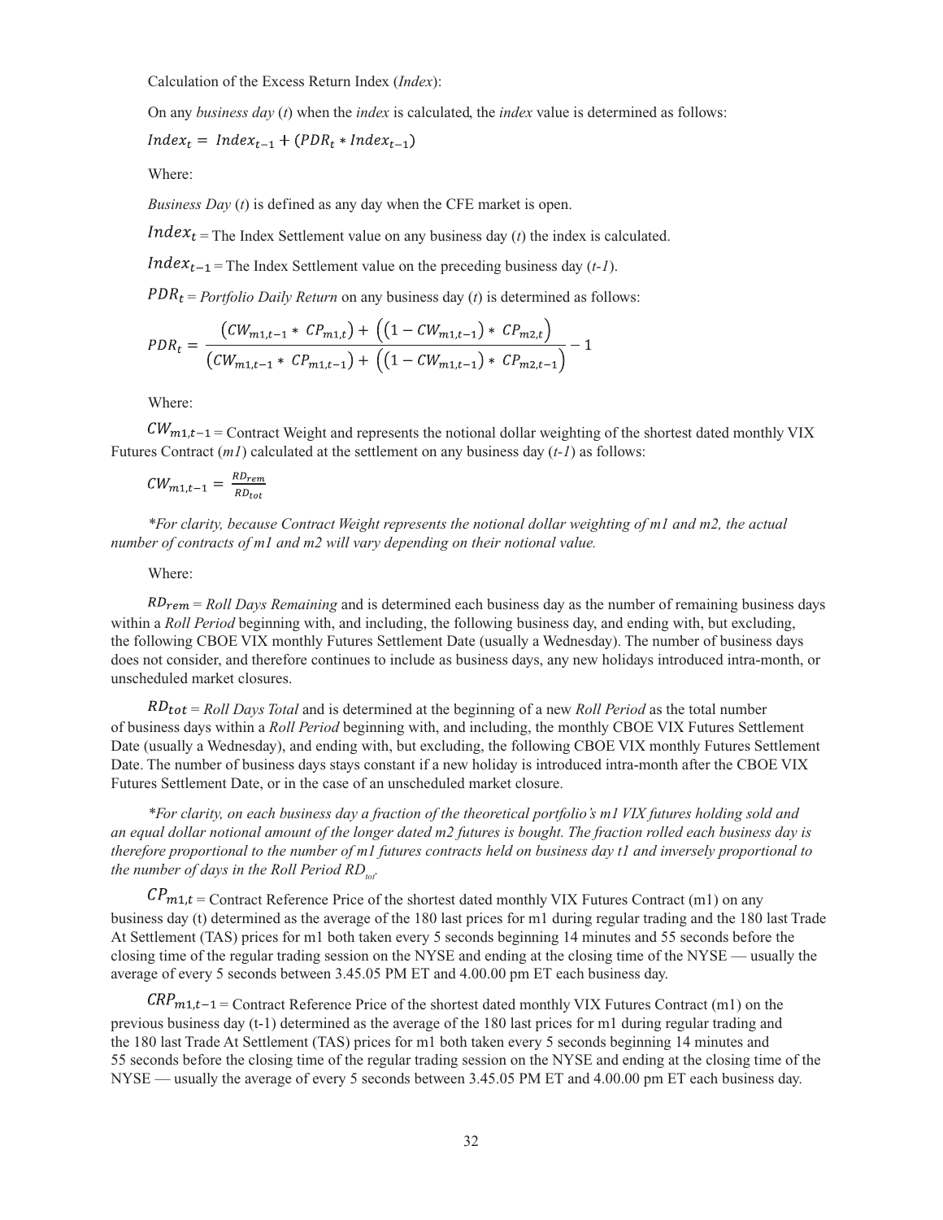Calculation of the Excess Return Index (*Index*):

On any *business day* (*t*) when the *index* is calculated, the *index* value is determined as follows:

$$Index_t = Index_{t-1} + (PDR_t * Index_{t-1})$$

Where:

*Business Day* (*t*) is defined as any day when the CFE market is open.

$Index_t$ = The Index Settlement value on any business day (*t*) the index is calculated.

$Index_{t-1}$ = The Index Settlement value on the preceding business day (*t-1*).

$PDR_t$ = *Portfolio Daily Return* on any business day (*t*) is determined as follows:

$$PDR_t = \frac{(CW_{m1,t-1} * CP_{m1,t}) + \left((1 - CW_{m1,t-1}) * CP_{m2,t}\right)}{(CW_{m1,t-1} * CP_{m1,t-1}) + \left((1 - CW_{m1,t-1}) * CP_{m2,t-1}\right)} - 1$$

Where:

$CW_{m1,t-1}$ = Contract Weight and represents the notional dollar weighting of the shortest dated monthly VIX Futures Contract (*m1*) calculated at the settlement on any business day (*t-1*) as follows:

$$CW_{m1,t-1} = \frac{RD_{rem}}{RD_{tot}}$$

*\*For clarity, because Contract Weight represents the notional dollar weighting of m1 and m2, the actual number of contracts of m1 and m2 will vary depending on their notional value.*

Where:

$RD_{rem}$ = *Roll Days Remaining* and is determined each business day as the number of remaining business days within a *Roll Period* beginning with, and including, the following business day, and ending with, but excluding, the following CBOE VIX monthly Futures Settlement Date (usually a Wednesday). The number of business days does not consider, and therefore continues to include as business days, any new holidays introduced intra-month, or unscheduled market closures.

$RD_{tot}$ = *Roll Days Total* and is determined at the beginning of a new *Roll Period* as the total number of business days within a *Roll Period* beginning with, and including, the monthly CBOE VIX Futures Settlement Date (usually a Wednesday), and ending with, but excluding, the following CBOE VIX monthly Futures Settlement Date. The number of business days stays constant if a new holiday is introduced intra-month after the CBOE VIX Futures Settlement Date, or in the case of an unscheduled market closure.

*\*For clarity, on each business day a fraction of the theoretical portfolio's m1 VIX futures holding sold and an equal dollar notional amount of the longer dated m2 futures is bought. The fraction rolled each business day is therefore proportional to the number of m1 futures contracts held on business day t1 and inversely proportional to the number of days in the Roll Period* $RD_{tot}$.

$CP_{m1,t}$ = Contract Reference Price of the shortest dated monthly VIX Futures Contract (m1) on any business day (t) determined as the average of the 180 last prices for m1 during regular trading and the 180 last Trade At Settlement (TAS) prices for m1 both taken every 5 seconds beginning 14 minutes and 55 seconds before the closing time of the regular trading session on the NYSE and ending at the closing time of the NYSE — usually the average of every 5 seconds between 3.45.05 PM ET and 4.00.00 pm ET each business day.

$CRP_{m1,t-1}$ = Contract Reference Price of the shortest dated monthly VIX Futures Contract (m1) on the previous business day (t-1) determined as the average of the 180 last prices for m1 during regular trading and the 180 last Trade At Settlement (TAS) prices for m1 both taken every 5 seconds beginning 14 minutes and 55 seconds before the closing time of the regular trading session on the NYSE and ending at the closing time of the NYSE — usually the average of every 5 seconds between 3.45.05 PM ET and 4.00.00 pm ET each business day.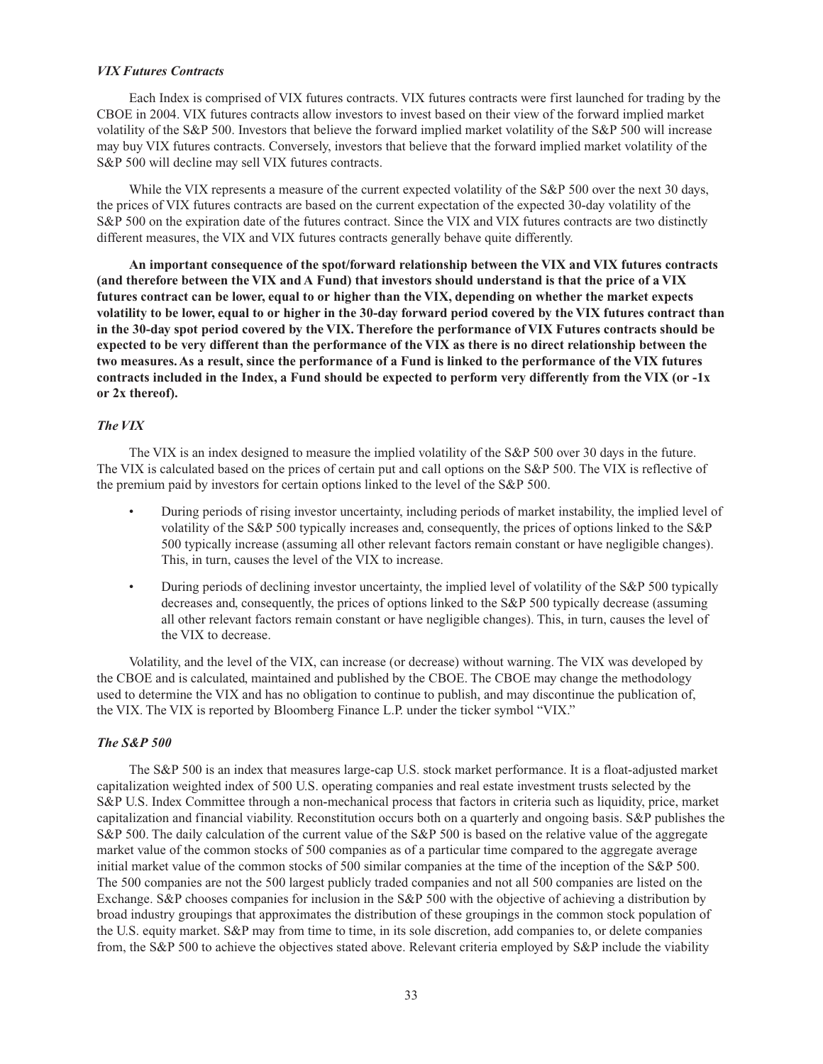***VIX Futures Contracts***

Each Index is comprised of VIX futures contracts. VIX futures contracts were first launched for trading by the CBOE in 2004. VIX futures contracts allow investors to invest based on their view of the forward implied market volatility of the S&P 500. Investors that believe the forward implied market volatility of the S&P 500 will increase may buy VIX futures contracts. Conversely, investors that believe that the forward implied market volatility of the S&P 500 will decline may sell VIX futures contracts.

While the VIX represents a measure of the current expected volatility of the S&P 500 over the next 30 days, the prices of VIX futures contracts are based on the current expectation of the expected 30-day volatility of the S&P 500 on the expiration date of the futures contract. Since the VIX and VIX futures contracts are two distinctly different measures, the VIX and VIX futures contracts generally behave quite differently.

**An important consequence of the spot/forward relationship between the VIX and VIX futures contracts (and therefore between the VIX and A Fund) that investors should understand is that the price of a VIX futures contract can be lower, equal to or higher than the VIX, depending on whether the market expects volatility to be lower, equal to or higher in the 30-day forward period covered by the VIX futures contract than in the 30-day spot period covered by the VIX. Therefore the performance of VIX Futures contracts should be expected to be very different than the performance of the VIX as there is no direct relationship between the two measures. As a result, since the performance of a Fund is linked to the performance of the VIX futures contracts included in the Index, a Fund should be expected to perform very differently from the VIX (or -1x or 2x thereof).**

***The VIX***

The VIX is an index designed to measure the implied volatility of the S&P 500 over 30 days in the future. The VIX is calculated based on the prices of certain put and call options on the S&P 500. The VIX is reflective of the premium paid by investors for certain options linked to the level of the S&P 500.

- During periods of rising investor uncertainty, including periods of market instability, the implied level of volatility of the S&P 500 typically increases and, consequently, the prices of options linked to the S&P 500 typically increase (assuming all other relevant factors remain constant or have negligible changes). This, in turn, causes the level of the VIX to increase.
- During periods of declining investor uncertainty, the implied level of volatility of the S&P 500 typically decreases and, consequently, the prices of options linked to the S&P 500 typically decrease (assuming all other relevant factors remain constant or have negligible changes). This, in turn, causes the level of the VIX to decrease.

Volatility, and the level of the VIX, can increase (or decrease) without warning. The VIX was developed by the CBOE and is calculated, maintained and published by the CBOE. The CBOE may change the methodology used to determine the VIX and has no obligation to continue to publish, and may discontinue the publication of, the VIX. The VIX is reported by Bloomberg Finance L.P. under the ticker symbol "VIX."

***The S&P 500***

The S&P 500 is an index that measures large-cap U.S. stock market performance. It is a float-adjusted market capitalization weighted index of 500 U.S. operating companies and real estate investment trusts selected by the S&P U.S. Index Committee through a non-mechanical process that factors in criteria such as liquidity, price, market capitalization and financial viability. Reconstitution occurs both on a quarterly and ongoing basis. S&P publishes the S&P 500. The daily calculation of the current value of the S&P 500 is based on the relative value of the aggregate market value of the common stocks of 500 companies as of a particular time compared to the aggregate average initial market value of the common stocks of 500 similar companies at the time of the inception of the S&P 500. The 500 companies are not the 500 largest publicly traded companies and not all 500 companies are listed on the Exchange. S&P chooses companies for inclusion in the S&P 500 with the objective of achieving a distribution by broad industry groupings that approximates the distribution of these groupings in the common stock population of the U.S. equity market. S&P may from time to time, in its sole discretion, add companies to, or delete companies from, the S&P 500 to achieve the objectives stated above. Relevant criteria employed by S&P include the viability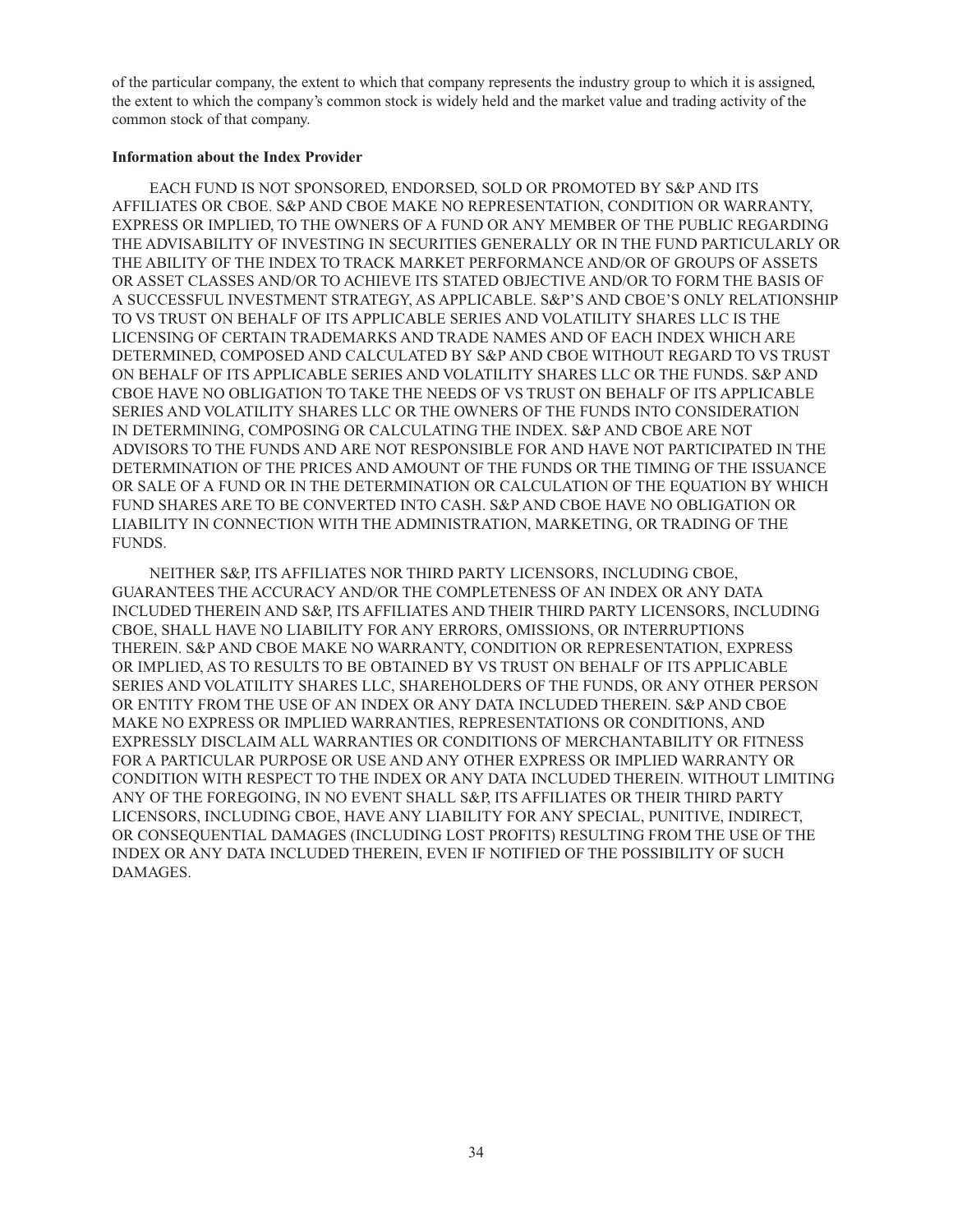of the particular company, the extent to which that company represents the industry group to which it is assigned, the extent to which the company's common stock is widely held and the market value and trading activity of the common stock of that company.

**Information about the Index Provider**

EACH FUND IS NOT SPONSORED, ENDORSED, SOLD OR PROMOTED BY S&P AND ITS AFFILIATES OR CBOE. S&P AND CBOE MAKE NO REPRESENTATION, CONDITION OR WARRANTY, EXPRESS OR IMPLIED, TO THE OWNERS OF A FUND OR ANY MEMBER OF THE PUBLIC REGARDING THE ADVISABILITY OF INVESTING IN SECURITIES GENERALLY OR IN THE FUND PARTICULARLY OR THE ABILITY OF THE INDEX TO TRACK MARKET PERFORMANCE AND/OR OF GROUPS OF ASSETS OR ASSET CLASSES AND/OR TO ACHIEVE ITS STATED OBJECTIVE AND/OR TO FORM THE BASIS OF A SUCCESSFUL INVESTMENT STRATEGY, AS APPLICABLE. S&P'S AND CBOE'S ONLY RELATIONSHIP TO VS TRUST ON BEHALF OF ITS APPLICABLE SERIES AND VOLATILITY SHARES LLC IS THE LICENSING OF CERTAIN TRADEMARKS AND TRADE NAMES AND OF EACH INDEX WHICH ARE DETERMINED, COMPOSED AND CALCULATED BY S&P AND CBOE WITHOUT REGARD TO VS TRUST ON BEHALF OF ITS APPLICABLE SERIES AND VOLATILITY SHARES LLC OR THE FUNDS. S&P AND CBOE HAVE NO OBLIGATION TO TAKE THE NEEDS OF VS TRUST ON BEHALF OF ITS APPLICABLE SERIES AND VOLATILITY SHARES LLC OR THE OWNERS OF THE FUNDS INTO CONSIDERATION IN DETERMINING, COMPOSING OR CALCULATING THE INDEX. S&P AND CBOE ARE NOT ADVISORS TO THE FUNDS AND ARE NOT RESPONSIBLE FOR AND HAVE NOT PARTICIPATED IN THE DETERMINATION OF THE PRICES AND AMOUNT OF THE FUNDS OR THE TIMING OF THE ISSUANCE OR SALE OF A FUND OR IN THE DETERMINATION OR CALCULATION OF THE EQUATION BY WHICH FUND SHARES ARE TO BE CONVERTED INTO CASH. S&P AND CBOE HAVE NO OBLIGATION OR LIABILITY IN CONNECTION WITH THE ADMINISTRATION, MARKETING, OR TRADING OF THE FUNDS.

NEITHER S&P, ITS AFFILIATES NOR THIRD PARTY LICENSORS, INCLUDING CBOE, GUARANTEES THE ACCURACY AND/OR THE COMPLETENESS OF AN INDEX OR ANY DATA INCLUDED THEREIN AND S&P, ITS AFFILIATES AND THEIR THIRD PARTY LICENSORS, INCLUDING CBOE, SHALL HAVE NO LIABILITY FOR ANY ERRORS, OMISSIONS, OR INTERRUPTIONS THEREIN. S&P AND CBOE MAKE NO WARRANTY, CONDITION OR REPRESENTATION, EXPRESS OR IMPLIED, AS TO RESULTS TO BE OBTAINED BY VS TRUST ON BEHALF OF ITS APPLICABLE SERIES AND VOLATILITY SHARES LLC, SHAREHOLDERS OF THE FUNDS, OR ANY OTHER PERSON OR ENTITY FROM THE USE OF AN INDEX OR ANY DATA INCLUDED THEREIN. S&P AND CBOE MAKE NO EXPRESS OR IMPLIED WARRANTIES, REPRESENTATIONS OR CONDITIONS, AND EXPRESSLY DISCLAIM ALL WARRANTIES OR CONDITIONS OF MERCHANTABILITY OR FITNESS FOR A PARTICULAR PURPOSE OR USE AND ANY OTHER EXPRESS OR IMPLIED WARRANTY OR CONDITION WITH RESPECT TO THE INDEX OR ANY DATA INCLUDED THEREIN. WITHOUT LIMITING ANY OF THE FOREGOING, IN NO EVENT SHALL S&P, ITS AFFILIATES OR THEIR THIRD PARTY LICENSORS, INCLUDING CBOE, HAVE ANY LIABILITY FOR ANY SPECIAL, PUNITIVE, INDIRECT, OR CONSEQUENTIAL DAMAGES (INCLUDING LOST PROFITS) RESULTING FROM THE USE OF THE INDEX OR ANY DATA INCLUDED THEREIN, EVEN IF NOTIFIED OF THE POSSIBILITY OF SUCH DAMAGES.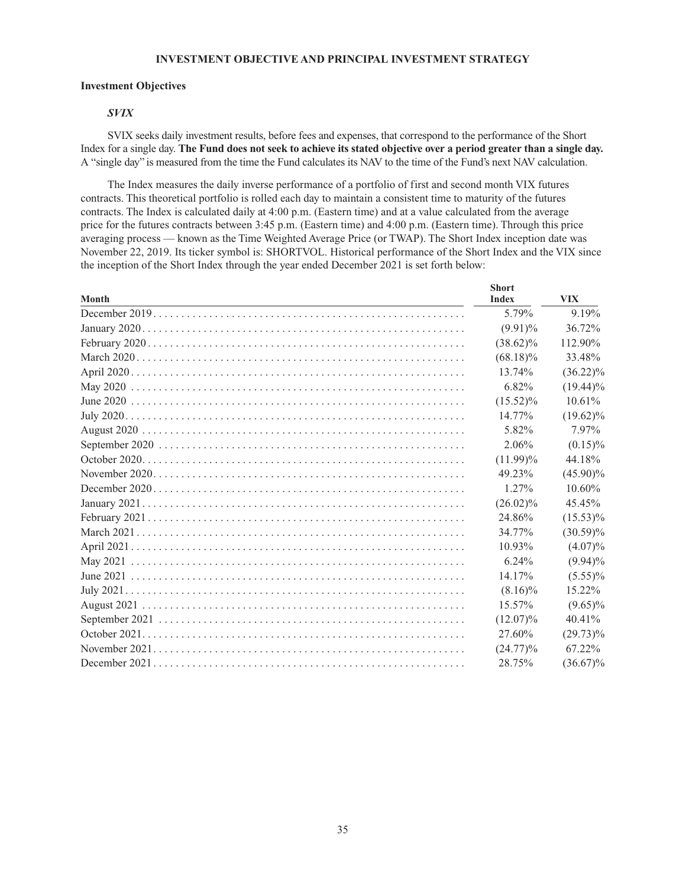## INVESTMENT OBJECTIVE AND PRINCIPAL INVESTMENT STRATEGY

### Investment Objectives

#### *SVIX*

SVIX seeks daily investment results, before fees and expenses, that correspond to the performance of the Short Index for a single day. **The Fund does not seek to achieve its stated objective over a period greater than a single day.** A "single day" is measured from the time the Fund calculates its NAV to the time of the Fund's next NAV calculation.

The Index measures the daily inverse performance of a portfolio of first and second month VIX futures contracts. This theoretical portfolio is rolled each day to maintain a consistent time to maturity of the futures contracts. The Index is calculated daily at 4:00 p.m. (Eastern time) and at a value calculated from the average price for the futures contracts between 3:45 p.m. (Eastern time) and 4:00 p.m. (Eastern time). Through this price averaging process — known as the Time Weighted Average Price (or TWAP). The Short Index inception date was November 22, 2019. Its ticker symbol is: SHORTVOL. Historical performance of the Short Index and the VIX since the inception of the Short Index through the year ended December 2021 is set forth below:

| Month | Short Index | VIX |
|---|---|---|
| December 2019 | 5.79% | 9.19% |
| January 2020 | (9.91)% | 36.72% |
| February 2020 | (38.62)% | 112.90% |
| March 2020 | (68.18)% | 33.48% |
| April 2020 | 13.74% | (36.22)% |
| May 2020 | 6.82% | (19.44)% |
| June 2020 | (15.52)% | 10.61% |
| July 2020 | 14.77% | (19.62)% |
| August 2020 | 5.82% | 7.97% |
| September 2020 | 2.06% | (0.15)% |
| October 2020 | (11.99)% | 44.18% |
| November 2020 | 49.23% | (45.90)% |
| December 2020 | 1.27% | 10.60% |
| January 2021 | (26.02)% | 45.45% |
| February 2021 | 24.86% | (15.53)% |
| March 2021 | 34.77% | (30.59)% |
| April 2021 | 10.93% | (4.07)% |
| May 2021 | 6.24% | (9.94)% |
| June 2021 | 14.17% | (5.55)% |
| July 2021 | (8.16)% | 15.22% |
| August 2021 | 15.57% | (9.65)% |
| September 2021 | (12.07)% | 40.41% |
| October 2021 | 27.60% | (29.73)% |
| November 2021 | (24.77)% | 67.22% |
| December 2021 | 28.75% | (36.67)% |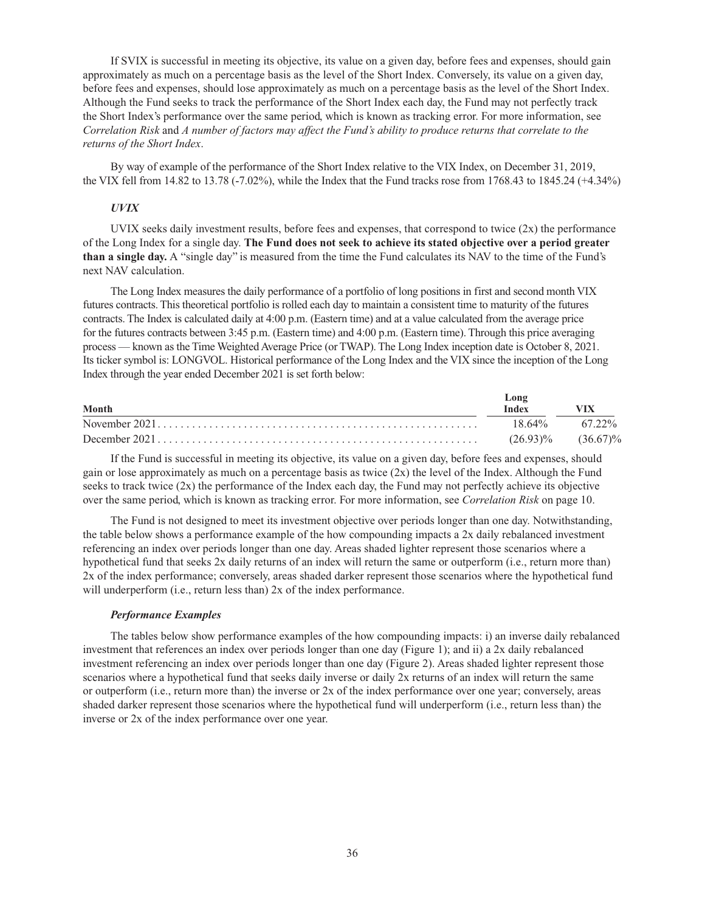If SVIX is successful in meeting its objective, its value on a given day, before fees and expenses, should gain approximately as much on a percentage basis as the level of the Short Index. Conversely, its value on a given day, before fees and expenses, should lose approximately as much on a percentage basis as the level of the Short Index. Although the Fund seeks to track the performance of the Short Index each day, the Fund may not perfectly track the Short Index's performance over the same period, which is known as tracking error. For more information, see *Correlation Risk* and *A number of factors may affect the Fund's ability to produce returns that correlate to the returns of the Short Index*.

By way of example of the performance of the Short Index relative to the VIX Index, on December 31, 2019, the VIX fell from 14.82 to 13.78 (-7.02%), while the Index that the Fund tracks rose from 1768.43 to 1845.24 (+4.34%)

### *UVIX*

UVIX seeks daily investment results, before fees and expenses, that correspond to twice (2x) the performance of the Long Index for a single day. **The Fund does not seek to achieve its stated objective over a period greater than a single day.** A "single day" is measured from the time the Fund calculates its NAV to the time of the Fund's next NAV calculation.

The Long Index measures the daily performance of a portfolio of long positions in first and second month VIX futures contracts. This theoretical portfolio is rolled each day to maintain a consistent time to maturity of the futures contracts. The Index is calculated daily at 4:00 p.m. (Eastern time) and at a value calculated from the average price for the futures contracts between 3:45 p.m. (Eastern time) and 4:00 p.m. (Eastern time). Through this price averaging process — known as the Time Weighted Average Price (or TWAP). The Long Index inception date is October 8, 2021. Its ticker symbol is: LONGVOL. Historical performance of the Long Index and the VIX since the inception of the Long Index through the year ended December 2021 is set forth below:

| Month | Long Index | VIX |
|---|---|---|
| November 2021 | 18.64% | 67.22% |
| December 2021 | (26.93)% | (36.67)% |

If the Fund is successful in meeting its objective, its value on a given day, before fees and expenses, should gain or lose approximately as much on a percentage basis as twice (2x) the level of the Index. Although the Fund seeks to track twice (2x) the performance of the Index each day, the Fund may not perfectly achieve its objective over the same period, which is known as tracking error. For more information, see *Correlation Risk* on page 10.

The Fund is not designed to meet its investment objective over periods longer than one day. Notwithstanding, the table below shows a performance example of the how compounding impacts a 2x daily rebalanced investment referencing an index over periods longer than one day. Areas shaded lighter represent those scenarios where a hypothetical fund that seeks 2x daily returns of an index will return the same or outperform (i.e., return more than) 2x of the index performance; conversely, areas shaded darker represent those scenarios where the hypothetical fund will underperform (i.e., return less than) 2x of the index performance.

### *Performance Examples*

The tables below show performance examples of the how compounding impacts: i) an inverse daily rebalanced investment that references an index over periods longer than one day (Figure 1); and ii) a 2x daily rebalanced investment referencing an index over periods longer than one day (Figure 2). Areas shaded lighter represent those scenarios where a hypothetical fund that seeks daily inverse or daily 2x returns of an index will return the same or outperform (i.e., return more than) the inverse or 2x of the index performance over one year; conversely, areas shaded darker represent those scenarios where the hypothetical fund will underperform (i.e., return less than) the inverse or 2x of the index performance over one year.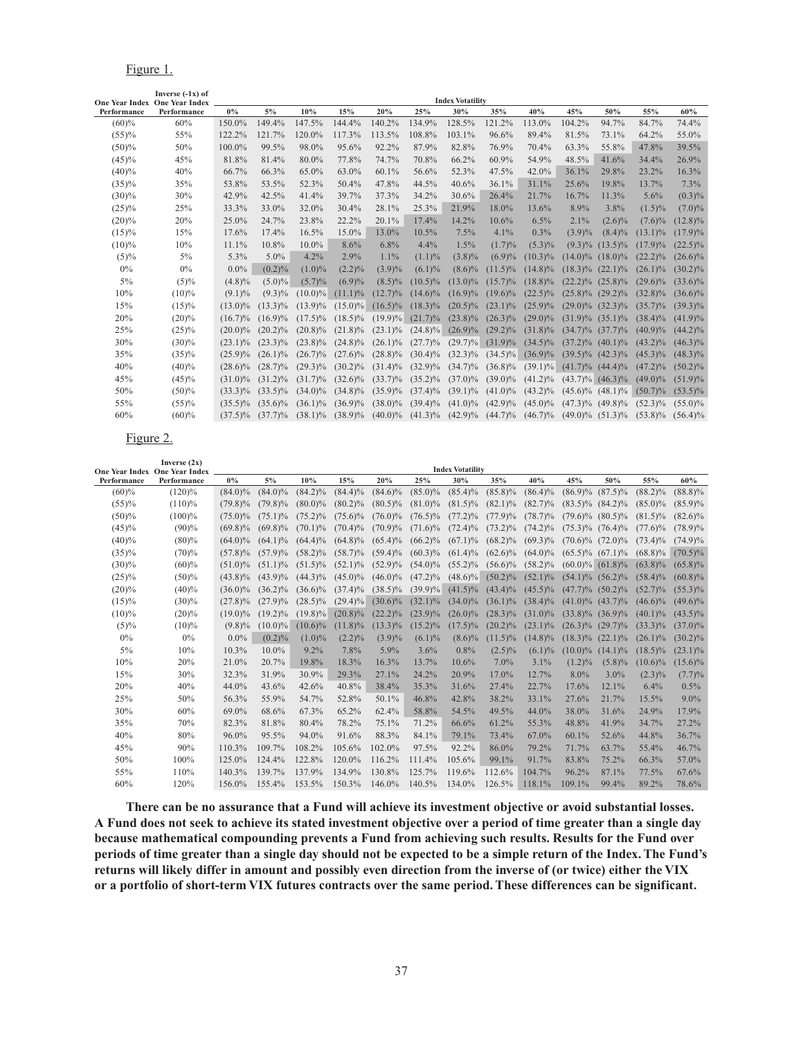Figure 1.

| One Year Index Performance | Inverse (-1x) of One Year Index Performance | Index Volatility | | | | | | | | | | | | |
|---|---|---|---|---|---|---|---|---|---|---|---|---|---|---|
| | | 0% | 5% | 10% | 15% | 20% | 25% | 30% | 35% | 40% | 45% | 50% | 55% | 60% |
| (60)% | 60% | 150.0% | 149.4% | 147.5% | 144.4% | 140.2% | 134.9% | 128.5% | 121.2% | 113.0% | 104.2% | 94.7% | 84.7% | 74.4% |
| (55)% | 55% | 122.2% | 121.7% | 120.0% | 117.3% | 113.5% | 108.8% | 103.1% | 96.6% | 89.4% | 81.5% | 73.1% | 64.2% | 55.0% |
| (50)% | 50% | 100.0% | 99.5% | 98.0% | 95.6% | 92.2% | 87.9% | 82.8% | 76.9% | 70.4% | 63.3% | 55.8% | 47.8% | 39.5% |
| (45)% | 45% | 81.8% | 81.4% | 80.0% | 77.8% | 74.7% | 70.8% | 66.2% | 60.9% | 54.9% | 48.5% | 41.6% | 34.4% | 26.9% |
| (40)% | 40% | 66.7% | 66.3% | 65.0% | 63.0% | 60.1% | 56.6% | 52.3% | 47.5% | 42.0% | 36.1% | 29.8% | 23.2% | 16.3% |
| (35)% | 35% | 53.8% | 53.5% | 52.3% | 50.4% | 47.8% | 44.5% | 40.6% | 36.1% | 31.1% | 25.6% | 19.8% | 13.7% | 7.3% |
| (30)% | 30% | 42.9% | 42.5% | 41.4% | 39.7% | 37.3% | 34.2% | 30.6% | 26.4% | 21.7% | 16.7% | 11.3% | 5.6% | (0.3)% |
| (25)% | 25% | 33.3% | 33.0% | 32.0% | 30.4% | 28.1% | 25.3% | 21.9% | 18.0% | 13.6% | 8.9% | 3.8% | (1.5)% | (7.0)% |
| (20)% | 20% | 25.0% | 24.7% | 23.8% | 22.2% | 20.1% | 17.4% | 14.2% | 10.6% | 6.5% | 2.1% | (2.6)% | (7.6)% | (12.8)% |
| (15)% | 15% | 17.6% | 17.4% | 16.5% | 15.0% | 13.0% | 10.5% | 7.5% | 4.1% | 0.3% | (3.9)% | (8.4)% | (13.1)% | (17.9)% |
| (10)% | 10% | 11.1% | 10.8% | 10.0% | 8.6% | 6.8% | 4.4% | 1.5% | (1.7)% | (5.3)% | (9.3)% | (13.5)% | (17.9)% | (22.5)% |
| (5)% | 5% | 5.3% | 5.0% | 4.2% | 2.9% | 1.1% | (1.1)% | (3.8)% | (6.9)% | (10.3)% | (14.0)% | (18.0)% | (22.2)% | (26.6)% |
| 0% | 0% | 0.0% | (0.2)% | (1.0)% | (2.2)% | (3.9)% | (6.1)% | (8.6)% | (11.5)% | (14.8)% | (18.3)% | (22.1)% | (26.1)% | (30.2)% |
| 5% | (5)% | (4.8)% | (5.0)% | (5.7)% | (6.9)% | (8.5)% | (10.5)% | (13.0)% | (15.7)% | (18.8)% | (22.2)% | (25.8)% | (29.6)% | (33.6)% |
| 10% | (10)% | (9.1)% | (9.3)% | (10.0)% | (11.1)% | (12.7)% | (14.6)% | (16.9)% | (19.6)% | (22.5)% | (25.8)% | (29.2)% | (32.8)% | (36.6)% |
| 15% | (15)% | (13.0)% | (13.3)% | (13.9)% | (15.0)% | (16.5)% | (18.3)% | (20.5)% | (23.1)% | (25.9)% | (29.0)% | (32.3)% | (35.7)% | (39.3)% |
| 20% | (20)% | (16.7)% | (16.9)% | (17.5)% | (18.5)% | (19.9)% | (21.7)% | (23.8)% | (26.3)% | (29.0)% | (31.9)% | (35.1)% | (38.4)% | (41.9)% |
| 25% | (25)% | (20.0)% | (20.2)% | (20.8)% | (21.8)% | (23.1)% | (24.8)% | (26.9)% | (29.2)% | (31.8)% | (34.7)% | (37.7)% | (40.9)% | (44.2)% |
| 30% | (30)% | (23.1)% | (23.3)% | (23.8)% | (24.8)% | (26.1)% | (27.7)% | (29.7)% | (31.9)% | (34.5)% | (37.2)% | (40.1)% | (43.2)% | (46.3)% |
| 35% | (35)% | (25.9)% | (26.1)% | (26.7)% | (27.6)% | (28.8)% | (30.4)% | (32.3)% | (34.5)% | (36.9)% | (39.5)% | (42.3)% | (45.3)% | (48.3)% |
| 40% | (40)% | (28.6)% | (28.7)% | (29.3)% | (30.2)% | (31.4)% | (32.9)% | (34.7)% | (36.8)% | (39.1)% | (41.7)% | (44.4)% | (47.2)% | (50.2)% |
| 45% | (45)% | (31.0)% | (31.2)% | (31.7)% | (32.6)% | (33.7)% | (35.2)% | (37.0)% | (39.0)% | (41.2)% | (43.7)% | (46.3)% | (49.0)% | (51.9)% |
| 50% | (50)% | (33.3)% | (33.5)% | (34.0)% | (34.8)% | (35.9)% | (37.4)% | (39.1)% | (41.0)% | (43.2)% | (45.6)% | (48.1)% | (50.7)% | (53.5)% |
| 55% | (55)% | (35.5)% | (35.6)% | (36.1)% | (36.9)% | (38.0)% | (39.4)% | (41.0)% | (42.9)% | (45.0)% | (47.3)% | (49.8)% | (52.3)% | (55.0)% |
| 60% | (60)% | (37.5)% | (37.7)% | (38.1)% | (38.9)% | (40.0)% | (41.3)% | (42.9)% | (44.7)% | (46.7)% | (49.0)% | (51.3)% | (53.8)% | (56.4)% |

Figure 2.

| One Year Index Performance | Inverse (2x) One Year Index Performance | Index Volatility | | | | | | | | | | | | |
|---|---|---|---|---|---|---|---|---|---|---|---|---|---|---|
| | | 0% | 5% | 10% | 15% | 20% | 25% | 30% | 35% | 40% | 45% | 50% | 55% | 60% |
| (60)% | (120)% | (84.0)% | (84.0)% | (84.2)% | (84.4)% | (84.6)% | (85.0)% | (85.4)% | (85.8)% | (86.4)% | (86.9)% | (87.5)% | (88.2)% | (88.8)% |
| (55)% | (110)% | (79.8)% | (79.8)% | (80.0)% | (80.2)% | (80.5)% | (81.0)% | (81.5)% | (82.1)% | (82.7)% | (83.5)% | (84.2)% | (85.0)% | (85.9)% |
| (50)% | (100)% | (75.0)% | (75.1)% | (75.2)% | (75.6)% | (76.0)% | (76.5)% | (77.2)% | (77.9)% | (78.7)% | (79.6)% | (80.5)% | (81.5)% | (82.6)% |
| (45)% | (90)% | (69.8)% | (69.8)% | (70.1)% | (70.4)% | (70.9)% | (71.6)% | (72.4)% | (73.2)% | (74.2)% | (75.3)% | (76.4)% | (77.6)% | (78.9)% |
| (40)% | (80)% | (64.0)% | (64.1)% | (64.4)% | (64.8)% | (65.4)% | (66.2)% | (67.1)% | (68.2)% | (69.3)% | (70.6)% | (72.0)% | (73.4)% | (74.9)% |
| (35)% | (70)% | (57.8)% | (57.9)% | (58.2)% | (58.7)% | (59.4)% | (60.3)% | (61.4)% | (62.6)% | (64.0)% | (65.5)% | (67.1)% | (68.8)% | (70.5)% |
| (30)% | (60)% | (51.0)% | (51.1)% | (51.5)% | (52.1)% | (52.9)% | (54.0)% | (55.2)% | (56.6)% | (58.2)% | (60.0)% | (61.8)% | (63.8)% | (65.8)% |
| (25)% | (50)% | (43.8)% | (43.9)% | (44.3)% | (45.0)% | (46.0)% | (47.2)% | (48.6)% | (50.2)% | (52.1)% | (54.1)% | (56.2)% | (58.4)% | (60.8)% |
| (20)% | (40)% | (36.0)% | (36.2)% | (36.6)% | (37.4)% | (38.5)% | (39.9)% | (41.5)% | (43.4)% | (45.5)% | (47.7)% | (50.2)% | (52.7)% | (55.3)% |
| (15)% | (30)% | (27.8)% | (27.9)% | (28.5)% | (29.4)% | (30.6)% | (32.1)% | (34.0)% | (36.1)% | (38.4)% | (41.0)% | (43.7)% | (46.6)% | (49.6)% |
| (10)% | (20)% | (19.0)% | (19.2)% | (19.8)% | (20.8)% | (22.2)% | (23.9)% | (26.0)% | (28.3)% | (31.0)% | (33.8)% | (36.9)% | (40.1)% | (43.5)% |
| (5)% | (10)% | (9.8)% | (10.0)% | (10.6)% | (11.8)% | (13.3)% | (15.2)% | (17.5)% | (20.2)% | (23.1)% | (26.3)% | (29.7)% | (33.3)% | (37.0)% |
| 0% | 0% | 0.0% | (0.2)% | (1.0)% | (2.2)% | (3.9)% | (6.1)% | (8.6)% | (11.5)% | (14.8)% | (18.3)% | (22.1)% | (26.1)% | (30.2)% |
| 5% | 10% | 10.3% | 10.0% | 9.2% | 7.8% | 5.9% | 3.6% | 0.8% | (2.5)% | (6.1)% | (10.0)% | (14.1)% | (18.5)% | (23.1)% |
| 10% | 20% | 21.0% | 20.7% | 19.8% | 18.3% | 16.3% | 13.7% | 10.6% | 7.0% | 3.1% | (1.2)% | (5.8)% | (10.6)% | (15.6)% |
| 15% | 30% | 32.3% | 31.9% | 30.9% | 29.3% | 27.1% | 24.2% | 20.9% | 17.0% | 12.7% | 8.0% | 3.0% | (2.3)% | (7.7)% |
| 20% | 40% | 44.0% | 43.6% | 42.6% | 40.8% | 38.4% | 35.3% | 31.6% | 27.4% | 22.7% | 17.6% | 12.1% | 6.4% | 0.5% |
| 25% | 50% | 56.3% | 55.9% | 54.7% | 52.8% | 50.1% | 46.8% | 42.8% | 38.2% | 33.1% | 27.6% | 21.7% | 15.5% | 9.0% |
| 30% | 60% | 69.0% | 68.6% | 67.3% | 65.2% | 62.4% | 58.8% | 54.5% | 49.5% | 44.0% | 38.0% | 31.6% | 24.9% | 17.9% |
| 35% | 70% | 82.3% | 81.8% | 80.4% | 78.2% | 75.1% | 71.2% | 66.6% | 61.2% | 55.3% | 48.8% | 41.9% | 34.7% | 27.2% |
| 40% | 80% | 96.0% | 95.5% | 94.0% | 91.6% | 88.3% | 84.1% | 79.1% | 73.4% | 67.0% | 60.1% | 52.6% | 44.8% | 36.7% |
| 45% | 90% | 110.3% | 109.7% | 108.2% | 105.6% | 102.0% | 97.5% | 92.2% | 86.0% | 79.2% | 71.7% | 63.7% | 55.4% | 46.7% |
| 50% | 100% | 125.0% | 124.4% | 122.8% | 120.0% | 116.2% | 111.4% | 105.6% | 99.1% | 91.7% | 83.8% | 75.2% | 66.3% | 57.0% |
| 55% | 110% | 140.3% | 139.7% | 137.9% | 134.9% | 130.8% | 125.7% | 119.6% | 112.6% | 104.7% | 96.2% | 87.1% | 77.5% | 67.6% |
| 60% | 120% | 156.0% | 155.4% | 153.5% | 150.3% | 146.0% | 140.5% | 134.0% | 126.5% | 118.1% | 109.1% | 99.4% | 89.2% | 78.6% |

**There can be no assurance that a Fund will achieve its investment objective or avoid substantial losses. A Fund does not seek to achieve its stated investment objective over a period of time greater than a single day because mathematical compounding prevents a Fund from achieving such results. Results for the Fund over periods of time greater than a single day should not be expected to be a simple return of the Index. The Fund's returns will likely differ in amount and possibly even direction from the inverse of (or twice) either the VIX or a portfolio of short-term VIX futures contracts over the same period. These differences can be significant.**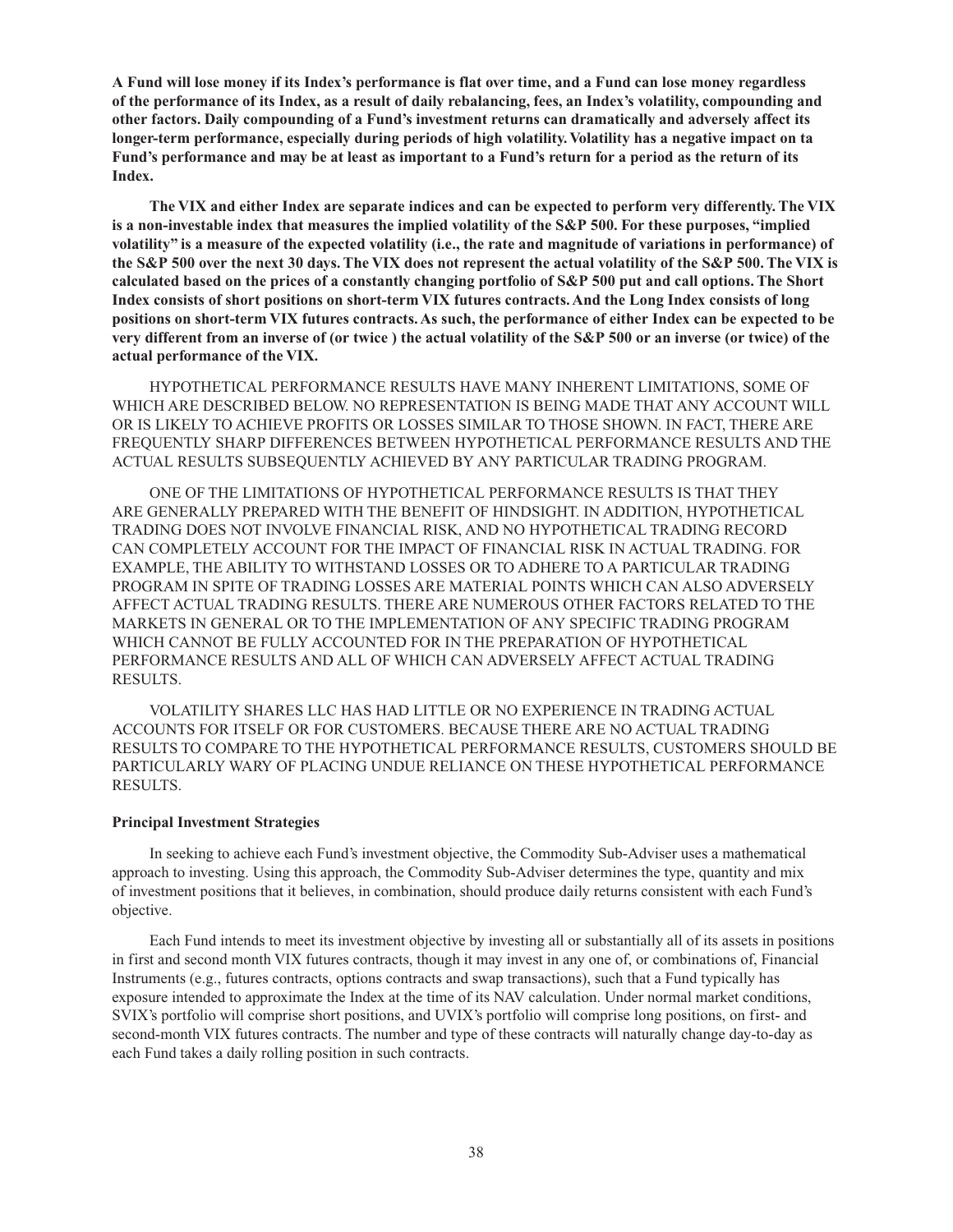**A Fund will lose money if its Index's performance is flat over time, and a Fund can lose money regardless of the performance of its Index, as a result of daily rebalancing, fees, an Index's volatility, compounding and other factors. Daily compounding of a Fund's investment returns can dramatically and adversely affect its longer-term performance, especially during periods of high volatility. Volatility has a negative impact on ta Fund's performance and may be at least as important to a Fund's return for a period as the return of its Index.**

**The VIX and either Index are separate indices and can be expected to perform very differently. The VIX is a non-investable index that measures the implied volatility of the S&P 500. For these purposes, "implied volatility" is a measure of the expected volatility (i.e., the rate and magnitude of variations in performance) of the S&P 500 over the next 30 days. The VIX does not represent the actual volatility of the S&P 500. The VIX is calculated based on the prices of a constantly changing portfolio of S&P 500 put and call options. The Short Index consists of short positions on short-term VIX futures contracts. And the Long Index consists of long positions on short-term VIX futures contracts. As such, the performance of either Index can be expected to be very different from an inverse of (or twice ) the actual volatility of the S&P 500 or an inverse (or twice) of the actual performance of the VIX.**

HYPOTHETICAL PERFORMANCE RESULTS HAVE MANY INHERENT LIMITATIONS, SOME OF WHICH ARE DESCRIBED BELOW. NO REPRESENTATION IS BEING MADE THAT ANY ACCOUNT WILL OR IS LIKELY TO ACHIEVE PROFITS OR LOSSES SIMILAR TO THOSE SHOWN. IN FACT, THERE ARE FREQUENTLY SHARP DIFFERENCES BETWEEN HYPOTHETICAL PERFORMANCE RESULTS AND THE ACTUAL RESULTS SUBSEQUENTLY ACHIEVED BY ANY PARTICULAR TRADING PROGRAM.

ONE OF THE LIMITATIONS OF HYPOTHETICAL PERFORMANCE RESULTS IS THAT THEY ARE GENERALLY PREPARED WITH THE BENEFIT OF HINDSIGHT. IN ADDITION, HYPOTHETICAL TRADING DOES NOT INVOLVE FINANCIAL RISK, AND NO HYPOTHETICAL TRADING RECORD CAN COMPLETELY ACCOUNT FOR THE IMPACT OF FINANCIAL RISK IN ACTUAL TRADING. FOR EXAMPLE, THE ABILITY TO WITHSTAND LOSSES OR TO ADHERE TO A PARTICULAR TRADING PROGRAM IN SPITE OF TRADING LOSSES ARE MATERIAL POINTS WHICH CAN ALSO ADVERSELY AFFECT ACTUAL TRADING RESULTS. THERE ARE NUMEROUS OTHER FACTORS RELATED TO THE MARKETS IN GENERAL OR TO THE IMPLEMENTATION OF ANY SPECIFIC TRADING PROGRAM WHICH CANNOT BE FULLY ACCOUNTED FOR IN THE PREPARATION OF HYPOTHETICAL PERFORMANCE RESULTS AND ALL OF WHICH CAN ADVERSELY AFFECT ACTUAL TRADING RESULTS.

VOLATILITY SHARES LLC HAS HAD LITTLE OR NO EXPERIENCE IN TRADING ACTUAL ACCOUNTS FOR ITSELF OR FOR CUSTOMERS. BECAUSE THERE ARE NO ACTUAL TRADING RESULTS TO COMPARE TO THE HYPOTHETICAL PERFORMANCE RESULTS, CUSTOMERS SHOULD BE PARTICULARLY WARY OF PLACING UNDUE RELIANCE ON THESE HYPOTHETICAL PERFORMANCE RESULTS.

### Principal Investment Strategies

In seeking to achieve each Fund's investment objective, the Commodity Sub-Adviser uses a mathematical approach to investing. Using this approach, the Commodity Sub-Adviser determines the type, quantity and mix of investment positions that it believes, in combination, should produce daily returns consistent with each Fund's objective.

Each Fund intends to meet its investment objective by investing all or substantially all of its assets in positions in first and second month VIX futures contracts, though it may invest in any one of, or combinations of, Financial Instruments (e.g., futures contracts, options contracts and swap transactions), such that a Fund typically has exposure intended to approximate the Index at the time of its NAV calculation. Under normal market conditions, SVIX's portfolio will comprise short positions, and UVIX's portfolio will comprise long positions, on first- and second-month VIX futures contracts. The number and type of these contracts will naturally change day-to-day as each Fund takes a daily rolling position in such contracts.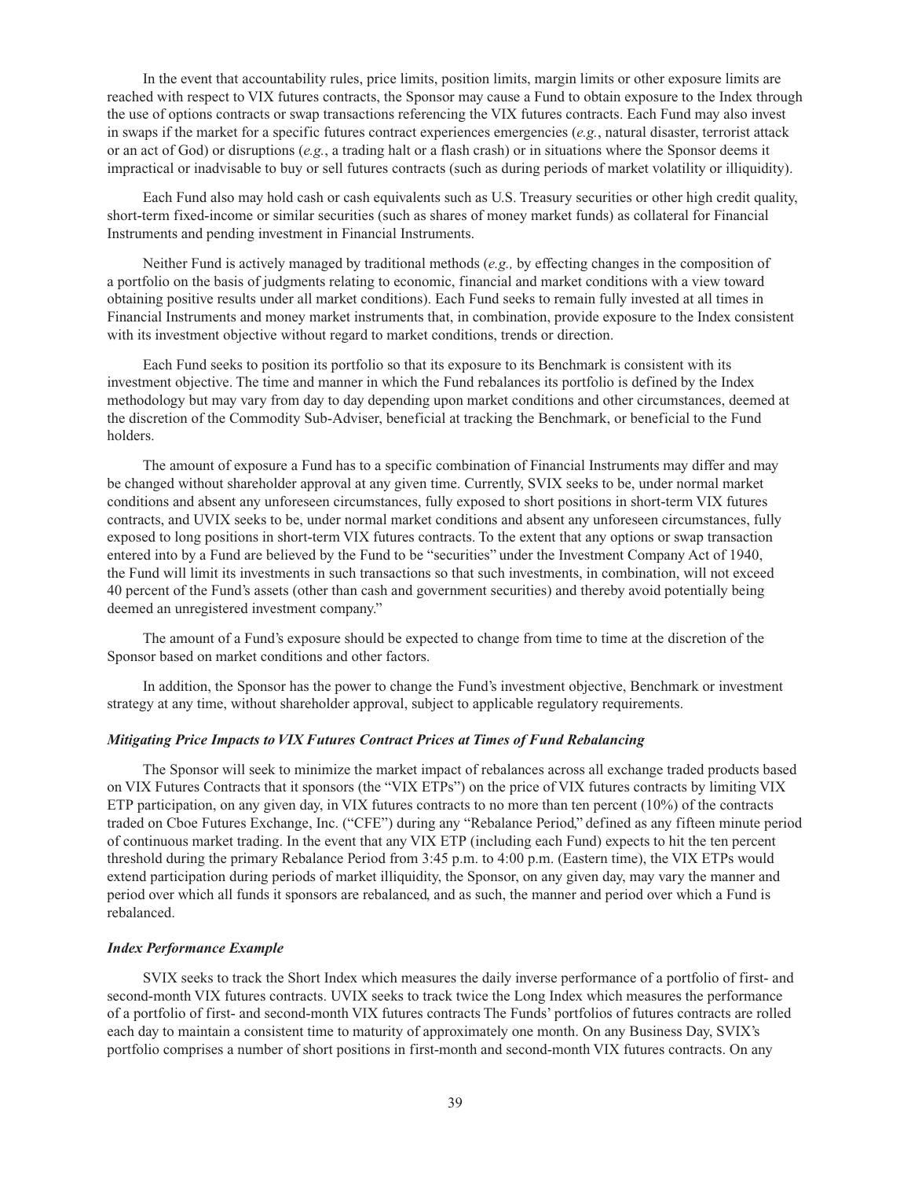In the event that accountability rules, price limits, position limits, margin limits or other exposure limits are reached with respect to VIX futures contracts, the Sponsor may cause a Fund to obtain exposure to the Index through the use of options contracts or swap transactions referencing the VIX futures contracts. Each Fund may also invest in swaps if the market for a specific futures contract experiences emergencies (*e.g.*, natural disaster, terrorist attack or an act of God) or disruptions (*e.g.*, a trading halt or a flash crash) or in situations where the Sponsor deems it impractical or inadvisable to buy or sell futures contracts (such as during periods of market volatility or illiquidity).

Each Fund also may hold cash or cash equivalents such as U.S. Treasury securities or other high credit quality, short-term fixed-income or similar securities (such as shares of money market funds) as collateral for Financial Instruments and pending investment in Financial Instruments.

Neither Fund is actively managed by traditional methods (*e.g.,* by effecting changes in the composition of a portfolio on the basis of judgments relating to economic, financial and market conditions with a view toward obtaining positive results under all market conditions). Each Fund seeks to remain fully invested at all times in Financial Instruments and money market instruments that, in combination, provide exposure to the Index consistent with its investment objective without regard to market conditions, trends or direction.

Each Fund seeks to position its portfolio so that its exposure to its Benchmark is consistent with its investment objective. The time and manner in which the Fund rebalances its portfolio is defined by the Index methodology but may vary from day to day depending upon market conditions and other circumstances, deemed at the discretion of the Commodity Sub-Adviser, beneficial at tracking the Benchmark, or beneficial to the Fund holders.

The amount of exposure a Fund has to a specific combination of Financial Instruments may differ and may be changed without shareholder approval at any given time. Currently, SVIX seeks to be, under normal market conditions and absent any unforeseen circumstances, fully exposed to short positions in short-term VIX futures contracts, and UVIX seeks to be, under normal market conditions and absent any unforeseen circumstances, fully exposed to long positions in short-term VIX futures contracts. To the extent that any options or swap transaction entered into by a Fund are believed by the Fund to be "securities" under the Investment Company Act of 1940, the Fund will limit its investments in such transactions so that such investments, in combination, will not exceed 40 percent of the Fund's assets (other than cash and government securities) and thereby avoid potentially being deemed an unregistered investment company."

The amount of a Fund's exposure should be expected to change from time to time at the discretion of the Sponsor based on market conditions and other factors.

In addition, the Sponsor has the power to change the Fund's investment objective, Benchmark or investment strategy at any time, without shareholder approval, subject to applicable regulatory requirements.

### *Mitigating Price Impacts to VIX Futures Contract Prices at Times of Fund Rebalancing*

The Sponsor will seek to minimize the market impact of rebalances across all exchange traded products based on VIX Futures Contracts that it sponsors (the "VIX ETPs") on the price of VIX futures contracts by limiting VIX ETP participation, on any given day, in VIX futures contracts to no more than ten percent (10%) of the contracts traded on Cboe Futures Exchange, Inc. ("CFE") during any "Rebalance Period," defined as any fifteen minute period of continuous market trading. In the event that any VIX ETP (including each Fund) expects to hit the ten percent threshold during the primary Rebalance Period from 3:45 p.m. to 4:00 p.m. (Eastern time), the VIX ETPs would extend participation during periods of market illiquidity, the Sponsor, on any given day, may vary the manner and period over which all funds it sponsors are rebalanced, and as such, the manner and period over which a Fund is rebalanced.

### *Index Performance Example*

SVIX seeks to track the Short Index which measures the daily inverse performance of a portfolio of first- and second-month VIX futures contracts. UVIX seeks to track twice the Long Index which measures the performance of a portfolio of first- and second-month VIX futures contracts The Funds' portfolios of futures contracts are rolled each day to maintain a consistent time to maturity of approximately one month. On any Business Day, SVIX's portfolio comprises a number of short positions in first-month and second-month VIX futures contracts. On any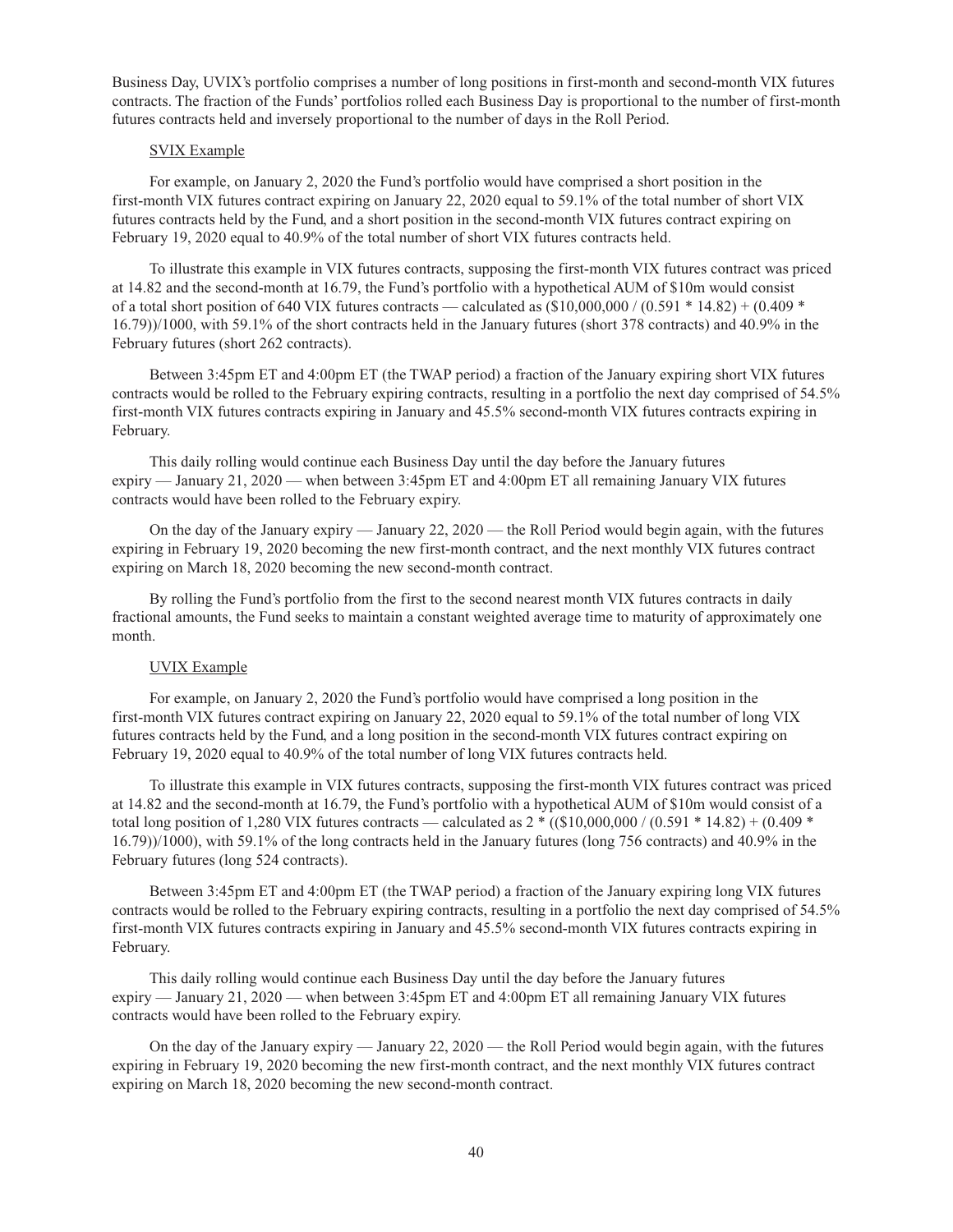Business Day, UVIX's portfolio comprises a number of long positions in first-month and second-month VIX futures contracts. The fraction of the Funds' portfolios rolled each Business Day is proportional to the number of first-month futures contracts held and inversely proportional to the number of days in the Roll Period.

### SVIX Example

For example, on January 2, 2020 the Fund's portfolio would have comprised a short position in the first-month VIX futures contract expiring on January 22, 2020 equal to 59.1% of the total number of short VIX futures contracts held by the Fund, and a short position in the second-month VIX futures contract expiring on February 19, 2020 equal to 40.9% of the total number of short VIX futures contracts held.

To illustrate this example in VIX futures contracts, supposing the first-month VIX futures contract was priced at 14.82 and the second-month at 16.79, the Fund's portfolio with a hypothetical AUM of $10m would consist of a total short position of 640 VIX futures contracts — calculated as ($10,000,000 / (0.591 * 14.82) + (0.409 * 16.79))/1000, with 59.1% of the short contracts held in the January futures (short 378 contracts) and 40.9% in the February futures (short 262 contracts).

Between 3:45pm ET and 4:00pm ET (the TWAP period) a fraction of the January expiring short VIX futures contracts would be rolled to the February expiring contracts, resulting in a portfolio the next day comprised of 54.5% first-month VIX futures contracts expiring in January and 45.5% second-month VIX futures contracts expiring in February.

This daily rolling would continue each Business Day until the day before the January futures expiry — January 21, 2020 — when between 3:45pm ET and 4:00pm ET all remaining January VIX futures contracts would have been rolled to the February expiry.

On the day of the January expiry — January 22, 2020 — the Roll Period would begin again, with the futures expiring in February 19, 2020 becoming the new first-month contract, and the next monthly VIX futures contract expiring on March 18, 2020 becoming the new second-month contract.

By rolling the Fund's portfolio from the first to the second nearest month VIX futures contracts in daily fractional amounts, the Fund seeks to maintain a constant weighted average time to maturity of approximately one month.

### UVIX Example

For example, on January 2, 2020 the Fund's portfolio would have comprised a long position in the first-month VIX futures contract expiring on January 22, 2020 equal to 59.1% of the total number of long VIX futures contracts held by the Fund, and a long position in the second-month VIX futures contract expiring on February 19, 2020 equal to 40.9% of the total number of long VIX futures contracts held.

To illustrate this example in VIX futures contracts, supposing the first-month VIX futures contract was priced at 14.82 and the second-month at 16.79, the Fund's portfolio with a hypothetical AUM of $10m would consist of a total long position of 1,280 VIX futures contracts — calculated as 2 * (($10,000,000 / (0.591 * 14.82) + (0.409 * 16.79))/1000), with 59.1% of the long contracts held in the January futures (long 756 contracts) and 40.9% in the February futures (long 524 contracts).

Between 3:45pm ET and 4:00pm ET (the TWAP period) a fraction of the January expiring long VIX futures contracts would be rolled to the February expiring contracts, resulting in a portfolio the next day comprised of 54.5% first-month VIX futures contracts expiring in January and 45.5% second-month VIX futures contracts expiring in February.

This daily rolling would continue each Business Day until the day before the January futures expiry — January 21, 2020 — when between 3:45pm ET and 4:00pm ET all remaining January VIX futures contracts would have been rolled to the February expiry.

On the day of the January expiry — January 22, 2020 — the Roll Period would begin again, with the futures expiring in February 19, 2020 becoming the new first-month contract, and the next monthly VIX futures contract expiring on March 18, 2020 becoming the new second-month contract.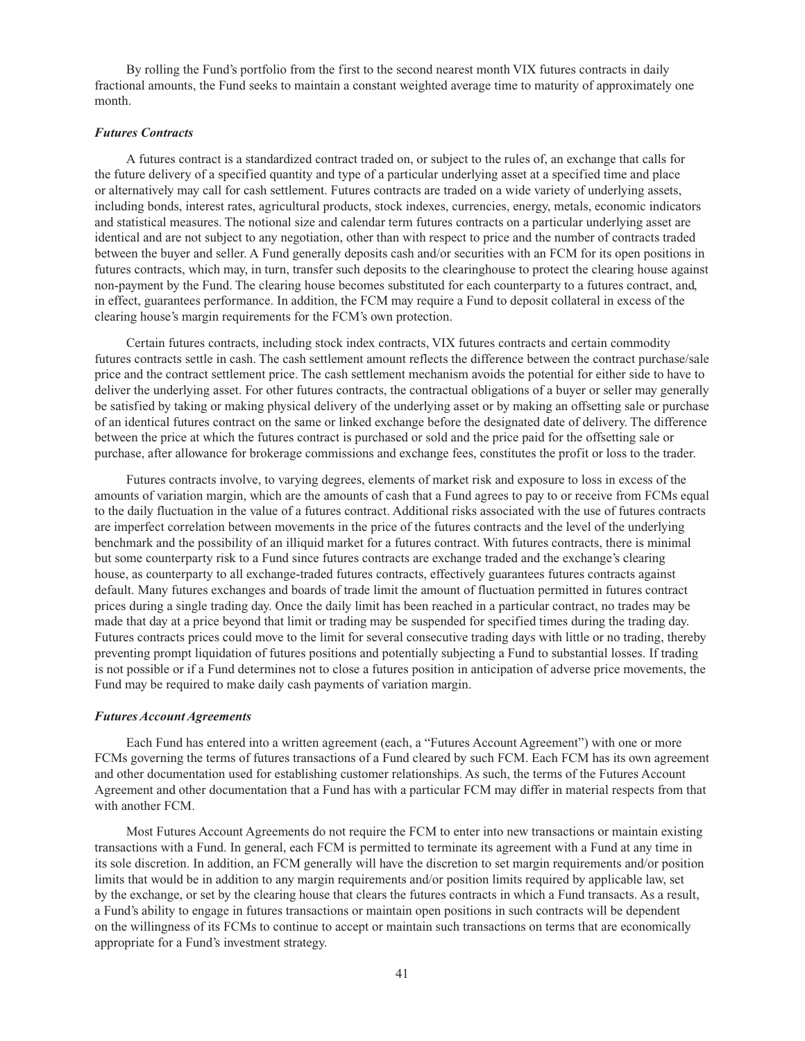By rolling the Fund's portfolio from the first to the second nearest month VIX futures contracts in daily fractional amounts, the Fund seeks to maintain a constant weighted average time to maturity of approximately one month.

### *Futures Contracts*

A futures contract is a standardized contract traded on, or subject to the rules of, an exchange that calls for the future delivery of a specified quantity and type of a particular underlying asset at a specified time and place or alternatively may call for cash settlement. Futures contracts are traded on a wide variety of underlying assets, including bonds, interest rates, agricultural products, stock indexes, currencies, energy, metals, economic indicators and statistical measures. The notional size and calendar term futures contracts on a particular underlying asset are identical and are not subject to any negotiation, other than with respect to price and the number of contracts traded between the buyer and seller. A Fund generally deposits cash and/or securities with an FCM for its open positions in futures contracts, which may, in turn, transfer such deposits to the clearinghouse to protect the clearing house against non-payment by the Fund. The clearing house becomes substituted for each counterparty to a futures contract, and, in effect, guarantees performance. In addition, the FCM may require a Fund to deposit collateral in excess of the clearing house's margin requirements for the FCM's own protection.

Certain futures contracts, including stock index contracts, VIX futures contracts and certain commodity futures contracts settle in cash. The cash settlement amount reflects the difference between the contract purchase/sale price and the contract settlement price. The cash settlement mechanism avoids the potential for either side to have to deliver the underlying asset. For other futures contracts, the contractual obligations of a buyer or seller may generally be satisfied by taking or making physical delivery of the underlying asset or by making an offsetting sale or purchase of an identical futures contract on the same or linked exchange before the designated date of delivery. The difference between the price at which the futures contract is purchased or sold and the price paid for the offsetting sale or purchase, after allowance for brokerage commissions and exchange fees, constitutes the profit or loss to the trader.

Futures contracts involve, to varying degrees, elements of market risk and exposure to loss in excess of the amounts of variation margin, which are the amounts of cash that a Fund agrees to pay to or receive from FCMs equal to the daily fluctuation in the value of a futures contract. Additional risks associated with the use of futures contracts are imperfect correlation between movements in the price of the futures contracts and the level of the underlying benchmark and the possibility of an illiquid market for a futures contract. With futures contracts, there is minimal but some counterparty risk to a Fund since futures contracts are exchange traded and the exchange's clearing house, as counterparty to all exchange-traded futures contracts, effectively guarantees futures contracts against default. Many futures exchanges and boards of trade limit the amount of fluctuation permitted in futures contract prices during a single trading day. Once the daily limit has been reached in a particular contract, no trades may be made that day at a price beyond that limit or trading may be suspended for specified times during the trading day. Futures contracts prices could move to the limit for several consecutive trading days with little or no trading, thereby preventing prompt liquidation of futures positions and potentially subjecting a Fund to substantial losses. If trading is not possible or if a Fund determines not to close a futures position in anticipation of adverse price movements, the Fund may be required to make daily cash payments of variation margin.

### *Futures Account Agreements*

Each Fund has entered into a written agreement (each, a "Futures Account Agreement") with one or more FCMs governing the terms of futures transactions of a Fund cleared by such FCM. Each FCM has its own agreement and other documentation used for establishing customer relationships. As such, the terms of the Futures Account Agreement and other documentation that a Fund has with a particular FCM may differ in material respects from that with another FCM.

Most Futures Account Agreements do not require the FCM to enter into new transactions or maintain existing transactions with a Fund. In general, each FCM is permitted to terminate its agreement with a Fund at any time in its sole discretion. In addition, an FCM generally will have the discretion to set margin requirements and/or position limits that would be in addition to any margin requirements and/or position limits required by applicable law, set by the exchange, or set by the clearing house that clears the futures contracts in which a Fund transacts. As a result, a Fund's ability to engage in futures transactions or maintain open positions in such contracts will be dependent on the willingness of its FCMs to continue to accept or maintain such transactions on terms that are economically appropriate for a Fund's investment strategy.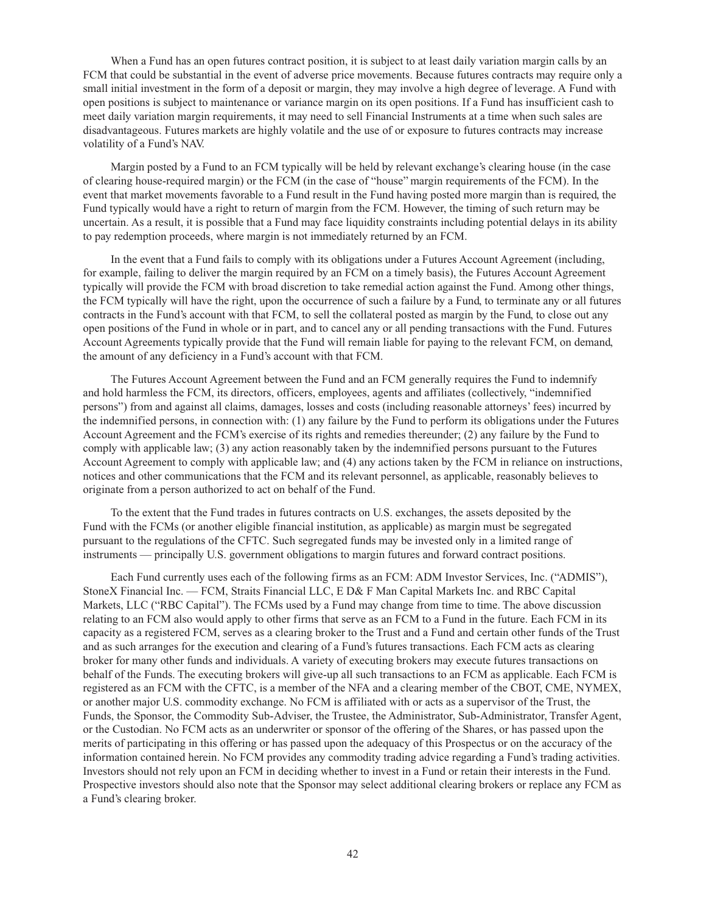When a Fund has an open futures contract position, it is subject to at least daily variation margin calls by an FCM that could be substantial in the event of adverse price movements. Because futures contracts may require only a small initial investment in the form of a deposit or margin, they may involve a high degree of leverage. A Fund with open positions is subject to maintenance or variance margin on its open positions. If a Fund has insufficient cash to meet daily variation margin requirements, it may need to sell Financial Instruments at a time when such sales are disadvantageous. Futures markets are highly volatile and the use of or exposure to futures contracts may increase volatility of a Fund's NAV.

Margin posted by a Fund to an FCM typically will be held by relevant exchange's clearing house (in the case of clearing house-required margin) or the FCM (in the case of "house" margin requirements of the FCM). In the event that market movements favorable to a Fund result in the Fund having posted more margin than is required, the Fund typically would have a right to return of margin from the FCM. However, the timing of such return may be uncertain. As a result, it is possible that a Fund may face liquidity constraints including potential delays in its ability to pay redemption proceeds, where margin is not immediately returned by an FCM.

In the event that a Fund fails to comply with its obligations under a Futures Account Agreement (including, for example, failing to deliver the margin required by an FCM on a timely basis), the Futures Account Agreement typically will provide the FCM with broad discretion to take remedial action against the Fund. Among other things, the FCM typically will have the right, upon the occurrence of such a failure by a Fund, to terminate any or all futures contracts in the Fund's account with that FCM, to sell the collateral posted as margin by the Fund, to close out any open positions of the Fund in whole or in part, and to cancel any or all pending transactions with the Fund. Futures Account Agreements typically provide that the Fund will remain liable for paying to the relevant FCM, on demand, the amount of any deficiency in a Fund's account with that FCM.

The Futures Account Agreement between the Fund and an FCM generally requires the Fund to indemnify and hold harmless the FCM, its directors, officers, employees, agents and affiliates (collectively, "indemnified persons") from and against all claims, damages, losses and costs (including reasonable attorneys' fees) incurred by the indemnified persons, in connection with: (1) any failure by the Fund to perform its obligations under the Futures Account Agreement and the FCM's exercise of its rights and remedies thereunder; (2) any failure by the Fund to comply with applicable law; (3) any action reasonably taken by the indemnified persons pursuant to the Futures Account Agreement to comply with applicable law; and (4) any actions taken by the FCM in reliance on instructions, notices and other communications that the FCM and its relevant personnel, as applicable, reasonably believes to originate from a person authorized to act on behalf of the Fund.

To the extent that the Fund trades in futures contracts on U.S. exchanges, the assets deposited by the Fund with the FCMs (or another eligible financial institution, as applicable) as margin must be segregated pursuant to the regulations of the CFTC. Such segregated funds may be invested only in a limited range of instruments — principally U.S. government obligations to margin futures and forward contract positions.

Each Fund currently uses each of the following firms as an FCM: ADM Investor Services, Inc. ("ADMIS"), StoneX Financial Inc. — FCM, Straits Financial LLC, E D& F Man Capital Markets Inc. and RBC Capital Markets, LLC ("RBC Capital"). The FCMs used by a Fund may change from time to time. The above discussion relating to an FCM also would apply to other firms that serve as an FCM to a Fund in the future. Each FCM in its capacity as a registered FCM, serves as a clearing broker to the Trust and a Fund and certain other funds of the Trust and as such arranges for the execution and clearing of a Fund's futures transactions. Each FCM acts as clearing broker for many other funds and individuals. A variety of executing brokers may execute futures transactions on behalf of the Funds. The executing brokers will give-up all such transactions to an FCM as applicable. Each FCM is registered as an FCM with the CFTC, is a member of the NFA and a clearing member of the CBOT, CME, NYMEX, or another major U.S. commodity exchange. No FCM is affiliated with or acts as a supervisor of the Trust, the Funds, the Sponsor, the Commodity Sub-Adviser, the Trustee, the Administrator, Sub-Administrator, Transfer Agent, or the Custodian. No FCM acts as an underwriter or sponsor of the offering of the Shares, or has passed upon the merits of participating in this offering or has passed upon the adequacy of this Prospectus or on the accuracy of the information contained herein. No FCM provides any commodity trading advice regarding a Fund's trading activities. Investors should not rely upon an FCM in deciding whether to invest in a Fund or retain their interests in the Fund. Prospective investors should also note that the Sponsor may select additional clearing brokers or replace any FCM as a Fund's clearing broker.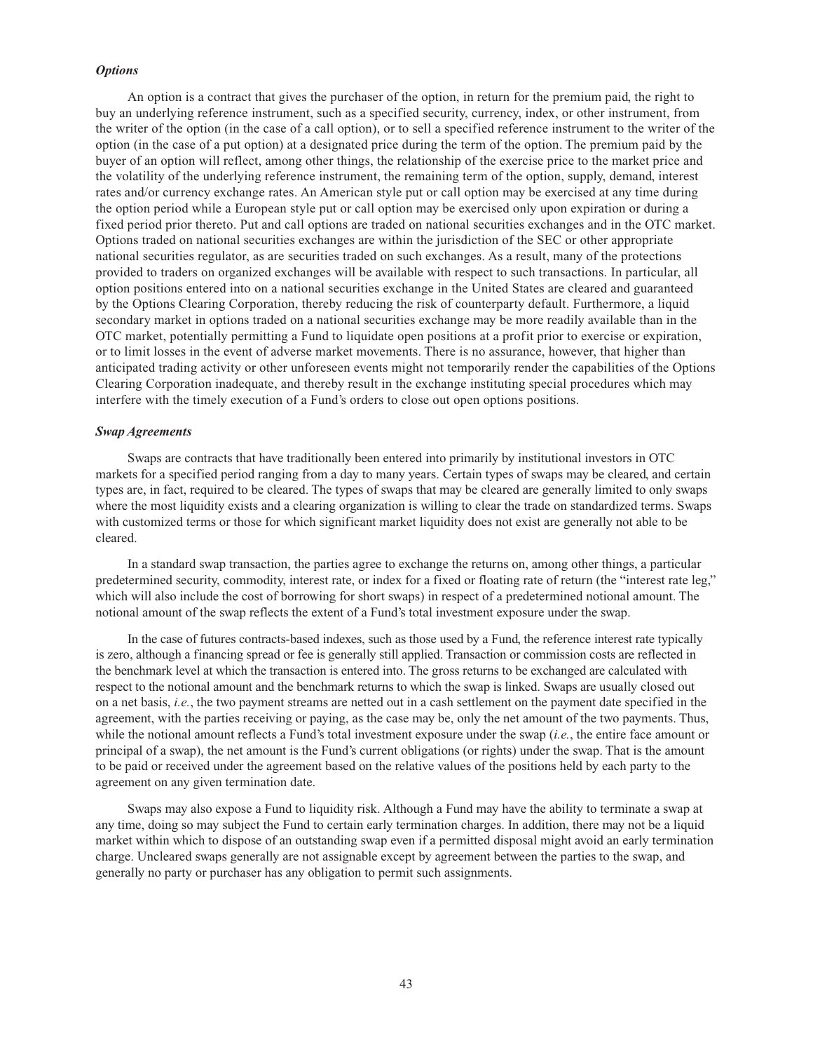### *Options*

An option is a contract that gives the purchaser of the option, in return for the premium paid, the right to buy an underlying reference instrument, such as a specified security, currency, index, or other instrument, from the writer of the option (in the case of a call option), or to sell a specified reference instrument to the writer of the option (in the case of a put option) at a designated price during the term of the option. The premium paid by the buyer of an option will reflect, among other things, the relationship of the exercise price to the market price and the volatility of the underlying reference instrument, the remaining term of the option, supply, demand, interest rates and/or currency exchange rates. An American style put or call option may be exercised at any time during the option period while a European style put or call option may be exercised only upon expiration or during a fixed period prior thereto. Put and call options are traded on national securities exchanges and in the OTC market. Options traded on national securities exchanges are within the jurisdiction of the SEC or other appropriate national securities regulator, as are securities traded on such exchanges. As a result, many of the protections provided to traders on organized exchanges will be available with respect to such transactions. In particular, all option positions entered into on a national securities exchange in the United States are cleared and guaranteed by the Options Clearing Corporation, thereby reducing the risk of counterparty default. Furthermore, a liquid secondary market in options traded on a national securities exchange may be more readily available than in the OTC market, potentially permitting a Fund to liquidate open positions at a profit prior to exercise or expiration, or to limit losses in the event of adverse market movements. There is no assurance, however, that higher than anticipated trading activity or other unforeseen events might not temporarily render the capabilities of the Options Clearing Corporation inadequate, and thereby result in the exchange instituting special procedures which may interfere with the timely execution of a Fund's orders to close out open options positions.

### *Swap Agreements*

Swaps are contracts that have traditionally been entered into primarily by institutional investors in OTC markets for a specified period ranging from a day to many years. Certain types of swaps may be cleared, and certain types are, in fact, required to be cleared. The types of swaps that may be cleared are generally limited to only swaps where the most liquidity exists and a clearing organization is willing to clear the trade on standardized terms. Swaps with customized terms or those for which significant market liquidity does not exist are generally not able to be cleared.

In a standard swap transaction, the parties agree to exchange the returns on, among other things, a particular predetermined security, commodity, interest rate, or index for a fixed or floating rate of return (the "interest rate leg," which will also include the cost of borrowing for short swaps) in respect of a predetermined notional amount. The notional amount of the swap reflects the extent of a Fund's total investment exposure under the swap.

In the case of futures contracts-based indexes, such as those used by a Fund, the reference interest rate typically is zero, although a financing spread or fee is generally still applied. Transaction or commission costs are reflected in the benchmark level at which the transaction is entered into. The gross returns to be exchanged are calculated with respect to the notional amount and the benchmark returns to which the swap is linked. Swaps are usually closed out on a net basis, *i.e.*, the two payment streams are netted out in a cash settlement on the payment date specified in the agreement, with the parties receiving or paying, as the case may be, only the net amount of the two payments. Thus, while the notional amount reflects a Fund's total investment exposure under the swap (*i.e.*, the entire face amount or principal of a swap), the net amount is the Fund's current obligations (or rights) under the swap. That is the amount to be paid or received under the agreement based on the relative values of the positions held by each party to the agreement on any given termination date.

Swaps may also expose a Fund to liquidity risk. Although a Fund may have the ability to terminate a swap at any time, doing so may subject the Fund to certain early termination charges. In addition, there may not be a liquid market within which to dispose of an outstanding swap even if a permitted disposal might avoid an early termination charge. Uncleared swaps generally are not assignable except by agreement between the parties to the swap, and generally no party or purchaser has any obligation to permit such assignments.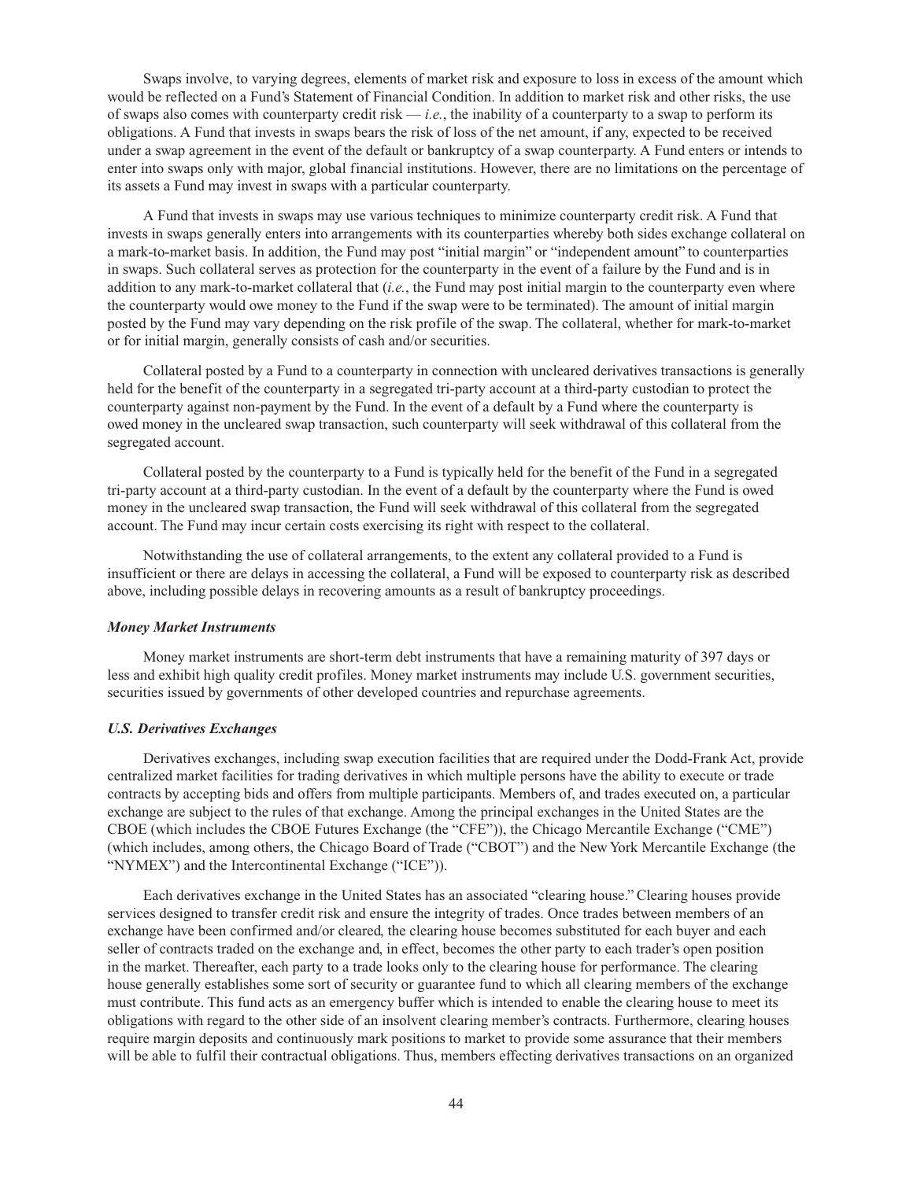Swaps involve, to varying degrees, elements of market risk and exposure to loss in excess of the amount which would be reflected on a Fund's Statement of Financial Condition. In addition to market risk and other risks, the use of swaps also comes with counterparty credit risk — *i.e.*, the inability of a counterparty to a swap to perform its obligations. A Fund that invests in swaps bears the risk of loss of the net amount, if any, expected to be received under a swap agreement in the event of the default or bankruptcy of a swap counterparty. A Fund enters or intends to enter into swaps only with major, global financial institutions. However, there are no limitations on the percentage of its assets a Fund may invest in swaps with a particular counterparty.

A Fund that invests in swaps may use various techniques to minimize counterparty credit risk. A Fund that invests in swaps generally enters into arrangements with its counterparties whereby both sides exchange collateral on a mark-to-market basis. In addition, the Fund may post "initial margin" or "independent amount" to counterparties in swaps. Such collateral serves as protection for the counterparty in the event of a failure by the Fund and is in addition to any mark-to-market collateral that (*i.e.*, the Fund may post initial margin to the counterparty even where the counterparty would owe money to the Fund if the swap were to be terminated). The amount of initial margin posted by the Fund may vary depending on the risk profile of the swap. The collateral, whether for mark-to-market or for initial margin, generally consists of cash and/or securities.

Collateral posted by a Fund to a counterparty in connection with uncleared derivatives transactions is generally held for the benefit of the counterparty in a segregated tri-party account at a third-party custodian to protect the counterparty against non-payment by the Fund. In the event of a default by a Fund where the counterparty is owed money in the uncleared swap transaction, such counterparty will seek withdrawal of this collateral from the segregated account.

Collateral posted by the counterparty to a Fund is typically held for the benefit of the Fund in a segregated tri-party account at a third-party custodian. In the event of a default by the counterparty where the Fund is owed money in the uncleared swap transaction, the Fund will seek withdrawal of this collateral from the segregated account. The Fund may incur certain costs exercising its right with respect to the collateral.

Notwithstanding the use of collateral arrangements, to the extent any collateral provided to a Fund is insufficient or there are delays in accessing the collateral, a Fund will be exposed to counterparty risk as described above, including possible delays in recovering amounts as a result of bankruptcy proceedings.

***Money Market Instruments***

Money market instruments are short-term debt instruments that have a remaining maturity of 397 days or less and exhibit high quality credit profiles. Money market instruments may include U.S. government securities, securities issued by governments of other developed countries and repurchase agreements.

***U.S. Derivatives Exchanges***

Derivatives exchanges, including swap execution facilities that are required under the Dodd-Frank Act, provide centralized market facilities for trading derivatives in which multiple persons have the ability to execute or trade contracts by accepting bids and offers from multiple participants. Members of, and trades executed on, a particular exchange are subject to the rules of that exchange. Among the principal exchanges in the United States are the CBOE (which includes the CBOE Futures Exchange (the "CFE")), the Chicago Mercantile Exchange ("CME") (which includes, among others, the Chicago Board of Trade ("CBOT") and the New York Mercantile Exchange (the "NYMEX") and the Intercontinental Exchange ("ICE")).

Each derivatives exchange in the United States has an associated "clearing house." Clearing houses provide services designed to transfer credit risk and ensure the integrity of trades. Once trades between members of an exchange have been confirmed and/or cleared, the clearing house becomes substituted for each buyer and each seller of contracts traded on the exchange and, in effect, becomes the other party to each trader's open position in the market. Thereafter, each party to a trade looks only to the clearing house for performance. The clearing house generally establishes some sort of security or guarantee fund to which all clearing members of the exchange must contribute. This fund acts as an emergency buffer which is intended to enable the clearing house to meet its obligations with regard to the other side of an insolvent clearing member's contracts. Furthermore, clearing houses require margin deposits and continuously mark positions to market to provide some assurance that their members will be able to fulfil their contractual obligations. Thus, members effecting derivatives transactions on an organized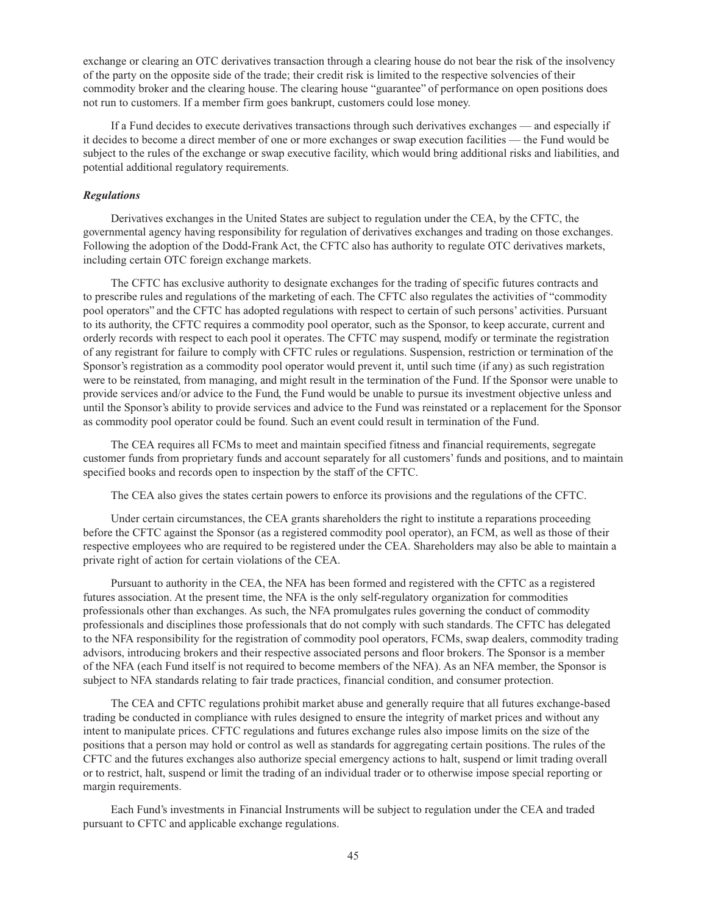exchange or clearing an OTC derivatives transaction through a clearing house do not bear the risk of the insolvency of the party on the opposite side of the trade; their credit risk is limited to the respective solvencies of their commodity broker and the clearing house. The clearing house "guarantee" of performance on open positions does not run to customers. If a member firm goes bankrupt, customers could lose money.

If a Fund decides to execute derivatives transactions through such derivatives exchanges — and especially if it decides to become a direct member of one or more exchanges or swap execution facilities — the Fund would be subject to the rules of the exchange or swap executive facility, which would bring additional risks and liabilities, and potential additional regulatory requirements.

***Regulations***

Derivatives exchanges in the United States are subject to regulation under the CEA, by the CFTC, the governmental agency having responsibility for regulation of derivatives exchanges and trading on those exchanges. Following the adoption of the Dodd-Frank Act, the CFTC also has authority to regulate OTC derivatives markets, including certain OTC foreign exchange markets.

The CFTC has exclusive authority to designate exchanges for the trading of specific futures contracts and to prescribe rules and regulations of the marketing of each. The CFTC also regulates the activities of "commodity pool operators" and the CFTC has adopted regulations with respect to certain of such persons' activities. Pursuant to its authority, the CFTC requires a commodity pool operator, such as the Sponsor, to keep accurate, current and orderly records with respect to each pool it operates. The CFTC may suspend, modify or terminate the registration of any registrant for failure to comply with CFTC rules or regulations. Suspension, restriction or termination of the Sponsor's registration as a commodity pool operator would prevent it, until such time (if any) as such registration were to be reinstated, from managing, and might result in the termination of the Fund. If the Sponsor were unable to provide services and/or advice to the Fund, the Fund would be unable to pursue its investment objective unless and until the Sponsor's ability to provide services and advice to the Fund was reinstated or a replacement for the Sponsor as commodity pool operator could be found. Such an event could result in termination of the Fund.

The CEA requires all FCMs to meet and maintain specified fitness and financial requirements, segregate customer funds from proprietary funds and account separately for all customers' funds and positions, and to maintain specified books and records open to inspection by the staff of the CFTC.

The CEA also gives the states certain powers to enforce its provisions and the regulations of the CFTC.

Under certain circumstances, the CEA grants shareholders the right to institute a reparations proceeding before the CFTC against the Sponsor (as a registered commodity pool operator), an FCM, as well as those of their respective employees who are required to be registered under the CEA. Shareholders may also be able to maintain a private right of action for certain violations of the CEA.

Pursuant to authority in the CEA, the NFA has been formed and registered with the CFTC as a registered futures association. At the present time, the NFA is the only self-regulatory organization for commodities professionals other than exchanges. As such, the NFA promulgates rules governing the conduct of commodity professionals and disciplines those professionals that do not comply with such standards. The CFTC has delegated to the NFA responsibility for the registration of commodity pool operators, FCMs, swap dealers, commodity trading advisors, introducing brokers and their respective associated persons and floor brokers. The Sponsor is a member of the NFA (each Fund itself is not required to become members of the NFA). As an NFA member, the Sponsor is subject to NFA standards relating to fair trade practices, financial condition, and consumer protection.

The CEA and CFTC regulations prohibit market abuse and generally require that all futures exchange-based trading be conducted in compliance with rules designed to ensure the integrity of market prices and without any intent to manipulate prices. CFTC regulations and futures exchange rules also impose limits on the size of the positions that a person may hold or control as well as standards for aggregating certain positions. The rules of the CFTC and the futures exchanges also authorize special emergency actions to halt, suspend or limit trading overall or to restrict, halt, suspend or limit the trading of an individual trader or to otherwise impose special reporting or margin requirements.

Each Fund's investments in Financial Instruments will be subject to regulation under the CEA and traded pursuant to CFTC and applicable exchange regulations.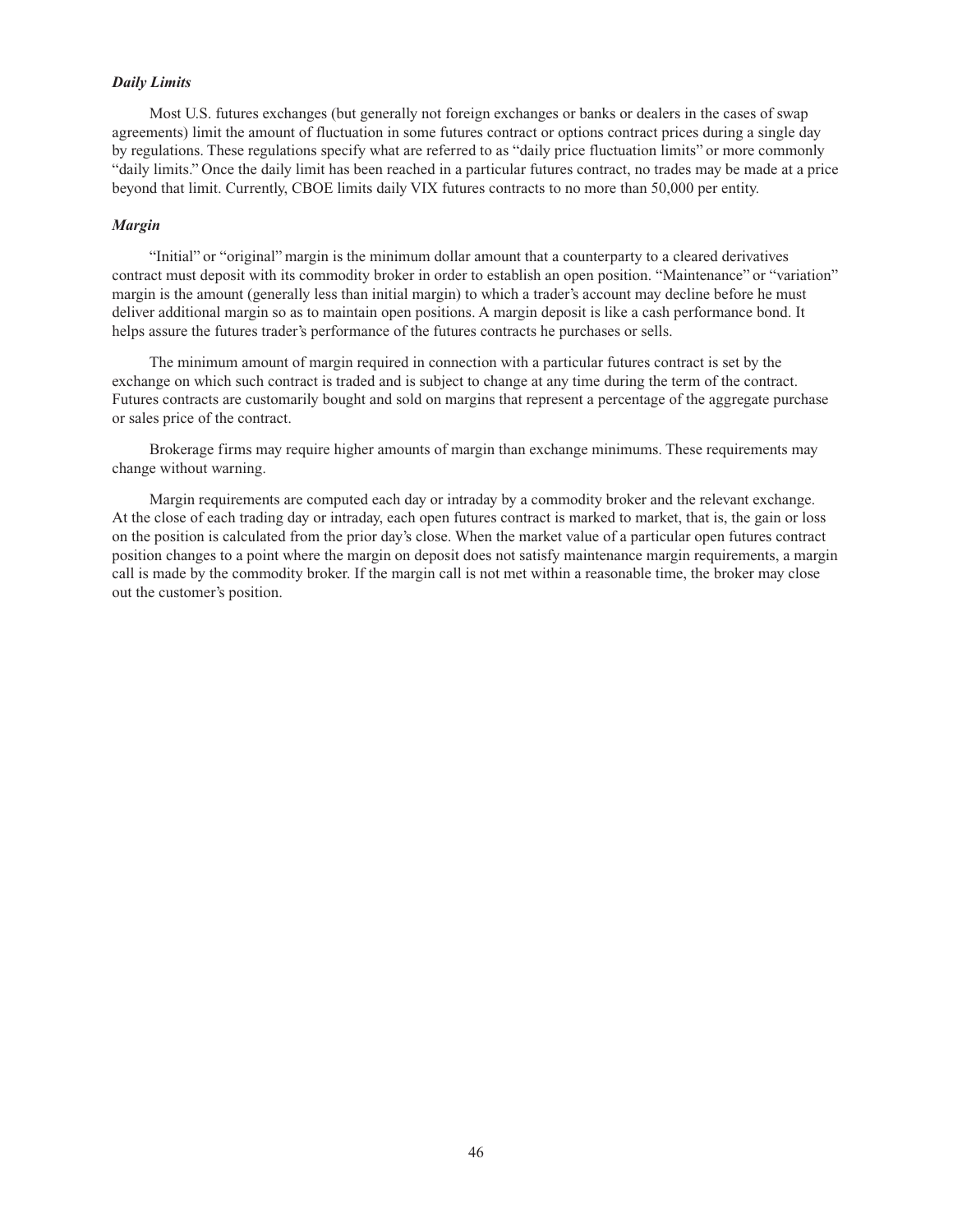***Daily Limits***

Most U.S. futures exchanges (but generally not foreign exchanges or banks or dealers in the cases of swap agreements) limit the amount of fluctuation in some futures contract or options contract prices during a single day by regulations. These regulations specify what are referred to as "daily price fluctuation limits" or more commonly "daily limits." Once the daily limit has been reached in a particular futures contract, no trades may be made at a price beyond that limit. Currently, CBOE limits daily VIX futures contracts to no more than 50,000 per entity.

***Margin***

"Initial" or "original" margin is the minimum dollar amount that a counterparty to a cleared derivatives contract must deposit with its commodity broker in order to establish an open position. "Maintenance" or "variation" margin is the amount (generally less than initial margin) to which a trader's account may decline before he must deliver additional margin so as to maintain open positions. A margin deposit is like a cash performance bond. It helps assure the futures trader's performance of the futures contracts he purchases or sells.

The minimum amount of margin required in connection with a particular futures contract is set by the exchange on which such contract is traded and is subject to change at any time during the term of the contract. Futures contracts are customarily bought and sold on margins that represent a percentage of the aggregate purchase or sales price of the contract.

Brokerage firms may require higher amounts of margin than exchange minimums. These requirements may change without warning.

Margin requirements are computed each day or intraday by a commodity broker and the relevant exchange. At the close of each trading day or intraday, each open futures contract is marked to market, that is, the gain or loss on the position is calculated from the prior day's close. When the market value of a particular open futures contract position changes to a point where the margin on deposit does not satisfy maintenance margin requirements, a margin call is made by the commodity broker. If the margin call is not met within a reasonable time, the broker may close out the customer's position.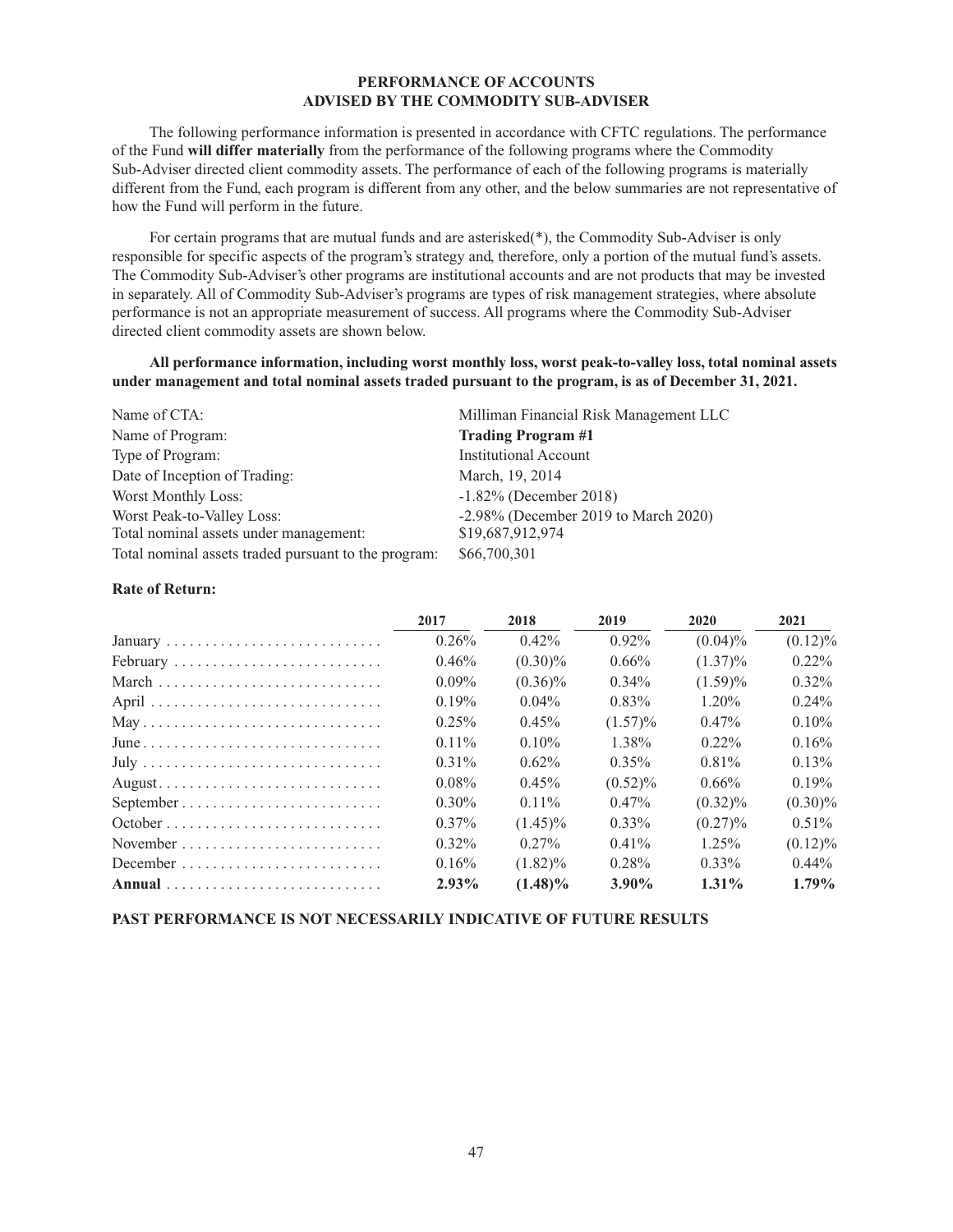## PERFORMANCE OF ACCOUNTS ADVISED BY THE COMMODITY SUB-ADVISER

The following performance information is presented in accordance with CFTC regulations. The performance of the Fund **will differ materially** from the performance of the following programs where the Commodity Sub-Adviser directed client commodity assets. The performance of each of the following programs is materially different from the Fund, each program is different from any other, and the below summaries are not representative of how the Fund will perform in the future.

For certain programs that are mutual funds and are asterisked(*), the Commodity Sub-Adviser is only responsible for specific aspects of the program's strategy and, therefore, only a portion of the mutual fund's assets. The Commodity Sub-Adviser's other programs are institutional accounts and are not products that may be invested in separately. All of Commodity Sub-Adviser's programs are types of risk management strategies, where absolute performance is not an appropriate measurement of success. All programs where the Commodity Sub-Adviser directed client commodity assets are shown below.

**All performance information, including worst monthly loss, worst peak-to-valley loss, total nominal assets under management and total nominal assets traded pursuant to the program, is as of December 31, 2021.**

| | |
|---|---|
| Name of CTA: | Milliman Financial Risk Management LLC |
| Name of Program: | **Trading Program #1** |
| Type of Program: | Institutional Account |
| Date of Inception of Trading: | March, 19, 2014 |
| Worst Monthly Loss: | -1.82% (December 2018) |
| Worst Peak-to-Valley Loss: | -2.98% (December 2019 to March 2020) |
| Total nominal assets under management: | $19,687,912,974 |
| Total nominal assets traded pursuant to the program: | $66,700,301 |

**Rate of Return:**

| | 2017 | 2018 | 2019 | 2020 | 2021 |
|---|---|---|---|---|---|
| January | 0.26% | 0.42% | 0.92% | (0.04)% | (0.12)% |
| February | 0.46% | (0.30)% | 0.66% | (1.37)% | 0.22% |
| March | 0.09% | (0.36)% | 0.34% | (1.59)% | 0.32% |
| April | 0.19% | 0.04% | 0.83% | 1.20% | 0.24% |
| May | 0.25% | 0.45% | (1.57)% | 0.47% | 0.10% |
| June | 0.11% | 0.10% | 1.38% | 0.22% | 0.16% |
| July | 0.31% | 0.62% | 0.35% | 0.81% | 0.13% |
| August | 0.08% | 0.45% | (0.52)% | 0.66% | 0.19% |
| September | 0.30% | 0.11% | 0.47% | (0.32)% | (0.30)% |
| October | 0.37% | (1.45)% | 0.33% | (0.27)% | 0.51% |
| November | 0.32% | 0.27% | 0.41% | 1.25% | (0.12)% |
| December | 0.16% | (1.82)% | 0.28% | 0.33% | 0.44% |
| **Annual** | **2.93%** | **(1.48)%** | **3.90%** | **1.31%** | **1.79%** |

**PAST PERFORMANCE IS NOT NECESSARILY INDICATIVE OF FUTURE RESULTS**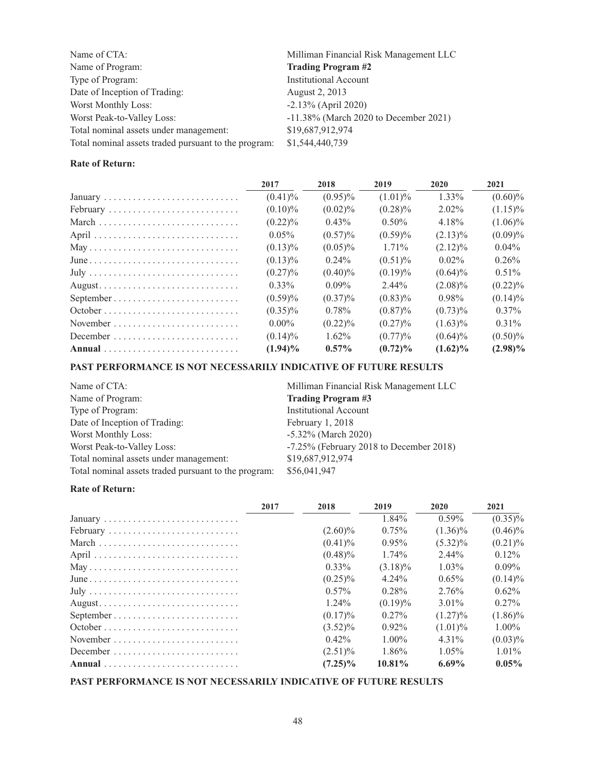| | |
|---|---|
| Name of CTA: | Milliman Financial Risk Management LLC |
| Name of Program: | **Trading Program #2** |
| Type of Program: | Institutional Account |
| Date of Inception of Trading: | August 2, 2013 |
| Worst Monthly Loss: | -2.13% (April 2020) |
| Worst Peak-to-Valley Loss: | -11.38% (March 2020 to December 2021) |
| Total nominal assets under management: | $19,687,912,974 |
| Total nominal assets traded pursuant to the program: | $1,544,440,739 |

**Rate of Return:**

| | 2017 | 2018 | 2019 | 2020 | 2021 |
|---|---|---|---|---|---|
| January | (0.41)% | (0.95)% | (1.01)% | 1.33% | (0.60)% |
| February | (0.10)% | (0.02)% | (0.28)% | 2.02% | (1.15)% |
| March | (0.22)% | 0.43% | 0.50% | 4.18% | (1.06)% |
| April | 0.05% | (0.57)% | (0.59)% | (2.13)% | (0.09)% |
| May | (0.13)% | (0.05)% | 1.71% | (2.12)% | 0.04% |
| June | (0.13)% | 0.24% | (0.51)% | 0.02% | 0.26% |
| July | (0.27)% | (0.40)% | (0.19)% | (0.64)% | 0.51% |
| August | 0.33% | 0.09% | 2.44% | (2.08)% | (0.22)% |
| September | (0.59)% | (0.37)% | (0.83)% | 0.98% | (0.14)% |
| October | (0.35)% | 0.78% | (0.87)% | (0.73)% | 0.37% |
| November | 0.00% | (0.22)% | (0.27)% | (1.63)% | 0.31% |
| December | (0.14)% | 1.62% | (0.77)% | (0.64)% | (0.50)% |
| **Annual** | **(1.94)%** | **0.57%** | **(0.72)%** | **(1.62)%** | **(2.98)%** |

**PAST PERFORMANCE IS NOT NECESSARILY INDICATIVE OF FUTURE RESULTS**

| | |
|---|---|
| Name of CTA: | Milliman Financial Risk Management LLC |
| Name of Program: | **Trading Program #3** |
| Type of Program: | Institutional Account |
| Date of Inception of Trading: | February 1, 2018 |
| Worst Monthly Loss: | -5.32% (March 2020) |
| Worst Peak-to-Valley Loss: | -7.25% (February 2018 to December 2018) |
| Total nominal assets under management: | $19,687,912,974 |
| Total nominal assets traded pursuant to the program: | $56,041,947 |

**Rate of Return:**

| | 2017 | 2018 | 2019 | 2020 | 2021 |
|---|---|---|---|---|---|
| January | | | 1.84% | 0.59% | (0.35)% |
| February | | (2.60)% | 0.75% | (1.36)% | (0.46)% |
| March | | (0.41)% | 0.95% | (5.32)% | (0.21)% |
| April | | (0.48)% | 1.74% | 2.44% | 0.12% |
| May | | 0.33% | (3.18)% | 1.03% | 0.09% |
| June | | (0.25)% | 4.24% | 0.65% | (0.14)% |
| July | | 0.57% | 0.28% | 2.76% | 0.62% |
| August | | 1.24% | (0.19)% | 3.01% | 0.27% |
| September | | (0.17)% | 0.27% | (1.27)% | (1.86)% |
| October | | (3.52)% | 0.92% | (1.01)% | 1.00% |
| November | | 0.42% | 1.00% | 4.31% | (0.03)% |
| December | | (2.51)% | 1.86% | 1.05% | 1.01% |
| **Annual** | | **(7.25)%** | **10.81%** | **6.69%** | **0.05%** |

**PAST PERFORMANCE IS NOT NECESSARILY INDICATIVE OF FUTURE RESULTS**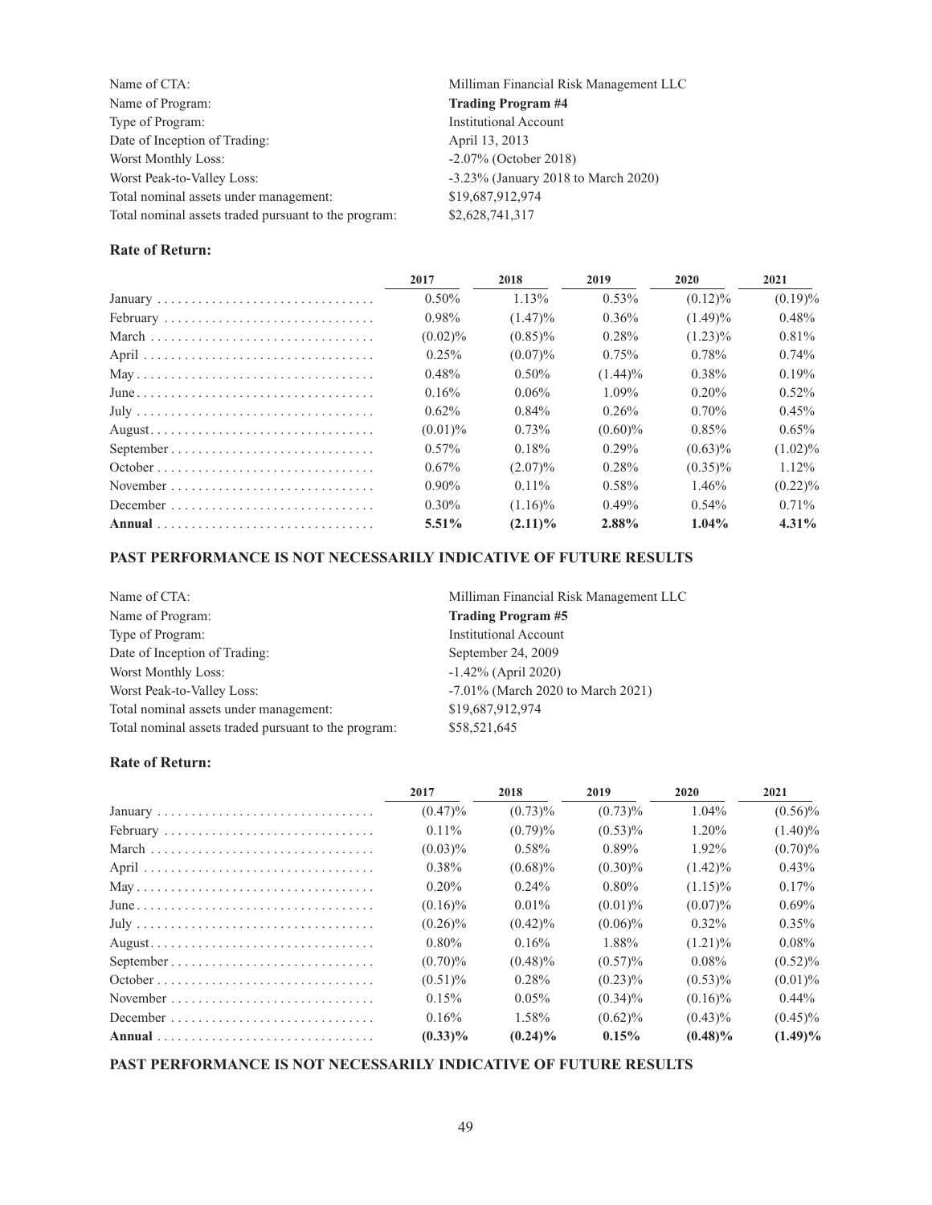| | |
|---|---|
| Name of CTA: | Milliman Financial Risk Management LLC |
| Name of Program: | **Trading Program #4** |
| Type of Program: | Institutional Account |
| Date of Inception of Trading: | April 13, 2013 |
| Worst Monthly Loss: | -2.07% (October 2018) |
| Worst Peak-to-Valley Loss: | -3.23% (January 2018 to March 2020) |
| Total nominal assets under management: | $19,687,912,974 |
| Total nominal assets traded pursuant to the program: | $2,628,741,317 |

**Rate of Return:**

| | 2017 | 2018 | 2019 | 2020 | 2021 |
|---|---|---|---|---|---|
| January | 0.50% | 1.13% | 0.53% | (0.12)% | (0.19)% |
| February | 0.98% | (1.47)% | 0.36% | (1.49)% | 0.48% |
| March | (0.02)% | (0.85)% | 0.28% | (1.23)% | 0.81% |
| April | 0.25% | (0.07)% | 0.75% | 0.78% | 0.74% |
| May | 0.48% | 0.50% | (1.44)% | 0.38% | 0.19% |
| June | 0.16% | 0.06% | 1.09% | 0.20% | 0.52% |
| July | 0.62% | 0.84% | 0.26% | 0.70% | 0.45% |
| August | (0.01)% | 0.73% | (0.60)% | 0.85% | 0.65% |
| September | 0.57% | 0.18% | 0.29% | (0.63)% | (1.02)% |
| October | 0.67% | (2.07)% | 0.28% | (0.35)% | 1.12% |
| November | 0.90% | 0.11% | 0.58% | 1.46% | (0.22)% |
| December | 0.30% | (1.16)% | 0.49% | 0.54% | 0.71% |
| **Annual** | **5.51%** | **(2.11)%** | **2.88%** | **1.04%** | **4.31%** |

**PAST PERFORMANCE IS NOT NECESSARILY INDICATIVE OF FUTURE RESULTS**

| | |
|---|---|
| Name of CTA: | Milliman Financial Risk Management LLC |
| Name of Program: | **Trading Program #5** |
| Type of Program: | Institutional Account |
| Date of Inception of Trading: | September 24, 2009 |
| Worst Monthly Loss: | -1.42% (April 2020) |
| Worst Peak-to-Valley Loss: | -7.01% (March 2020 to March 2021) |
| Total nominal assets under management: | $19,687,912,974 |
| Total nominal assets traded pursuant to the program: | $58,521,645 |

**Rate of Return:**

| | 2017 | 2018 | 2019 | 2020 | 2021 |
|---|---|---|---|---|---|
| January | (0.47)% | (0.73)% | (0.73)% | 1.04% | (0.56)% |
| February | 0.11% | (0.79)% | (0.53)% | 1.20% | (1.40)% |
| March | (0.03)% | 0.58% | 0.89% | 1.92% | (0.70)% |
| April | 0.38% | (0.68)% | (0.30)% | (1.42)% | 0.43% |
| May | 0.20% | 0.24% | 0.80% | (1.15)% | 0.17% |
| June | (0.16)% | 0.01% | (0.01)% | (0.07)% | 0.69% |
| July | (0.26)% | (0.42)% | (0.06)% | 0.32% | 0.35% |
| August | 0.80% | 0.16% | 1.88% | (1.21)% | 0.08% |
| September | (0.70)% | (0.48)% | (0.57)% | 0.08% | (0.52)% |
| October | (0.51)% | 0.28% | (0.23)% | (0.53)% | (0.01)% |
| November | 0.15% | 0.05% | (0.34)% | (0.16)% | 0.44% |
| December | 0.16% | 1.58% | (0.62)% | (0.43)% | (0.45)% |
| **Annual** | **(0.33)%** | **(0.24)%** | **0.15%** | **(0.48)%** | **(1.49)%** |

**PAST PERFORMANCE IS NOT NECESSARILY INDICATIVE OF FUTURE RESULTS**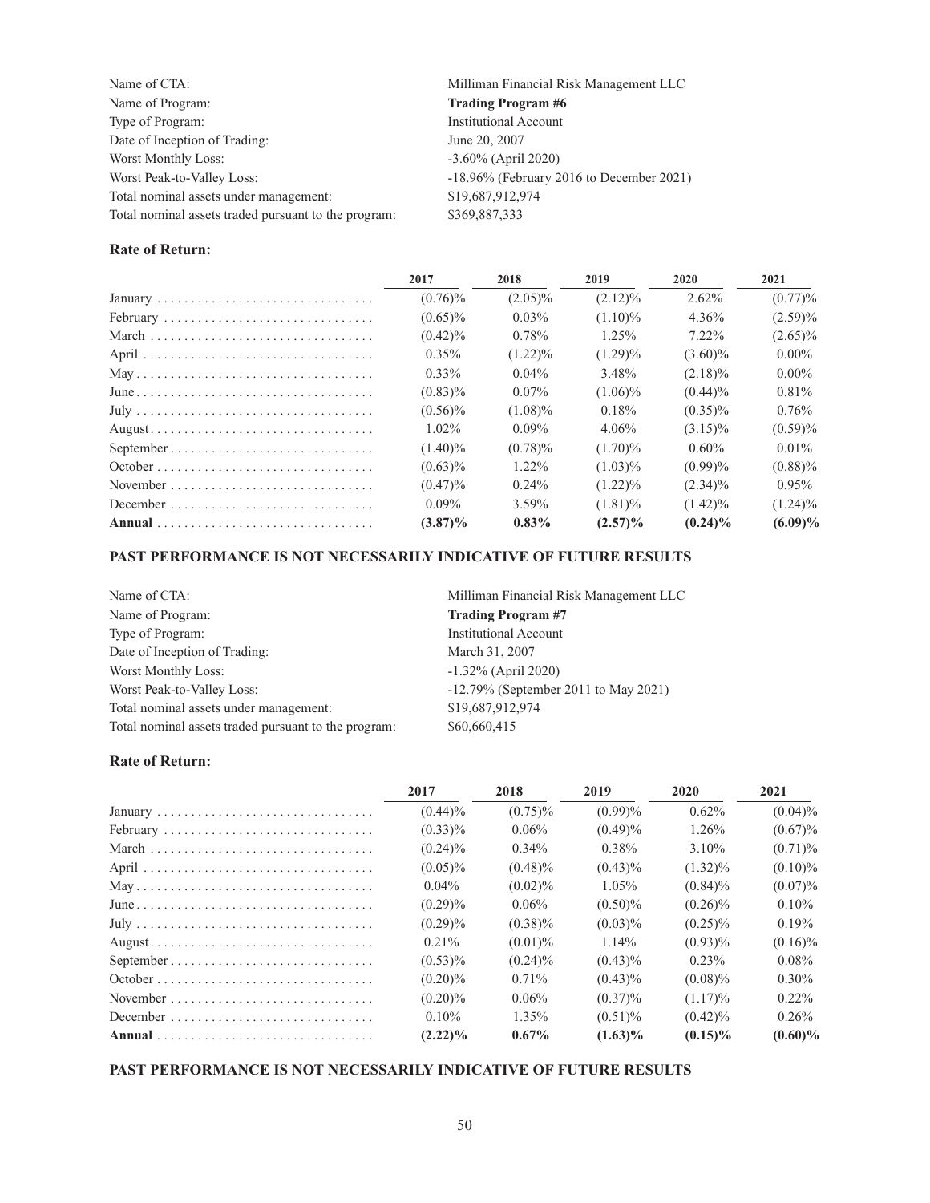| | |
|---|---|
| Name of CTA: | Milliman Financial Risk Management LLC |
| Name of Program: | **Trading Program #6** |
| Type of Program: | Institutional Account |
| Date of Inception of Trading: | June 20, 2007 |
| Worst Monthly Loss: | -3.60% (April 2020) |
| Worst Peak-to-Valley Loss: | -18.96% (February 2016 to December 2021) |
| Total nominal assets under management: | $19,687,912,974 |
| Total nominal assets traded pursuant to the program: | $369,887,333 |

**Rate of Return:**

| | 2017 | 2018 | 2019 | 2020 | 2021 |
|---|---|---|---|---|---|
| January | (0.76)% | (2.05)% | (2.12)% | 2.62% | (0.77)% |
| February | (0.65)% | 0.03% | (1.10)% | 4.36% | (2.59)% |
| March | (0.42)% | 0.78% | 1.25% | 7.22% | (2.65)% |
| April | 0.35% | (1.22)% | (1.29)% | (3.60)% | 0.00% |
| May | 0.33% | 0.04% | 3.48% | (2.18)% | 0.00% |
| June | (0.83)% | 0.07% | (1.06)% | (0.44)% | 0.81% |
| July | (0.56)% | (1.08)% | 0.18% | (0.35)% | 0.76% |
| August | 1.02% | 0.09% | 4.06% | (3.15)% | (0.59)% |
| September | (1.40)% | (0.78)% | (1.70)% | 0.60% | 0.01% |
| October | (0.63)% | 1.22% | (1.03)% | (0.99)% | (0.88)% |
| November | (0.47)% | 0.24% | (1.22)% | (2.34)% | 0.95% |
| December | 0.09% | 3.59% | (1.81)% | (1.42)% | (1.24)% |
| **Annual** | **(3.87)%** | **0.83%** | **(2.57)%** | **(0.24)%** | **(6.09)%** |

**PAST PERFORMANCE IS NOT NECESSARILY INDICATIVE OF FUTURE RESULTS**

| | |
|---|---|
| Name of CTA: | Milliman Financial Risk Management LLC |
| Name of Program: | **Trading Program #7** |
| Type of Program: | Institutional Account |
| Date of Inception of Trading: | March 31, 2007 |
| Worst Monthly Loss: | -1.32% (April 2020) |
| Worst Peak-to-Valley Loss: | -12.79% (September 2011 to May 2021) |
| Total nominal assets under management: | $19,687,912,974 |
| Total nominal assets traded pursuant to the program: | $60,660,415 |

**Rate of Return:**

| | 2017 | 2018 | 2019 | 2020 | 2021 |
|---|---|---|---|---|---|
| January | (0.44)% | (0.75)% | (0.99)% | 0.62% | (0.04)% |
| February | (0.33)% | 0.06% | (0.49)% | 1.26% | (0.67)% |
| March | (0.24)% | 0.34% | 0.38% | 3.10% | (0.71)% |
| April | (0.05)% | (0.48)% | (0.43)% | (1.32)% | (0.10)% |
| May | 0.04% | (0.02)% | 1.05% | (0.84)% | (0.07)% |
| June | (0.29)% | 0.06% | (0.50)% | (0.26)% | 0.10% |
| July | (0.29)% | (0.38)% | (0.03)% | (0.25)% | 0.19% |
| August | 0.21% | (0.01)% | 1.14% | (0.93)% | (0.16)% |
| September | (0.53)% | (0.24)% | (0.43)% | 0.23% | 0.08% |
| October | (0.20)% | 0.71% | (0.43)% | (0.08)% | 0.30% |
| November | (0.20)% | 0.06% | (0.37)% | (1.17)% | 0.22% |
| December | 0.10% | 1.35% | (0.51)% | (0.42)% | 0.26% |
| **Annual** | **(2.22)%** | **0.67%** | **(1.63)%** | **(0.15)%** | **(0.60)%** |

**PAST PERFORMANCE IS NOT NECESSARILY INDICATIVE OF FUTURE RESULTS**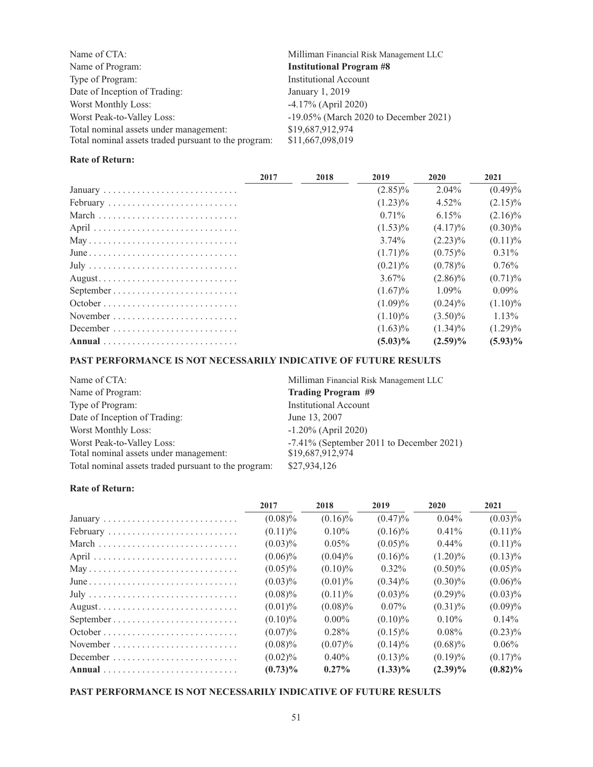| | |
|---|---|
| Name of CTA: | Milliman Financial Risk Management LLC |
| Name of Program: | **Institutional Program #8** |
| Type of Program: | Institutional Account |
| Date of Inception of Trading: | January 1, 2019 |
| Worst Monthly Loss: | -4.17% (April 2020) |
| Worst Peak-to-Valley Loss: | -19.05% (March 2020 to December 2021) |
| Total nominal assets under management: | $19,687,912,974 |
| Total nominal assets traded pursuant to the program: | $11,667,098,019 |

**Rate of Return:**

| | 2017 | 2018 | 2019 | 2020 | 2021 |
|---|---|---|---|---|---|
| January | | | (2.85)% | 2.04% | (0.49)% |
| February | | | (1.23)% | 4.52% | (2.15)% |
| March | | | 0.71% | 6.15% | (2.16)% |
| April | | | (1.53)% | (4.17)% | (0.30)% |
| May | | | 3.74% | (2.23)% | (0.11)% |
| June | | | (1.71)% | (0.75)% | 0.31% |
| July | | | (0.21)% | (0.78)% | 0.76% |
| August | | | 3.67% | (2.86)% | (0.71)% |
| September | | | (1.67)% | 1.09% | 0.09% |
| October | | | (1.09)% | (0.24)% | (1.10)% |
| November | | | (1.10)% | (3.50)% | 1.13% |
| December | | | (1.63)% | (1.34)% | (1.29)% |
| **Annual** | | | **(5.03)%** | **(2.59)%** | **(5.93)%** |

**PAST PERFORMANCE IS NOT NECESSARILY INDICATIVE OF FUTURE RESULTS**

| | |
|---|---|
| Name of CTA: | Milliman Financial Risk Management LLC |
| Name of Program: | **Trading Program #9** |
| Type of Program: | Institutional Account |
| Date of Inception of Trading: | June 13, 2007 |
| Worst Monthly Loss: | -1.20% (April 2020) |
| Worst Peak-to-Valley Loss: | -7.41% (September 2011 to December 2021) |
| Total nominal assets under management: | $19,687,912,974 |
| Total nominal assets traded pursuant to the program: | $27,934,126 |

**Rate of Return:**

| | 2017 | 2018 | 2019 | 2020 | 2021 |
|---|---|---|---|---|---|
| January | (0.08)% | (0.16)% | (0.47)% | 0.04% | (0.03)% |
| February | (0.11)% | 0.10% | (0.16)% | 0.41% | (0.11)% |
| March | (0.03)% | 0.05% | (0.05)% | 0.44% | (0.11)% |
| April | (0.06)% | (0.04)% | (0.16)% | (1.20)% | (0.13)% |
| May | (0.05)% | (0.10)% | 0.32% | (0.50)% | (0.05)% |
| June | (0.03)% | (0.01)% | (0.34)% | (0.30)% | (0.06)% |
| July | (0.08)% | (0.11)% | (0.03)% | (0.29)% | (0.03)% |
| August | (0.01)% | (0.08)% | 0.07% | (0.31)% | (0.09)% |
| September | (0.10)% | 0.00% | (0.10)% | 0.10% | 0.14% |
| October | (0.07)% | 0.28% | (0.15)% | 0.08% | (0.23)% |
| November | (0.08)% | (0.07)% | (0.14)% | (0.68)% | 0.06% |
| December | (0.02)% | 0.40% | (0.13)% | (0.19)% | (0.17)% |
| **Annual** | **(0.73)%** | **0.27%** | **(1.33)%** | **(2.39)%** | **(0.82)%** |

**PAST PERFORMANCE IS NOT NECESSARILY INDICATIVE OF FUTURE RESULTS**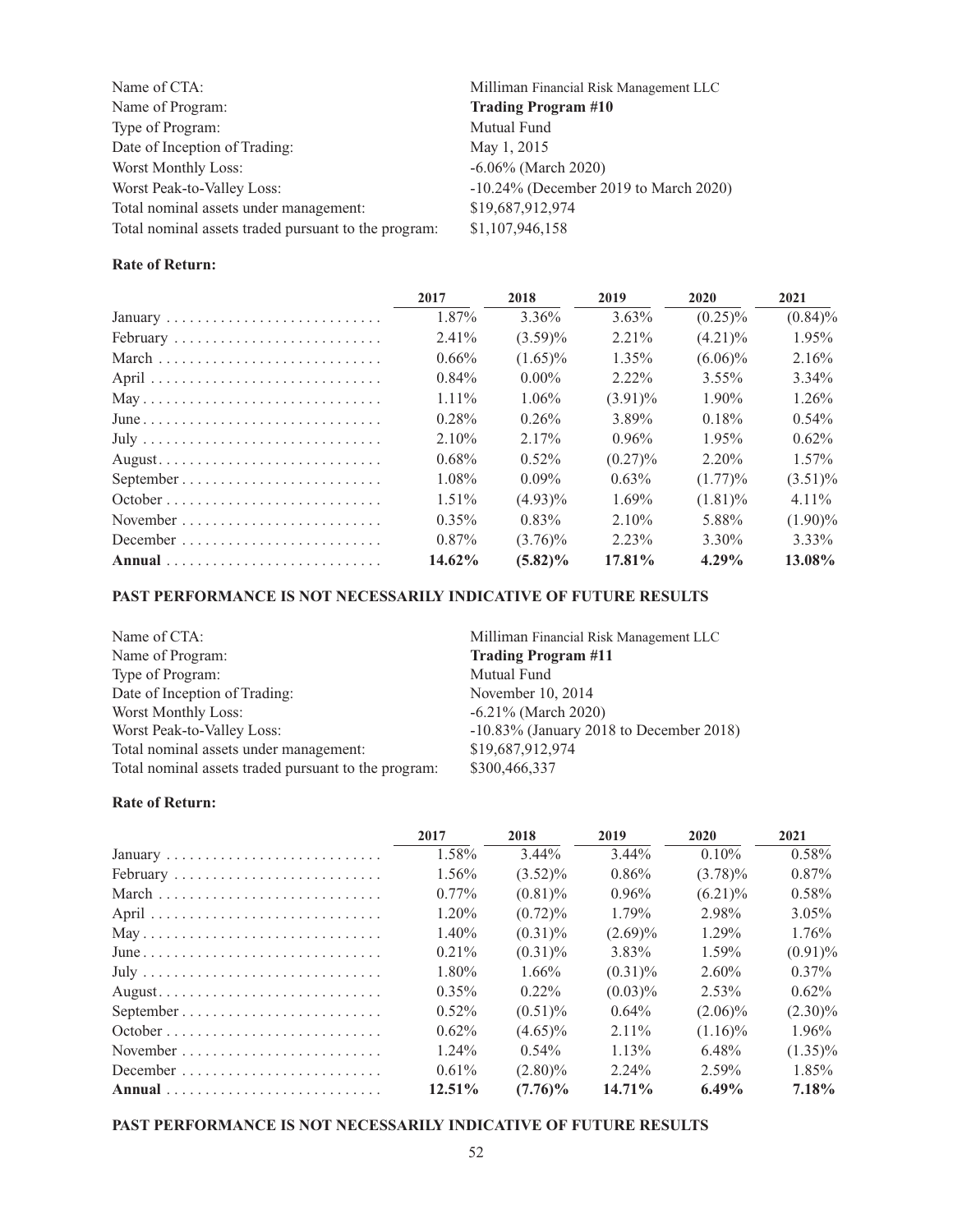| | |
|---|---|
| Name of CTA: | Milliman Financial Risk Management LLC |
| Name of Program: | **Trading Program #10** |
| Type of Program: | Mutual Fund |
| Date of Inception of Trading: | May 1, 2015 |
| Worst Monthly Loss: | -6.06% (March 2020) |
| Worst Peak-to-Valley Loss: | -10.24% (December 2019 to March 2020) |
| Total nominal assets under management: | $19,687,912,974 |
| Total nominal assets traded pursuant to the program: | $1,107,946,158 |

**Rate of Return:**

| | 2017 | 2018 | 2019 | 2020 | 2021 |
|---|---|---|---|---|---|
| January | 1.87% | 3.36% | 3.63% | (0.25)% | (0.84)% |
| February | 2.41% | (3.59)% | 2.21% | (4.21)% | 1.95% |
| March | 0.66% | (1.65)% | 1.35% | (6.06)% | 2.16% |
| April | 0.84% | 0.00% | 2.22% | 3.55% | 3.34% |
| May | 1.11% | 1.06% | (3.91)% | 1.90% | 1.26% |
| June | 0.28% | 0.26% | 3.89% | 0.18% | 0.54% |
| July | 2.10% | 2.17% | 0.96% | 1.95% | 0.62% |
| August | 0.68% | 0.52% | (0.27)% | 2.20% | 1.57% |
| September | 1.08% | 0.09% | 0.63% | (1.77)% | (3.51)% |
| October | 1.51% | (4.93)% | 1.69% | (1.81)% | 4.11% |
| November | 0.35% | 0.83% | 2.10% | 5.88% | (1.90)% |
| December | 0.87% | (3.76)% | 2.23% | 3.30% | 3.33% |
| **Annual** | **14.62%** | **(5.82)%** | **17.81%** | **4.29%** | **13.08%** |

**PAST PERFORMANCE IS NOT NECESSARILY INDICATIVE OF FUTURE RESULTS**

| | |
|---|---|
| Name of CTA: | Milliman Financial Risk Management LLC |
| Name of Program: | **Trading Program #11** |
| Type of Program: | Mutual Fund |
| Date of Inception of Trading: | November 10, 2014 |
| Worst Monthly Loss: | -6.21% (March 2020) |
| Worst Peak-to-Valley Loss: | -10.83% (January 2018 to December 2018) |
| Total nominal assets under management: | $19,687,912,974 |
| Total nominal assets traded pursuant to the program: | $300,466,337 |

**Rate of Return:**

| | 2017 | 2018 | 2019 | 2020 | 2021 |
|---|---|---|---|---|---|
| January | 1.58% | 3.44% | 3.44% | 0.10% | 0.58% |
| February | 1.56% | (3.52)% | 0.86% | (3.78)% | 0.87% |
| March | 0.77% | (0.81)% | 0.96% | (6.21)% | 0.58% |
| April | 1.20% | (0.72)% | 1.79% | 2.98% | 3.05% |
| May | 1.40% | (0.31)% | (2.69)% | 1.29% | 1.76% |
| June | 0.21% | (0.31)% | 3.83% | 1.59% | (0.91)% |
| July | 1.80% | 1.66% | (0.31)% | 2.60% | 0.37% |
| August | 0.35% | 0.22% | (0.03)% | 2.53% | 0.62% |
| September | 0.52% | (0.51)% | 0.64% | (2.06)% | (2.30)% |
| October | 0.62% | (4.65)% | 2.11% | (1.16)% | 1.96% |
| November | 1.24% | 0.54% | 1.13% | 6.48% | (1.35)% |
| December | 0.61% | (2.80)% | 2.24% | 2.59% | 1.85% |
| **Annual** | **12.51%** | **(7.76)%** | **14.71%** | **6.49%** | **7.18%** |

**PAST PERFORMANCE IS NOT NECESSARILY INDICATIVE OF FUTURE RESULTS**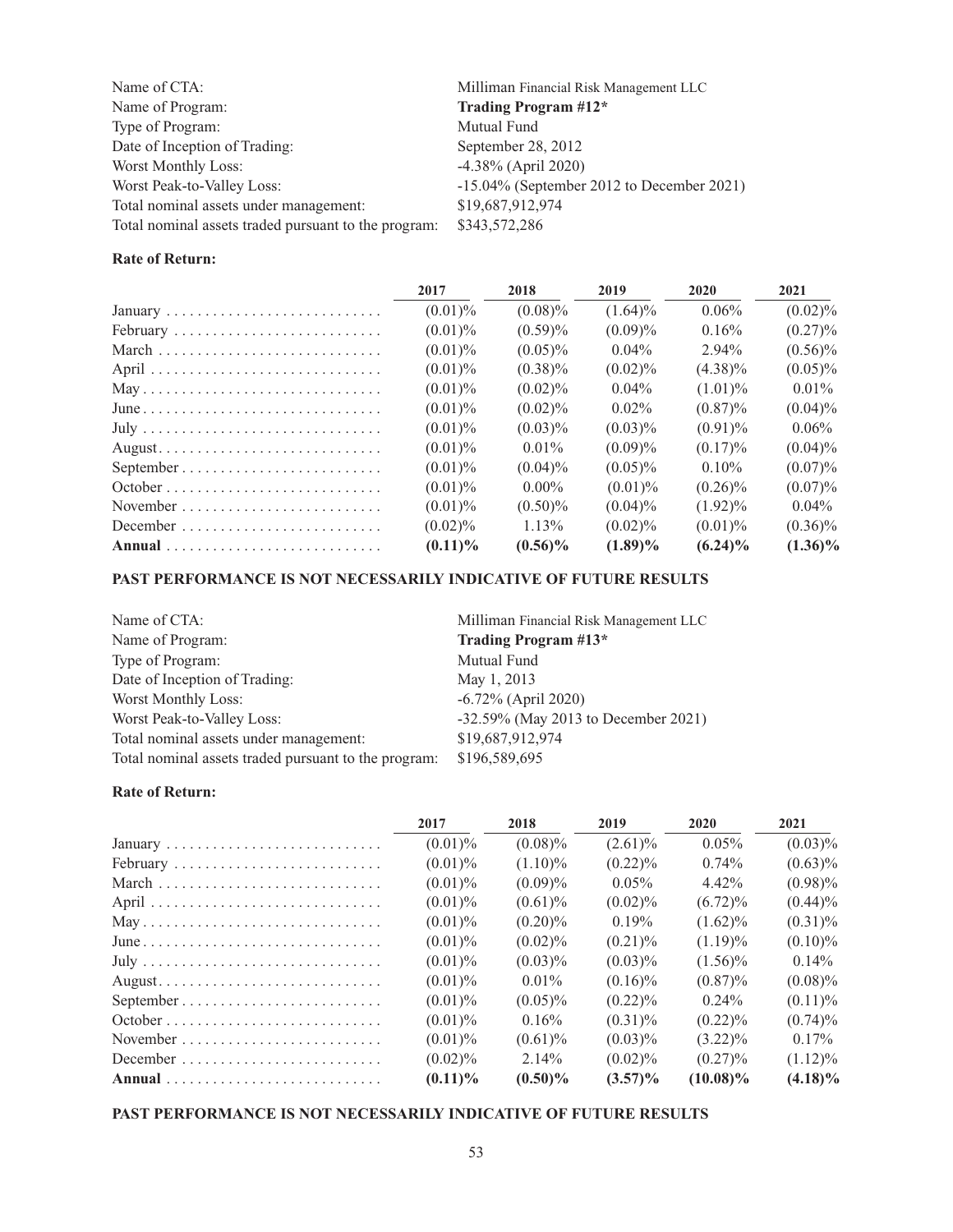| | |
|---|---|
| Name of CTA: | Milliman Financial Risk Management LLC |
| Name of Program: | **Trading Program #12*** |
| Type of Program: | Mutual Fund |
| Date of Inception of Trading: | September 28, 2012 |
| Worst Monthly Loss: | -4.38% (April 2020) |
| Worst Peak-to-Valley Loss: | -15.04% (September 2012 to December 2021) |
| Total nominal assets under management: | $19,687,912,974 |
| Total nominal assets traded pursuant to the program: | $343,572,286 |

**Rate of Return:**

| | 2017 | 2018 | 2019 | 2020 | 2021 |
|---|---|---|---|---|---|
| January | (0.01)% | (0.08)% | (1.64)% | 0.06% | (0.02)% |
| February | (0.01)% | (0.59)% | (0.09)% | 0.16% | (0.27)% |
| March | (0.01)% | (0.05)% | 0.04% | 2.94% | (0.56)% |
| April | (0.01)% | (0.38)% | (0.02)% | (4.38)% | (0.05)% |
| May | (0.01)% | (0.02)% | 0.04% | (1.01)% | 0.01% |
| June | (0.01)% | (0.02)% | 0.02% | (0.87)% | (0.04)% |
| July | (0.01)% | (0.03)% | (0.03)% | (0.91)% | 0.06% |
| August | (0.01)% | 0.01% | (0.09)% | (0.17)% | (0.04)% |
| September | (0.01)% | (0.04)% | (0.05)% | 0.10% | (0.07)% |
| October | (0.01)% | 0.00% | (0.01)% | (0.26)% | (0.07)% |
| November | (0.01)% | (0.50)% | (0.04)% | (1.92)% | 0.04% |
| December | (0.02)% | 1.13% | (0.02)% | (0.01)% | (0.36)% |
| **Annual** | **(0.11)%** | **(0.56)%** | **(1.89)%** | **(6.24)%** | **(1.36)%** |

**PAST PERFORMANCE IS NOT NECESSARILY INDICATIVE OF FUTURE RESULTS**

| | |
|---|---|
| Name of CTA: | Milliman Financial Risk Management LLC |
| Name of Program: | **Trading Program #13*** |
| Type of Program: | Mutual Fund |
| Date of Inception of Trading: | May 1, 2013 |
| Worst Monthly Loss: | -6.72% (April 2020) |
| Worst Peak-to-Valley Loss: | -32.59% (May 2013 to December 2021) |
| Total nominal assets under management: | $19,687,912,974 |
| Total nominal assets traded pursuant to the program: | $196,589,695 |

**Rate of Return:**

| | 2017 | 2018 | 2019 | 2020 | 2021 |
|---|---|---|---|---|---|
| January | (0.01)% | (0.08)% | (2.61)% | 0.05% | (0.03)% |
| February | (0.01)% | (1.10)% | (0.22)% | 0.74% | (0.63)% |
| March | (0.01)% | (0.09)% | 0.05% | 4.42% | (0.98)% |
| April | (0.01)% | (0.61)% | (0.02)% | (6.72)% | (0.44)% |
| May | (0.01)% | (0.20)% | 0.19% | (1.62)% | (0.31)% |
| June | (0.01)% | (0.02)% | (0.21)% | (1.19)% | (0.10)% |
| July | (0.01)% | (0.03)% | (0.03)% | (1.56)% | 0.14% |
| August | (0.01)% | 0.01% | (0.16)% | (0.87)% | (0.08)% |
| September | (0.01)% | (0.05)% | (0.22)% | 0.24% | (0.11)% |
| October | (0.01)% | 0.16% | (0.31)% | (0.22)% | (0.74)% |
| November | (0.01)% | (0.61)% | (0.03)% | (3.22)% | 0.17% |
| December | (0.02)% | 2.14% | (0.02)% | (0.27)% | (1.12)% |
| **Annual** | **(0.11)%** | **(0.50)%** | **(3.57)%** | **(10.08)%** | **(4.18)%** |

**PAST PERFORMANCE IS NOT NECESSARILY INDICATIVE OF FUTURE RESULTS**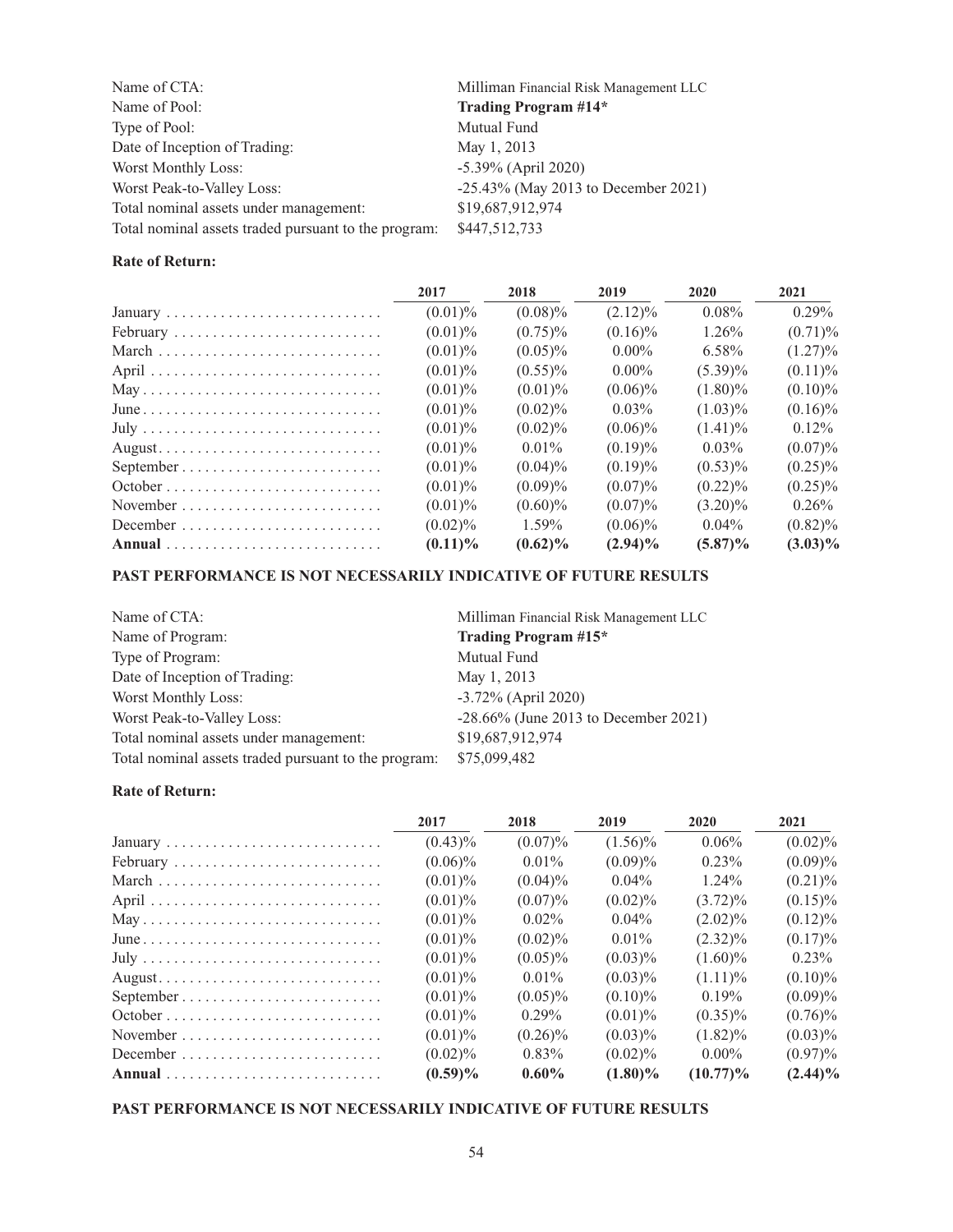| | |
|---|---|
| Name of CTA: | Milliman Financial Risk Management LLC |
| Name of Pool: | **Trading Program #14*** |
| Type of Pool: | Mutual Fund |
| Date of Inception of Trading: | May 1, 2013 |
| Worst Monthly Loss: | -5.39% (April 2020) |
| Worst Peak-to-Valley Loss: | -25.43% (May 2013 to December 2021) |
| Total nominal assets under management: | $19,687,912,974 |
| Total nominal assets traded pursuant to the program: | $447,512,733 |

**Rate of Return:**

| | 2017 | 2018 | 2019 | 2020 | 2021 |
|---|---|---|---|---|---|
| January | (0.01)% | (0.08)% | (2.12)% | 0.08% | 0.29% |
| February | (0.01)% | (0.75)% | (0.16)% | 1.26% | (0.71)% |
| March | (0.01)% | (0.05)% | 0.00% | 6.58% | (1.27)% |
| April | (0.01)% | (0.55)% | 0.00% | (5.39)% | (0.11)% |
| May | (0.01)% | (0.01)% | (0.06)% | (1.80)% | (0.10)% |
| June | (0.01)% | (0.02)% | 0.03% | (1.03)% | (0.16)% |
| July | (0.01)% | (0.02)% | (0.06)% | (1.41)% | 0.12% |
| August | (0.01)% | 0.01% | (0.19)% | 0.03% | (0.07)% |
| September | (0.01)% | (0.04)% | (0.19)% | (0.53)% | (0.25)% |
| October | (0.01)% | (0.09)% | (0.07)% | (0.22)% | (0.25)% |
| November | (0.01)% | (0.60)% | (0.07)% | (3.20)% | 0.26% |
| December | (0.02)% | 1.59% | (0.06)% | 0.04% | (0.82)% |
| **Annual** | **(0.11)%** | **(0.62)%** | **(2.94)%** | **(5.87)%** | **(3.03)%** |

**PAST PERFORMANCE IS NOT NECESSARILY INDICATIVE OF FUTURE RESULTS**

| | |
|---|---|
| Name of CTA: | Milliman Financial Risk Management LLC |
| Name of Program: | **Trading Program #15*** |
| Type of Program: | Mutual Fund |
| Date of Inception of Trading: | May 1, 2013 |
| Worst Monthly Loss: | -3.72% (April 2020) |
| Worst Peak-to-Valley Loss: | -28.66% (June 2013 to December 2021) |
| Total nominal assets under management: | $19,687,912,974 |
| Total nominal assets traded pursuant to the program: | $75,099,482 |

**Rate of Return:**

| | 2017 | 2018 | 2019 | 2020 | 2021 |
|---|---|---|---|---|---|
| January | (0.43)% | (0.07)% | (1.56)% | 0.06% | (0.02)% |
| February | (0.06)% | 0.01% | (0.09)% | 0.23% | (0.09)% |
| March | (0.01)% | (0.04)% | 0.04% | 1.24% | (0.21)% |
| April | (0.01)% | (0.07)% | (0.02)% | (3.72)% | (0.15)% |
| May | (0.01)% | 0.02% | 0.04% | (2.02)% | (0.12)% |
| June | (0.01)% | (0.02)% | 0.01% | (2.32)% | (0.17)% |
| July | (0.01)% | (0.05)% | (0.03)% | (1.60)% | 0.23% |
| August | (0.01)% | 0.01% | (0.03)% | (1.11)% | (0.10)% |
| September | (0.01)% | (0.05)% | (0.10)% | 0.19% | (0.09)% |
| October | (0.01)% | 0.29% | (0.01)% | (0.35)% | (0.76)% |
| November | (0.01)% | (0.26)% | (0.03)% | (1.82)% | (0.03)% |
| December | (0.02)% | 0.83% | (0.02)% | 0.00% | (0.97)% |
| **Annual** | **(0.59)%** | **0.60%** | **(1.80)%** | **(10.77)%** | **(2.44)%** |

**PAST PERFORMANCE IS NOT NECESSARILY INDICATIVE OF FUTURE RESULTS**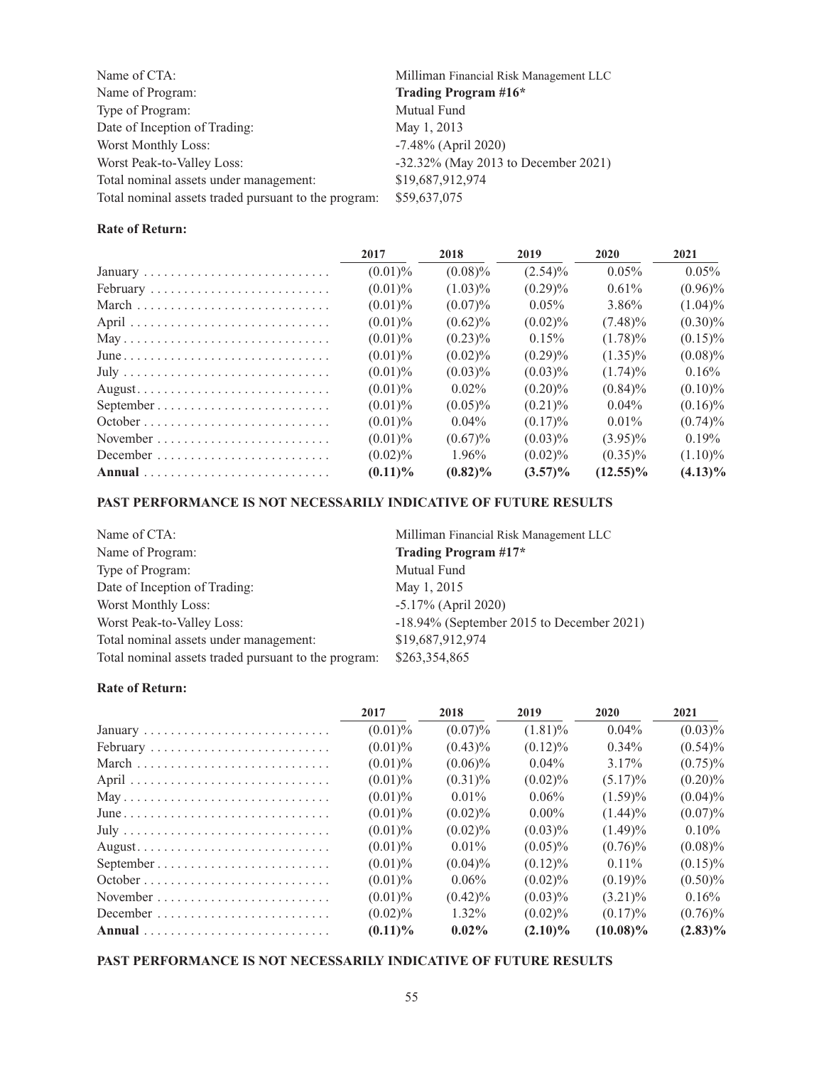| | |
|---|---|
| Name of CTA: | Milliman Financial Risk Management LLC |
| Name of Program: | **Trading Program #16*** |
| Type of Program: | Mutual Fund |
| Date of Inception of Trading: | May 1, 2013 |
| Worst Monthly Loss: | -7.48% (April 2020) |
| Worst Peak-to-Valley Loss: | -32.32% (May 2013 to December 2021) |
| Total nominal assets under management: | $19,687,912,974 |
| Total nominal assets traded pursuant to the program: | $59,637,075 |

**Rate of Return:**

| | 2017 | 2018 | 2019 | 2020 | 2021 |
|---|---|---|---|---|---|
| January | (0.01)% | (0.08)% | (2.54)% | 0.05% | 0.05% |
| February | (0.01)% | (1.03)% | (0.29)% | 0.61% | (0.96)% |
| March | (0.01)% | (0.07)% | 0.05% | 3.86% | (1.04)% |
| April | (0.01)% | (0.62)% | (0.02)% | (7.48)% | (0.30)% |
| May | (0.01)% | (0.23)% | 0.15% | (1.78)% | (0.15)% |
| June | (0.01)% | (0.02)% | (0.29)% | (1.35)% | (0.08)% |
| July | (0.01)% | (0.03)% | (0.03)% | (1.74)% | 0.16% |
| August | (0.01)% | 0.02% | (0.20)% | (0.84)% | (0.10)% |
| September | (0.01)% | (0.05)% | (0.21)% | 0.04% | (0.16)% |
| October | (0.01)% | 0.04% | (0.17)% | 0.01% | (0.74)% |
| November | (0.01)% | (0.67)% | (0.03)% | (3.95)% | 0.19% |
| December | (0.02)% | 1.96% | (0.02)% | (0.35)% | (1.10)% |
| **Annual** | **(0.11)%** | **(0.82)%** | **(3.57)%** | **(12.55)%** | **(4.13)%** |

**PAST PERFORMANCE IS NOT NECESSARILY INDICATIVE OF FUTURE RESULTS**

| | |
|---|---|
| Name of CTA: | Milliman Financial Risk Management LLC |
| Name of Program: | **Trading Program #17*** |
| Type of Program: | Mutual Fund |
| Date of Inception of Trading: | May 1, 2015 |
| Worst Monthly Loss: | -5.17% (April 2020) |
| Worst Peak-to-Valley Loss: | -18.94% (September 2015 to December 2021) |
| Total nominal assets under management: | $19,687,912,974 |
| Total nominal assets traded pursuant to the program: | $263,354,865 |

**Rate of Return:**

| | 2017 | 2018 | 2019 | 2020 | 2021 |
|---|---|---|---|---|---|
| January | (0.01)% | (0.07)% | (1.81)% | 0.04% | (0.03)% |
| February | (0.01)% | (0.43)% | (0.12)% | 0.34% | (0.54)% |
| March | (0.01)% | (0.06)% | 0.04% | 3.17% | (0.75)% |
| April | (0.01)% | (0.31)% | (0.02)% | (5.17)% | (0.20)% |
| May | (0.01)% | 0.01% | 0.06% | (1.59)% | (0.04)% |
| June | (0.01)% | (0.02)% | 0.00% | (1.44)% | (0.07)% |
| July | (0.01)% | (0.02)% | (0.03)% | (1.49)% | 0.10% |
| August | (0.01)% | 0.01% | (0.05)% | (0.76)% | (0.08)% |
| September | (0.01)% | (0.04)% | (0.12)% | 0.11% | (0.15)% |
| October | (0.01)% | 0.06% | (0.02)% | (0.19)% | (0.50)% |
| November | (0.01)% | (0.42)% | (0.03)% | (3.21)% | 0.16% |
| December | (0.02)% | 1.32% | (0.02)% | (0.17)% | (0.76)% |
| **Annual** | **(0.11)%** | **0.02%** | **(2.10)%** | **(10.08)%** | **(2.83)%** |

**PAST PERFORMANCE IS NOT NECESSARILY INDICATIVE OF FUTURE RESULTS**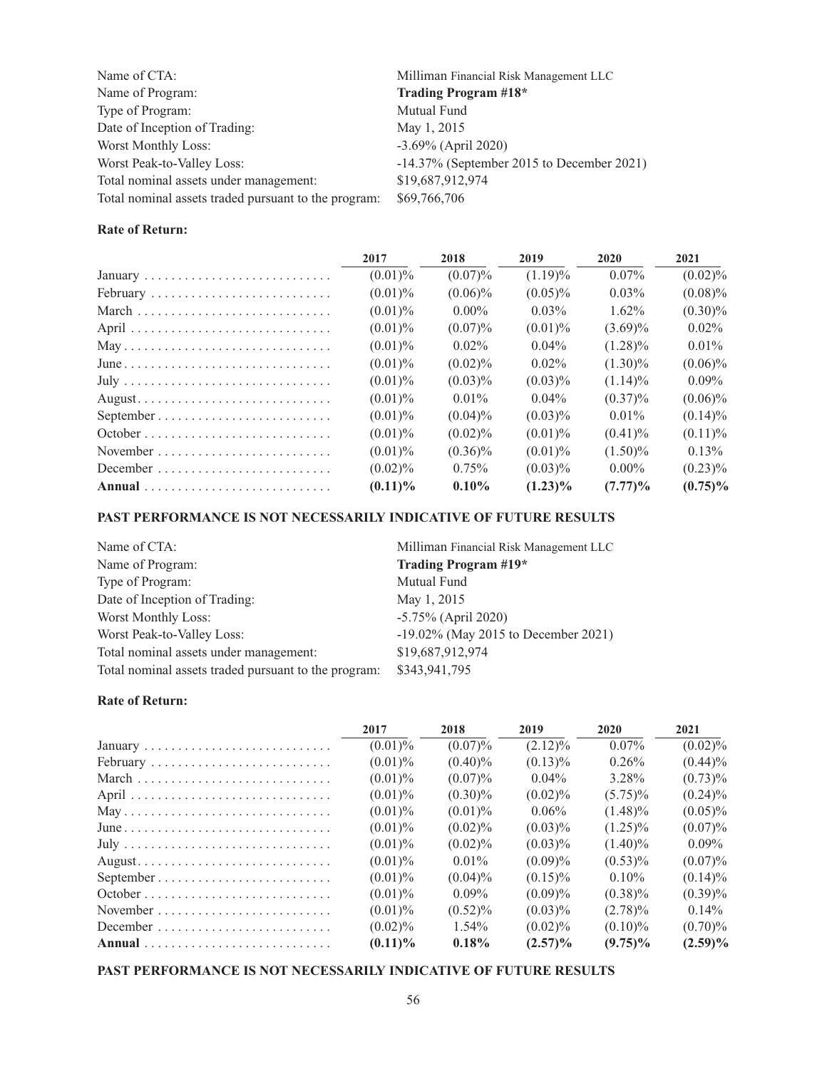| | |
|---|---|
| Name of CTA: | Milliman Financial Risk Management LLC |
| Name of Program: | **Trading Program #18*** |
| Type of Program: | Mutual Fund |
| Date of Inception of Trading: | May 1, 2015 |
| Worst Monthly Loss: | -3.69% (April 2020) |
| Worst Peak-to-Valley Loss: | -14.37% (September 2015 to December 2021) |
| Total nominal assets under management: | $19,687,912,974 |
| Total nominal assets traded pursuant to the program: | $69,766,706 |

**Rate of Return:**

| | 2017 | 2018 | 2019 | 2020 | 2021 |
|---|---|---|---|---|---|
| January | (0.01)% | (0.07)% | (1.19)% | 0.07% | (0.02)% |
| February | (0.01)% | (0.06)% | (0.05)% | 0.03% | (0.08)% |
| March | (0.01)% | 0.00% | 0.03% | 1.62% | (0.30)% |
| April | (0.01)% | (0.07)% | (0.01)% | (3.69)% | 0.02% |
| May | (0.01)% | 0.02% | 0.04% | (1.28)% | 0.01% |
| June | (0.01)% | (0.02)% | 0.02% | (1.30)% | (0.06)% |
| July | (0.01)% | (0.03)% | (0.03)% | (1.14)% | 0.09% |
| August | (0.01)% | 0.01% | 0.04% | (0.37)% | (0.06)% |
| September | (0.01)% | (0.04)% | (0.03)% | 0.01% | (0.14)% |
| October | (0.01)% | (0.02)% | (0.01)% | (0.41)% | (0.11)% |
| November | (0.01)% | (0.36)% | (0.01)% | (1.50)% | 0.13% |
| December | (0.02)% | 0.75% | (0.03)% | 0.00% | (0.23)% |
| **Annual** | **(0.11)%** | **0.10%** | **(1.23)%** | **(7.77)%** | **(0.75)%** |

**PAST PERFORMANCE IS NOT NECESSARILY INDICATIVE OF FUTURE RESULTS**

| | |
|---|---|
| Name of CTA: | Milliman Financial Risk Management LLC |
| Name of Program: | **Trading Program #19*** |
| Type of Program: | Mutual Fund |
| Date of Inception of Trading: | May 1, 2015 |
| Worst Monthly Loss: | -5.75% (April 2020) |
| Worst Peak-to-Valley Loss: | -19.02% (May 2015 to December 2021) |
| Total nominal assets under management: | $19,687,912,974 |
| Total nominal assets traded pursuant to the program: | $343,941,795 |

**Rate of Return:**

| | 2017 | 2018 | 2019 | 2020 | 2021 |
|---|---|---|---|---|---|
| January | (0.01)% | (0.07)% | (2.12)% | 0.07% | (0.02)% |
| February | (0.01)% | (0.40)% | (0.13)% | 0.26% | (0.44)% |
| March | (0.01)% | (0.07)% | 0.04% | 3.28% | (0.73)% |
| April | (0.01)% | (0.30)% | (0.02)% | (5.75)% | (0.24)% |
| May | (0.01)% | (0.01)% | 0.06% | (1.48)% | (0.05)% |
| June | (0.01)% | (0.02)% | (0.03)% | (1.25)% | (0.07)% |
| July | (0.01)% | (0.02)% | (0.03)% | (1.40)% | 0.09% |
| August | (0.01)% | 0.01% | (0.09)% | (0.53)% | (0.07)% |
| September | (0.01)% | (0.04)% | (0.15)% | 0.10% | (0.14)% |
| October | (0.01)% | 0.09% | (0.09)% | (0.38)% | (0.39)% |
| November | (0.01)% | (0.52)% | (0.03)% | (2.78)% | 0.14% |
| December | (0.02)% | 1.54% | (0.02)% | (0.10)% | (0.70)% |
| **Annual** | **(0.11)%** | **0.18%** | **(2.57)%** | **(9.75)%** | **(2.59)%** |

**PAST PERFORMANCE IS NOT NECESSARILY INDICATIVE OF FUTURE RESULTS**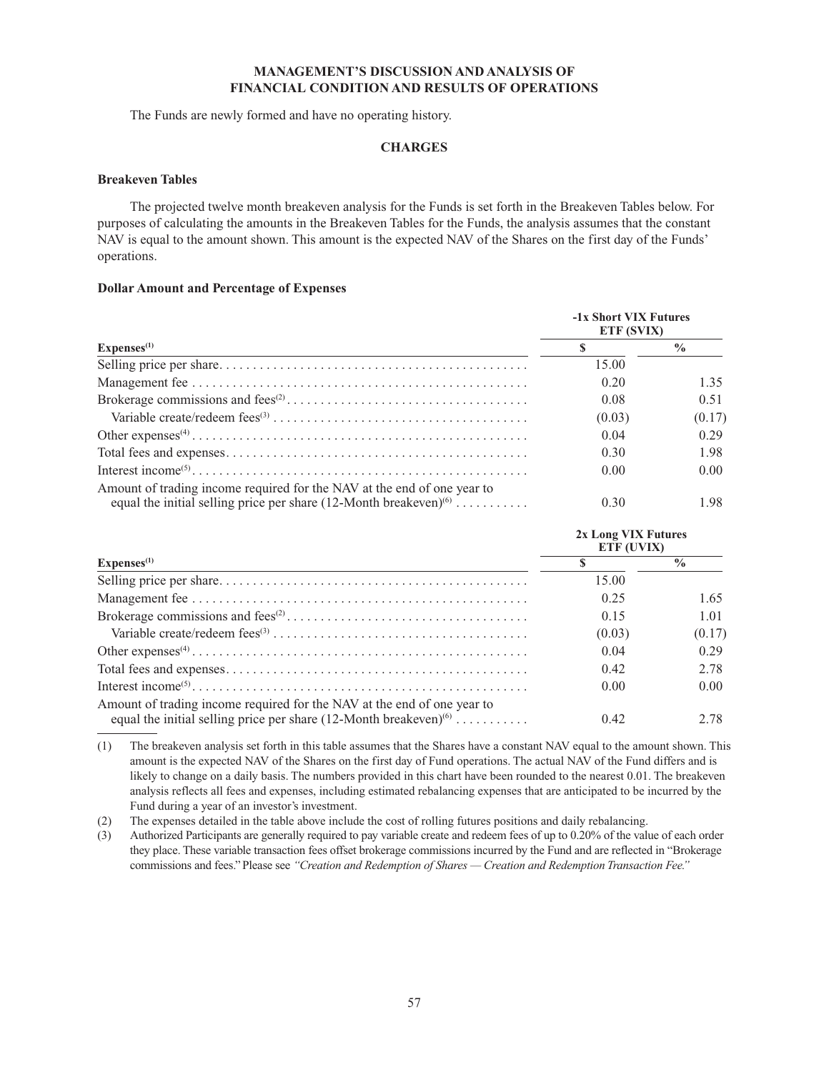## MANAGEMENT'S DISCUSSION AND ANALYSIS OF FINANCIAL CONDITION AND RESULTS OF OPERATIONS

The Funds are newly formed and have no operating history.

## CHARGES

### Breakeven Tables

The projected twelve month breakeven analysis for the Funds is set forth in the Breakeven Tables below. For purposes of calculating the amounts in the Breakeven Tables for the Funds, the analysis assumes that the constant NAV is equal to the amount shown. This amount is the expected NAV of the Shares on the first day of the Funds' operations.

### Dollar Amount and Percentage of Expenses

| | -1x Short VIX Futures ETF (SVIX) | |
|---|---|---|
| Expenses[1] | $ | % |
| Selling price per share | 15.00 | |
| Management fee | 0.20 | 1.35 |
| Brokerage commissions and fees[2] | 0.08 | 0.51 |
| Variable create/redeem fees[3] | (0.03) | (0.17) |
| Other expenses[4] | 0.04 | 0.29 |
| Total fees and expenses | 0.30 | 1.98 |
| Interest income[5] | 0.00 | 0.00 |
| Amount of trading income required for the NAV at the end of one year to equal the initial selling price per share (12-Month breakeven)[6] | 0.30 | 1.98 |

| | 2x Long VIX Futures ETF (UVIX) | |
|---|---|---|
| Expenses[1] | $ | % |
| Selling price per share | 15.00 | |
| Management fee | 0.25 | 1.65 |
| Brokerage commissions and fees[2] | 0.15 | 1.01 |
| Variable create/redeem fees[3] | (0.03) | (0.17) |
| Other expenses[4] | 0.04 | 0.29 |
| Total fees and expenses | 0.42 | 2.78 |
| Interest income[5] | 0.00 | 0.00 |
| Amount of trading income required for the NAV at the end of one year to equal the initial selling price per share (12-Month breakeven)[6] | 0.42 | 2.78 |

(1) The breakeven analysis set forth in this table assumes that the Shares have a constant NAV equal to the amount shown. This amount is the expected NAV of the Shares on the first day of Fund operations. The actual NAV of the Fund differs and is likely to change on a daily basis. The numbers provided in this chart have been rounded to the nearest 0.01. The breakeven analysis reflects all fees and expenses, including estimated rebalancing expenses that are anticipated to be incurred by the Fund during a year of an investor's investment.

(2) The expenses detailed in the table above include the cost of rolling futures positions and daily rebalancing.

(3) Authorized Participants are generally required to pay variable create and redeem fees of up to 0.20% of the value of each order they place. These variable transaction fees offset brokerage commissions incurred by the Fund and are reflected in "Brokerage commissions and fees." Please see *"Creation and Redemption of Shares — Creation and Redemption Transaction Fee."*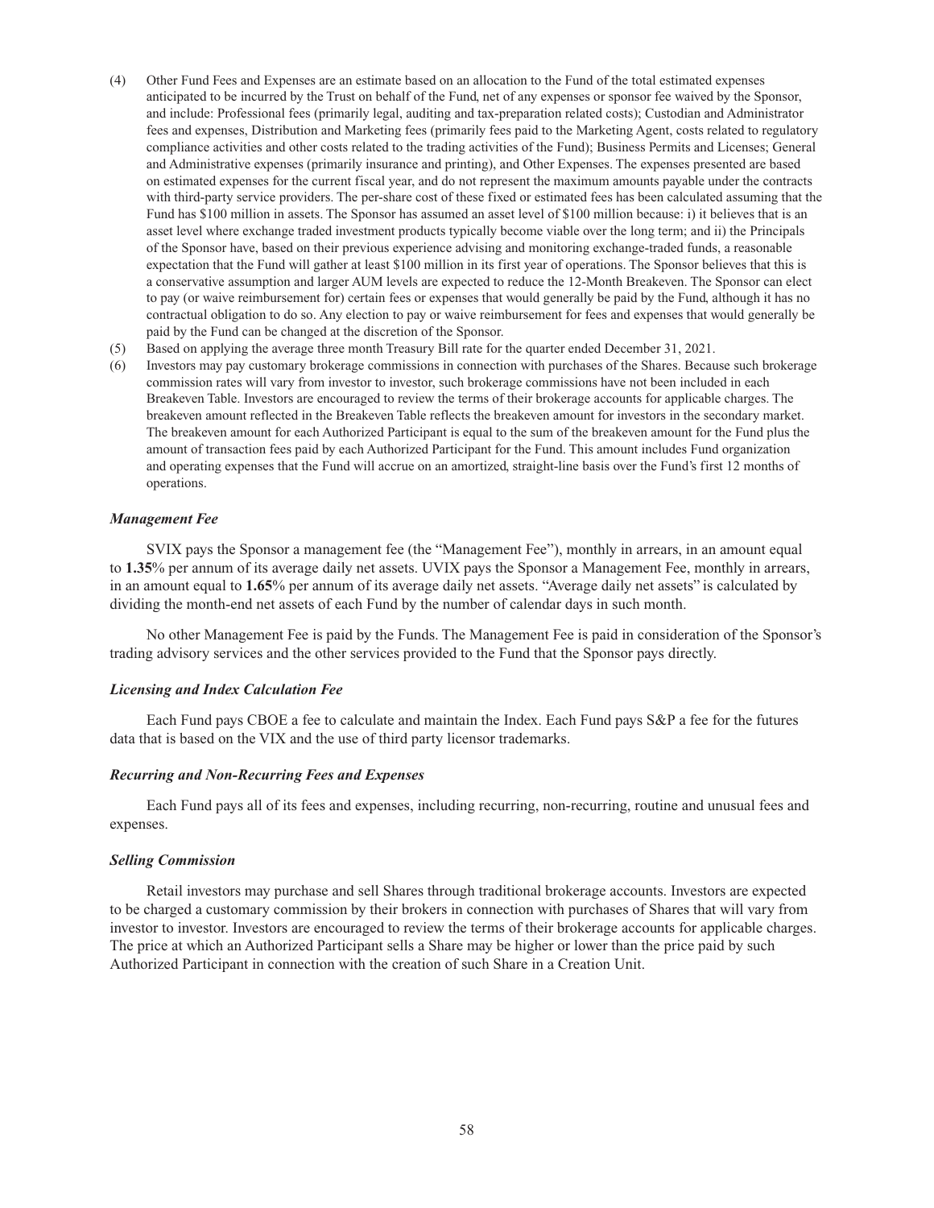(4) Other Fund Fees and Expenses are an estimate based on an allocation to the Fund of the total estimated expenses anticipated to be incurred by the Trust on behalf of the Fund, net of any expenses or sponsor fee waived by the Sponsor, and include: Professional fees (primarily legal, auditing and tax-preparation related costs); Custodian and Administrator fees and expenses, Distribution and Marketing fees (primarily fees paid to the Marketing Agent, costs related to regulatory compliance activities and other costs related to the trading activities of the Fund); Business Permits and Licenses; General and Administrative expenses (primarily insurance and printing), and Other Expenses. The expenses presented are based on estimated expenses for the current fiscal year, and do not represent the maximum amounts payable under the contracts with third-party service providers. The per-share cost of these fixed or estimated fees has been calculated assuming that the Fund has \$100 million in assets. The Sponsor has assumed an asset level of \$100 million because: i) it believes that is an asset level where exchange traded investment products typically become viable over the long term; and ii) the Principals of the Sponsor have, based on their previous experience advising and monitoring exchange-traded funds, a reasonable expectation that the Fund will gather at least \$100 million in its first year of operations. The Sponsor believes that this is a conservative assumption and larger AUM levels are expected to reduce the 12-Month Breakeven. The Sponsor can elect to pay (or waive reimbursement for) certain fees or expenses that would generally be paid by the Fund, although it has no contractual obligation to do so. Any election to pay or waive reimbursement for fees and expenses that would generally be paid by the Fund can be changed at the discretion of the Sponsor.

(5) Based on applying the average three month Treasury Bill rate for the quarter ended December 31, 2021.

(6) Investors may pay customary brokerage commissions in connection with purchases of the Shares. Because such brokerage commission rates will vary from investor to investor, such brokerage commissions have not been included in each Breakeven Table. Investors are encouraged to review the terms of their brokerage accounts for applicable charges. The breakeven amount reflected in the Breakeven Table reflects the breakeven amount for investors in the secondary market. The breakeven amount for each Authorized Participant is equal to the sum of the breakeven amount for the Fund plus the amount of transaction fees paid by each Authorized Participant for the Fund. This amount includes Fund organization and operating expenses that the Fund will accrue on an amortized, straight-line basis over the Fund's first 12 months of operations.

### *Management Fee*

SVIX pays the Sponsor a management fee (the "Management Fee"), monthly in arrears, in an amount equal to **1.35**% per annum of its average daily net assets. UVIX pays the Sponsor a Management Fee, monthly in arrears, in an amount equal to **1.65**% per annum of its average daily net assets. "Average daily net assets" is calculated by dividing the month-end net assets of each Fund by the number of calendar days in such month.

No other Management Fee is paid by the Funds. The Management Fee is paid in consideration of the Sponsor's trading advisory services and the other services provided to the Fund that the Sponsor pays directly.

### *Licensing and Index Calculation Fee*

Each Fund pays CBOE a fee to calculate and maintain the Index. Each Fund pays S&P a fee for the futures data that is based on the VIX and the use of third party licensor trademarks.

### *Recurring and Non-Recurring Fees and Expenses*

Each Fund pays all of its fees and expenses, including recurring, non-recurring, routine and unusual fees and expenses.

### *Selling Commission*

Retail investors may purchase and sell Shares through traditional brokerage accounts. Investors are expected to be charged a customary commission by their brokers in connection with purchases of Shares that will vary from investor to investor. Investors are encouraged to review the terms of their brokerage accounts for applicable charges. The price at which an Authorized Participant sells a Share may be higher or lower than the price paid by such Authorized Participant in connection with the creation of such Share in a Creation Unit.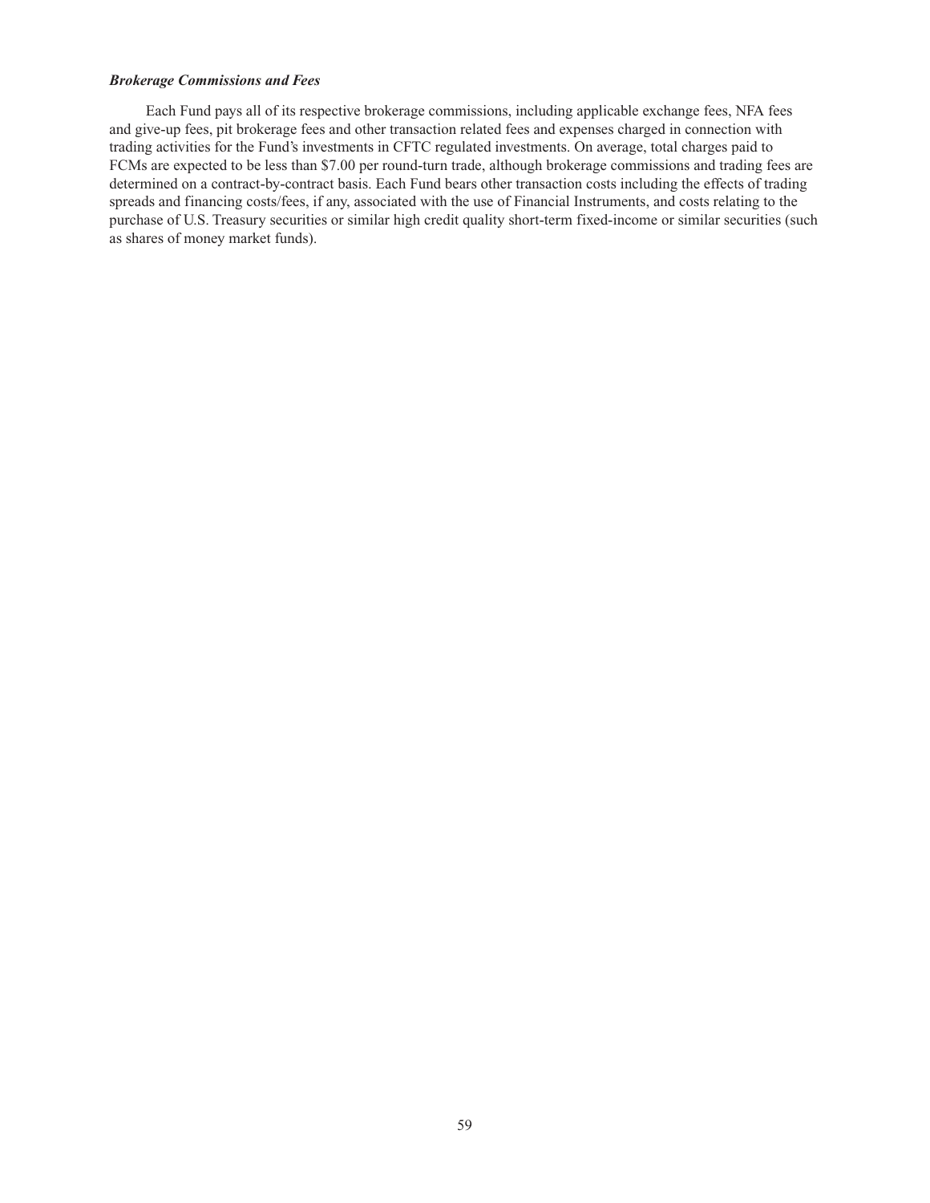***Brokerage Commissions and Fees***

Each Fund pays all of its respective brokerage commissions, including applicable exchange fees, NFA fees and give-up fees, pit brokerage fees and other transaction related fees and expenses charged in connection with trading activities for the Fund's investments in CFTC regulated investments. On average, total charges paid to FCMs are expected to be less than $7.00 per round-turn trade, although brokerage commissions and trading fees are determined on a contract-by-contract basis. Each Fund bears other transaction costs including the effects of trading spreads and financing costs/fees, if any, associated with the use of Financial Instruments, and costs relating to the purchase of U.S. Treasury securities or similar high credit quality short-term fixed-income or similar securities (such as shares of money market funds).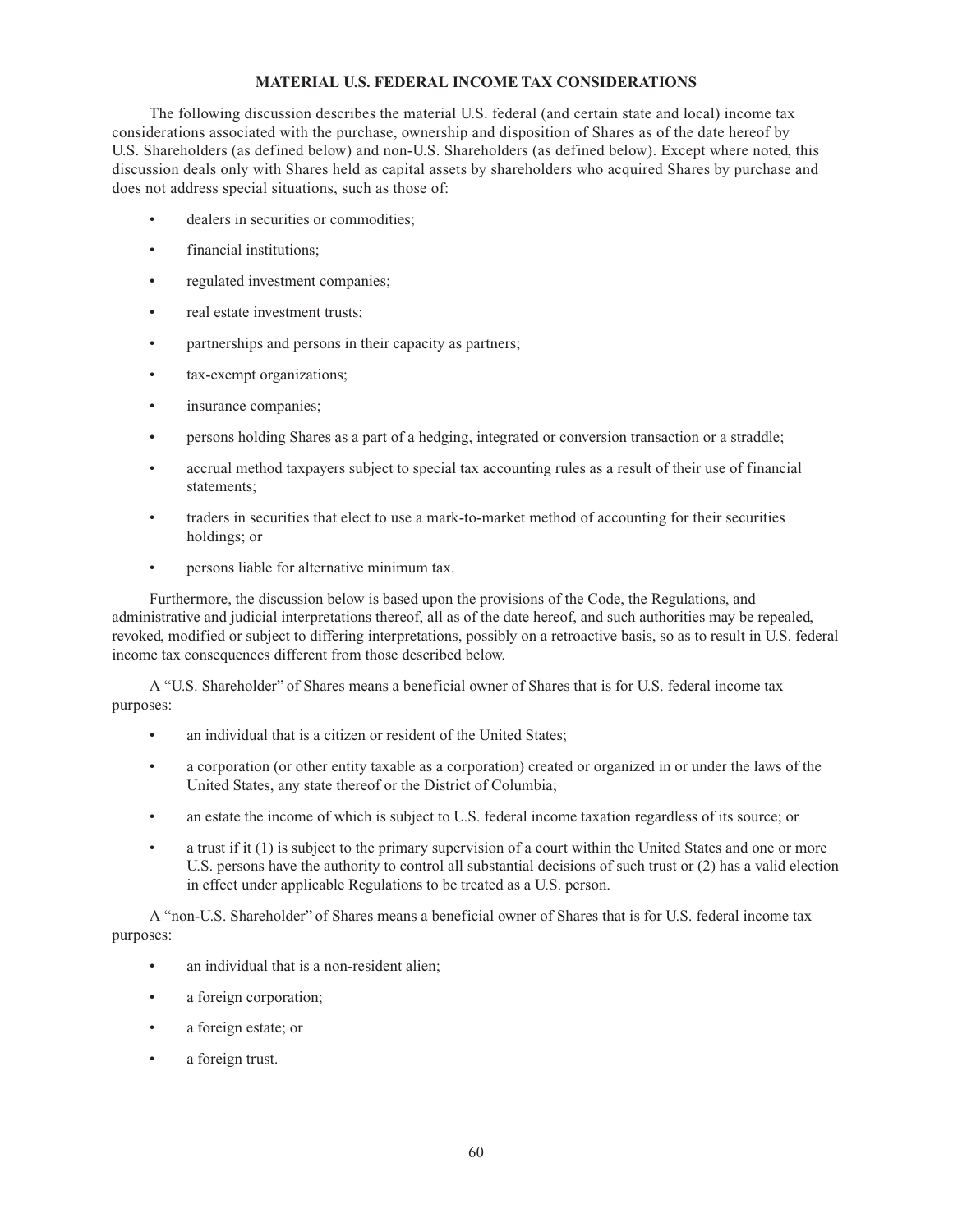## MATERIAL U.S. FEDERAL INCOME TAX CONSIDERATIONS

The following discussion describes the material U.S. federal (and certain state and local) income tax considerations associated with the purchase, ownership and disposition of Shares as of the date hereof by U.S. Shareholders (as defined below) and non-U.S. Shareholders (as defined below). Except where noted, this discussion deals only with Shares held as capital assets by shareholders who acquired Shares by purchase and does not address special situations, such as those of:

- dealers in securities or commodities;
- financial institutions;
- regulated investment companies;
- real estate investment trusts;
- partnerships and persons in their capacity as partners;
- tax-exempt organizations;
- insurance companies;
- persons holding Shares as a part of a hedging, integrated or conversion transaction or a straddle;
- accrual method taxpayers subject to special tax accounting rules as a result of their use of financial statements;
- traders in securities that elect to use a mark-to-market method of accounting for their securities holdings; or
- persons liable for alternative minimum tax.

Furthermore, the discussion below is based upon the provisions of the Code, the Regulations, and administrative and judicial interpretations thereof, all as of the date hereof, and such authorities may be repealed, revoked, modified or subject to differing interpretations, possibly on a retroactive basis, so as to result in U.S. federal income tax consequences different from those described below.

A "U.S. Shareholder" of Shares means a beneficial owner of Shares that is for U.S. federal income tax purposes:

- an individual that is a citizen or resident of the United States;
- a corporation (or other entity taxable as a corporation) created or organized in or under the laws of the United States, any state thereof or the District of Columbia;
- an estate the income of which is subject to U.S. federal income taxation regardless of its source; or
- a trust if it (1) is subject to the primary supervision of a court within the United States and one or more U.S. persons have the authority to control all substantial decisions of such trust or (2) has a valid election in effect under applicable Regulations to be treated as a U.S. person.

A "non-U.S. Shareholder" of Shares means a beneficial owner of Shares that is for U.S. federal income tax purposes:

- an individual that is a non-resident alien;
- a foreign corporation;
- a foreign estate; or
- a foreign trust.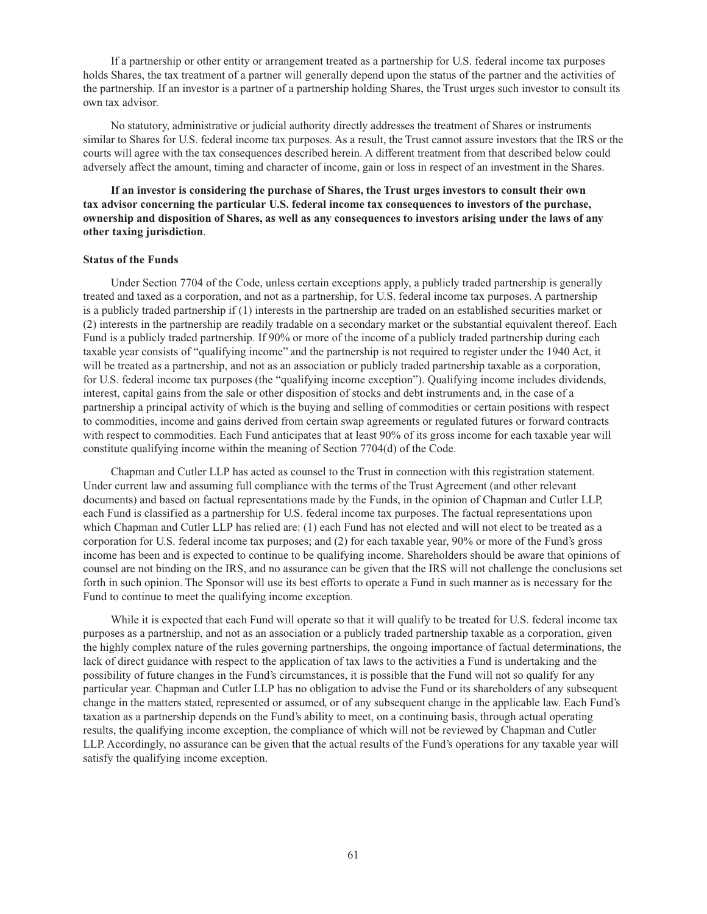If a partnership or other entity or arrangement treated as a partnership for U.S. federal income tax purposes holds Shares, the tax treatment of a partner will generally depend upon the status of the partner and the activities of the partnership. If an investor is a partner of a partnership holding Shares, the Trust urges such investor to consult its own tax advisor.

No statutory, administrative or judicial authority directly addresses the treatment of Shares or instruments similar to Shares for U.S. federal income tax purposes. As a result, the Trust cannot assure investors that the IRS or the courts will agree with the tax consequences described herein. A different treatment from that described below could adversely affect the amount, timing and character of income, gain or loss in respect of an investment in the Shares.

**If an investor is considering the purchase of Shares, the Trust urges investors to consult their own tax advisor concerning the particular U.S. federal income tax consequences to investors of the purchase, ownership and disposition of Shares, as well as any consequences to investors arising under the laws of any other taxing jurisdiction**.

**Status of the Funds**

Under Section 7704 of the Code, unless certain exceptions apply, a publicly traded partnership is generally treated and taxed as a corporation, and not as a partnership, for U.S. federal income tax purposes. A partnership is a publicly traded partnership if (1) interests in the partnership are traded on an established securities market or (2) interests in the partnership are readily tradable on a secondary market or the substantial equivalent thereof. Each Fund is a publicly traded partnership. If 90% or more of the income of a publicly traded partnership during each taxable year consists of "qualifying income" and the partnership is not required to register under the 1940 Act, it will be treated as a partnership, and not as an association or publicly traded partnership taxable as a corporation, for U.S. federal income tax purposes (the "qualifying income exception"). Qualifying income includes dividends, interest, capital gains from the sale or other disposition of stocks and debt instruments and, in the case of a partnership a principal activity of which is the buying and selling of commodities or certain positions with respect to commodities, income and gains derived from certain swap agreements or regulated futures or forward contracts with respect to commodities. Each Fund anticipates that at least 90% of its gross income for each taxable year will constitute qualifying income within the meaning of Section 7704(d) of the Code.

Chapman and Cutler LLP has acted as counsel to the Trust in connection with this registration statement. Under current law and assuming full compliance with the terms of the Trust Agreement (and other relevant documents) and based on factual representations made by the Funds, in the opinion of Chapman and Cutler LLP, each Fund is classified as a partnership for U.S. federal income tax purposes. The factual representations upon which Chapman and Cutler LLP has relied are: (1) each Fund has not elected and will not elect to be treated as a corporation for U.S. federal income tax purposes; and (2) for each taxable year, 90% or more of the Fund's gross income has been and is expected to continue to be qualifying income. Shareholders should be aware that opinions of counsel are not binding on the IRS, and no assurance can be given that the IRS will not challenge the conclusions set forth in such opinion. The Sponsor will use its best efforts to operate a Fund in such manner as is necessary for the Fund to continue to meet the qualifying income exception.

While it is expected that each Fund will operate so that it will qualify to be treated for U.S. federal income tax purposes as a partnership, and not as an association or a publicly traded partnership taxable as a corporation, given the highly complex nature of the rules governing partnerships, the ongoing importance of factual determinations, the lack of direct guidance with respect to the application of tax laws to the activities a Fund is undertaking and the possibility of future changes in the Fund's circumstances, it is possible that the Fund will not so qualify for any particular year. Chapman and Cutler LLP has no obligation to advise the Fund or its shareholders of any subsequent change in the matters stated, represented or assumed, or of any subsequent change in the applicable law. Each Fund's taxation as a partnership depends on the Fund's ability to meet, on a continuing basis, through actual operating results, the qualifying income exception, the compliance of which will not be reviewed by Chapman and Cutler LLP. Accordingly, no assurance can be given that the actual results of the Fund's operations for any taxable year will satisfy the qualifying income exception.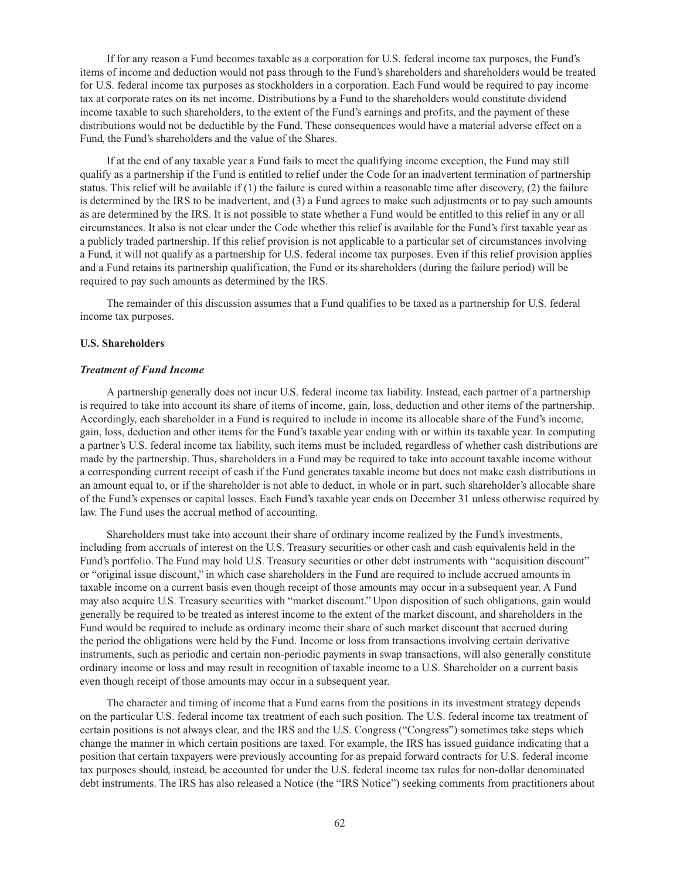If for any reason a Fund becomes taxable as a corporation for U.S. federal income tax purposes, the Fund's items of income and deduction would not pass through to the Fund's shareholders and shareholders would be treated for U.S. federal income tax purposes as stockholders in a corporation. Each Fund would be required to pay income tax at corporate rates on its net income. Distributions by a Fund to the shareholders would constitute dividend income taxable to such shareholders, to the extent of the Fund's earnings and profits, and the payment of these distributions would not be deductible by the Fund. These consequences would have a material adverse effect on a Fund, the Fund's shareholders and the value of the Shares.

If at the end of any taxable year a Fund fails to meet the qualifying income exception, the Fund may still qualify as a partnership if the Fund is entitled to relief under the Code for an inadvertent termination of partnership status. This relief will be available if (1) the failure is cured within a reasonable time after discovery, (2) the failure is determined by the IRS to be inadvertent, and (3) a Fund agrees to make such adjustments or to pay such amounts as are determined by the IRS. It is not possible to state whether a Fund would be entitled to this relief in any or all circumstances. It also is not clear under the Code whether this relief is available for the Fund's first taxable year as a publicly traded partnership. If this relief provision is not applicable to a particular set of circumstances involving a Fund, it will not qualify as a partnership for U.S. federal income tax purposes. Even if this relief provision applies and a Fund retains its partnership qualification, the Fund or its shareholders (during the failure period) will be required to pay such amounts as determined by the IRS.

The remainder of this discussion assumes that a Fund qualifies to be taxed as a partnership for U.S. federal income tax purposes.

**U.S. Shareholders**

***Treatment of Fund Income***

A partnership generally does not incur U.S. federal income tax liability. Instead, each partner of a partnership is required to take into account its share of items of income, gain, loss, deduction and other items of the partnership. Accordingly, each shareholder in a Fund is required to include in income its allocable share of the Fund's income, gain, loss, deduction and other items for the Fund's taxable year ending with or within its taxable year. In computing a partner's U.S. federal income tax liability, such items must be included, regardless of whether cash distributions are made by the partnership. Thus, shareholders in a Fund may be required to take into account taxable income without a corresponding current receipt of cash if the Fund generates taxable income but does not make cash distributions in an amount equal to, or if the shareholder is not able to deduct, in whole or in part, such shareholder's allocable share of the Fund's expenses or capital losses. Each Fund's taxable year ends on December 31 unless otherwise required by law. The Fund uses the accrual method of accounting.

Shareholders must take into account their share of ordinary income realized by the Fund's investments, including from accruals of interest on the U.S. Treasury securities or other cash and cash equivalents held in the Fund's portfolio. The Fund may hold U.S. Treasury securities or other debt instruments with "acquisition discount" or "original issue discount," in which case shareholders in the Fund are required to include accrued amounts in taxable income on a current basis even though receipt of those amounts may occur in a subsequent year. A Fund may also acquire U.S. Treasury securities with "market discount." Upon disposition of such obligations, gain would generally be required to be treated as interest income to the extent of the market discount, and shareholders in the Fund would be required to include as ordinary income their share of such market discount that accrued during the period the obligations were held by the Fund. Income or loss from transactions involving certain derivative instruments, such as periodic and certain non-periodic payments in swap transactions, will also generally constitute ordinary income or loss and may result in recognition of taxable income to a U.S. Shareholder on a current basis even though receipt of those amounts may occur in a subsequent year.

The character and timing of income that a Fund earns from the positions in its investment strategy depends on the particular U.S. federal income tax treatment of each such position. The U.S. federal income tax treatment of certain positions is not always clear, and the IRS and the U.S. Congress ("Congress") sometimes take steps which change the manner in which certain positions are taxed. For example, the IRS has issued guidance indicating that a position that certain taxpayers were previously accounting for as prepaid forward contracts for U.S. federal income tax purposes should, instead, be accounted for under the U.S. federal income tax rules for non-dollar denominated debt instruments. The IRS has also released a Notice (the "IRS Notice") seeking comments from practitioners about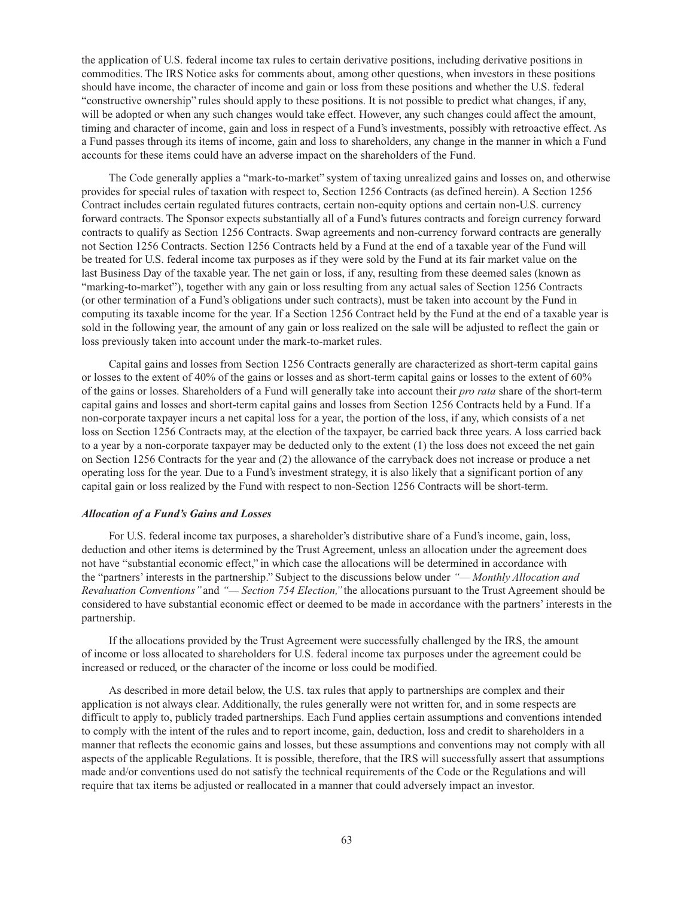the application of U.S. federal income tax rules to certain derivative positions, including derivative positions in commodities. The IRS Notice asks for comments about, among other questions, when investors in these positions should have income, the character of income and gain or loss from these positions and whether the U.S. federal "constructive ownership" rules should apply to these positions. It is not possible to predict what changes, if any, will be adopted or when any such changes would take effect. However, any such changes could affect the amount, timing and character of income, gain and loss in respect of a Fund's investments, possibly with retroactive effect. As a Fund passes through its items of income, gain and loss to shareholders, any change in the manner in which a Fund accounts for these items could have an adverse impact on the shareholders of the Fund.

The Code generally applies a "mark-to-market" system of taxing unrealized gains and losses on, and otherwise provides for special rules of taxation with respect to, Section 1256 Contracts (as defined herein). A Section 1256 Contract includes certain regulated futures contracts, certain non-equity options and certain non-U.S. currency forward contracts. The Sponsor expects substantially all of a Fund's futures contracts and foreign currency forward contracts to qualify as Section 1256 Contracts. Swap agreements and non-currency forward contracts are generally not Section 1256 Contracts. Section 1256 Contracts held by a Fund at the end of a taxable year of the Fund will be treated for U.S. federal income tax purposes as if they were sold by the Fund at its fair market value on the last Business Day of the taxable year. The net gain or loss, if any, resulting from these deemed sales (known as "marking-to-market"), together with any gain or loss resulting from any actual sales of Section 1256 Contracts (or other termination of a Fund's obligations under such contracts), must be taken into account by the Fund in computing its taxable income for the year. If a Section 1256 Contract held by the Fund at the end of a taxable year is sold in the following year, the amount of any gain or loss realized on the sale will be adjusted to reflect the gain or loss previously taken into account under the mark-to-market rules.

Capital gains and losses from Section 1256 Contracts generally are characterized as short-term capital gains or losses to the extent of 40% of the gains or losses and as short-term capital gains or losses to the extent of 60% of the gains or losses. Shareholders of a Fund will generally take into account their *pro rata* share of the short-term capital gains and losses and short-term capital gains and losses from Section 1256 Contracts held by a Fund. If a non-corporate taxpayer incurs a net capital loss for a year, the portion of the loss, if any, which consists of a net loss on Section 1256 Contracts may, at the election of the taxpayer, be carried back three years. A loss carried back to a year by a non-corporate taxpayer may be deducted only to the extent (1) the loss does not exceed the net gain on Section 1256 Contracts for the year and (2) the allowance of the carryback does not increase or produce a net operating loss for the year. Due to a Fund's investment strategy, it is also likely that a significant portion of any capital gain or loss realized by the Fund with respect to non-Section 1256 Contracts will be short-term.

### *Allocation of a Fund's Gains and Losses*

For U.S. federal income tax purposes, a shareholder's distributive share of a Fund's income, gain, loss, deduction and other items is determined by the Trust Agreement, unless an allocation under the agreement does not have "substantial economic effect," in which case the allocations will be determined in accordance with the "partners' interests in the partnership." Subject to the discussions below under *"— Monthly Allocation and Revaluation Conventions"* and *"— Section 754 Election,"* the allocations pursuant to the Trust Agreement should be considered to have substantial economic effect or deemed to be made in accordance with the partners' interests in the partnership.

If the allocations provided by the Trust Agreement were successfully challenged by the IRS, the amount of income or loss allocated to shareholders for U.S. federal income tax purposes under the agreement could be increased or reduced, or the character of the income or loss could be modified.

As described in more detail below, the U.S. tax rules that apply to partnerships are complex and their application is not always clear. Additionally, the rules generally were not written for, and in some respects are difficult to apply to, publicly traded partnerships. Each Fund applies certain assumptions and conventions intended to comply with the intent of the rules and to report income, gain, deduction, loss and credit to shareholders in a manner that reflects the economic gains and losses, but these assumptions and conventions may not comply with all aspects of the applicable Regulations. It is possible, therefore, that the IRS will successfully assert that assumptions made and/or conventions used do not satisfy the technical requirements of the Code or the Regulations and will require that tax items be adjusted or reallocated in a manner that could adversely impact an investor.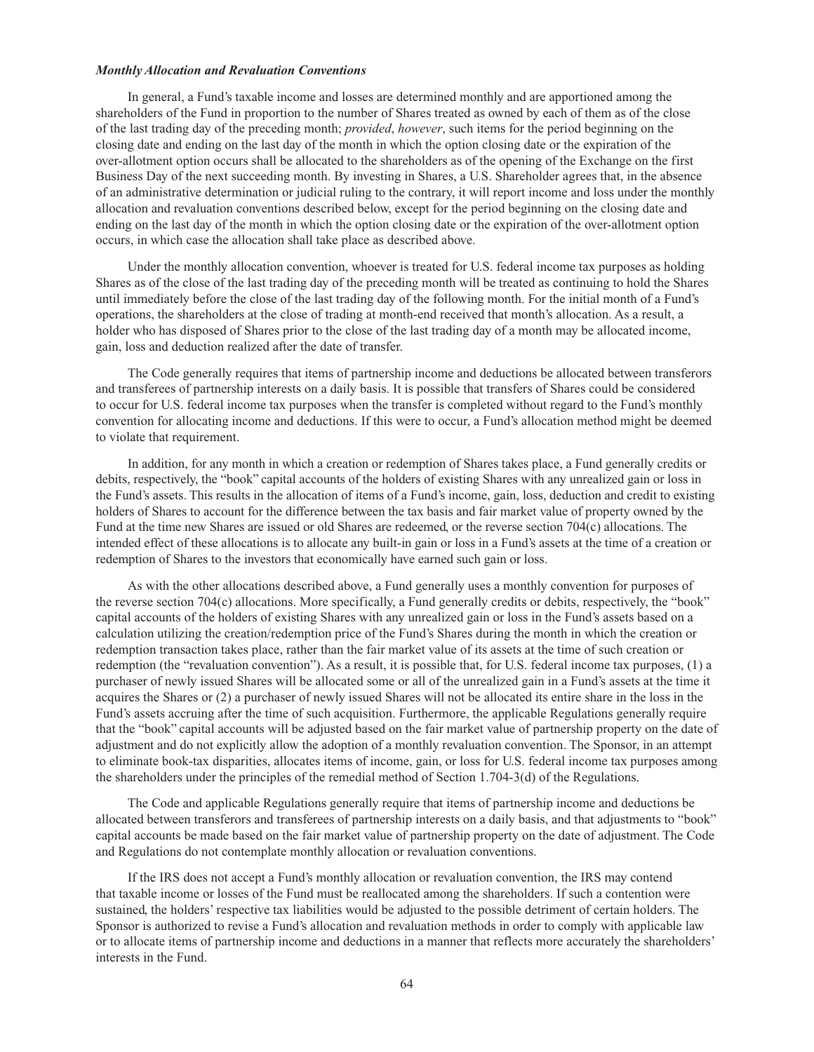***Monthly Allocation and Revaluation Conventions***

In general, a Fund's taxable income and losses are determined monthly and are apportioned among the shareholders of the Fund in proportion to the number of Shares treated as owned by each of them as of the close of the last trading day of the preceding month; *provided*, *however*, such items for the period beginning on the closing date and ending on the last day of the month in which the option closing date or the expiration of the over-allotment option occurs shall be allocated to the shareholders as of the opening of the Exchange on the first Business Day of the next succeeding month. By investing in Shares, a U.S. Shareholder agrees that, in the absence of an administrative determination or judicial ruling to the contrary, it will report income and loss under the monthly allocation and revaluation conventions described below, except for the period beginning on the closing date and ending on the last day of the month in which the option closing date or the expiration of the over-allotment option occurs, in which case the allocation shall take place as described above.

Under the monthly allocation convention, whoever is treated for U.S. federal income tax purposes as holding Shares as of the close of the last trading day of the preceding month will be treated as continuing to hold the Shares until immediately before the close of the last trading day of the following month. For the initial month of a Fund's operations, the shareholders at the close of trading at month-end received that month's allocation. As a result, a holder who has disposed of Shares prior to the close of the last trading day of a month may be allocated income, gain, loss and deduction realized after the date of transfer.

The Code generally requires that items of partnership income and deductions be allocated between transferors and transferees of partnership interests on a daily basis. It is possible that transfers of Shares could be considered to occur for U.S. federal income tax purposes when the transfer is completed without regard to the Fund's monthly convention for allocating income and deductions. If this were to occur, a Fund's allocation method might be deemed to violate that requirement.

In addition, for any month in which a creation or redemption of Shares takes place, a Fund generally credits or debits, respectively, the "book" capital accounts of the holders of existing Shares with any unrealized gain or loss in the Fund's assets. This results in the allocation of items of a Fund's income, gain, loss, deduction and credit to existing holders of Shares to account for the difference between the tax basis and fair market value of property owned by the Fund at the time new Shares are issued or old Shares are redeemed, or the reverse section 704(c) allocations. The intended effect of these allocations is to allocate any built-in gain or loss in a Fund's assets at the time of a creation or redemption of Shares to the investors that economically have earned such gain or loss.

As with the other allocations described above, a Fund generally uses a monthly convention for purposes of the reverse section 704(c) allocations. More specifically, a Fund generally credits or debits, respectively, the "book" capital accounts of the holders of existing Shares with any unrealized gain or loss in the Fund's assets based on a calculation utilizing the creation/redemption price of the Fund's Shares during the month in which the creation or redemption transaction takes place, rather than the fair market value of its assets at the time of such creation or redemption (the "revaluation convention"). As a result, it is possible that, for U.S. federal income tax purposes, (1) a purchaser of newly issued Shares will be allocated some or all of the unrealized gain in a Fund's assets at the time it acquires the Shares or (2) a purchaser of newly issued Shares will not be allocated its entire share in the loss in the Fund's assets accruing after the time of such acquisition. Furthermore, the applicable Regulations generally require that the "book" capital accounts will be adjusted based on the fair market value of partnership property on the date of adjustment and do not explicitly allow the adoption of a monthly revaluation convention. The Sponsor, in an attempt to eliminate book-tax disparities, allocates items of income, gain, or loss for U.S. federal income tax purposes among the shareholders under the principles of the remedial method of Section 1.704-3(d) of the Regulations.

The Code and applicable Regulations generally require that items of partnership income and deductions be allocated between transferors and transferees of partnership interests on a daily basis, and that adjustments to "book" capital accounts be made based on the fair market value of partnership property on the date of adjustment. The Code and Regulations do not contemplate monthly allocation or revaluation conventions.

If the IRS does not accept a Fund's monthly allocation or revaluation convention, the IRS may contend that taxable income or losses of the Fund must be reallocated among the shareholders. If such a contention were sustained, the holders' respective tax liabilities would be adjusted to the possible detriment of certain holders. The Sponsor is authorized to revise a Fund's allocation and revaluation methods in order to comply with applicable law or to allocate items of partnership income and deductions in a manner that reflects more accurately the shareholders' interests in the Fund.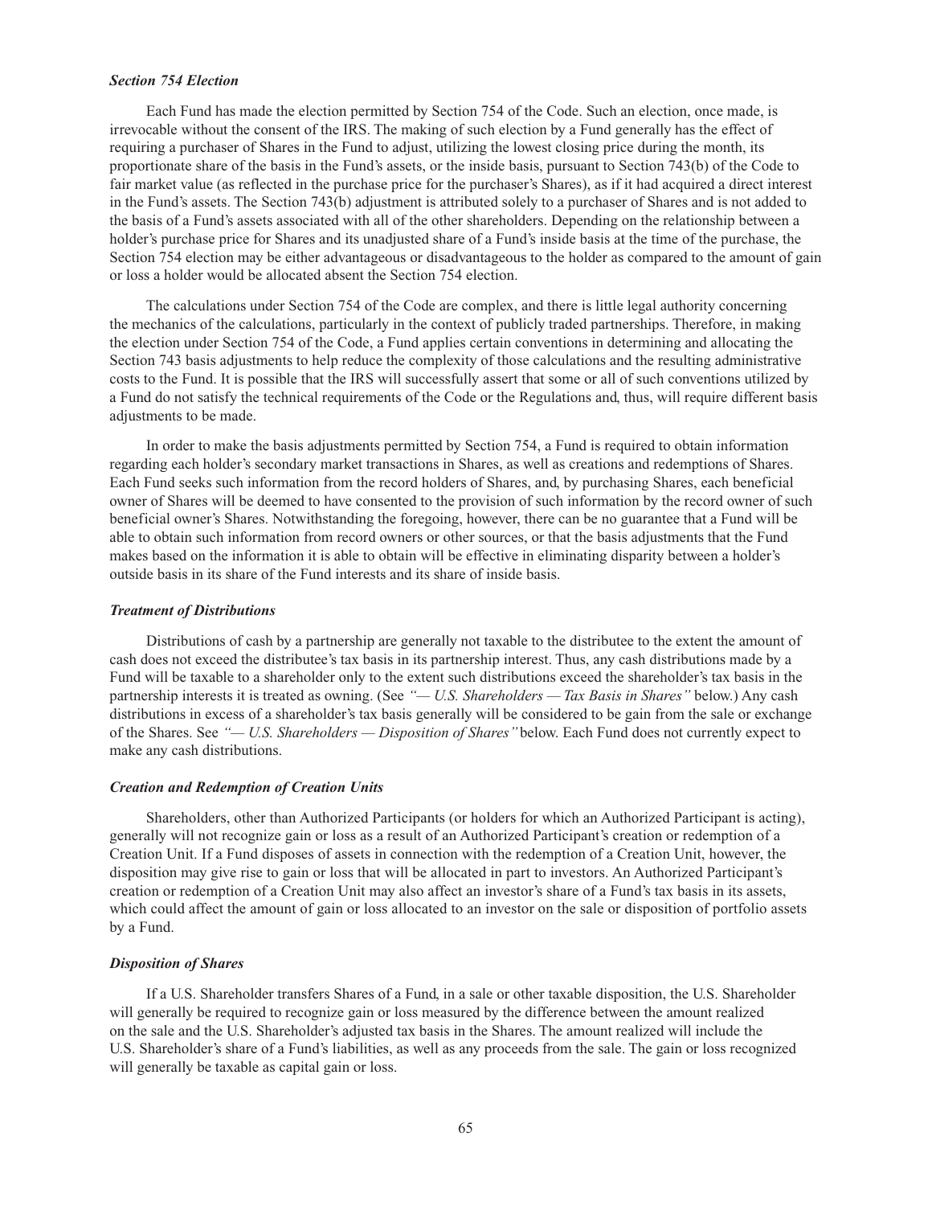### *Section 754 Election*

Each Fund has made the election permitted by Section 754 of the Code. Such an election, once made, is irrevocable without the consent of the IRS. The making of such election by a Fund generally has the effect of requiring a purchaser of Shares in the Fund to adjust, utilizing the lowest closing price during the month, its proportionate share of the basis in the Fund's assets, or the inside basis, pursuant to Section 743(b) of the Code to fair market value (as reflected in the purchase price for the purchaser's Shares), as if it had acquired a direct interest in the Fund's assets. The Section 743(b) adjustment is attributed solely to a purchaser of Shares and is not added to the basis of a Fund's assets associated with all of the other shareholders. Depending on the relationship between a holder's purchase price for Shares and its unadjusted share of a Fund's inside basis at the time of the purchase, the Section 754 election may be either advantageous or disadvantageous to the holder as compared to the amount of gain or loss a holder would be allocated absent the Section 754 election.

The calculations under Section 754 of the Code are complex, and there is little legal authority concerning the mechanics of the calculations, particularly in the context of publicly traded partnerships. Therefore, in making the election under Section 754 of the Code, a Fund applies certain conventions in determining and allocating the Section 743 basis adjustments to help reduce the complexity of those calculations and the resulting administrative costs to the Fund. It is possible that the IRS will successfully assert that some or all of such conventions utilized by a Fund do not satisfy the technical requirements of the Code or the Regulations and, thus, will require different basis adjustments to be made.

In order to make the basis adjustments permitted by Section 754, a Fund is required to obtain information regarding each holder's secondary market transactions in Shares, as well as creations and redemptions of Shares. Each Fund seeks such information from the record holders of Shares, and, by purchasing Shares, each beneficial owner of Shares will be deemed to have consented to the provision of such information by the record owner of such beneficial owner's Shares. Notwithstanding the foregoing, however, there can be no guarantee that a Fund will be able to obtain such information from record owners or other sources, or that the basis adjustments that the Fund makes based on the information it is able to obtain will be effective in eliminating disparity between a holder's outside basis in its share of the Fund interests and its share of inside basis.

### *Treatment of Distributions*

Distributions of cash by a partnership are generally not taxable to the distributee to the extent the amount of cash does not exceed the distributee's tax basis in its partnership interest. Thus, any cash distributions made by a Fund will be taxable to a shareholder only to the extent such distributions exceed the shareholder's tax basis in the partnership interests it is treated as owning. (See *"— U.S. Shareholders — Tax Basis in Shares"* below.) Any cash distributions in excess of a shareholder's tax basis generally will be considered to be gain from the sale or exchange of the Shares. See *"— U.S. Shareholders — Disposition of Shares"* below. Each Fund does not currently expect to make any cash distributions.

### *Creation and Redemption of Creation Units*

Shareholders, other than Authorized Participants (or holders for which an Authorized Participant is acting), generally will not recognize gain or loss as a result of an Authorized Participant's creation or redemption of a Creation Unit. If a Fund disposes of assets in connection with the redemption of a Creation Unit, however, the disposition may give rise to gain or loss that will be allocated in part to investors. An Authorized Participant's creation or redemption of a Creation Unit may also affect an investor's share of a Fund's tax basis in its assets, which could affect the amount of gain or loss allocated to an investor on the sale or disposition of portfolio assets by a Fund.

### *Disposition of Shares*

If a U.S. Shareholder transfers Shares of a Fund, in a sale or other taxable disposition, the U.S. Shareholder will generally be required to recognize gain or loss measured by the difference between the amount realized on the sale and the U.S. Shareholder's adjusted tax basis in the Shares. The amount realized will include the U.S. Shareholder's share of a Fund's liabilities, as well as any proceeds from the sale. The gain or loss recognized will generally be taxable as capital gain or loss.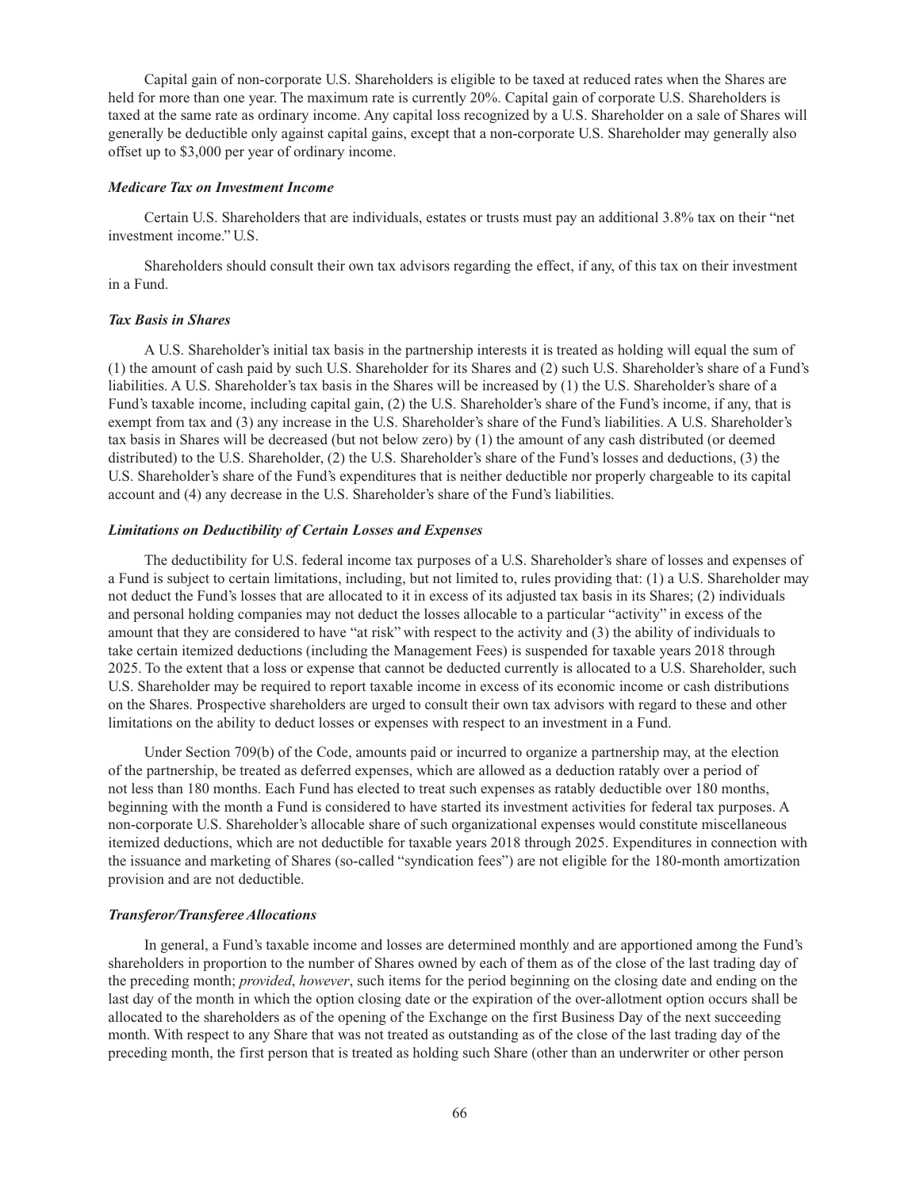Capital gain of non-corporate U.S. Shareholders is eligible to be taxed at reduced rates when the Shares are held for more than one year. The maximum rate is currently 20%. Capital gain of corporate U.S. Shareholders is taxed at the same rate as ordinary income. Any capital loss recognized by a U.S. Shareholder on a sale of Shares will generally be deductible only against capital gains, except that a non-corporate U.S. Shareholder may generally also offset up to $3,000 per year of ordinary income.

***Medicare Tax on Investment Income***

Certain U.S. Shareholders that are individuals, estates or trusts must pay an additional 3.8% tax on their "net investment income." U.S.

Shareholders should consult their own tax advisors regarding the effect, if any, of this tax on their investment in a Fund.

***Tax Basis in Shares***

A U.S. Shareholder's initial tax basis in the partnership interests it is treated as holding will equal the sum of (1) the amount of cash paid by such U.S. Shareholder for its Shares and (2) such U.S. Shareholder's share of a Fund's liabilities. A U.S. Shareholder's tax basis in the Shares will be increased by (1) the U.S. Shareholder's share of a Fund's taxable income, including capital gain, (2) the U.S. Shareholder's share of the Fund's income, if any, that is exempt from tax and (3) any increase in the U.S. Shareholder's share of the Fund's liabilities. A U.S. Shareholder's tax basis in Shares will be decreased (but not below zero) by (1) the amount of any cash distributed (or deemed distributed) to the U.S. Shareholder, (2) the U.S. Shareholder's share of the Fund's losses and deductions, (3) the U.S. Shareholder's share of the Fund's expenditures that is neither deductible nor properly chargeable to its capital account and (4) any decrease in the U.S. Shareholder's share of the Fund's liabilities.

***Limitations on Deductibility of Certain Losses and Expenses***

The deductibility for U.S. federal income tax purposes of a U.S. Shareholder's share of losses and expenses of a Fund is subject to certain limitations, including, but not limited to, rules providing that: (1) a U.S. Shareholder may not deduct the Fund's losses that are allocated to it in excess of its adjusted tax basis in its Shares; (2) individuals and personal holding companies may not deduct the losses allocable to a particular "activity" in excess of the amount that they are considered to have "at risk" with respect to the activity and (3) the ability of individuals to take certain itemized deductions (including the Management Fees) is suspended for taxable years 2018 through 2025. To the extent that a loss or expense that cannot be deducted currently is allocated to a U.S. Shareholder, such U.S. Shareholder may be required to report taxable income in excess of its economic income or cash distributions on the Shares. Prospective shareholders are urged to consult their own tax advisors with regard to these and other limitations on the ability to deduct losses or expenses with respect to an investment in a Fund.

Under Section 709(b) of the Code, amounts paid or incurred to organize a partnership may, at the election of the partnership, be treated as deferred expenses, which are allowed as a deduction ratably over a period of not less than 180 months. Each Fund has elected to treat such expenses as ratably deductible over 180 months, beginning with the month a Fund is considered to have started its investment activities for federal tax purposes. A non-corporate U.S. Shareholder's allocable share of such organizational expenses would constitute miscellaneous itemized deductions, which are not deductible for taxable years 2018 through 2025. Expenditures in connection with the issuance and marketing of Shares (so-called "syndication fees") are not eligible for the 180-month amortization provision and are not deductible.

***Transferor/Transferee Allocations***

In general, a Fund's taxable income and losses are determined monthly and are apportioned among the Fund's shareholders in proportion to the number of Shares owned by each of them as of the close of the last trading day of the preceding month; *provided*, *however*, such items for the period beginning on the closing date and ending on the last day of the month in which the option closing date or the expiration of the over-allotment option occurs shall be allocated to the shareholders as of the opening of the Exchange on the first Business Day of the next succeeding month. With respect to any Share that was not treated as outstanding as of the close of the last trading day of the preceding month, the first person that is treated as holding such Share (other than an underwriter or other person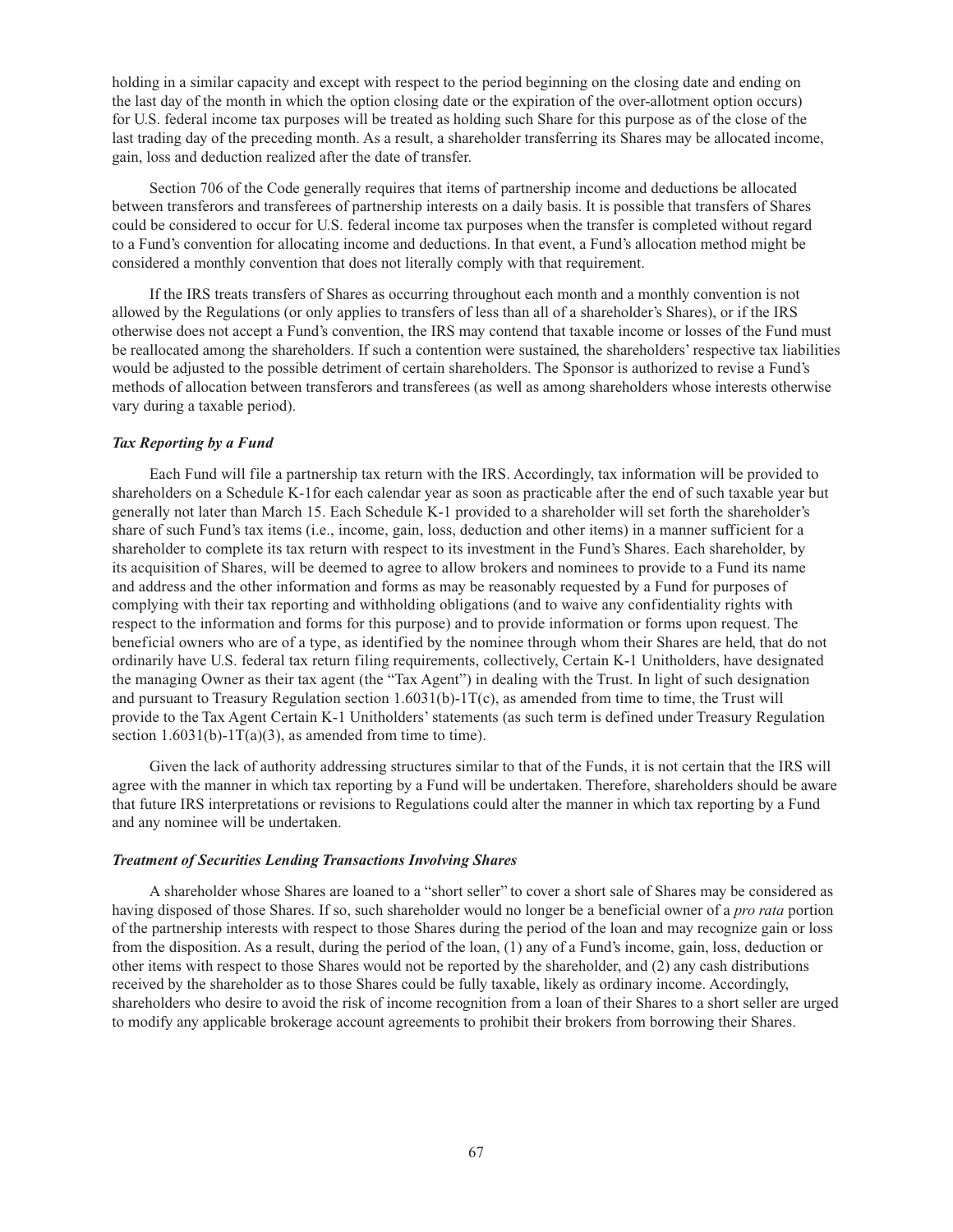holding in a similar capacity and except with respect to the period beginning on the closing date and ending on the last day of the month in which the option closing date or the expiration of the over-allotment option occurs) for U.S. federal income tax purposes will be treated as holding such Share for this purpose as of the close of the last trading day of the preceding month. As a result, a shareholder transferring its Shares may be allocated income, gain, loss and deduction realized after the date of transfer.

Section 706 of the Code generally requires that items of partnership income and deductions be allocated between transferors and transferees of partnership interests on a daily basis. It is possible that transfers of Shares could be considered to occur for U.S. federal income tax purposes when the transfer is completed without regard to a Fund's convention for allocating income and deductions. In that event, a Fund's allocation method might be considered a monthly convention that does not literally comply with that requirement.

If the IRS treats transfers of Shares as occurring throughout each month and a monthly convention is not allowed by the Regulations (or only applies to transfers of less than all of a shareholder's Shares), or if the IRS otherwise does not accept a Fund's convention, the IRS may contend that taxable income or losses of the Fund must be reallocated among the shareholders. If such a contention were sustained, the shareholders' respective tax liabilities would be adjusted to the possible detriment of certain shareholders. The Sponsor is authorized to revise a Fund's methods of allocation between transferors and transferees (as well as among shareholders whose interests otherwise vary during a taxable period).

***Tax Reporting by a Fund***

Each Fund will file a partnership tax return with the IRS. Accordingly, tax information will be provided to shareholders on a Schedule K-1for each calendar year as soon as practicable after the end of such taxable year but generally not later than March 15. Each Schedule K-1 provided to a shareholder will set forth the shareholder's share of such Fund's tax items (i.e., income, gain, loss, deduction and other items) in a manner sufficient for a shareholder to complete its tax return with respect to its investment in the Fund's Shares. Each shareholder, by its acquisition of Shares, will be deemed to agree to allow brokers and nominees to provide to a Fund its name and address and the other information and forms as may be reasonably requested by a Fund for purposes of complying with their tax reporting and withholding obligations (and to waive any confidentiality rights with respect to the information and forms for this purpose) and to provide information or forms upon request. The beneficial owners who are of a type, as identified by the nominee through whom their Shares are held, that do not ordinarily have U.S. federal tax return filing requirements, collectively, Certain K-1 Unitholders, have designated the managing Owner as their tax agent (the "Tax Agent") in dealing with the Trust. In light of such designation and pursuant to Treasury Regulation section 1.6031(b)-1T(c), as amended from time to time, the Trust will provide to the Tax Agent Certain K-1 Unitholders' statements (as such term is defined under Treasury Regulation section 1.6031(b)-1T(a)(3), as amended from time to time).

Given the lack of authority addressing structures similar to that of the Funds, it is not certain that the IRS will agree with the manner in which tax reporting by a Fund will be undertaken. Therefore, shareholders should be aware that future IRS interpretations or revisions to Regulations could alter the manner in which tax reporting by a Fund and any nominee will be undertaken.

***Treatment of Securities Lending Transactions Involving Shares***

A shareholder whose Shares are loaned to a "short seller" to cover a short sale of Shares may be considered as having disposed of those Shares. If so, such shareholder would no longer be a beneficial owner of a *pro rata* portion of the partnership interests with respect to those Shares during the period of the loan and may recognize gain or loss from the disposition. As a result, during the period of the loan, (1) any of a Fund's income, gain, loss, deduction or other items with respect to those Shares would not be reported by the shareholder, and (2) any cash distributions received by the shareholder as to those Shares could be fully taxable, likely as ordinary income. Accordingly, shareholders who desire to avoid the risk of income recognition from a loan of their Shares to a short seller are urged to modify any applicable brokerage account agreements to prohibit their brokers from borrowing their Shares.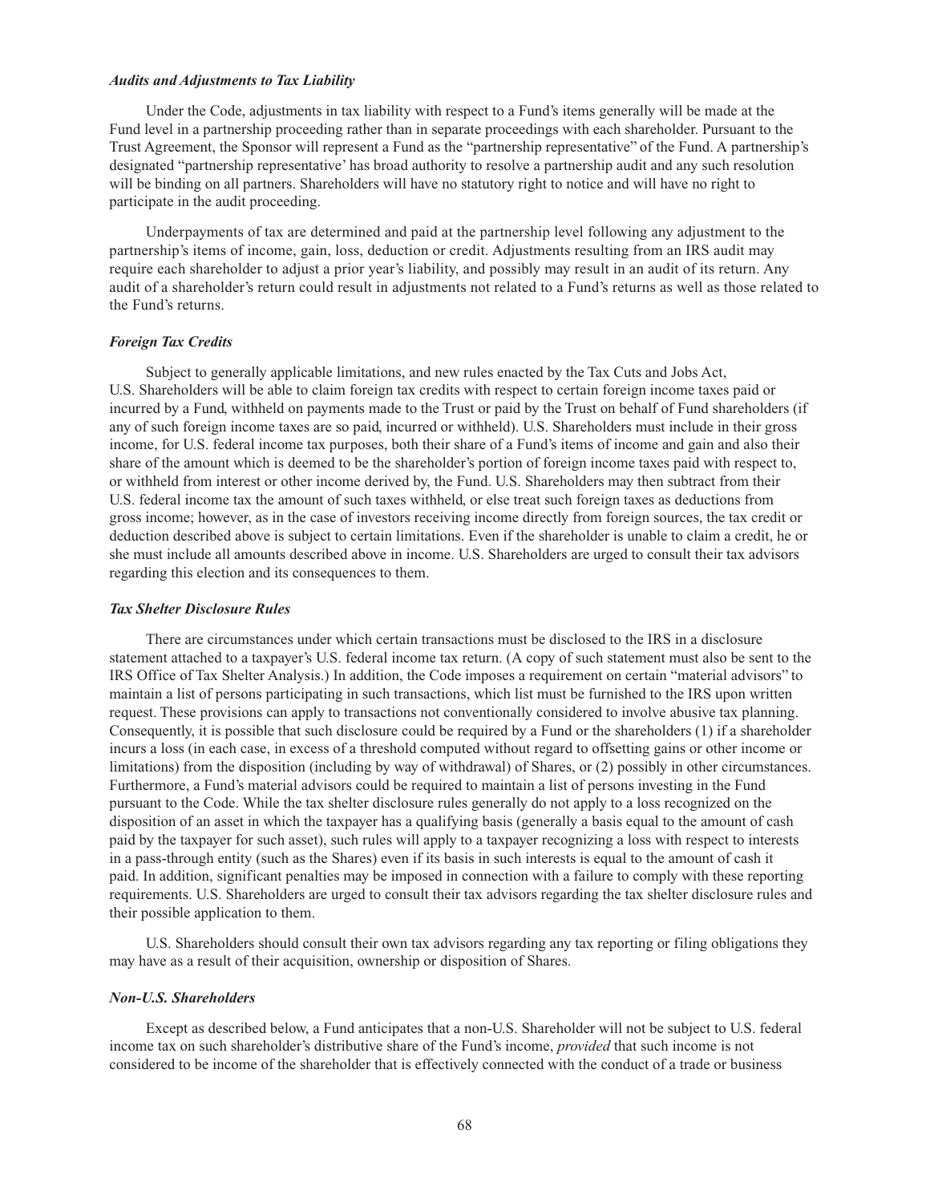### *Audits and Adjustments to Tax Liability*

Under the Code, adjustments in tax liability with respect to a Fund's items generally will be made at the Fund level in a partnership proceeding rather than in separate proceedings with each shareholder. Pursuant to the Trust Agreement, the Sponsor will represent a Fund as the "partnership representative" of the Fund. A partnership's designated "partnership representative' has broad authority to resolve a partnership audit and any such resolution will be binding on all partners. Shareholders will have no statutory right to notice and will have no right to participate in the audit proceeding.

Underpayments of tax are determined and paid at the partnership level following any adjustment to the partnership's items of income, gain, loss, deduction or credit. Adjustments resulting from an IRS audit may require each shareholder to adjust a prior year's liability, and possibly may result in an audit of its return. Any audit of a shareholder's return could result in adjustments not related to a Fund's returns as well as those related to the Fund's returns.

### *Foreign Tax Credits*

Subject to generally applicable limitations, and new rules enacted by the Tax Cuts and Jobs Act, U.S. Shareholders will be able to claim foreign tax credits with respect to certain foreign income taxes paid or incurred by a Fund, withheld on payments made to the Trust or paid by the Trust on behalf of Fund shareholders (if any of such foreign income taxes are so paid, incurred or withheld). U.S. Shareholders must include in their gross income, for U.S. federal income tax purposes, both their share of a Fund's items of income and gain and also their share of the amount which is deemed to be the shareholder's portion of foreign income taxes paid with respect to, or withheld from interest or other income derived by, the Fund. U.S. Shareholders may then subtract from their U.S. federal income tax the amount of such taxes withheld, or else treat such foreign taxes as deductions from gross income; however, as in the case of investors receiving income directly from foreign sources, the tax credit or deduction described above is subject to certain limitations. Even if the shareholder is unable to claim a credit, he or she must include all amounts described above in income. U.S. Shareholders are urged to consult their tax advisors regarding this election and its consequences to them.

### *Tax Shelter Disclosure Rules*

There are circumstances under which certain transactions must be disclosed to the IRS in a disclosure statement attached to a taxpayer's U.S. federal income tax return. (A copy of such statement must also be sent to the IRS Office of Tax Shelter Analysis.) In addition, the Code imposes a requirement on certain "material advisors" to maintain a list of persons participating in such transactions, which list must be furnished to the IRS upon written request. These provisions can apply to transactions not conventionally considered to involve abusive tax planning. Consequently, it is possible that such disclosure could be required by a Fund or the shareholders (1) if a shareholder incurs a loss (in each case, in excess of a threshold computed without regard to offsetting gains or other income or limitations) from the disposition (including by way of withdrawal) of Shares, or (2) possibly in other circumstances. Furthermore, a Fund's material advisors could be required to maintain a list of persons investing in the Fund pursuant to the Code. While the tax shelter disclosure rules generally do not apply to a loss recognized on the disposition of an asset in which the taxpayer has a qualifying basis (generally a basis equal to the amount of cash paid by the taxpayer for such asset), such rules will apply to a taxpayer recognizing a loss with respect to interests in a pass-through entity (such as the Shares) even if its basis in such interests is equal to the amount of cash it paid. In addition, significant penalties may be imposed in connection with a failure to comply with these reporting requirements. U.S. Shareholders are urged to consult their tax advisors regarding the tax shelter disclosure rules and their possible application to them.

U.S. Shareholders should consult their own tax advisors regarding any tax reporting or filing obligations they may have as a result of their acquisition, ownership or disposition of Shares.

### *Non-U.S. Shareholders*

Except as described below, a Fund anticipates that a non-U.S. Shareholder will not be subject to U.S. federal income tax on such shareholder's distributive share of the Fund's income, *provided* that such income is not considered to be income of the shareholder that is effectively connected with the conduct of a trade or business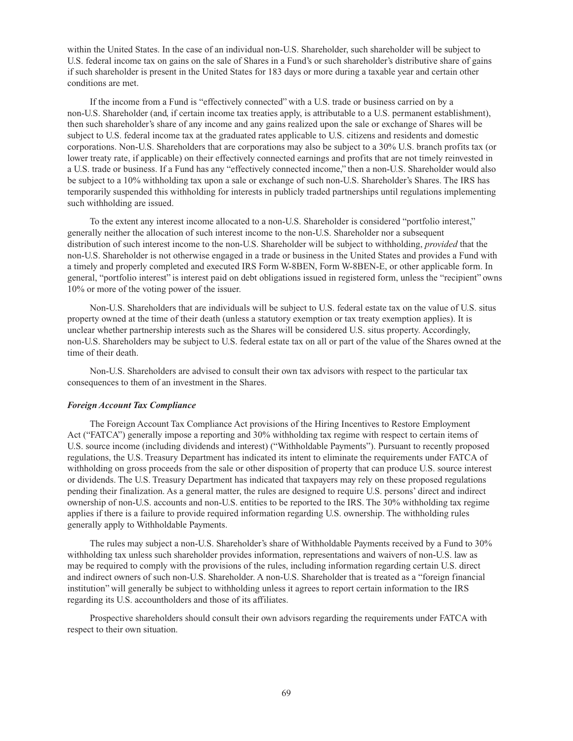within the United States. In the case of an individual non-U.S. Shareholder, such shareholder will be subject to U.S. federal income tax on gains on the sale of Shares in a Fund's or such shareholder's distributive share of gains if such shareholder is present in the United States for 183 days or more during a taxable year and certain other conditions are met.

If the income from a Fund is "effectively connected" with a U.S. trade or business carried on by a non-U.S. Shareholder (and, if certain income tax treaties apply, is attributable to a U.S. permanent establishment), then such shareholder's share of any income and any gains realized upon the sale or exchange of Shares will be subject to U.S. federal income tax at the graduated rates applicable to U.S. citizens and residents and domestic corporations. Non-U.S. Shareholders that are corporations may also be subject to a 30% U.S. branch profits tax (or lower treaty rate, if applicable) on their effectively connected earnings and profits that are not timely reinvested in a U.S. trade or business. If a Fund has any "effectively connected income," then a non-U.S. Shareholder would also be subject to a 10% withholding tax upon a sale or exchange of such non-U.S. Shareholder's Shares. The IRS has temporarily suspended this withholding for interests in publicly traded partnerships until regulations implementing such withholding are issued.

To the extent any interest income allocated to a non-U.S. Shareholder is considered "portfolio interest," generally neither the allocation of such interest income to the non-U.S. Shareholder nor a subsequent distribution of such interest income to the non-U.S. Shareholder will be subject to withholding, *provided* that the non-U.S. Shareholder is not otherwise engaged in a trade or business in the United States and provides a Fund with a timely and properly completed and executed IRS Form W-8BEN, Form W-8BEN-E, or other applicable form. In general, "portfolio interest" is interest paid on debt obligations issued in registered form, unless the "recipient" owns 10% or more of the voting power of the issuer.

Non-U.S. Shareholders that are individuals will be subject to U.S. federal estate tax on the value of U.S. situs property owned at the time of their death (unless a statutory exemption or tax treaty exemption applies). It is unclear whether partnership interests such as the Shares will be considered U.S. situs property. Accordingly, non-U.S. Shareholders may be subject to U.S. federal estate tax on all or part of the value of the Shares owned at the time of their death.

Non-U.S. Shareholders are advised to consult their own tax advisors with respect to the particular tax consequences to them of an investment in the Shares.

***Foreign Account Tax Compliance***

The Foreign Account Tax Compliance Act provisions of the Hiring Incentives to Restore Employment Act ("FATCA") generally impose a reporting and 30% withholding tax regime with respect to certain items of U.S. source income (including dividends and interest) ("Withholdable Payments"). Pursuant to recently proposed regulations, the U.S. Treasury Department has indicated its intent to eliminate the requirements under FATCA of withholding on gross proceeds from the sale or other disposition of property that can produce U.S. source interest or dividends. The U.S. Treasury Department has indicated that taxpayers may rely on these proposed regulations pending their finalization. As a general matter, the rules are designed to require U.S. persons' direct and indirect ownership of non-U.S. accounts and non-U.S. entities to be reported to the IRS. The 30% withholding tax regime applies if there is a failure to provide required information regarding U.S. ownership. The withholding rules generally apply to Withholdable Payments.

The rules may subject a non-U.S. Shareholder's share of Withholdable Payments received by a Fund to 30% withholding tax unless such shareholder provides information, representations and waivers of non-U.S. law as may be required to comply with the provisions of the rules, including information regarding certain U.S. direct and indirect owners of such non-U.S. Shareholder. A non-U.S. Shareholder that is treated as a "foreign financial institution" will generally be subject to withholding unless it agrees to report certain information to the IRS regarding its U.S. accountholders and those of its affiliates.

Prospective shareholders should consult their own advisors regarding the requirements under FATCA with respect to their own situation.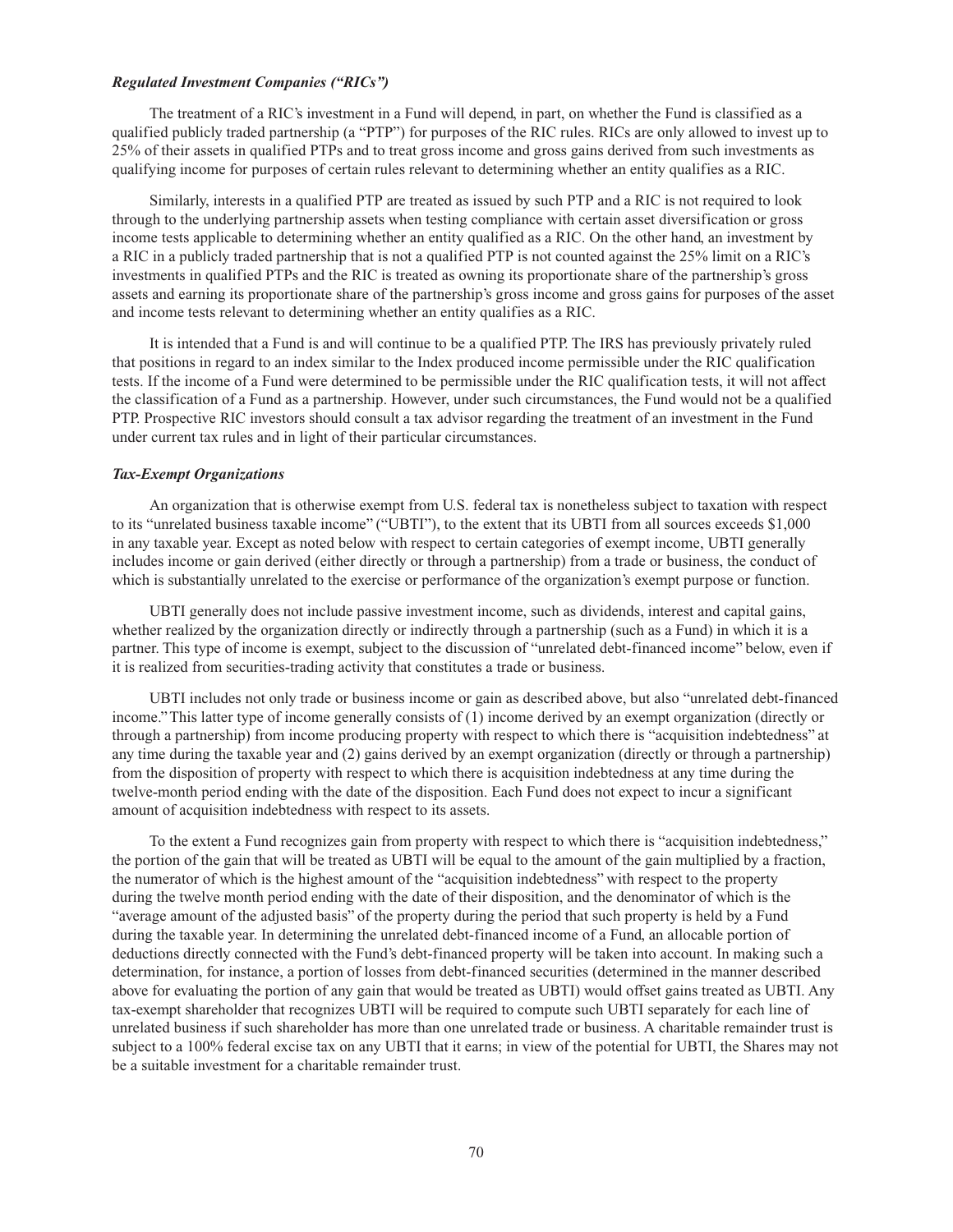### *Regulated Investment Companies ("RICs")*

The treatment of a RIC's investment in a Fund will depend, in part, on whether the Fund is classified as a qualified publicly traded partnership (a "PTP") for purposes of the RIC rules. RICs are only allowed to invest up to 25% of their assets in qualified PTPs and to treat gross income and gross gains derived from such investments as qualifying income for purposes of certain rules relevant to determining whether an entity qualifies as a RIC.

Similarly, interests in a qualified PTP are treated as issued by such PTP and a RIC is not required to look through to the underlying partnership assets when testing compliance with certain asset diversification or gross income tests applicable to determining whether an entity qualified as a RIC. On the other hand, an investment by a RIC in a publicly traded partnership that is not a qualified PTP is not counted against the 25% limit on a RIC's investments in qualified PTPs and the RIC is treated as owning its proportionate share of the partnership's gross assets and earning its proportionate share of the partnership's gross income and gross gains for purposes of the asset and income tests relevant to determining whether an entity qualifies as a RIC.

It is intended that a Fund is and will continue to be a qualified PTP. The IRS has previously privately ruled that positions in regard to an index similar to the Index produced income permissible under the RIC qualification tests. If the income of a Fund were determined to be permissible under the RIC qualification tests, it will not affect the classification of a Fund as a partnership. However, under such circumstances, the Fund would not be a qualified PTP. Prospective RIC investors should consult a tax advisor regarding the treatment of an investment in the Fund under current tax rules and in light of their particular circumstances.

### *Tax-Exempt Organizations*

An organization that is otherwise exempt from U.S. federal tax is nonetheless subject to taxation with respect to its "unrelated business taxable income" ("UBTI"), to the extent that its UBTI from all sources exceeds $1,000 in any taxable year. Except as noted below with respect to certain categories of exempt income, UBTI generally includes income or gain derived (either directly or through a partnership) from a trade or business, the conduct of which is substantially unrelated to the exercise or performance of the organization's exempt purpose or function.

UBTI generally does not include passive investment income, such as dividends, interest and capital gains, whether realized by the organization directly or indirectly through a partnership (such as a Fund) in which it is a partner. This type of income is exempt, subject to the discussion of "unrelated debt-financed income" below, even if it is realized from securities-trading activity that constitutes a trade or business.

UBTI includes not only trade or business income or gain as described above, but also "unrelated debt-financed income." This latter type of income generally consists of (1) income derived by an exempt organization (directly or through a partnership) from income producing property with respect to which there is "acquisition indebtedness" at any time during the taxable year and (2) gains derived by an exempt organization (directly or through a partnership) from the disposition of property with respect to which there is acquisition indebtedness at any time during the twelve-month period ending with the date of the disposition. Each Fund does not expect to incur a significant amount of acquisition indebtedness with respect to its assets.

To the extent a Fund recognizes gain from property with respect to which there is "acquisition indebtedness," the portion of the gain that will be treated as UBTI will be equal to the amount of the gain multiplied by a fraction, the numerator of which is the highest amount of the "acquisition indebtedness" with respect to the property during the twelve month period ending with the date of their disposition, and the denominator of which is the "average amount of the adjusted basis" of the property during the period that such property is held by a Fund during the taxable year. In determining the unrelated debt-financed income of a Fund, an allocable portion of deductions directly connected with the Fund's debt-financed property will be taken into account. In making such a determination, for instance, a portion of losses from debt-financed securities (determined in the manner described above for evaluating the portion of any gain that would be treated as UBTI) would offset gains treated as UBTI. Any tax-exempt shareholder that recognizes UBTI will be required to compute such UBTI separately for each line of unrelated business if such shareholder has more than one unrelated trade or business. A charitable remainder trust is subject to a 100% federal excise tax on any UBTI that it earns; in view of the potential for UBTI, the Shares may not be a suitable investment for a charitable remainder trust.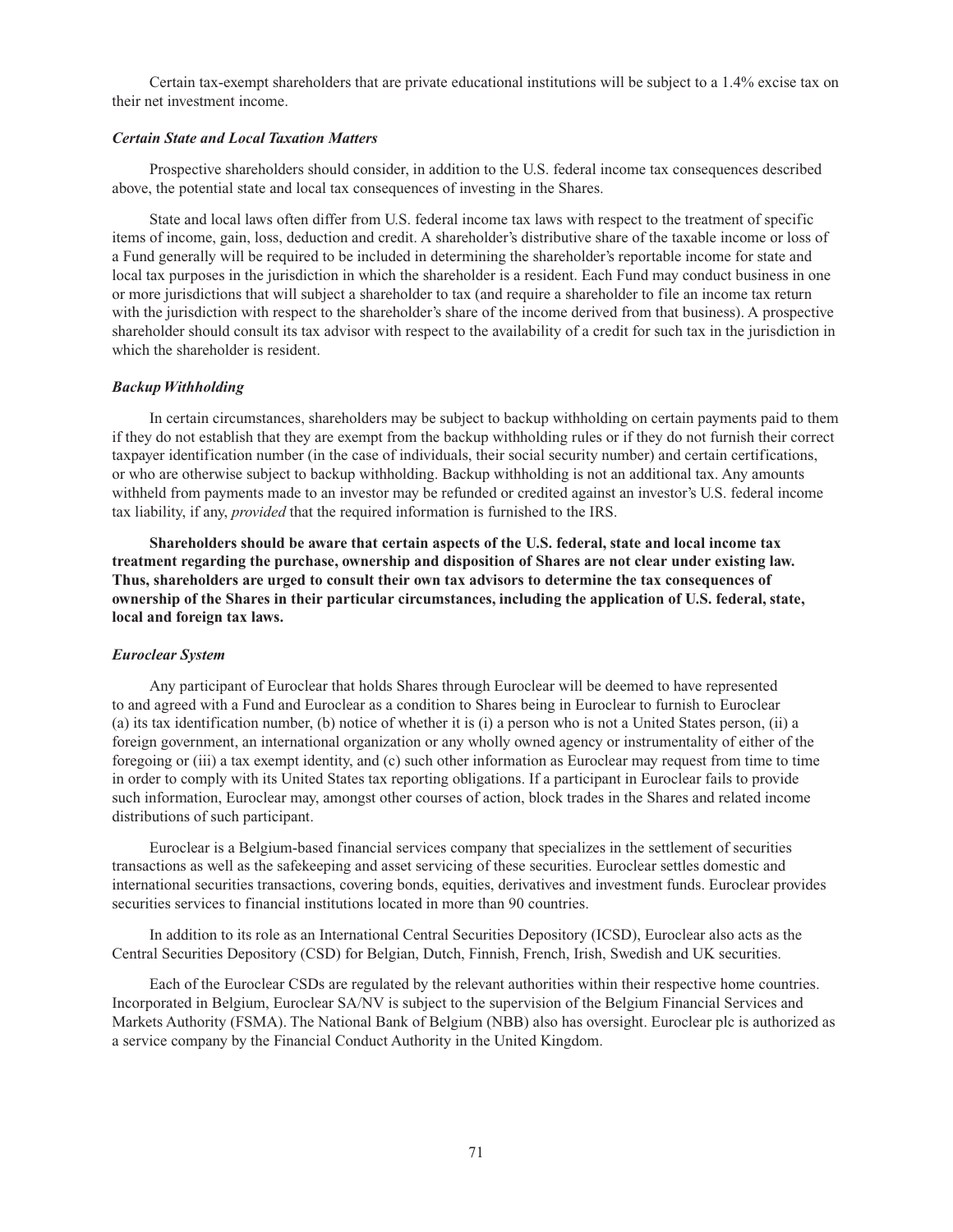Certain tax-exempt shareholders that are private educational institutions will be subject to a 1.4% excise tax on their net investment income.

### *Certain State and Local Taxation Matters*

Prospective shareholders should consider, in addition to the U.S. federal income tax consequences described above, the potential state and local tax consequences of investing in the Shares.

State and local laws often differ from U.S. federal income tax laws with respect to the treatment of specific items of income, gain, loss, deduction and credit. A shareholder's distributive share of the taxable income or loss of a Fund generally will be required to be included in determining the shareholder's reportable income for state and local tax purposes in the jurisdiction in which the shareholder is a resident. Each Fund may conduct business in one or more jurisdictions that will subject a shareholder to tax (and require a shareholder to file an income tax return with the jurisdiction with respect to the shareholder's share of the income derived from that business). A prospective shareholder should consult its tax advisor with respect to the availability of a credit for such tax in the jurisdiction in which the shareholder is resident.

### *Backup Withholding*

In certain circumstances, shareholders may be subject to backup withholding on certain payments paid to them if they do not establish that they are exempt from the backup withholding rules or if they do not furnish their correct taxpayer identification number (in the case of individuals, their social security number) and certain certifications, or who are otherwise subject to backup withholding. Backup withholding is not an additional tax. Any amounts withheld from payments made to an investor may be refunded or credited against an investor's U.S. federal income tax liability, if any, *provided* that the required information is furnished to the IRS.

**Shareholders should be aware that certain aspects of the U.S. federal, state and local income tax treatment regarding the purchase, ownership and disposition of Shares are not clear under existing law. Thus, shareholders are urged to consult their own tax advisors to determine the tax consequences of ownership of the Shares in their particular circumstances, including the application of U.S. federal, state, local and foreign tax laws.**

### *Euroclear System*

Any participant of Euroclear that holds Shares through Euroclear will be deemed to have represented to and agreed with a Fund and Euroclear as a condition to Shares being in Euroclear to furnish to Euroclear (a) its tax identification number, (b) notice of whether it is (i) a person who is not a United States person, (ii) a foreign government, an international organization or any wholly owned agency or instrumentality of either of the foregoing or (iii) a tax exempt identity, and (c) such other information as Euroclear may request from time to time in order to comply with its United States tax reporting obligations. If a participant in Euroclear fails to provide such information, Euroclear may, amongst other courses of action, block trades in the Shares and related income distributions of such participant.

Euroclear is a Belgium-based financial services company that specializes in the settlement of securities transactions as well as the safekeeping and asset servicing of these securities. Euroclear settles domestic and international securities transactions, covering bonds, equities, derivatives and investment funds. Euroclear provides securities services to financial institutions located in more than 90 countries.

In addition to its role as an International Central Securities Depository (ICSD), Euroclear also acts as the Central Securities Depository (CSD) for Belgian, Dutch, Finnish, French, Irish, Swedish and UK securities.

Each of the Euroclear CSDs are regulated by the relevant authorities within their respective home countries. Incorporated in Belgium, Euroclear SA/NV is subject to the supervision of the Belgium Financial Services and Markets Authority (FSMA). The National Bank of Belgium (NBB) also has oversight. Euroclear plc is authorized as a service company by the Financial Conduct Authority in the United Kingdom.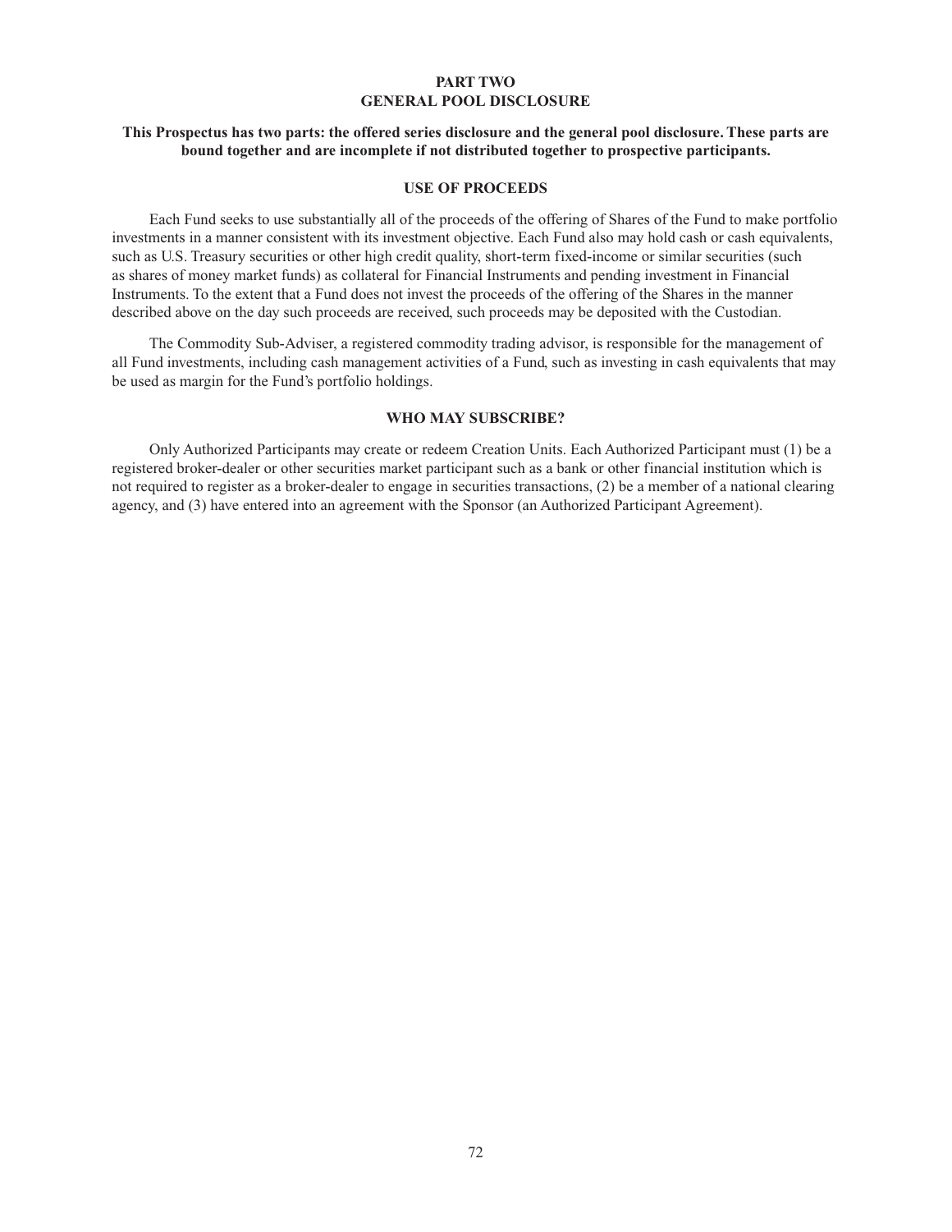# PART TWO
# GENERAL POOL DISCLOSURE

**This Prospectus has two parts: the offered series disclosure and the general pool disclosure. These parts are bound together and are incomplete if not distributed together to prospective participants.**

## USE OF PROCEEDS

Each Fund seeks to use substantially all of the proceeds of the offering of Shares of the Fund to make portfolio investments in a manner consistent with its investment objective. Each Fund also may hold cash or cash equivalents, such as U.S. Treasury securities or other high credit quality, short-term fixed-income or similar securities (such as shares of money market funds) as collateral for Financial Instruments and pending investment in Financial Instruments. To the extent that a Fund does not invest the proceeds of the offering of the Shares in the manner described above on the day such proceeds are received, such proceeds may be deposited with the Custodian.

The Commodity Sub-Adviser, a registered commodity trading advisor, is responsible for the management of all Fund investments, including cash management activities of a Fund, such as investing in cash equivalents that may be used as margin for the Fund's portfolio holdings.

## WHO MAY SUBSCRIBE?

Only Authorized Participants may create or redeem Creation Units. Each Authorized Participant must (1) be a registered broker-dealer or other securities market participant such as a bank or other financial institution which is not required to register as a broker-dealer to engage in securities transactions, (2) be a member of a national clearing agency, and (3) have entered into an agreement with the Sponsor (an Authorized Participant Agreement).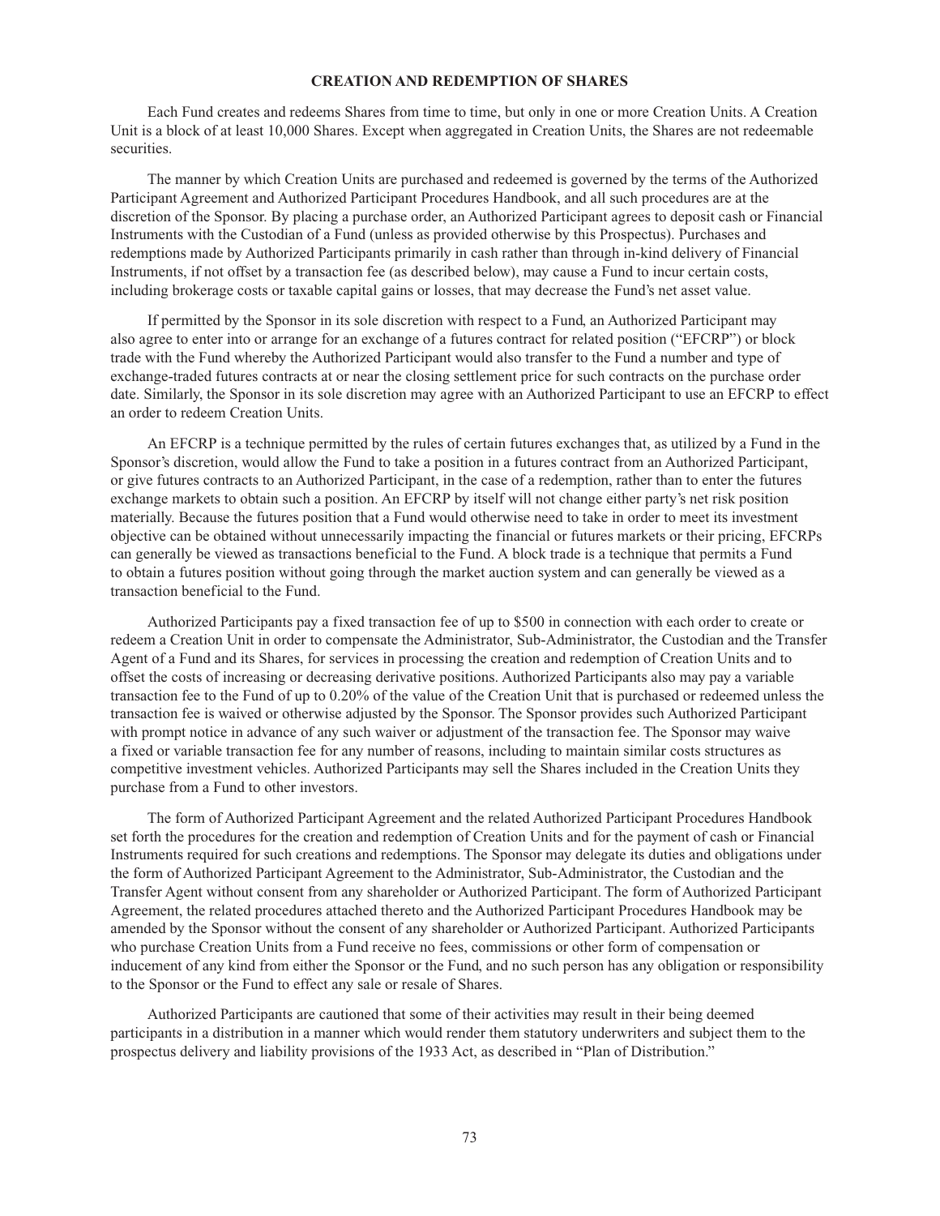## CREATION AND REDEMPTION OF SHARES

Each Fund creates and redeems Shares from time to time, but only in one or more Creation Units. A Creation Unit is a block of at least 10,000 Shares. Except when aggregated in Creation Units, the Shares are not redeemable securities.

The manner by which Creation Units are purchased and redeemed is governed by the terms of the Authorized Participant Agreement and Authorized Participant Procedures Handbook, and all such procedures are at the discretion of the Sponsor. By placing a purchase order, an Authorized Participant agrees to deposit cash or Financial Instruments with the Custodian of a Fund (unless as provided otherwise by this Prospectus). Purchases and redemptions made by Authorized Participants primarily in cash rather than through in-kind delivery of Financial Instruments, if not offset by a transaction fee (as described below), may cause a Fund to incur certain costs, including brokerage costs or taxable capital gains or losses, that may decrease the Fund's net asset value.

If permitted by the Sponsor in its sole discretion with respect to a Fund, an Authorized Participant may also agree to enter into or arrange for an exchange of a futures contract for related position ("EFCRP") or block trade with the Fund whereby the Authorized Participant would also transfer to the Fund a number and type of exchange-traded futures contracts at or near the closing settlement price for such contracts on the purchase order date. Similarly, the Sponsor in its sole discretion may agree with an Authorized Participant to use an EFCRP to effect an order to redeem Creation Units.

An EFCRP is a technique permitted by the rules of certain futures exchanges that, as utilized by a Fund in the Sponsor's discretion, would allow the Fund to take a position in a futures contract from an Authorized Participant, or give futures contracts to an Authorized Participant, in the case of a redemption, rather than to enter the futures exchange markets to obtain such a position. An EFCRP by itself will not change either party's net risk position materially. Because the futures position that a Fund would otherwise need to take in order to meet its investment objective can be obtained without unnecessarily impacting the financial or futures markets or their pricing, EFCRPs can generally be viewed as transactions beneficial to the Fund. A block trade is a technique that permits a Fund to obtain a futures position without going through the market auction system and can generally be viewed as a transaction beneficial to the Fund.

Authorized Participants pay a fixed transaction fee of up to $500 in connection with each order to create or redeem a Creation Unit in order to compensate the Administrator, Sub-Administrator, the Custodian and the Transfer Agent of a Fund and its Shares, for services in processing the creation and redemption of Creation Units and to offset the costs of increasing or decreasing derivative positions. Authorized Participants also may pay a variable transaction fee to the Fund of up to 0.20% of the value of the Creation Unit that is purchased or redeemed unless the transaction fee is waived or otherwise adjusted by the Sponsor. The Sponsor provides such Authorized Participant with prompt notice in advance of any such waiver or adjustment of the transaction fee. The Sponsor may waive a fixed or variable transaction fee for any number of reasons, including to maintain similar costs structures as competitive investment vehicles. Authorized Participants may sell the Shares included in the Creation Units they purchase from a Fund to other investors.

The form of Authorized Participant Agreement and the related Authorized Participant Procedures Handbook set forth the procedures for the creation and redemption of Creation Units and for the payment of cash or Financial Instruments required for such creations and redemptions. The Sponsor may delegate its duties and obligations under the form of Authorized Participant Agreement to the Administrator, Sub-Administrator, the Custodian and the Transfer Agent without consent from any shareholder or Authorized Participant. The form of Authorized Participant Agreement, the related procedures attached thereto and the Authorized Participant Procedures Handbook may be amended by the Sponsor without the consent of any shareholder or Authorized Participant. Authorized Participants who purchase Creation Units from a Fund receive no fees, commissions or other form of compensation or inducement of any kind from either the Sponsor or the Fund, and no such person has any obligation or responsibility to the Sponsor or the Fund to effect any sale or resale of Shares.

Authorized Participants are cautioned that some of their activities may result in their being deemed participants in a distribution in a manner which would render them statutory underwriters and subject them to the prospectus delivery and liability provisions of the 1933 Act, as described in "Plan of Distribution."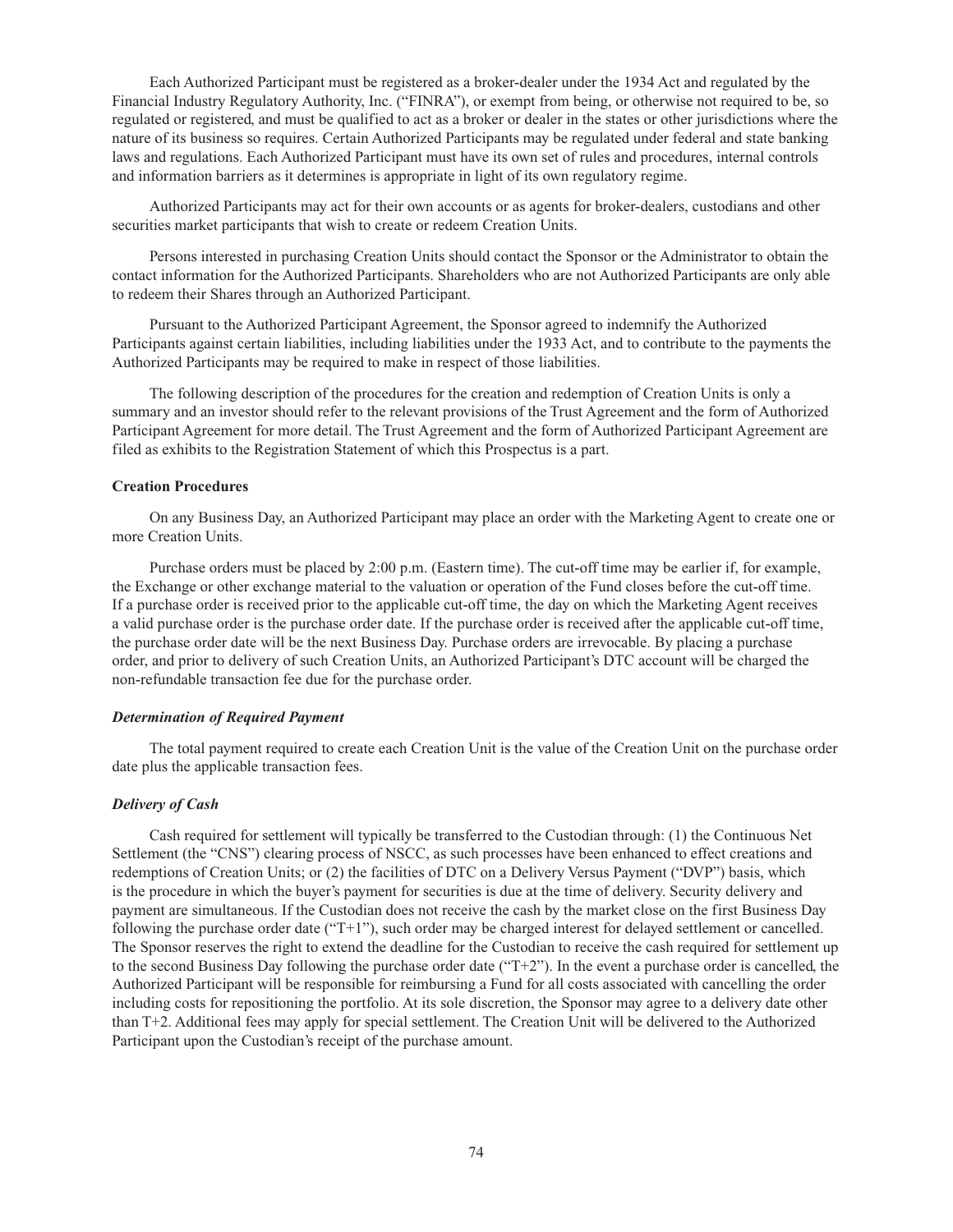Each Authorized Participant must be registered as a broker-dealer under the 1934 Act and regulated by the Financial Industry Regulatory Authority, Inc. ("FINRA"), or exempt from being, or otherwise not required to be, so regulated or registered, and must be qualified to act as a broker or dealer in the states or other jurisdictions where the nature of its business so requires. Certain Authorized Participants may be regulated under federal and state banking laws and regulations. Each Authorized Participant must have its own set of rules and procedures, internal controls and information barriers as it determines is appropriate in light of its own regulatory regime.

Authorized Participants may act for their own accounts or as agents for broker-dealers, custodians and other securities market participants that wish to create or redeem Creation Units.

Persons interested in purchasing Creation Units should contact the Sponsor or the Administrator to obtain the contact information for the Authorized Participants. Shareholders who are not Authorized Participants are only able to redeem their Shares through an Authorized Participant.

Pursuant to the Authorized Participant Agreement, the Sponsor agreed to indemnify the Authorized Participants against certain liabilities, including liabilities under the 1933 Act, and to contribute to the payments the Authorized Participants may be required to make in respect of those liabilities.

The following description of the procedures for the creation and redemption of Creation Units is only a summary and an investor should refer to the relevant provisions of the Trust Agreement and the form of Authorized Participant Agreement for more detail. The Trust Agreement and the form of Authorized Participant Agreement are filed as exhibits to the Registration Statement of which this Prospectus is a part.

**Creation Procedures**

On any Business Day, an Authorized Participant may place an order with the Marketing Agent to create one or more Creation Units.

Purchase orders must be placed by 2:00 p.m. (Eastern time). The cut-off time may be earlier if, for example, the Exchange or other exchange material to the valuation or operation of the Fund closes before the cut-off time. If a purchase order is received prior to the applicable cut-off time, the day on which the Marketing Agent receives a valid purchase order is the purchase order date. If the purchase order is received after the applicable cut-off time, the purchase order date will be the next Business Day. Purchase orders are irrevocable. By placing a purchase order, and prior to delivery of such Creation Units, an Authorized Participant's DTC account will be charged the non-refundable transaction fee due for the purchase order.

***Determination of Required Payment***

The total payment required to create each Creation Unit is the value of the Creation Unit on the purchase order date plus the applicable transaction fees.

***Delivery of Cash***

Cash required for settlement will typically be transferred to the Custodian through: (1) the Continuous Net Settlement (the "CNS") clearing process of NSCC, as such processes have been enhanced to effect creations and redemptions of Creation Units; or (2) the facilities of DTC on a Delivery Versus Payment ("DVP") basis, which is the procedure in which the buyer's payment for securities is due at the time of delivery. Security delivery and payment are simultaneous. If the Custodian does not receive the cash by the market close on the first Business Day following the purchase order date ("T+1"), such order may be charged interest for delayed settlement or cancelled. The Sponsor reserves the right to extend the deadline for the Custodian to receive the cash required for settlement up to the second Business Day following the purchase order date ("T+2"). In the event a purchase order is cancelled, the Authorized Participant will be responsible for reimbursing a Fund for all costs associated with cancelling the order including costs for repositioning the portfolio. At its sole discretion, the Sponsor may agree to a delivery date other than T+2. Additional fees may apply for special settlement. The Creation Unit will be delivered to the Authorized Participant upon the Custodian's receipt of the purchase amount.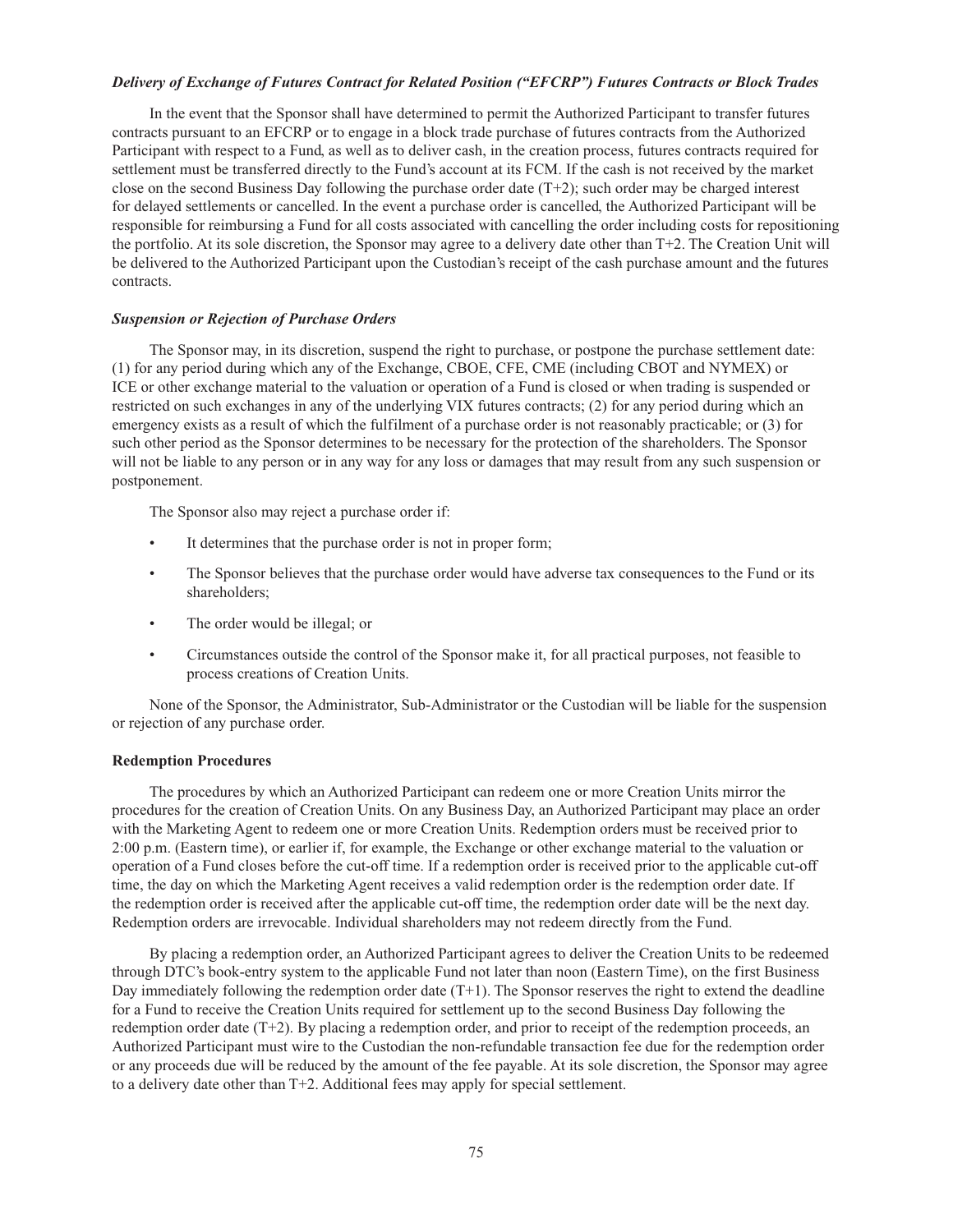***Delivery of Exchange of Futures Contract for Related Position ("EFCRP") Futures Contracts or Block Trades***

In the event that the Sponsor shall have determined to permit the Authorized Participant to transfer futures contracts pursuant to an EFCRP or to engage in a block trade purchase of futures contracts from the Authorized Participant with respect to a Fund, as well as to deliver cash, in the creation process, futures contracts required for settlement must be transferred directly to the Fund's account at its FCM. If the cash is not received by the market close on the second Business Day following the purchase order date (T+2); such order may be charged interest for delayed settlements or cancelled. In the event a purchase order is cancelled, the Authorized Participant will be responsible for reimbursing a Fund for all costs associated with cancelling the order including costs for repositioning the portfolio. At its sole discretion, the Sponsor may agree to a delivery date other than T+2. The Creation Unit will be delivered to the Authorized Participant upon the Custodian's receipt of the cash purchase amount and the futures contracts.

***Suspension or Rejection of Purchase Orders***

The Sponsor may, in its discretion, suspend the right to purchase, or postpone the purchase settlement date: (1) for any period during which any of the Exchange, CBOE, CFE, CME (including CBOT and NYMEX) or ICE or other exchange material to the valuation or operation of a Fund is closed or when trading is suspended or restricted on such exchanges in any of the underlying VIX futures contracts; (2) for any period during which an emergency exists as a result of which the fulfilment of a purchase order is not reasonably practicable; or (3) for such other period as the Sponsor determines to be necessary for the protection of the shareholders. The Sponsor will not be liable to any person or in any way for any loss or damages that may result from any such suspension or postponement.

The Sponsor also may reject a purchase order if:

- It determines that the purchase order is not in proper form;
- The Sponsor believes that the purchase order would have adverse tax consequences to the Fund or its shareholders;
- The order would be illegal; or
- Circumstances outside the control of the Sponsor make it, for all practical purposes, not feasible to process creations of Creation Units.

None of the Sponsor, the Administrator, Sub-Administrator or the Custodian will be liable for the suspension or rejection of any purchase order.

**Redemption Procedures**

The procedures by which an Authorized Participant can redeem one or more Creation Units mirror the procedures for the creation of Creation Units. On any Business Day, an Authorized Participant may place an order with the Marketing Agent to redeem one or more Creation Units. Redemption orders must be received prior to 2:00 p.m. (Eastern time), or earlier if, for example, the Exchange or other exchange material to the valuation or operation of a Fund closes before the cut-off time. If a redemption order is received prior to the applicable cut-off time, the day on which the Marketing Agent receives a valid redemption order is the redemption order date. If the redemption order is received after the applicable cut-off time, the redemption order date will be the next day. Redemption orders are irrevocable. Individual shareholders may not redeem directly from the Fund.

By placing a redemption order, an Authorized Participant agrees to deliver the Creation Units to be redeemed through DTC's book-entry system to the applicable Fund not later than noon (Eastern Time), on the first Business Day immediately following the redemption order date (T+1). The Sponsor reserves the right to extend the deadline for a Fund to receive the Creation Units required for settlement up to the second Business Day following the redemption order date (T+2). By placing a redemption order, and prior to receipt of the redemption proceeds, an Authorized Participant must wire to the Custodian the non-refundable transaction fee due for the redemption order or any proceeds due will be reduced by the amount of the fee payable. At its sole discretion, the Sponsor may agree to a delivery date other than T+2. Additional fees may apply for special settlement.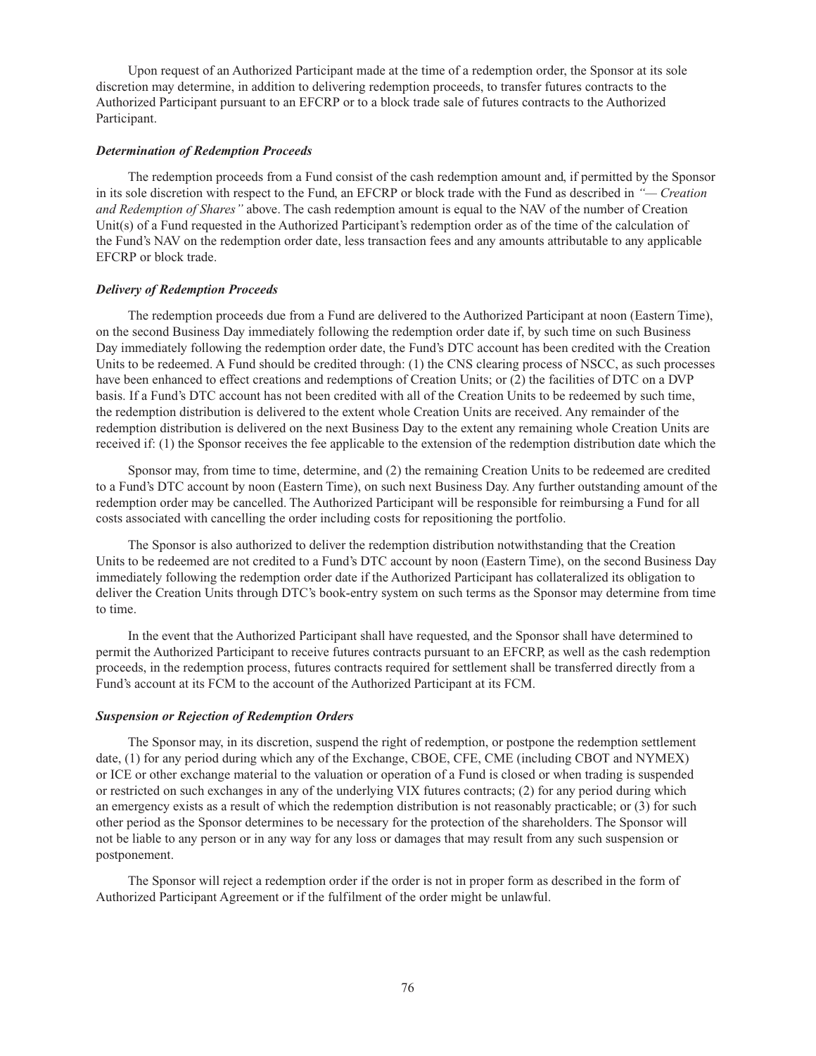Upon request of an Authorized Participant made at the time of a redemption order, the Sponsor at its sole discretion may determine, in addition to delivering redemption proceeds, to transfer futures contracts to the Authorized Participant pursuant to an EFCRP or to a block trade sale of futures contracts to the Authorized Participant.

***Determination of Redemption Proceeds***

The redemption proceeds from a Fund consist of the cash redemption amount and, if permitted by the Sponsor in its sole discretion with respect to the Fund, an EFCRP or block trade with the Fund as described in *"— Creation and Redemption of Shares"* above. The cash redemption amount is equal to the NAV of the number of Creation Unit(s) of a Fund requested in the Authorized Participant's redemption order as of the time of the calculation of the Fund's NAV on the redemption order date, less transaction fees and any amounts attributable to any applicable EFCRP or block trade.

***Delivery of Redemption Proceeds***

The redemption proceeds due from a Fund are delivered to the Authorized Participant at noon (Eastern Time), on the second Business Day immediately following the redemption order date if, by such time on such Business Day immediately following the redemption order date, the Fund's DTC account has been credited with the Creation Units to be redeemed. A Fund should be credited through: (1) the CNS clearing process of NSCC, as such processes have been enhanced to effect creations and redemptions of Creation Units; or (2) the facilities of DTC on a DVP basis. If a Fund's DTC account has not been credited with all of the Creation Units to be redeemed by such time, the redemption distribution is delivered to the extent whole Creation Units are received. Any remainder of the redemption distribution is delivered on the next Business Day to the extent any remaining whole Creation Units are received if: (1) the Sponsor receives the fee applicable to the extension of the redemption distribution date which the Sponsor may, from time to time, determine, and (2) the remaining Creation Units to be redeemed are credited to a Fund's DTC account by noon (Eastern Time), on such next Business Day. Any further outstanding amount of the redemption order may be cancelled. The Authorized Participant will be responsible for reimbursing a Fund for all costs associated with cancelling the order including costs for repositioning the portfolio.

The Sponsor is also authorized to deliver the redemption distribution notwithstanding that the Creation Units to be redeemed are not credited to a Fund's DTC account by noon (Eastern Time), on the second Business Day immediately following the redemption order date if the Authorized Participant has collateralized its obligation to deliver the Creation Units through DTC's book-entry system on such terms as the Sponsor may determine from time to time.

In the event that the Authorized Participant shall have requested, and the Sponsor shall have determined to permit the Authorized Participant to receive futures contracts pursuant to an EFCRP, as well as the cash redemption proceeds, in the redemption process, futures contracts required for settlement shall be transferred directly from a Fund's account at its FCM to the account of the Authorized Participant at its FCM.

***Suspension or Rejection of Redemption Orders***

The Sponsor may, in its discretion, suspend the right of redemption, or postpone the redemption settlement date, (1) for any period during which any of the Exchange, CBOE, CFE, CME (including CBOT and NYMEX) or ICE or other exchange material to the valuation or operation of a Fund is closed or when trading is suspended or restricted on such exchanges in any of the underlying VIX futures contracts; (2) for any period during which an emergency exists as a result of which the redemption distribution is not reasonably practicable; or (3) for such other period as the Sponsor determines to be necessary for the protection of the shareholders. The Sponsor will not be liable to any person or in any way for any loss or damages that may result from any such suspension or postponement.

The Sponsor will reject a redemption order if the order is not in proper form as described in the form of Authorized Participant Agreement or if the fulfilment of the order might be unlawful.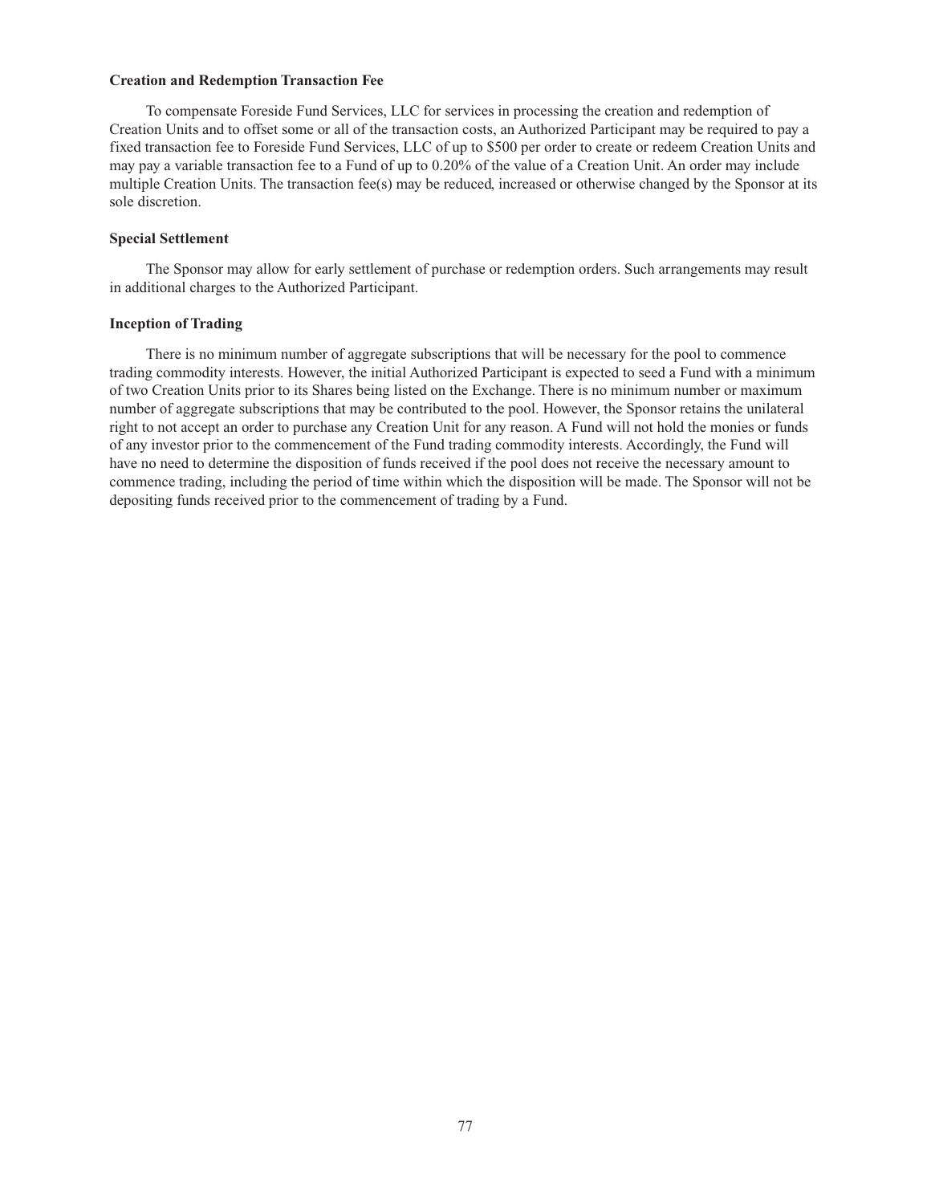**Creation and Redemption Transaction Fee**

To compensate Foreside Fund Services, LLC for services in processing the creation and redemption of Creation Units and to offset some or all of the transaction costs, an Authorized Participant may be required to pay a fixed transaction fee to Foreside Fund Services, LLC of up to $500 per order to create or redeem Creation Units and may pay a variable transaction fee to a Fund of up to 0.20% of the value of a Creation Unit. An order may include multiple Creation Units. The transaction fee(s) may be reduced, increased or otherwise changed by the Sponsor at its sole discretion.

**Special Settlement**

The Sponsor may allow for early settlement of purchase or redemption orders. Such arrangements may result in additional charges to the Authorized Participant.

**Inception of Trading**

There is no minimum number of aggregate subscriptions that will be necessary for the pool to commence trading commodity interests. However, the initial Authorized Participant is expected to seed a Fund with a minimum of two Creation Units prior to its Shares being listed on the Exchange. There is no minimum number or maximum number of aggregate subscriptions that may be contributed to the pool. However, the Sponsor retains the unilateral right to not accept an order to purchase any Creation Unit for any reason. A Fund will not hold the monies or funds of any investor prior to the commencement of the Fund trading commodity interests. Accordingly, the Fund will have no need to determine the disposition of funds received if the pool does not receive the necessary amount to commence trading, including the period of time within which the disposition will be made. The Sponsor will not be depositing funds received prior to the commencement of trading by a Fund.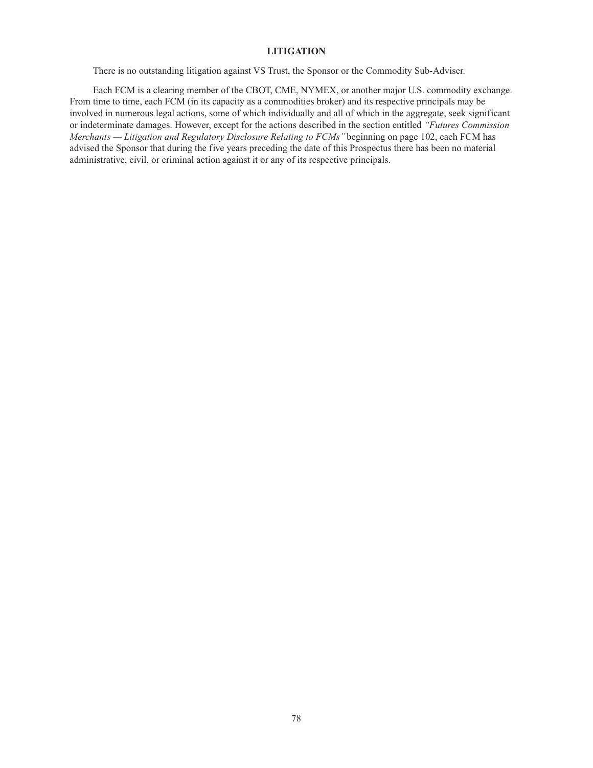# LITIGATION

There is no outstanding litigation against VS Trust, the Sponsor or the Commodity Sub-Adviser.

Each FCM is a clearing member of the CBOT, CME, NYMEX, or another major U.S. commodity exchange. From time to time, each FCM (in its capacity as a commodities broker) and its respective principals may be involved in numerous legal actions, some of which individually and all of which in the aggregate, seek significant or indeterminate damages. However, except for the actions described in the section entitled *"Futures Commission Merchants — Litigation and Regulatory Disclosure Relating to FCMs"* beginning on page 102, each FCM has advised the Sponsor that during the five years preceding the date of this Prospectus there has been no material administrative, civil, or criminal action against it or any of its respective principals.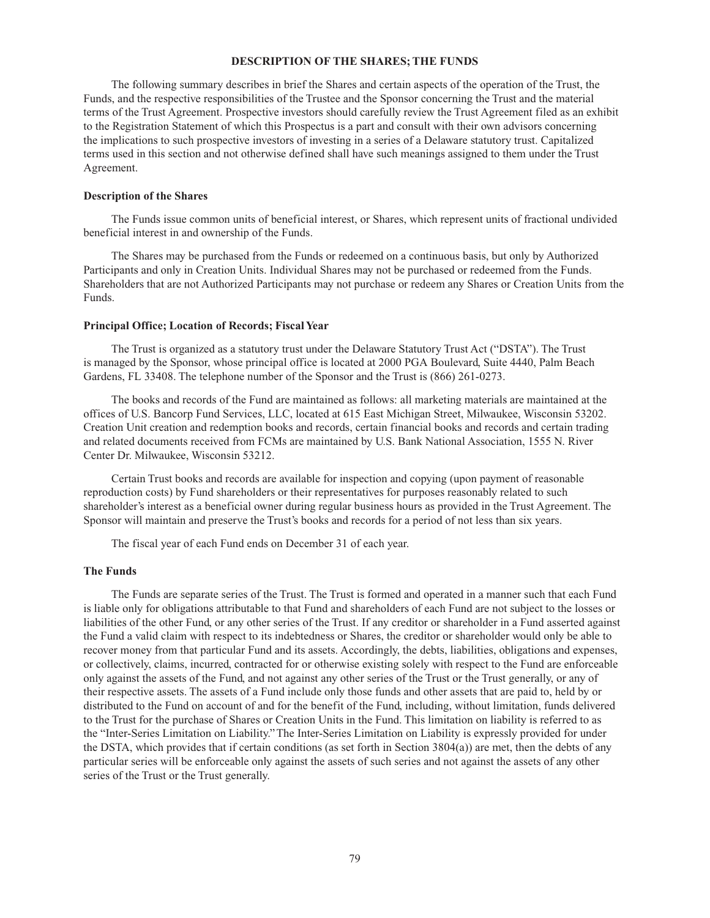## DESCRIPTION OF THE SHARES; THE FUNDS

The following summary describes in brief the Shares and certain aspects of the operation of the Trust, the Funds, and the respective responsibilities of the Trustee and the Sponsor concerning the Trust and the material terms of the Trust Agreement. Prospective investors should carefully review the Trust Agreement filed as an exhibit to the Registration Statement of which this Prospectus is a part and consult with their own advisors concerning the implications to such prospective investors of investing in a series of a Delaware statutory trust. Capitalized terms used in this section and not otherwise defined shall have such meanings assigned to them under the Trust Agreement.

### Description of the Shares

The Funds issue common units of beneficial interest, or Shares, which represent units of fractional undivided beneficial interest in and ownership of the Funds.

The Shares may be purchased from the Funds or redeemed on a continuous basis, but only by Authorized Participants and only in Creation Units. Individual Shares may not be purchased or redeemed from the Funds. Shareholders that are not Authorized Participants may not purchase or redeem any Shares or Creation Units from the Funds.

### Principal Office; Location of Records; Fiscal Year

The Trust is organized as a statutory trust under the Delaware Statutory Trust Act ("DSTA"). The Trust is managed by the Sponsor, whose principal office is located at 2000 PGA Boulevard, Suite 4440, Palm Beach Gardens, FL 33408. The telephone number of the Sponsor and the Trust is (866) 261-0273.

The books and records of the Fund are maintained as follows: all marketing materials are maintained at the offices of U.S. Bancorp Fund Services, LLC, located at 615 East Michigan Street, Milwaukee, Wisconsin 53202. Creation Unit creation and redemption books and records, certain financial books and records and certain trading and related documents received from FCMs are maintained by U.S. Bank National Association, 1555 N. River Center Dr. Milwaukee, Wisconsin 53212.

Certain Trust books and records are available for inspection and copying (upon payment of reasonable reproduction costs) by Fund shareholders or their representatives for purposes reasonably related to such shareholder's interest as a beneficial owner during regular business hours as provided in the Trust Agreement. The Sponsor will maintain and preserve the Trust's books and records for a period of not less than six years.

The fiscal year of each Fund ends on December 31 of each year.

### The Funds

The Funds are separate series of the Trust. The Trust is formed and operated in a manner such that each Fund is liable only for obligations attributable to that Fund and shareholders of each Fund are not subject to the losses or liabilities of the other Fund, or any other series of the Trust. If any creditor or shareholder in a Fund asserted against the Fund a valid claim with respect to its indebtedness or Shares, the creditor or shareholder would only be able to recover money from that particular Fund and its assets. Accordingly, the debts, liabilities, obligations and expenses, or collectively, claims, incurred, contracted for or otherwise existing solely with respect to the Fund are enforceable only against the assets of the Fund, and not against any other series of the Trust or the Trust generally, or any of their respective assets. The assets of a Fund include only those funds and other assets that are paid to, held by or distributed to the Fund on account of and for the benefit of the Fund, including, without limitation, funds delivered to the Trust for the purchase of Shares or Creation Units in the Fund. This limitation on liability is referred to as the "Inter-Series Limitation on Liability." The Inter-Series Limitation on Liability is expressly provided for under the DSTA, which provides that if certain conditions (as set forth in Section 3804(a)) are met, then the debts of any particular series will be enforceable only against the assets of such series and not against the assets of any other series of the Trust or the Trust generally.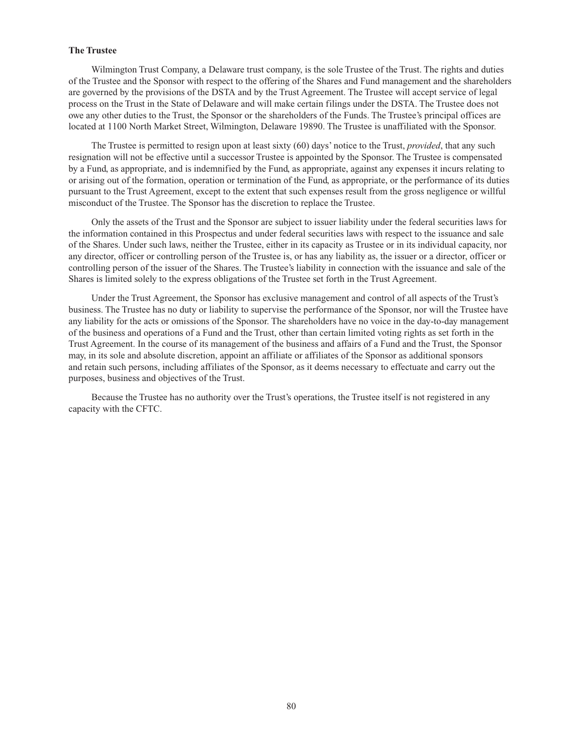### The Trustee

Wilmington Trust Company, a Delaware trust company, is the sole Trustee of the Trust. The rights and duties of the Trustee and the Sponsor with respect to the offering of the Shares and Fund management and the shareholders are governed by the provisions of the DSTA and by the Trust Agreement. The Trustee will accept service of legal process on the Trust in the State of Delaware and will make certain filings under the DSTA. The Trustee does not owe any other duties to the Trust, the Sponsor or the shareholders of the Funds. The Trustee's principal offices are located at 1100 North Market Street, Wilmington, Delaware 19890. The Trustee is unaffiliated with the Sponsor.

The Trustee is permitted to resign upon at least sixty (60) days' notice to the Trust, *provided*, that any such resignation will not be effective until a successor Trustee is appointed by the Sponsor. The Trustee is compensated by a Fund, as appropriate, and is indemnified by the Fund, as appropriate, against any expenses it incurs relating to or arising out of the formation, operation or termination of the Fund, as appropriate, or the performance of its duties pursuant to the Trust Agreement, except to the extent that such expenses result from the gross negligence or willful misconduct of the Trustee. The Sponsor has the discretion to replace the Trustee.

Only the assets of the Trust and the Sponsor are subject to issuer liability under the federal securities laws for the information contained in this Prospectus and under federal securities laws with respect to the issuance and sale of the Shares. Under such laws, neither the Trustee, either in its capacity as Trustee or in its individual capacity, nor any director, officer or controlling person of the Trustee is, or has any liability as, the issuer or a director, officer or controlling person of the issuer of the Shares. The Trustee's liability in connection with the issuance and sale of the Shares is limited solely to the express obligations of the Trustee set forth in the Trust Agreement.

Under the Trust Agreement, the Sponsor has exclusive management and control of all aspects of the Trust's business. The Trustee has no duty or liability to supervise the performance of the Sponsor, nor will the Trustee have any liability for the acts or omissions of the Sponsor. The shareholders have no voice in the day-to-day management of the business and operations of a Fund and the Trust, other than certain limited voting rights as set forth in the Trust Agreement. In the course of its management of the business and affairs of a Fund and the Trust, the Sponsor may, in its sole and absolute discretion, appoint an affiliate or affiliates of the Sponsor as additional sponsors and retain such persons, including affiliates of the Sponsor, as it deems necessary to effectuate and carry out the purposes, business and objectives of the Trust.

Because the Trustee has no authority over the Trust's operations, the Trustee itself is not registered in any capacity with the CFTC.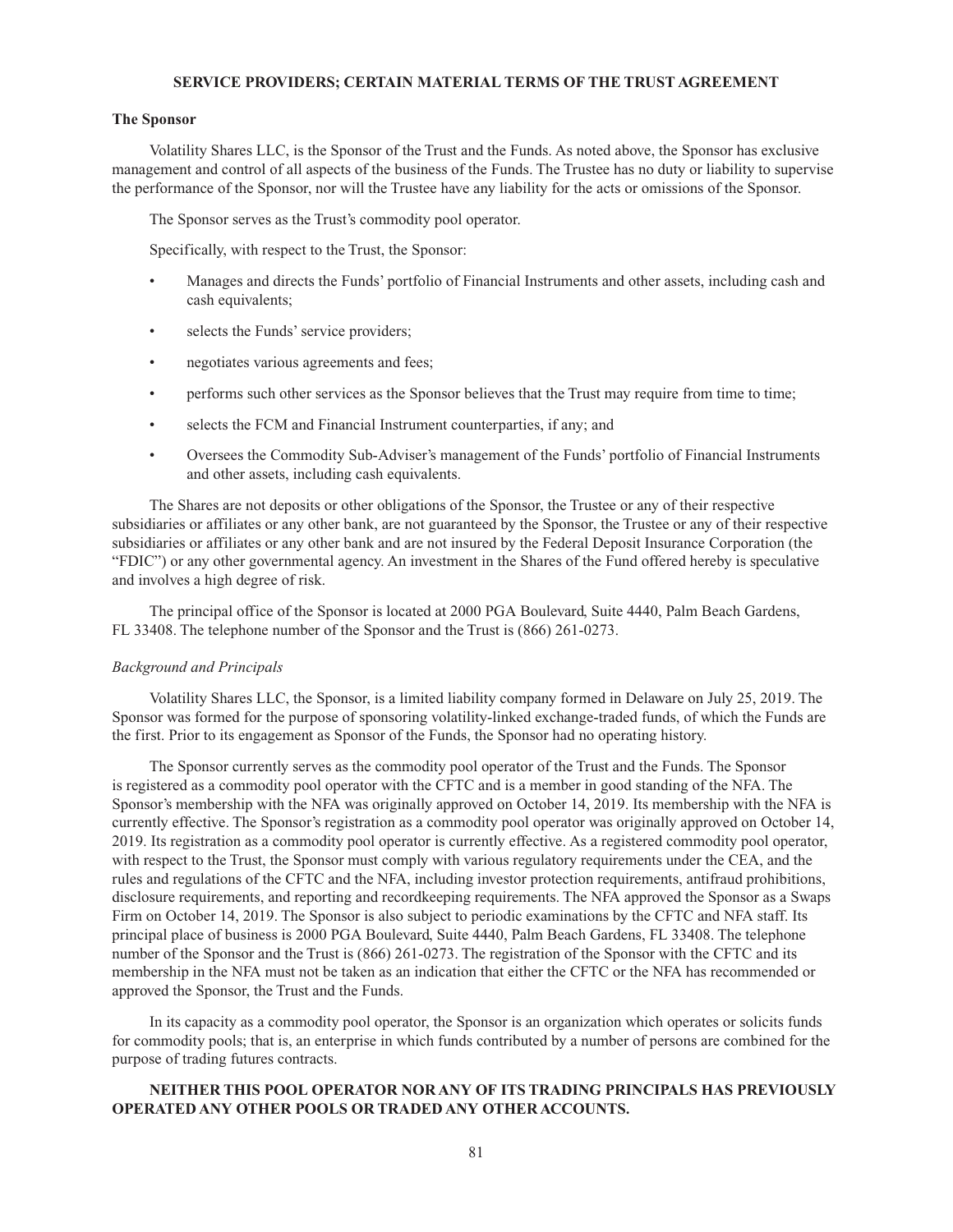## SERVICE PROVIDERS; CERTAIN MATERIAL TERMS OF THE TRUST AGREEMENT

### The Sponsor

Volatility Shares LLC, is the Sponsor of the Trust and the Funds. As noted above, the Sponsor has exclusive management and control of all aspects of the business of the Funds. The Trustee has no duty or liability to supervise the performance of the Sponsor, nor will the Trustee have any liability for the acts or omissions of the Sponsor.

The Sponsor serves as the Trust's commodity pool operator.

Specifically, with respect to the Trust, the Sponsor:

- Manages and directs the Funds' portfolio of Financial Instruments and other assets, including cash and cash equivalents;
- selects the Funds' service providers;
- negotiates various agreements and fees;
- performs such other services as the Sponsor believes that the Trust may require from time to time;
- selects the FCM and Financial Instrument counterparties, if any; and
- Oversees the Commodity Sub-Adviser's management of the Funds' portfolio of Financial Instruments and other assets, including cash equivalents.

The Shares are not deposits or other obligations of the Sponsor, the Trustee or any of their respective subsidiaries or affiliates or any other bank, are not guaranteed by the Sponsor, the Trustee or any of their respective subsidiaries or affiliates or any other bank and are not insured by the Federal Deposit Insurance Corporation (the "FDIC") or any other governmental agency. An investment in the Shares of the Fund offered hereby is speculative and involves a high degree of risk.

The principal office of the Sponsor is located at 2000 PGA Boulevard, Suite 4440, Palm Beach Gardens, FL 33408. The telephone number of the Sponsor and the Trust is (866) 261-0273.

*Background and Principals*

Volatility Shares LLC, the Sponsor, is a limited liability company formed in Delaware on July 25, 2019. The Sponsor was formed for the purpose of sponsoring volatility-linked exchange-traded funds, of which the Funds are the first. Prior to its engagement as Sponsor of the Funds, the Sponsor had no operating history.

The Sponsor currently serves as the commodity pool operator of the Trust and the Funds. The Sponsor is registered as a commodity pool operator with the CFTC and is a member in good standing of the NFA. The Sponsor's membership with the NFA was originally approved on October 14, 2019. Its membership with the NFA is currently effective. The Sponsor's registration as a commodity pool operator was originally approved on October 14, 2019. Its registration as a commodity pool operator is currently effective. As a registered commodity pool operator, with respect to the Trust, the Sponsor must comply with various regulatory requirements under the CEA, and the rules and regulations of the CFTC and the NFA, including investor protection requirements, antifraud prohibitions, disclosure requirements, and reporting and recordkeeping requirements. The NFA approved the Sponsor as a Swaps Firm on October 14, 2019. The Sponsor is also subject to periodic examinations by the CFTC and NFA staff. Its principal place of business is 2000 PGA Boulevard, Suite 4440, Palm Beach Gardens, FL 33408. The telephone number of the Sponsor and the Trust is (866) 261-0273. The registration of the Sponsor with the CFTC and its membership in the NFA must not be taken as an indication that either the CFTC or the NFA has recommended or approved the Sponsor, the Trust and the Funds.

In its capacity as a commodity pool operator, the Sponsor is an organization which operates or solicits funds for commodity pools; that is, an enterprise in which funds contributed by a number of persons are combined for the purpose of trading futures contracts.

**NEITHER THIS POOL OPERATOR NOR ANY OF ITS TRADING PRINCIPALS HAS PREVIOUSLY OPERATED ANY OTHER POOLS OR TRADED ANY OTHER ACCOUNTS.**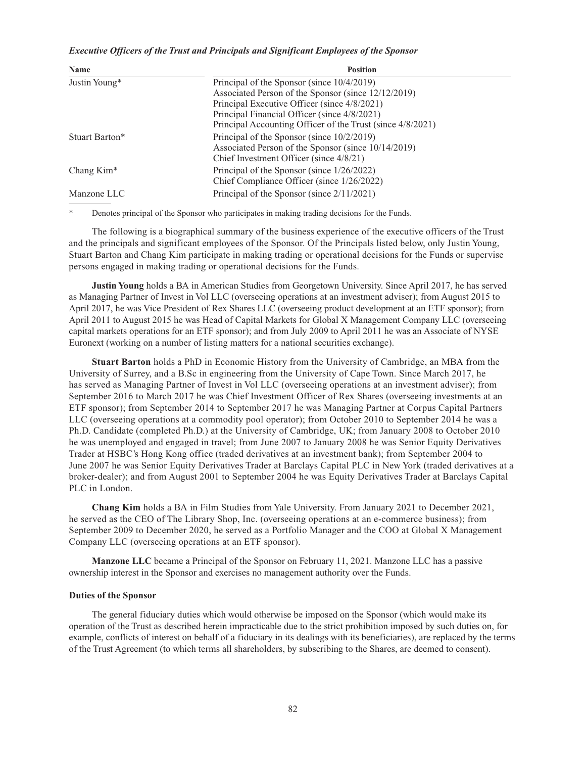***Executive Officers of the Trust and Principals and Significant Employees of the Sponsor***

| Name | Position |
|---|---|
| Justin Young* | Principal of the Sponsor (since 10/4/2019)<br>Associated Person of the Sponsor (since 12/12/2019)<br>Principal Executive Officer (since 4/8/2021)<br>Principal Financial Officer (since 4/8/2021)<br>Principal Accounting Officer of the Trust (since 4/8/2021) |
| Stuart Barton* | Principal of the Sponsor (since 10/2/2019)<br>Associated Person of the Sponsor (since 10/14/2019)<br>Chief Investment Officer (since 4/8/21) |
| Chang Kim* | Principal of the Sponsor (since 1/26/2022)<br>Chief Compliance Officer (since 1/26/2022) |
| Manzone LLC | Principal of the Sponsor (since 2/11/2021) |

\* Denotes principal of the Sponsor who participates in making trading decisions for the Funds.

The following is a biographical summary of the business experience of the executive officers of the Trust and the principals and significant employees of the Sponsor. Of the Principals listed below, only Justin Young, Stuart Barton and Chang Kim participate in making trading or operational decisions for the Funds or supervise persons engaged in making trading or operational decisions for the Funds.

**Justin Young** holds a BA in American Studies from Georgetown University. Since April 2017, he has served as Managing Partner of Invest in Vol LLC (overseeing operations at an investment adviser); from August 2015 to April 2017, he was Vice President of Rex Shares LLC (overseeing product development at an ETF sponsor); from April 2011 to August 2015 he was Head of Capital Markets for Global X Management Company LLC (overseeing capital markets operations for an ETF sponsor); and from July 2009 to April 2011 he was an Associate of NYSE Euronext (working on a number of listing matters for a national securities exchange).

**Stuart Barton** holds a PhD in Economic History from the University of Cambridge, an MBA from the University of Surrey, and a B.Sc in engineering from the University of Cape Town. Since March 2017, he has served as Managing Partner of Invest in Vol LLC (overseeing operations at an investment adviser); from September 2016 to March 2017 he was Chief Investment Officer of Rex Shares (overseeing investments at an ETF sponsor); from September 2014 to September 2017 he was Managing Partner at Corpus Capital Partners LLC (overseeing operations at a commodity pool operator); from October 2010 to September 2014 he was a Ph.D. Candidate (completed Ph.D.) at the University of Cambridge, UK; from January 2008 to October 2010 he was unemployed and engaged in travel; from June 2007 to January 2008 he was Senior Equity Derivatives Trader at HSBC's Hong Kong office (traded derivatives at an investment bank); from September 2004 to June 2007 he was Senior Equity Derivatives Trader at Barclays Capital PLC in New York (traded derivatives at a broker-dealer); and from August 2001 to September 2004 he was Equity Derivatives Trader at Barclays Capital PLC in London.

**Chang Kim** holds a BA in Film Studies from Yale University. From January 2021 to December 2021, he served as the CEO of The Library Shop, Inc. (overseeing operations at an e-commerce business); from September 2009 to December 2020, he served as a Portfolio Manager and the COO at Global X Management Company LLC (overseeing operations at an ETF sponsor).

**Manzone LLC** became a Principal of the Sponsor on February 11, 2021. Manzone LLC has a passive ownership interest in the Sponsor and exercises no management authority over the Funds.

**Duties of the Sponsor**

The general fiduciary duties which would otherwise be imposed on the Sponsor (which would make its operation of the Trust as described herein impracticable due to the strict prohibition imposed by such duties on, for example, conflicts of interest on behalf of a fiduciary in its dealings with its beneficiaries), are replaced by the terms of the Trust Agreement (to which terms all shareholders, by subscribing to the Shares, are deemed to consent).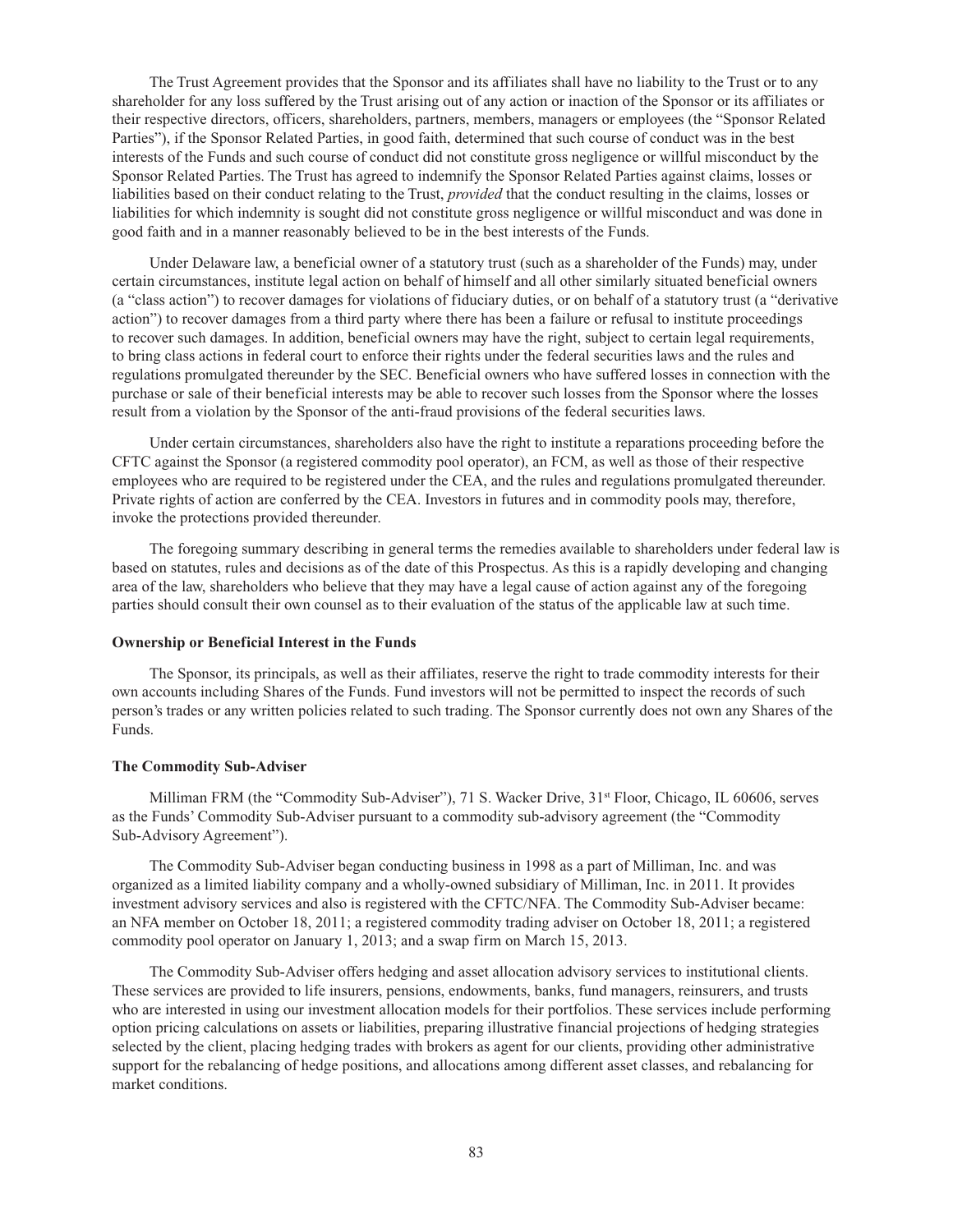The Trust Agreement provides that the Sponsor and its affiliates shall have no liability to the Trust or to any shareholder for any loss suffered by the Trust arising out of any action or inaction of the Sponsor or its affiliates or their respective directors, officers, shareholders, partners, members, managers or employees (the "Sponsor Related Parties"), if the Sponsor Related Parties, in good faith, determined that such course of conduct was in the best interests of the Funds and such course of conduct did not constitute gross negligence or willful misconduct by the Sponsor Related Parties. The Trust has agreed to indemnify the Sponsor Related Parties against claims, losses or liabilities based on their conduct relating to the Trust, *provided* that the conduct resulting in the claims, losses or liabilities for which indemnity is sought did not constitute gross negligence or willful misconduct and was done in good faith and in a manner reasonably believed to be in the best interests of the Funds.

Under Delaware law, a beneficial owner of a statutory trust (such as a shareholder of the Funds) may, under certain circumstances, institute legal action on behalf of himself and all other similarly situated beneficial owners (a "class action") to recover damages for violations of fiduciary duties, or on behalf of a statutory trust (a "derivative action") to recover damages from a third party where there has been a failure or refusal to institute proceedings to recover such damages. In addition, beneficial owners may have the right, subject to certain legal requirements, to bring class actions in federal court to enforce their rights under the federal securities laws and the rules and regulations promulgated thereunder by the SEC. Beneficial owners who have suffered losses in connection with the purchase or sale of their beneficial interests may be able to recover such losses from the Sponsor where the losses result from a violation by the Sponsor of the anti-fraud provisions of the federal securities laws.

Under certain circumstances, shareholders also have the right to institute a reparations proceeding before the CFTC against the Sponsor (a registered commodity pool operator), an FCM, as well as those of their respective employees who are required to be registered under the CEA, and the rules and regulations promulgated thereunder. Private rights of action are conferred by the CEA. Investors in futures and in commodity pools may, therefore, invoke the protections provided thereunder.

The foregoing summary describing in general terms the remedies available to shareholders under federal law is based on statutes, rules and decisions as of the date of this Prospectus. As this is a rapidly developing and changing area of the law, shareholders who believe that they may have a legal cause of action against any of the foregoing parties should consult their own counsel as to their evaluation of the status of the applicable law at such time.

**Ownership or Beneficial Interest in the Funds**

The Sponsor, its principals, as well as their affiliates, reserve the right to trade commodity interests for their own accounts including Shares of the Funds. Fund investors will not be permitted to inspect the records of such person's trades or any written policies related to such trading. The Sponsor currently does not own any Shares of the Funds.

**The Commodity Sub-Adviser**

Milliman FRM (the "Commodity Sub-Adviser"), 71 S. Wacker Drive, 31st Floor, Chicago, IL 60606, serves as the Funds' Commodity Sub-Adviser pursuant to a commodity sub-advisory agreement (the "Commodity Sub-Advisory Agreement").

The Commodity Sub-Adviser began conducting business in 1998 as a part of Milliman, Inc. and was organized as a limited liability company and a wholly-owned subsidiary of Milliman, Inc. in 2011. It provides investment advisory services and also is registered with the CFTC/NFA. The Commodity Sub-Adviser became: an NFA member on October 18, 2011; a registered commodity trading adviser on October 18, 2011; a registered commodity pool operator on January 1, 2013; and a swap firm on March 15, 2013.

The Commodity Sub-Adviser offers hedging and asset allocation advisory services to institutional clients. These services are provided to life insurers, pensions, endowments, banks, fund managers, reinsurers, and trusts who are interested in using our investment allocation models for their portfolios. These services include performing option pricing calculations on assets or liabilities, preparing illustrative financial projections of hedging strategies selected by the client, placing hedging trades with brokers as agent for our clients, providing other administrative support for the rebalancing of hedge positions, and allocations among different asset classes, and rebalancing for market conditions.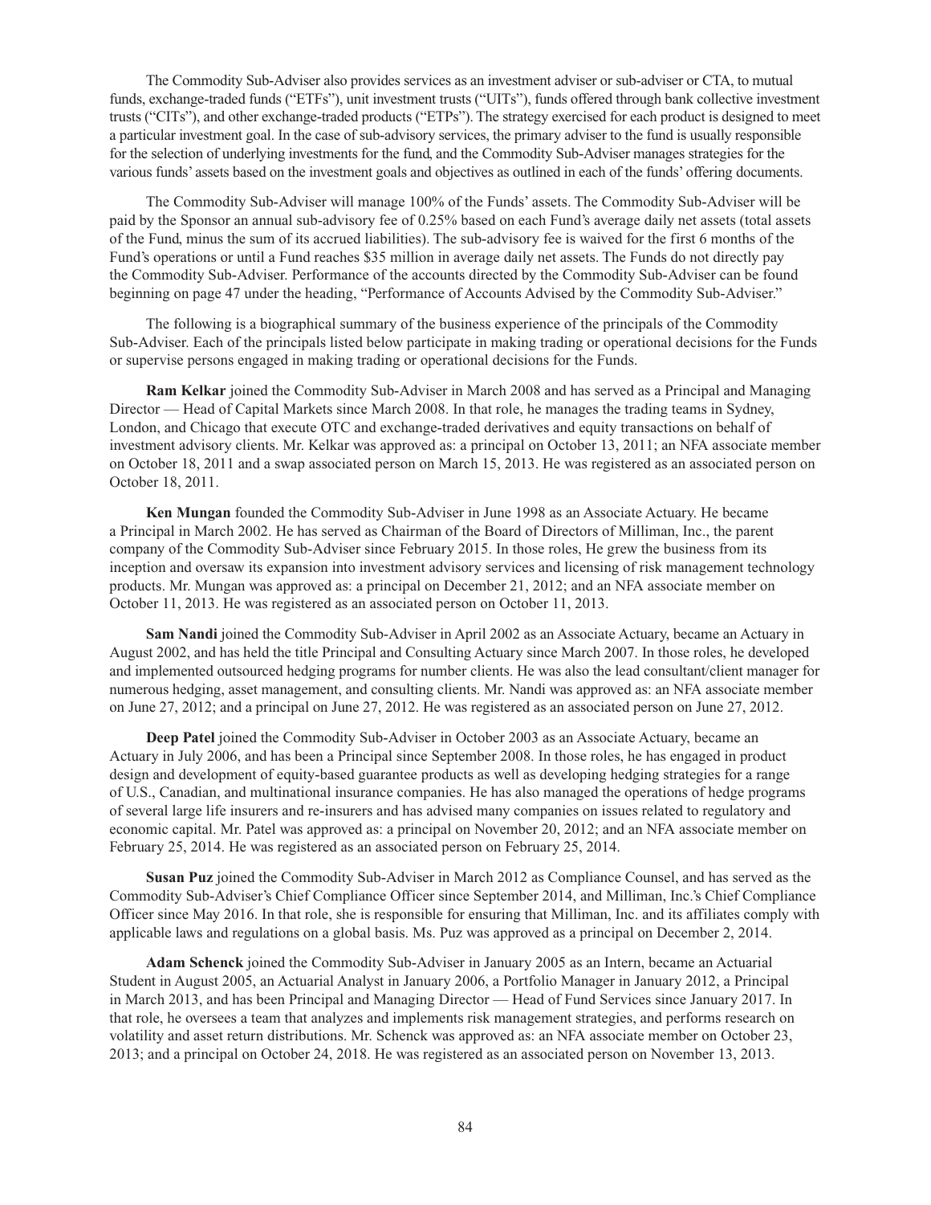The Commodity Sub-Adviser also provides services as an investment adviser or sub-adviser or CTA, to mutual funds, exchange-traded funds ("ETFs"), unit investment trusts ("UITs"), funds offered through bank collective investment trusts ("CITs"), and other exchange-traded products ("ETPs"). The strategy exercised for each product is designed to meet a particular investment goal. In the case of sub-advisory services, the primary adviser to the fund is usually responsible for the selection of underlying investments for the fund, and the Commodity Sub-Adviser manages strategies for the various funds' assets based on the investment goals and objectives as outlined in each of the funds' offering documents.

The Commodity Sub-Adviser will manage 100% of the Funds' assets. The Commodity Sub-Adviser will be paid by the Sponsor an annual sub-advisory fee of 0.25% based on each Fund's average daily net assets (total assets of the Fund, minus the sum of its accrued liabilities). The sub-advisory fee is waived for the first 6 months of the Fund's operations or until a Fund reaches $35 million in average daily net assets. The Funds do not directly pay the Commodity Sub-Adviser. Performance of the accounts directed by the Commodity Sub-Adviser can be found beginning on page 47 under the heading, "Performance of Accounts Advised by the Commodity Sub-Adviser."

The following is a biographical summary of the business experience of the principals of the Commodity Sub-Adviser. Each of the principals listed below participate in making trading or operational decisions for the Funds or supervise persons engaged in making trading or operational decisions for the Funds.

**Ram Kelkar** joined the Commodity Sub-Adviser in March 2008 and has served as a Principal and Managing Director — Head of Capital Markets since March 2008. In that role, he manages the trading teams in Sydney, London, and Chicago that execute OTC and exchange-traded derivatives and equity transactions on behalf of investment advisory clients. Mr. Kelkar was approved as: a principal on October 13, 2011; an NFA associate member on October 18, 2011 and a swap associated person on March 15, 2013. He was registered as an associated person on October 18, 2011.

**Ken Mungan** founded the Commodity Sub-Adviser in June 1998 as an Associate Actuary. He became a Principal in March 2002. He has served as Chairman of the Board of Directors of Milliman, Inc., the parent company of the Commodity Sub-Adviser since February 2015. In those roles, He grew the business from its inception and oversaw its expansion into investment advisory services and licensing of risk management technology products. Mr. Mungan was approved as: a principal on December 21, 2012; and an NFA associate member on October 11, 2013. He was registered as an associated person on October 11, 2013.

**Sam Nandi** joined the Commodity Sub-Adviser in April 2002 as an Associate Actuary, became an Actuary in August 2002, and has held the title Principal and Consulting Actuary since March 2007. In those roles, he developed and implemented outsourced hedging programs for number clients. He was also the lead consultant/client manager for numerous hedging, asset management, and consulting clients. Mr. Nandi was approved as: an NFA associate member on June 27, 2012; and a principal on June 27, 2012. He was registered as an associated person on June 27, 2012.

**Deep Patel** joined the Commodity Sub-Adviser in October 2003 as an Associate Actuary, became an Actuary in July 2006, and has been a Principal since September 2008. In those roles, he has engaged in product design and development of equity-based guarantee products as well as developing hedging strategies for a range of U.S., Canadian, and multinational insurance companies. He has also managed the operations of hedge programs of several large life insurers and re-insurers and has advised many companies on issues related to regulatory and economic capital. Mr. Patel was approved as: a principal on November 20, 2012; and an NFA associate member on February 25, 2014. He was registered as an associated person on February 25, 2014.

**Susan Puz** joined the Commodity Sub-Adviser in March 2012 as Compliance Counsel, and has served as the Commodity Sub-Adviser's Chief Compliance Officer since September 2014, and Milliman, Inc.'s Chief Compliance Officer since May 2016. In that role, she is responsible for ensuring that Milliman, Inc. and its affiliates comply with applicable laws and regulations on a global basis. Ms. Puz was approved as a principal on December 2, 2014.

**Adam Schenck** joined the Commodity Sub-Adviser in January 2005 as an Intern, became an Actuarial Student in August 2005, an Actuarial Analyst in January 2006, a Portfolio Manager in January 2012, a Principal in March 2013, and has been Principal and Managing Director — Head of Fund Services since January 2017. In that role, he oversees a team that analyzes and implements risk management strategies, and performs research on volatility and asset return distributions. Mr. Schenck was approved as: an NFA associate member on October 23, 2013; and a principal on October 24, 2018. He was registered as an associated person on November 13, 2013.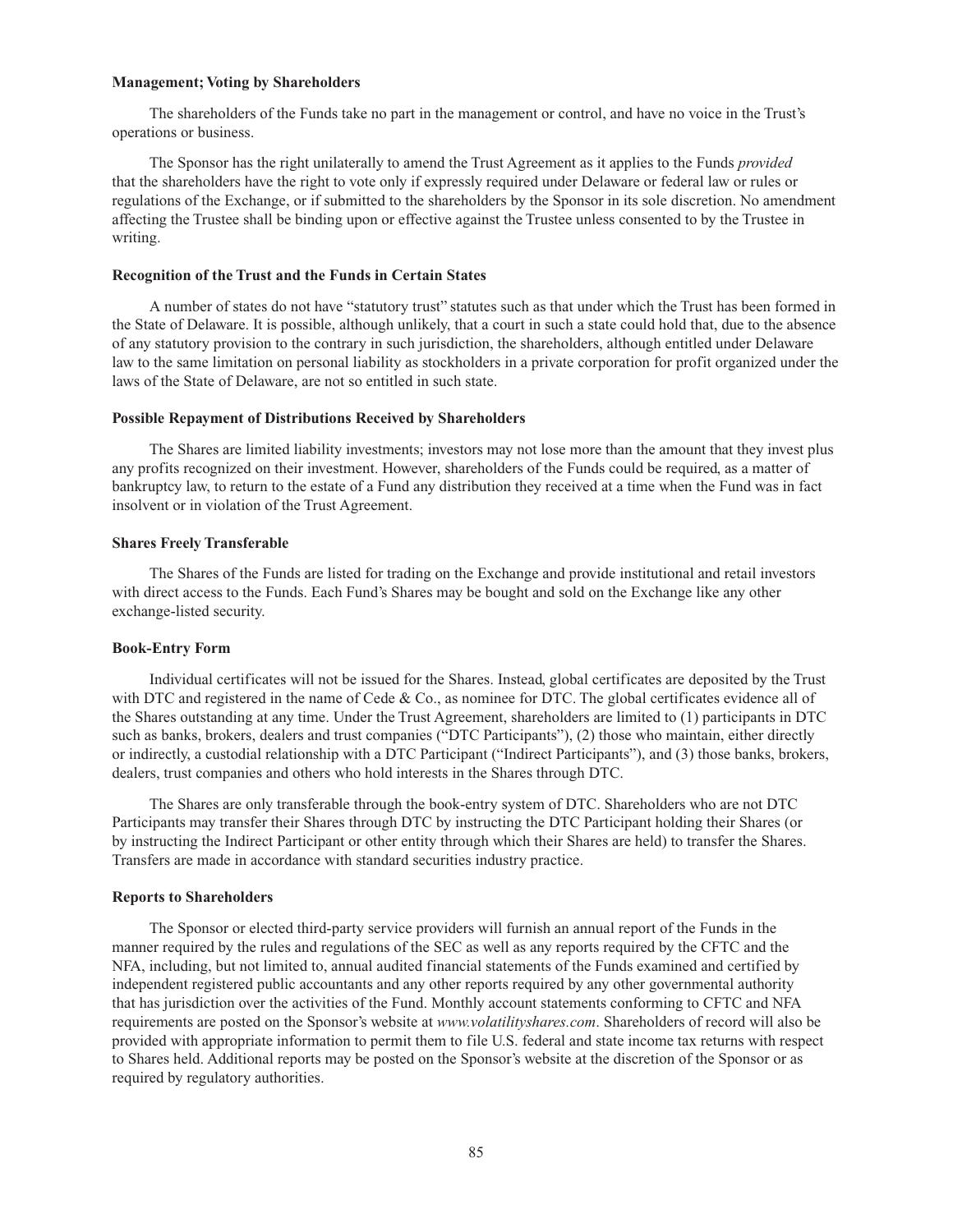### Management; Voting by Shareholders

The shareholders of the Funds take no part in the management or control, and have no voice in the Trust's operations or business.

The Sponsor has the right unilaterally to amend the Trust Agreement as it applies to the Funds *provided* that the shareholders have the right to vote only if expressly required under Delaware or federal law or rules or regulations of the Exchange, or if submitted to the shareholders by the Sponsor in its sole discretion. No amendment affecting the Trustee shall be binding upon or effective against the Trustee unless consented to by the Trustee in writing.

### Recognition of the Trust and the Funds in Certain States

A number of states do not have "statutory trust" statutes such as that under which the Trust has been formed in the State of Delaware. It is possible, although unlikely, that a court in such a state could hold that, due to the absence of any statutory provision to the contrary in such jurisdiction, the shareholders, although entitled under Delaware law to the same limitation on personal liability as stockholders in a private corporation for profit organized under the laws of the State of Delaware, are not so entitled in such state.

### Possible Repayment of Distributions Received by Shareholders

The Shares are limited liability investments; investors may not lose more than the amount that they invest plus any profits recognized on their investment. However, shareholders of the Funds could be required, as a matter of bankruptcy law, to return to the estate of a Fund any distribution they received at a time when the Fund was in fact insolvent or in violation of the Trust Agreement.

### Shares Freely Transferable

The Shares of the Funds are listed for trading on the Exchange and provide institutional and retail investors with direct access to the Funds. Each Fund's Shares may be bought and sold on the Exchange like any other exchange-listed security.

### Book-Entry Form

Individual certificates will not be issued for the Shares. Instead, global certificates are deposited by the Trust with DTC and registered in the name of Cede & Co., as nominee for DTC. The global certificates evidence all of the Shares outstanding at any time. Under the Trust Agreement, shareholders are limited to (1) participants in DTC such as banks, brokers, dealers and trust companies ("DTC Participants"), (2) those who maintain, either directly or indirectly, a custodial relationship with a DTC Participant ("Indirect Participants"), and (3) those banks, brokers, dealers, trust companies and others who hold interests in the Shares through DTC.

The Shares are only transferable through the book-entry system of DTC. Shareholders who are not DTC Participants may transfer their Shares through DTC by instructing the DTC Participant holding their Shares (or by instructing the Indirect Participant or other entity through which their Shares are held) to transfer the Shares. Transfers are made in accordance with standard securities industry practice.

### Reports to Shareholders

The Sponsor or elected third-party service providers will furnish an annual report of the Funds in the manner required by the rules and regulations of the SEC as well as any reports required by the CFTC and the NFA, including, but not limited to, annual audited financial statements of the Funds examined and certified by independent registered public accountants and any other reports required by any other governmental authority that has jurisdiction over the activities of the Fund. Monthly account statements conforming to CFTC and NFA requirements are posted on the Sponsor's website at *www.volatilityshares.com*. Shareholders of record will also be provided with appropriate information to permit them to file U.S. federal and state income tax returns with respect to Shares held. Additional reports may be posted on the Sponsor's website at the discretion of the Sponsor or as required by regulatory authorities.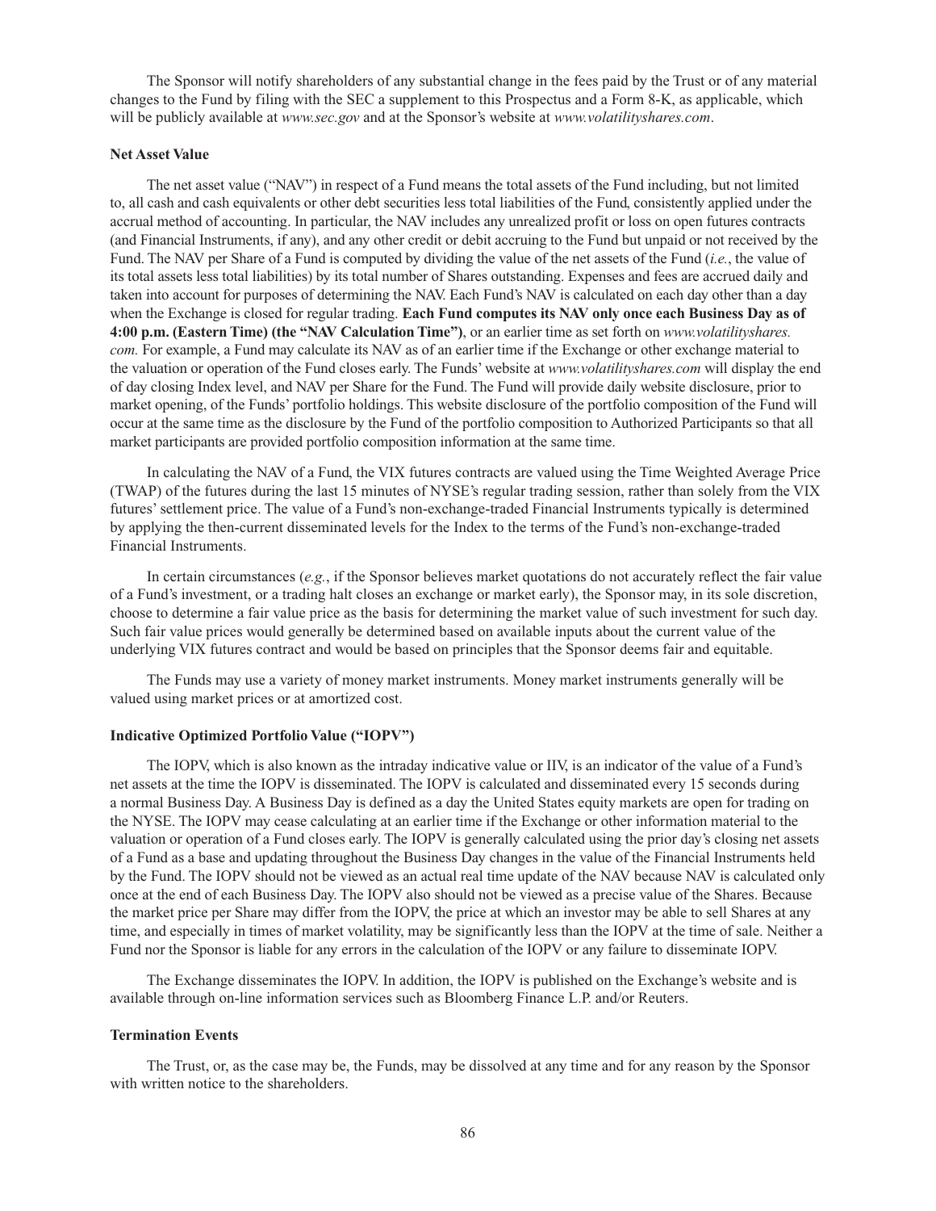The Sponsor will notify shareholders of any substantial change in the fees paid by the Trust or of any material changes to the Fund by filing with the SEC a supplement to this Prospectus and a Form 8-K, as applicable, which will be publicly available at *www.sec.gov* and at the Sponsor's website at *www.volatilityshares.com*.

### Net Asset Value

The net asset value ("NAV") in respect of a Fund means the total assets of the Fund including, but not limited to, all cash and cash equivalents or other debt securities less total liabilities of the Fund, consistently applied under the accrual method of accounting. In particular, the NAV includes any unrealized profit or loss on open futures contracts (and Financial Instruments, if any), and any other credit or debit accruing to the Fund but unpaid or not received by the Fund. The NAV per Share of a Fund is computed by dividing the value of the net assets of the Fund (*i.e.*, the value of its total assets less total liabilities) by its total number of Shares outstanding. Expenses and fees are accrued daily and taken into account for purposes of determining the NAV. Each Fund's NAV is calculated on each day other than a day when the Exchange is closed for regular trading. **Each Fund computes its NAV only once each Business Day as of 4:00 p.m. (Eastern Time) (the "NAV Calculation Time")**, or an earlier time as set forth on *www.volatilityshares.com.* For example, a Fund may calculate its NAV as of an earlier time if the Exchange or other exchange material to the valuation or operation of the Fund closes early. The Funds' website at *www.volatilityshares.com* will display the end of day closing Index level, and NAV per Share for the Fund. The Fund will provide daily website disclosure, prior to market opening, of the Funds' portfolio holdings. This website disclosure of the portfolio composition of the Fund will occur at the same time as the disclosure by the Fund of the portfolio composition to Authorized Participants so that all market participants are provided portfolio composition information at the same time.

In calculating the NAV of a Fund, the VIX futures contracts are valued using the Time Weighted Average Price (TWAP) of the futures during the last 15 minutes of NYSE's regular trading session, rather than solely from the VIX futures' settlement price. The value of a Fund's non-exchange-traded Financial Instruments typically is determined by applying the then-current disseminated levels for the Index to the terms of the Fund's non-exchange-traded Financial Instruments.

In certain circumstances (*e.g.*, if the Sponsor believes market quotations do not accurately reflect the fair value of a Fund's investment, or a trading halt closes an exchange or market early), the Sponsor may, in its sole discretion, choose to determine a fair value price as the basis for determining the market value of such investment for such day. Such fair value prices would generally be determined based on available inputs about the current value of the underlying VIX futures contract and would be based on principles that the Sponsor deems fair and equitable.

The Funds may use a variety of money market instruments. Money market instruments generally will be valued using market prices or at amortized cost.

### Indicative Optimized Portfolio Value ("IOPV")

The IOPV, which is also known as the intraday indicative value or IIV, is an indicator of the value of a Fund's net assets at the time the IOPV is disseminated. The IOPV is calculated and disseminated every 15 seconds during a normal Business Day. A Business Day is defined as a day the United States equity markets are open for trading on the NYSE. The IOPV may cease calculating at an earlier time if the Exchange or other information material to the valuation or operation of a Fund closes early. The IOPV is generally calculated using the prior day's closing net assets of a Fund as a base and updating throughout the Business Day changes in the value of the Financial Instruments held by the Fund. The IOPV should not be viewed as an actual real time update of the NAV because NAV is calculated only once at the end of each Business Day. The IOPV also should not be viewed as a precise value of the Shares. Because the market price per Share may differ from the IOPV, the price at which an investor may be able to sell Shares at any time, and especially in times of market volatility, may be significantly less than the IOPV at the time of sale. Neither a Fund nor the Sponsor is liable for any errors in the calculation of the IOPV or any failure to disseminate IOPV.

The Exchange disseminates the IOPV. In addition, the IOPV is published on the Exchange's website and is available through on-line information services such as Bloomberg Finance L.P. and/or Reuters.

### Termination Events

The Trust, or, as the case may be, the Funds, may be dissolved at any time and for any reason by the Sponsor with written notice to the shareholders.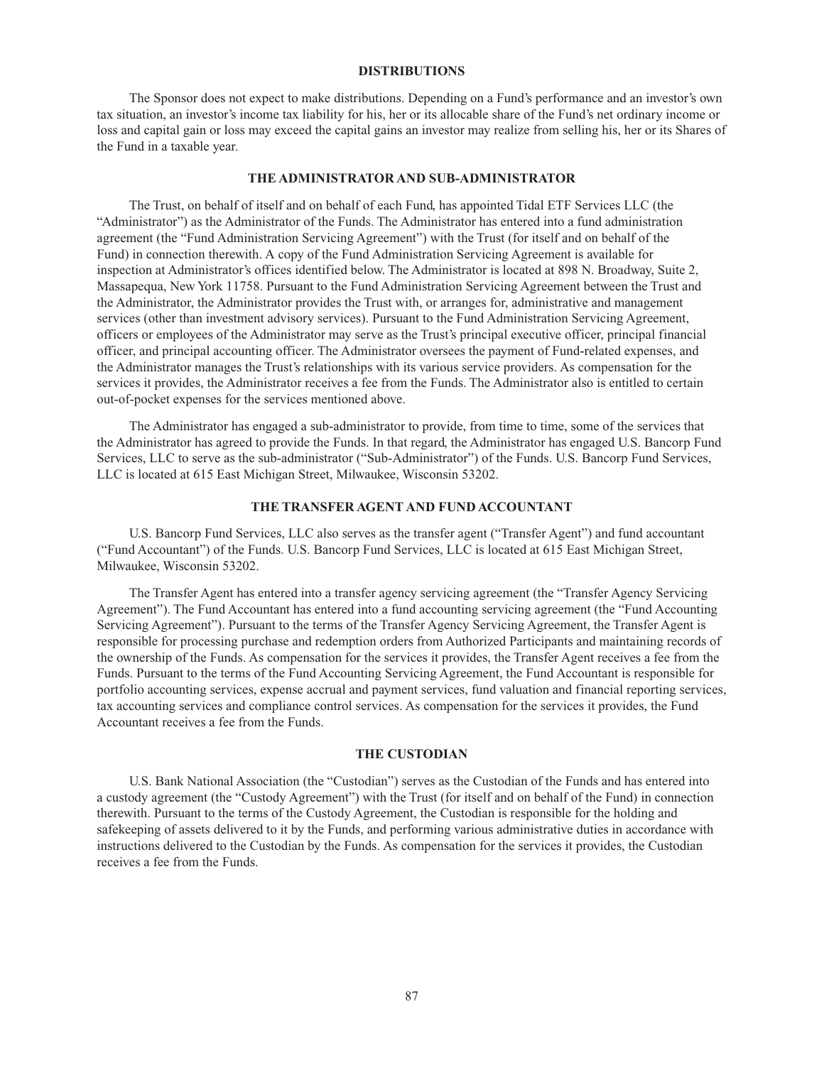## DISTRIBUTIONS

The Sponsor does not expect to make distributions. Depending on a Fund's performance and an investor's own tax situation, an investor's income tax liability for his, her or its allocable share of the Fund's net ordinary income or loss and capital gain or loss may exceed the capital gains an investor may realize from selling his, her or its Shares of the Fund in a taxable year.

## THE ADMINISTRATOR AND SUB-ADMINISTRATOR

The Trust, on behalf of itself and on behalf of each Fund, has appointed Tidal ETF Services LLC (the "Administrator") as the Administrator of the Funds. The Administrator has entered into a fund administration agreement (the "Fund Administration Servicing Agreement") with the Trust (for itself and on behalf of the Fund) in connection therewith. A copy of the Fund Administration Servicing Agreement is available for inspection at Administrator's offices identified below. The Administrator is located at 898 N. Broadway, Suite 2, Massapequa, New York 11758. Pursuant to the Fund Administration Servicing Agreement between the Trust and the Administrator, the Administrator provides the Trust with, or arranges for, administrative and management services (other than investment advisory services). Pursuant to the Fund Administration Servicing Agreement, officers or employees of the Administrator may serve as the Trust's principal executive officer, principal financial officer, and principal accounting officer. The Administrator oversees the payment of Fund-related expenses, and the Administrator manages the Trust's relationships with its various service providers. As compensation for the services it provides, the Administrator receives a fee from the Funds. The Administrator also is entitled to certain out-of-pocket expenses for the services mentioned above.

The Administrator has engaged a sub-administrator to provide, from time to time, some of the services that the Administrator has agreed to provide the Funds. In that regard, the Administrator has engaged U.S. Bancorp Fund Services, LLC to serve as the sub-administrator ("Sub-Administrator") of the Funds. U.S. Bancorp Fund Services, LLC is located at 615 East Michigan Street, Milwaukee, Wisconsin 53202.

## THE TRANSFER AGENT AND FUND ACCOUNTANT

U.S. Bancorp Fund Services, LLC also serves as the transfer agent ("Transfer Agent") and fund accountant ("Fund Accountant") of the Funds. U.S. Bancorp Fund Services, LLC is located at 615 East Michigan Street, Milwaukee, Wisconsin 53202.

The Transfer Agent has entered into a transfer agency servicing agreement (the "Transfer Agency Servicing Agreement"). The Fund Accountant has entered into a fund accounting servicing agreement (the "Fund Accounting Servicing Agreement"). Pursuant to the terms of the Transfer Agency Servicing Agreement, the Transfer Agent is responsible for processing purchase and redemption orders from Authorized Participants and maintaining records of the ownership of the Funds. As compensation for the services it provides, the Transfer Agent receives a fee from the Funds. Pursuant to the terms of the Fund Accounting Servicing Agreement, the Fund Accountant is responsible for portfolio accounting services, expense accrual and payment services, fund valuation and financial reporting services, tax accounting services and compliance control services. As compensation for the services it provides, the Fund Accountant receives a fee from the Funds.

## THE CUSTODIAN

U.S. Bank National Association (the "Custodian") serves as the Custodian of the Funds and has entered into a custody agreement (the "Custody Agreement") with the Trust (for itself and on behalf of the Fund) in connection therewith. Pursuant to the terms of the Custody Agreement, the Custodian is responsible for the holding and safekeeping of assets delivered to it by the Funds, and performing various administrative duties in accordance with instructions delivered to the Custodian by the Funds. As compensation for the services it provides, the Custodian receives a fee from the Funds.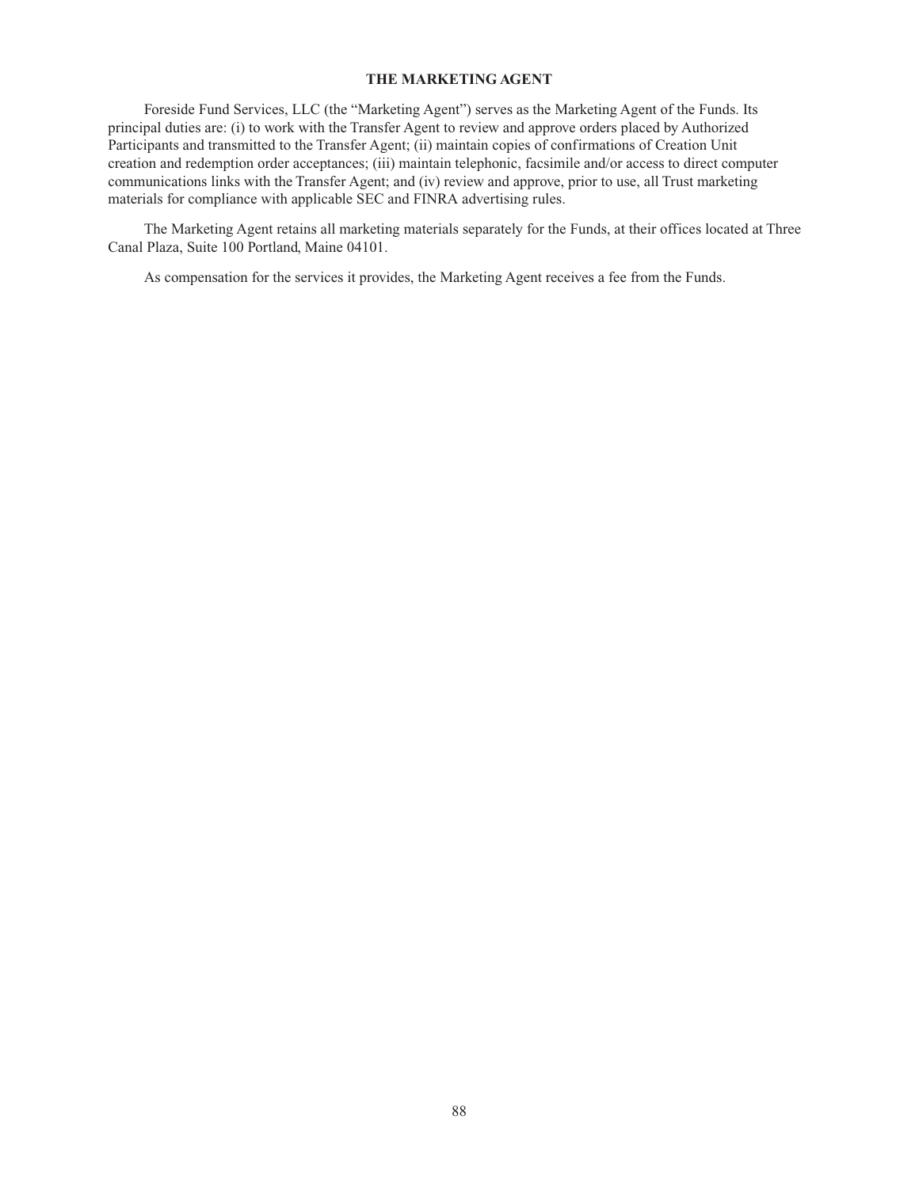## THE MARKETING AGENT

Foreside Fund Services, LLC (the "Marketing Agent") serves as the Marketing Agent of the Funds. Its principal duties are: (i) to work with the Transfer Agent to review and approve orders placed by Authorized Participants and transmitted to the Transfer Agent; (ii) maintain copies of confirmations of Creation Unit creation and redemption order acceptances; (iii) maintain telephonic, facsimile and/or access to direct computer communications links with the Transfer Agent; and (iv) review and approve, prior to use, all Trust marketing materials for compliance with applicable SEC and FINRA advertising rules.

The Marketing Agent retains all marketing materials separately for the Funds, at their offices located at Three Canal Plaza, Suite 100 Portland, Maine 04101.

As compensation for the services it provides, the Marketing Agent receives a fee from the Funds.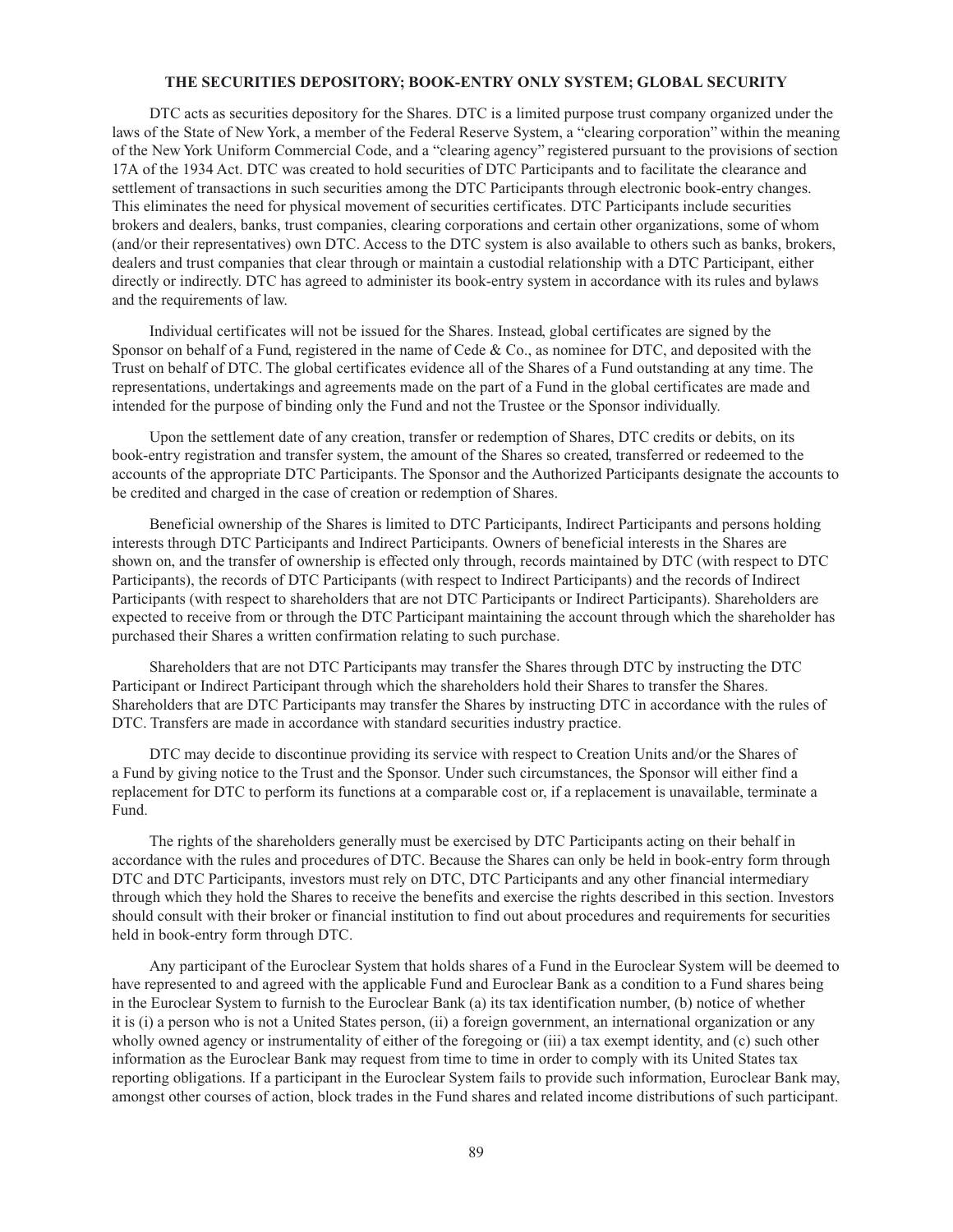## THE SECURITIES DEPOSITORY; BOOK-ENTRY ONLY SYSTEM; GLOBAL SECURITY

DTC acts as securities depository for the Shares. DTC is a limited purpose trust company organized under the laws of the State of New York, a member of the Federal Reserve System, a "clearing corporation" within the meaning of the New York Uniform Commercial Code, and a "clearing agency" registered pursuant to the provisions of section 17A of the 1934 Act. DTC was created to hold securities of DTC Participants and to facilitate the clearance and settlement of transactions in such securities among the DTC Participants through electronic book-entry changes. This eliminates the need for physical movement of securities certificates. DTC Participants include securities brokers and dealers, banks, trust companies, clearing corporations and certain other organizations, some of whom (and/or their representatives) own DTC. Access to the DTC system is also available to others such as banks, brokers, dealers and trust companies that clear through or maintain a custodial relationship with a DTC Participant, either directly or indirectly. DTC has agreed to administer its book-entry system in accordance with its rules and bylaws and the requirements of law.

Individual certificates will not be issued for the Shares. Instead, global certificates are signed by the Sponsor on behalf of a Fund, registered in the name of Cede & Co., as nominee for DTC, and deposited with the Trust on behalf of DTC. The global certificates evidence all of the Shares of a Fund outstanding at any time. The representations, undertakings and agreements made on the part of a Fund in the global certificates are made and intended for the purpose of binding only the Fund and not the Trustee or the Sponsor individually.

Upon the settlement date of any creation, transfer or redemption of Shares, DTC credits or debits, on its book-entry registration and transfer system, the amount of the Shares so created, transferred or redeemed to the accounts of the appropriate DTC Participants. The Sponsor and the Authorized Participants designate the accounts to be credited and charged in the case of creation or redemption of Shares.

Beneficial ownership of the Shares is limited to DTC Participants, Indirect Participants and persons holding interests through DTC Participants and Indirect Participants. Owners of beneficial interests in the Shares are shown on, and the transfer of ownership is effected only through, records maintained by DTC (with respect to DTC Participants), the records of DTC Participants (with respect to Indirect Participants) and the records of Indirect Participants (with respect to shareholders that are not DTC Participants or Indirect Participants). Shareholders are expected to receive from or through the DTC Participant maintaining the account through which the shareholder has purchased their Shares a written confirmation relating to such purchase.

Shareholders that are not DTC Participants may transfer the Shares through DTC by instructing the DTC Participant or Indirect Participant through which the shareholders hold their Shares to transfer the Shares. Shareholders that are DTC Participants may transfer the Shares by instructing DTC in accordance with the rules of DTC. Transfers are made in accordance with standard securities industry practice.

DTC may decide to discontinue providing its service with respect to Creation Units and/or the Shares of a Fund by giving notice to the Trust and the Sponsor. Under such circumstances, the Sponsor will either find a replacement for DTC to perform its functions at a comparable cost or, if a replacement is unavailable, terminate a Fund.

The rights of the shareholders generally must be exercised by DTC Participants acting on their behalf in accordance with the rules and procedures of DTC. Because the Shares can only be held in book-entry form through DTC and DTC Participants, investors must rely on DTC, DTC Participants and any other financial intermediary through which they hold the Shares to receive the benefits and exercise the rights described in this section. Investors should consult with their broker or financial institution to find out about procedures and requirements for securities held in book-entry form through DTC.

Any participant of the Euroclear System that holds shares of a Fund in the Euroclear System will be deemed to have represented to and agreed with the applicable Fund and Euroclear Bank as a condition to a Fund shares being in the Euroclear System to furnish to the Euroclear Bank (a) its tax identification number, (b) notice of whether it is (i) a person who is not a United States person, (ii) a foreign government, an international organization or any wholly owned agency or instrumentality of either of the foregoing or (iii) a tax exempt identity, and (c) such other information as the Euroclear Bank may request from time to time in order to comply with its United States tax reporting obligations. If a participant in the Euroclear System fails to provide such information, Euroclear Bank may, amongst other courses of action, block trades in the Fund shares and related income distributions of such participant.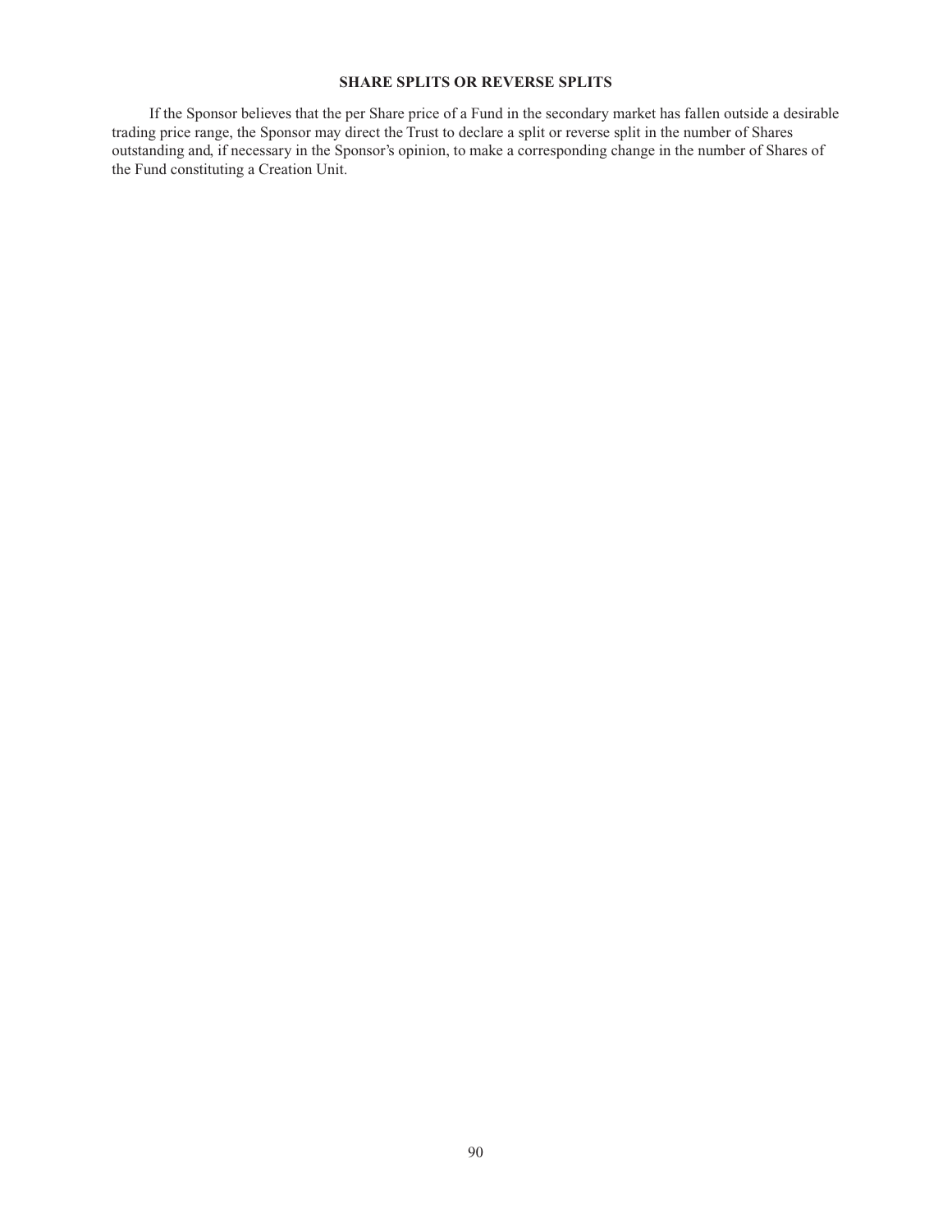## SHARE SPLITS OR REVERSE SPLITS

If the Sponsor believes that the per Share price of a Fund in the secondary market has fallen outside a desirable trading price range, the Sponsor may direct the Trust to declare a split or reverse split in the number of Shares outstanding and, if necessary in the Sponsor's opinion, to make a corresponding change in the number of Shares of the Fund constituting a Creation Unit.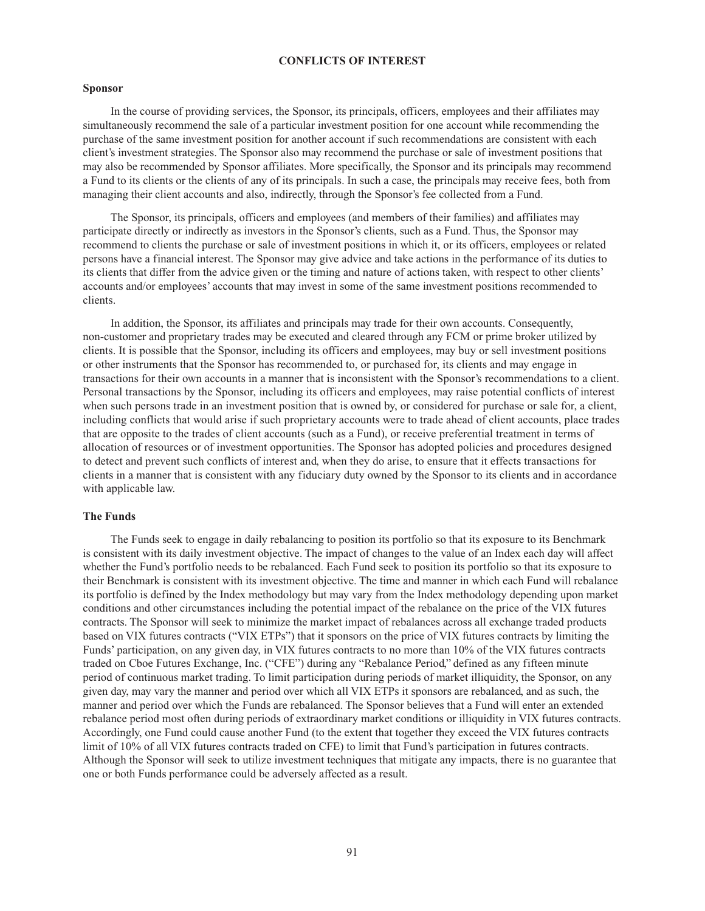## CONFLICTS OF INTEREST

### Sponsor

In the course of providing services, the Sponsor, its principals, officers, employees and their affiliates may simultaneously recommend the sale of a particular investment position for one account while recommending the purchase of the same investment position for another account if such recommendations are consistent with each client's investment strategies. The Sponsor also may recommend the purchase or sale of investment positions that may also be recommended by Sponsor affiliates. More specifically, the Sponsor and its principals may recommend a Fund to its clients or the clients of any of its principals. In such a case, the principals may receive fees, both from managing their client accounts and also, indirectly, through the Sponsor's fee collected from a Fund.

The Sponsor, its principals, officers and employees (and members of their families) and affiliates may participate directly or indirectly as investors in the Sponsor's clients, such as a Fund. Thus, the Sponsor may recommend to clients the purchase or sale of investment positions in which it, or its officers, employees or related persons have a financial interest. The Sponsor may give advice and take actions in the performance of its duties to its clients that differ from the advice given or the timing and nature of actions taken, with respect to other clients' accounts and/or employees' accounts that may invest in some of the same investment positions recommended to clients.

In addition, the Sponsor, its affiliates and principals may trade for their own accounts. Consequently, non-customer and proprietary trades may be executed and cleared through any FCM or prime broker utilized by clients. It is possible that the Sponsor, including its officers and employees, may buy or sell investment positions or other instruments that the Sponsor has recommended to, or purchased for, its clients and may engage in transactions for their own accounts in a manner that is inconsistent with the Sponsor's recommendations to a client. Personal transactions by the Sponsor, including its officers and employees, may raise potential conflicts of interest when such persons trade in an investment position that is owned by, or considered for purchase or sale for, a client, including conflicts that would arise if such proprietary accounts were to trade ahead of client accounts, place trades that are opposite to the trades of client accounts (such as a Fund), or receive preferential treatment in terms of allocation of resources or of investment opportunities. The Sponsor has adopted policies and procedures designed to detect and prevent such conflicts of interest and, when they do arise, to ensure that it effects transactions for clients in a manner that is consistent with any fiduciary duty owned by the Sponsor to its clients and in accordance with applicable law.

### The Funds

The Funds seek to engage in daily rebalancing to position its portfolio so that its exposure to its Benchmark is consistent with its daily investment objective. The impact of changes to the value of an Index each day will affect whether the Fund's portfolio needs to be rebalanced. Each Fund seek to position its portfolio so that its exposure to their Benchmark is consistent with its investment objective. The time and manner in which each Fund will rebalance its portfolio is defined by the Index methodology but may vary from the Index methodology depending upon market conditions and other circumstances including the potential impact of the rebalance on the price of the VIX futures contracts. The Sponsor will seek to minimize the market impact of rebalances across all exchange traded products based on VIX futures contracts ("VIX ETPs") that it sponsors on the price of VIX futures contracts by limiting the Funds' participation, on any given day, in VIX futures contracts to no more than 10% of the VIX futures contracts traded on Cboe Futures Exchange, Inc. ("CFE") during any "Rebalance Period," defined as any fifteen minute period of continuous market trading. To limit participation during periods of market illiquidity, the Sponsor, on any given day, may vary the manner and period over which all VIX ETPs it sponsors are rebalanced, and as such, the manner and period over which the Funds are rebalanced. The Sponsor believes that a Fund will enter an extended rebalance period most often during periods of extraordinary market conditions or illiquidity in VIX futures contracts. Accordingly, one Fund could cause another Fund (to the extent that together they exceed the VIX futures contracts limit of 10% of all VIX futures contracts traded on CFE) to limit that Fund's participation in futures contracts. Although the Sponsor will seek to utilize investment techniques that mitigate any impacts, there is no guarantee that one or both Funds performance could be adversely affected as a result.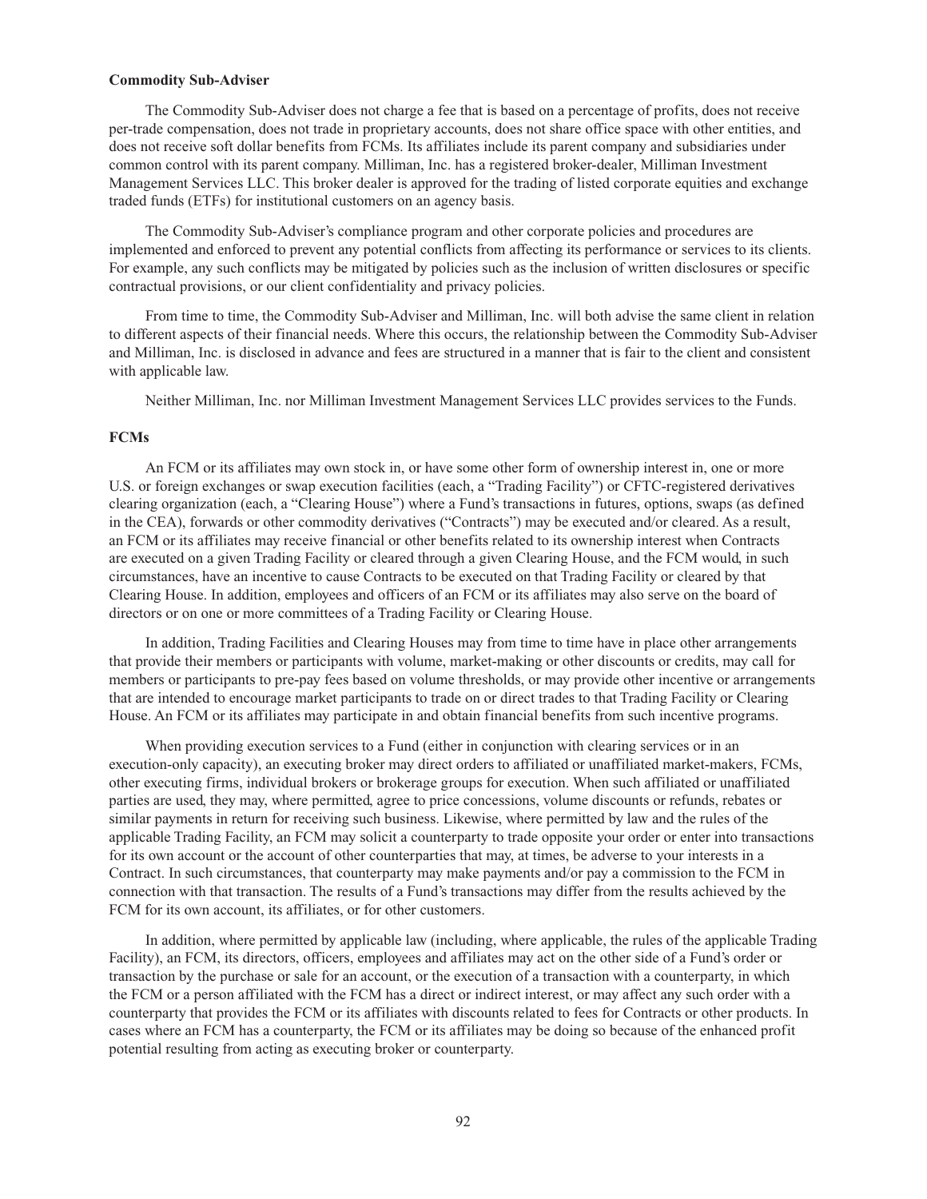**Commodity Sub-Adviser**

The Commodity Sub-Adviser does not charge a fee that is based on a percentage of profits, does not receive per-trade compensation, does not trade in proprietary accounts, does not share office space with other entities, and does not receive soft dollar benefits from FCMs. Its affiliates include its parent company and subsidiaries under common control with its parent company. Milliman, Inc. has a registered broker-dealer, Milliman Investment Management Services LLC. This broker dealer is approved for the trading of listed corporate equities and exchange traded funds (ETFs) for institutional customers on an agency basis.

The Commodity Sub-Adviser's compliance program and other corporate policies and procedures are implemented and enforced to prevent any potential conflicts from affecting its performance or services to its clients. For example, any such conflicts may be mitigated by policies such as the inclusion of written disclosures or specific contractual provisions, or our client confidentiality and privacy policies.

From time to time, the Commodity Sub-Adviser and Milliman, Inc. will both advise the same client in relation to different aspects of their financial needs. Where this occurs, the relationship between the Commodity Sub-Adviser and Milliman, Inc. is disclosed in advance and fees are structured in a manner that is fair to the client and consistent with applicable law.

Neither Milliman, Inc. nor Milliman Investment Management Services LLC provides services to the Funds.

**FCMs**

An FCM or its affiliates may own stock in, or have some other form of ownership interest in, one or more U.S. or foreign exchanges or swap execution facilities (each, a "Trading Facility") or CFTC-registered derivatives clearing organization (each, a "Clearing House") where a Fund's transactions in futures, options, swaps (as defined in the CEA), forwards or other commodity derivatives ("Contracts") may be executed and/or cleared. As a result, an FCM or its affiliates may receive financial or other benefits related to its ownership interest when Contracts are executed on a given Trading Facility or cleared through a given Clearing House, and the FCM would, in such circumstances, have an incentive to cause Contracts to be executed on that Trading Facility or cleared by that Clearing House. In addition, employees and officers of an FCM or its affiliates may also serve on the board of directors or on one or more committees of a Trading Facility or Clearing House.

In addition, Trading Facilities and Clearing Houses may from time to time have in place other arrangements that provide their members or participants with volume, market-making or other discounts or credits, may call for members or participants to pre-pay fees based on volume thresholds, or may provide other incentive or arrangements that are intended to encourage market participants to trade on or direct trades to that Trading Facility or Clearing House. An FCM or its affiliates may participate in and obtain financial benefits from such incentive programs.

When providing execution services to a Fund (either in conjunction with clearing services or in an execution-only capacity), an executing broker may direct orders to affiliated or unaffiliated market-makers, FCMs, other executing firms, individual brokers or brokerage groups for execution. When such affiliated or unaffiliated parties are used, they may, where permitted, agree to price concessions, volume discounts or refunds, rebates or similar payments in return for receiving such business. Likewise, where permitted by law and the rules of the applicable Trading Facility, an FCM may solicit a counterparty to trade opposite your order or enter into transactions for its own account or the account of other counterparties that may, at times, be adverse to your interests in a Contract. In such circumstances, that counterparty may make payments and/or pay a commission to the FCM in connection with that transaction. The results of a Fund's transactions may differ from the results achieved by the FCM for its own account, its affiliates, or for other customers.

In addition, where permitted by applicable law (including, where applicable, the rules of the applicable Trading Facility), an FCM, its directors, officers, employees and affiliates may act on the other side of a Fund's order or transaction by the purchase or sale for an account, or the execution of a transaction with a counterparty, in which the FCM or a person affiliated with the FCM has a direct or indirect interest, or may affect any such order with a counterparty that provides the FCM or its affiliates with discounts related to fees for Contracts or other products. In cases where an FCM has a counterparty, the FCM or its affiliates may be doing so because of the enhanced profit potential resulting from acting as executing broker or counterparty.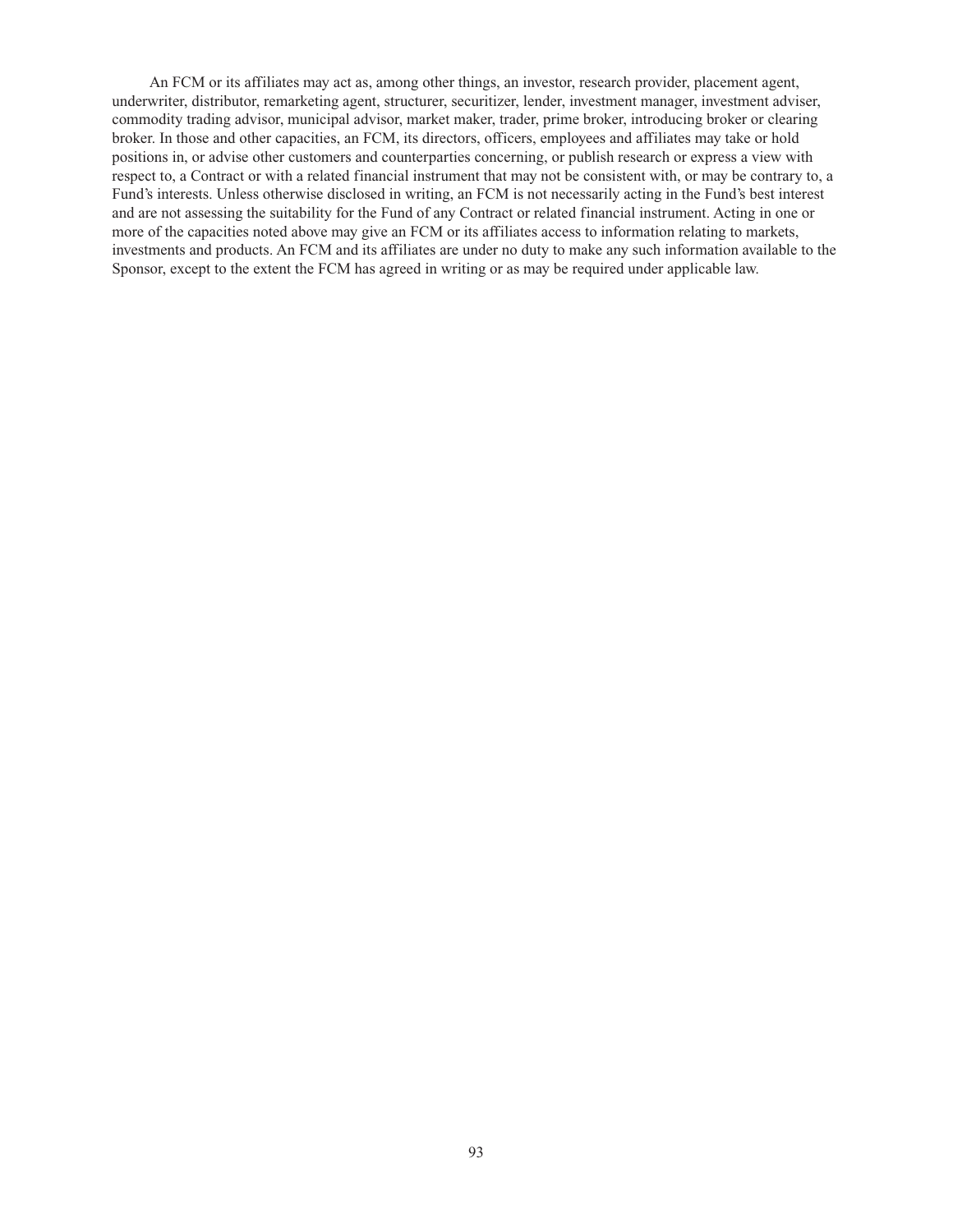An FCM or its affiliates may act as, among other things, an investor, research provider, placement agent, underwriter, distributor, remarketing agent, structurer, securitizer, lender, investment manager, investment adviser, commodity trading advisor, municipal advisor, market maker, trader, prime broker, introducing broker or clearing broker. In those and other capacities, an FCM, its directors, officers, employees and affiliates may take or hold positions in, or advise other customers and counterparties concerning, or publish research or express a view with respect to, a Contract or with a related financial instrument that may not be consistent with, or may be contrary to, a Fund's interests. Unless otherwise disclosed in writing, an FCM is not necessarily acting in the Fund's best interest and are not assessing the suitability for the Fund of any Contract or related financial instrument. Acting in one or more of the capacities noted above may give an FCM or its affiliates access to information relating to markets, investments and products. An FCM and its affiliates are under no duty to make any such information available to the Sponsor, except to the extent the FCM has agreed in writing or as may be required under applicable law.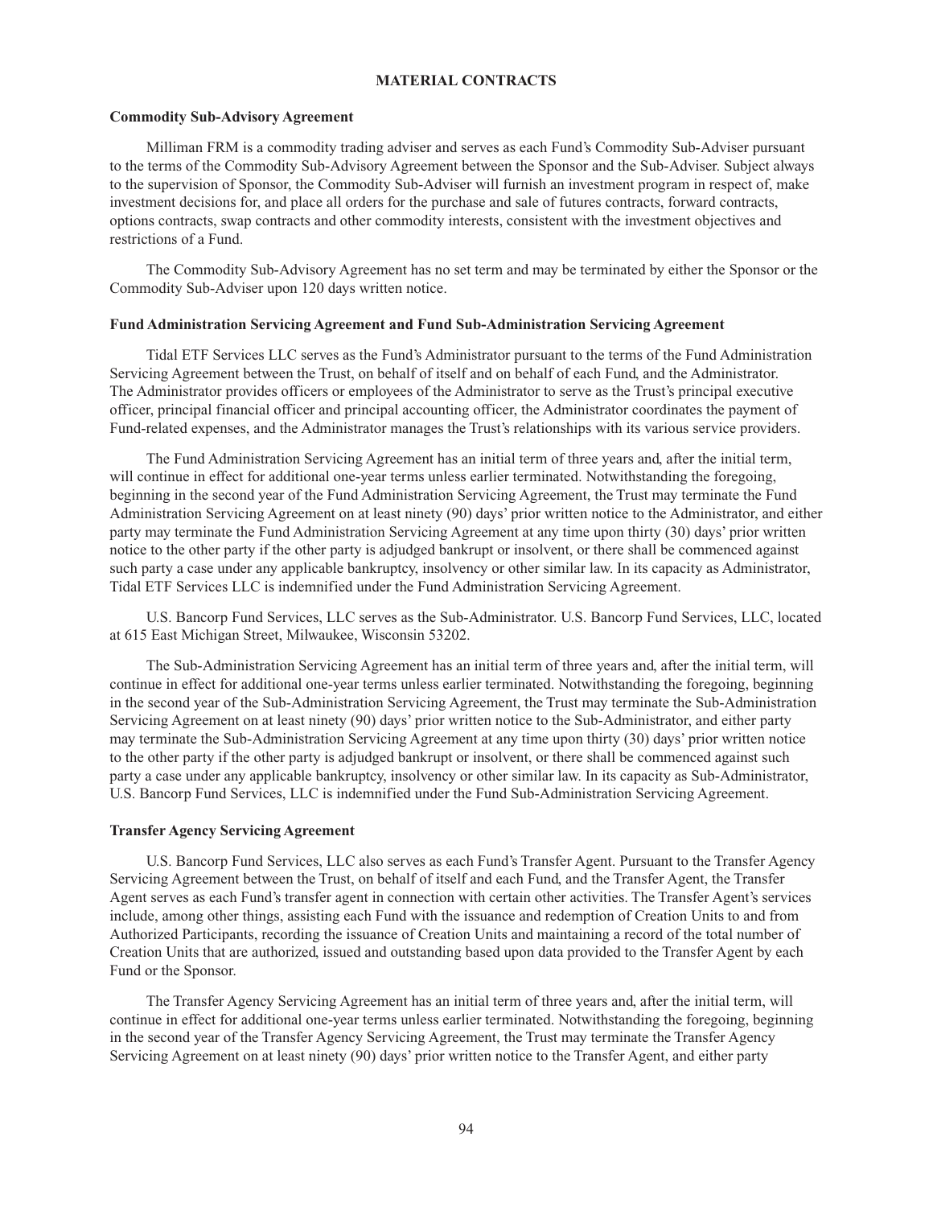## MATERIAL CONTRACTS

### Commodity Sub-Advisory Agreement

Milliman FRM is a commodity trading adviser and serves as each Fund's Commodity Sub-Adviser pursuant to the terms of the Commodity Sub-Advisory Agreement between the Sponsor and the Sub-Adviser. Subject always to the supervision of Sponsor, the Commodity Sub-Adviser will furnish an investment program in respect of, make investment decisions for, and place all orders for the purchase and sale of futures contracts, forward contracts, options contracts, swap contracts and other commodity interests, consistent with the investment objectives and restrictions of a Fund.

The Commodity Sub-Advisory Agreement has no set term and may be terminated by either the Sponsor or the Commodity Sub-Adviser upon 120 days written notice.

### Fund Administration Servicing Agreement and Fund Sub-Administration Servicing Agreement

Tidal ETF Services LLC serves as the Fund's Administrator pursuant to the terms of the Fund Administration Servicing Agreement between the Trust, on behalf of itself and on behalf of each Fund, and the Administrator. The Administrator provides officers or employees of the Administrator to serve as the Trust's principal executive officer, principal financial officer and principal accounting officer, the Administrator coordinates the payment of Fund-related expenses, and the Administrator manages the Trust's relationships with its various service providers.

The Fund Administration Servicing Agreement has an initial term of three years and, after the initial term, will continue in effect for additional one-year terms unless earlier terminated. Notwithstanding the foregoing, beginning in the second year of the Fund Administration Servicing Agreement, the Trust may terminate the Fund Administration Servicing Agreement on at least ninety (90) days' prior written notice to the Administrator, and either party may terminate the Fund Administration Servicing Agreement at any time upon thirty (30) days' prior written notice to the other party if the other party is adjudged bankrupt or insolvent, or there shall be commenced against such party a case under any applicable bankruptcy, insolvency or other similar law. In its capacity as Administrator, Tidal ETF Services LLC is indemnified under the Fund Administration Servicing Agreement.

U.S. Bancorp Fund Services, LLC serves as the Sub-Administrator. U.S. Bancorp Fund Services, LLC, located at 615 East Michigan Street, Milwaukee, Wisconsin 53202.

The Sub-Administration Servicing Agreement has an initial term of three years and, after the initial term, will continue in effect for additional one-year terms unless earlier terminated. Notwithstanding the foregoing, beginning in the second year of the Sub-Administration Servicing Agreement, the Trust may terminate the Sub-Administration Servicing Agreement on at least ninety (90) days' prior written notice to the Sub-Administrator, and either party may terminate the Sub-Administration Servicing Agreement at any time upon thirty (30) days' prior written notice to the other party if the other party is adjudged bankrupt or insolvent, or there shall be commenced against such party a case under any applicable bankruptcy, insolvency or other similar law. In its capacity as Sub-Administrator, U.S. Bancorp Fund Services, LLC is indemnified under the Fund Sub-Administration Servicing Agreement.

### Transfer Agency Servicing Agreement

U.S. Bancorp Fund Services, LLC also serves as each Fund's Transfer Agent. Pursuant to the Transfer Agency Servicing Agreement between the Trust, on behalf of itself and each Fund, and the Transfer Agent, the Transfer Agent serves as each Fund's transfer agent in connection with certain other activities. The Transfer Agent's services include, among other things, assisting each Fund with the issuance and redemption of Creation Units to and from Authorized Participants, recording the issuance of Creation Units and maintaining a record of the total number of Creation Units that are authorized, issued and outstanding based upon data provided to the Transfer Agent by each Fund or the Sponsor.

The Transfer Agency Servicing Agreement has an initial term of three years and, after the initial term, will continue in effect for additional one-year terms unless earlier terminated. Notwithstanding the foregoing, beginning in the second year of the Transfer Agency Servicing Agreement, the Trust may terminate the Transfer Agency Servicing Agreement on at least ninety (90) days' prior written notice to the Transfer Agent, and either party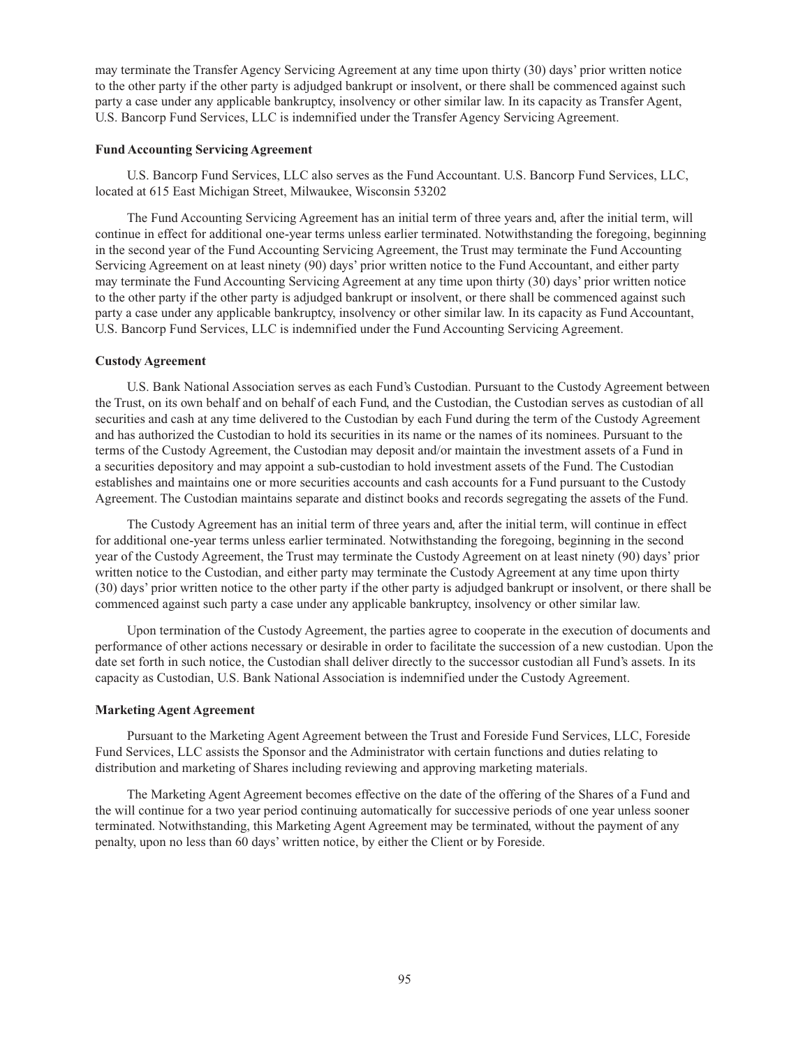may terminate the Transfer Agency Servicing Agreement at any time upon thirty (30) days' prior written notice to the other party if the other party is adjudged bankrupt or insolvent, or there shall be commenced against such party a case under any applicable bankruptcy, insolvency or other similar law. In its capacity as Transfer Agent, U.S. Bancorp Fund Services, LLC is indemnified under the Transfer Agency Servicing Agreement.

**Fund Accounting Servicing Agreement**

U.S. Bancorp Fund Services, LLC also serves as the Fund Accountant. U.S. Bancorp Fund Services, LLC, located at 615 East Michigan Street, Milwaukee, Wisconsin 53202

The Fund Accounting Servicing Agreement has an initial term of three years and, after the initial term, will continue in effect for additional one-year terms unless earlier terminated. Notwithstanding the foregoing, beginning in the second year of the Fund Accounting Servicing Agreement, the Trust may terminate the Fund Accounting Servicing Agreement on at least ninety (90) days' prior written notice to the Fund Accountant, and either party may terminate the Fund Accounting Servicing Agreement at any time upon thirty (30) days' prior written notice to the other party if the other party is adjudged bankrupt or insolvent, or there shall be commenced against such party a case under any applicable bankruptcy, insolvency or other similar law. In its capacity as Fund Accountant, U.S. Bancorp Fund Services, LLC is indemnified under the Fund Accounting Servicing Agreement.

**Custody Agreement**

U.S. Bank National Association serves as each Fund's Custodian. Pursuant to the Custody Agreement between the Trust, on its own behalf and on behalf of each Fund, and the Custodian, the Custodian serves as custodian of all securities and cash at any time delivered to the Custodian by each Fund during the term of the Custody Agreement and has authorized the Custodian to hold its securities in its name or the names of its nominees. Pursuant to the terms of the Custody Agreement, the Custodian may deposit and/or maintain the investment assets of a Fund in a securities depository and may appoint a sub-custodian to hold investment assets of the Fund. The Custodian establishes and maintains one or more securities accounts and cash accounts for a Fund pursuant to the Custody Agreement. The Custodian maintains separate and distinct books and records segregating the assets of the Fund.

The Custody Agreement has an initial term of three years and, after the initial term, will continue in effect for additional one-year terms unless earlier terminated. Notwithstanding the foregoing, beginning in the second year of the Custody Agreement, the Trust may terminate the Custody Agreement on at least ninety (90) days' prior written notice to the Custodian, and either party may terminate the Custody Agreement at any time upon thirty (30) days' prior written notice to the other party if the other party is adjudged bankrupt or insolvent, or there shall be commenced against such party a case under any applicable bankruptcy, insolvency or other similar law.

Upon termination of the Custody Agreement, the parties agree to cooperate in the execution of documents and performance of other actions necessary or desirable in order to facilitate the succession of a new custodian. Upon the date set forth in such notice, the Custodian shall deliver directly to the successor custodian all Fund's assets. In its capacity as Custodian, U.S. Bank National Association is indemnified under the Custody Agreement.

**Marketing Agent Agreement**

Pursuant to the Marketing Agent Agreement between the Trust and Foreside Fund Services, LLC, Foreside Fund Services, LLC assists the Sponsor and the Administrator with certain functions and duties relating to distribution and marketing of Shares including reviewing and approving marketing materials.

The Marketing Agent Agreement becomes effective on the date of the offering of the Shares of a Fund and the will continue for a two year period continuing automatically for successive periods of one year unless sooner terminated. Notwithstanding, this Marketing Agent Agreement may be terminated, without the payment of any penalty, upon no less than 60 days' written notice, by either the Client or by Foreside.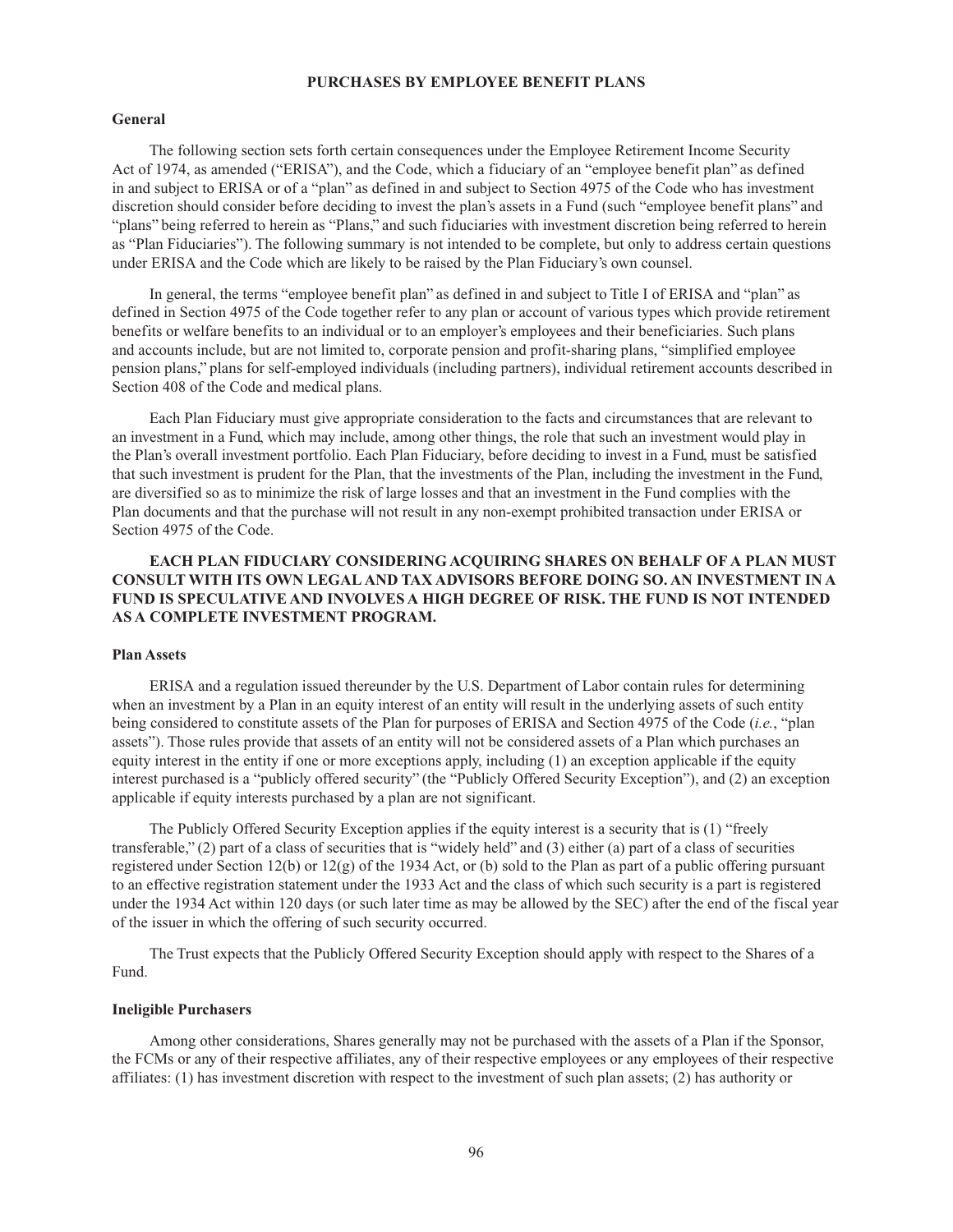## PURCHASES BY EMPLOYEE BENEFIT PLANS

### General

The following section sets forth certain consequences under the Employee Retirement Income Security Act of 1974, as amended ("ERISA"), and the Code, which a fiduciary of an "employee benefit plan" as defined in and subject to ERISA or of a "plan" as defined in and subject to Section 4975 of the Code who has investment discretion should consider before deciding to invest the plan's assets in a Fund (such "employee benefit plans" and "plans" being referred to herein as "Plans," and such fiduciaries with investment discretion being referred to herein as "Plan Fiduciaries"). The following summary is not intended to be complete, but only to address certain questions under ERISA and the Code which are likely to be raised by the Plan Fiduciary's own counsel.

In general, the terms "employee benefit plan" as defined in and subject to Title I of ERISA and "plan" as defined in Section 4975 of the Code together refer to any plan or account of various types which provide retirement benefits or welfare benefits to an individual or to an employer's employees and their beneficiaries. Such plans and accounts include, but are not limited to, corporate pension and profit-sharing plans, "simplified employee pension plans," plans for self-employed individuals (including partners), individual retirement accounts described in Section 408 of the Code and medical plans.

Each Plan Fiduciary must give appropriate consideration to the facts and circumstances that are relevant to an investment in a Fund, which may include, among other things, the role that such an investment would play in the Plan's overall investment portfolio. Each Plan Fiduciary, before deciding to invest in a Fund, must be satisfied that such investment is prudent for the Plan, that the investments of the Plan, including the investment in the Fund, are diversified so as to minimize the risk of large losses and that an investment in the Fund complies with the Plan documents and that the purchase will not result in any non-exempt prohibited transaction under ERISA or Section 4975 of the Code.

**EACH PLAN FIDUCIARY CONSIDERING ACQUIRING SHARES ON BEHALF OF A PLAN MUST CONSULT WITH ITS OWN LEGAL AND TAX ADVISORS BEFORE DOING SO. AN INVESTMENT IN A FUND IS SPECULATIVE AND INVOLVES A HIGH DEGREE OF RISK. THE FUND IS NOT INTENDED AS A COMPLETE INVESTMENT PROGRAM.**

### Plan Assets

ERISA and a regulation issued thereunder by the U.S. Department of Labor contain rules for determining when an investment by a Plan in an equity interest of an entity will result in the underlying assets of such entity being considered to constitute assets of the Plan for purposes of ERISA and Section 4975 of the Code (*i.e.*, "plan assets"). Those rules provide that assets of an entity will not be considered assets of a Plan which purchases an equity interest in the entity if one or more exceptions apply, including (1) an exception applicable if the equity interest purchased is a "publicly offered security" (the "Publicly Offered Security Exception"), and (2) an exception applicable if equity interests purchased by a plan are not significant.

The Publicly Offered Security Exception applies if the equity interest is a security that is (1) "freely transferable," (2) part of a class of securities that is "widely held" and (3) either (a) part of a class of securities registered under Section 12(b) or 12(g) of the 1934 Act, or (b) sold to the Plan as part of a public offering pursuant to an effective registration statement under the 1933 Act and the class of which such security is a part is registered under the 1934 Act within 120 days (or such later time as may be allowed by the SEC) after the end of the fiscal year of the issuer in which the offering of such security occurred.

The Trust expects that the Publicly Offered Security Exception should apply with respect to the Shares of a Fund.

### Ineligible Purchasers

Among other considerations, Shares generally may not be purchased with the assets of a Plan if the Sponsor, the FCMs or any of their respective affiliates, any of their respective employees or any employees of their respective affiliates: (1) has investment discretion with respect to the investment of such plan assets; (2) has authority or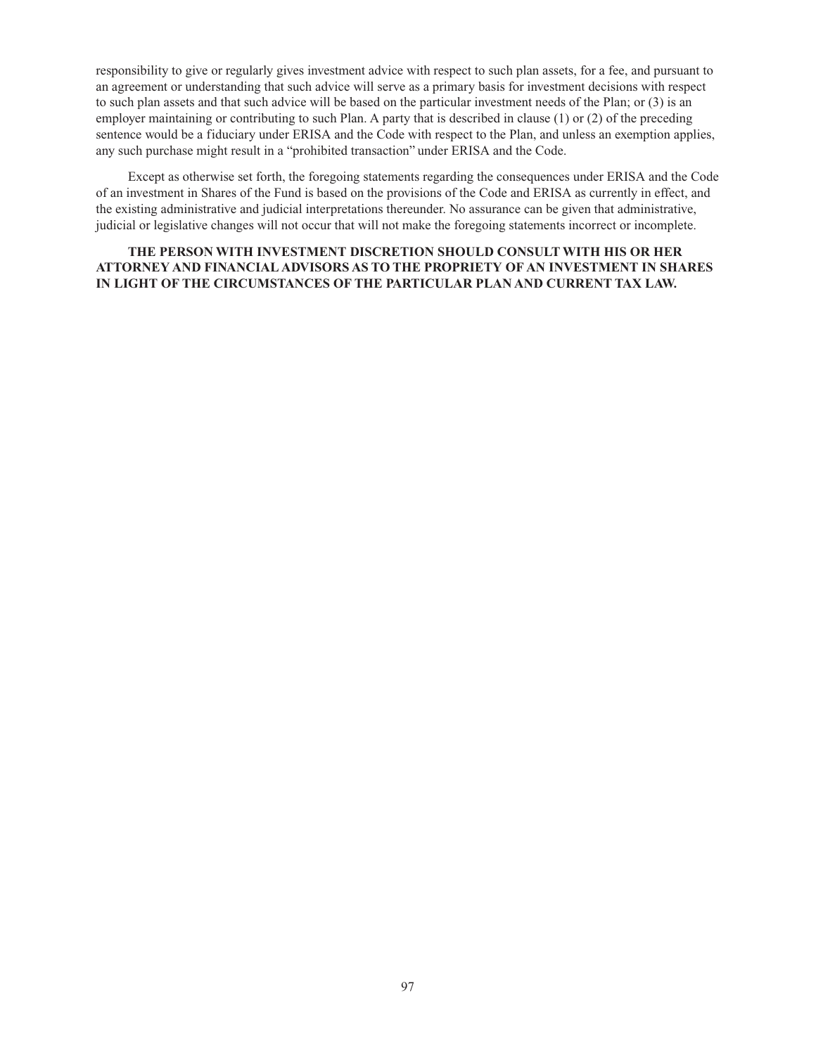responsibility to give or regularly gives investment advice with respect to such plan assets, for a fee, and pursuant to an agreement or understanding that such advice will serve as a primary basis for investment decisions with respect to such plan assets and that such advice will be based on the particular investment needs of the Plan; or (3) is an employer maintaining or contributing to such Plan. A party that is described in clause (1) or (2) of the preceding sentence would be a fiduciary under ERISA and the Code with respect to the Plan, and unless an exemption applies, any such purchase might result in a "prohibited transaction" under ERISA and the Code.

Except as otherwise set forth, the foregoing statements regarding the consequences under ERISA and the Code of an investment in Shares of the Fund is based on the provisions of the Code and ERISA as currently in effect, and the existing administrative and judicial interpretations thereunder. No assurance can be given that administrative, judicial or legislative changes will not occur that will not make the foregoing statements incorrect or incomplete.

**THE PERSON WITH INVESTMENT DISCRETION SHOULD CONSULT WITH HIS OR HER ATTORNEY AND FINANCIAL ADVISORS AS TO THE PROPRIETY OF AN INVESTMENT IN SHARES IN LIGHT OF THE CIRCUMSTANCES OF THE PARTICULAR PLAN AND CURRENT TAX LAW.**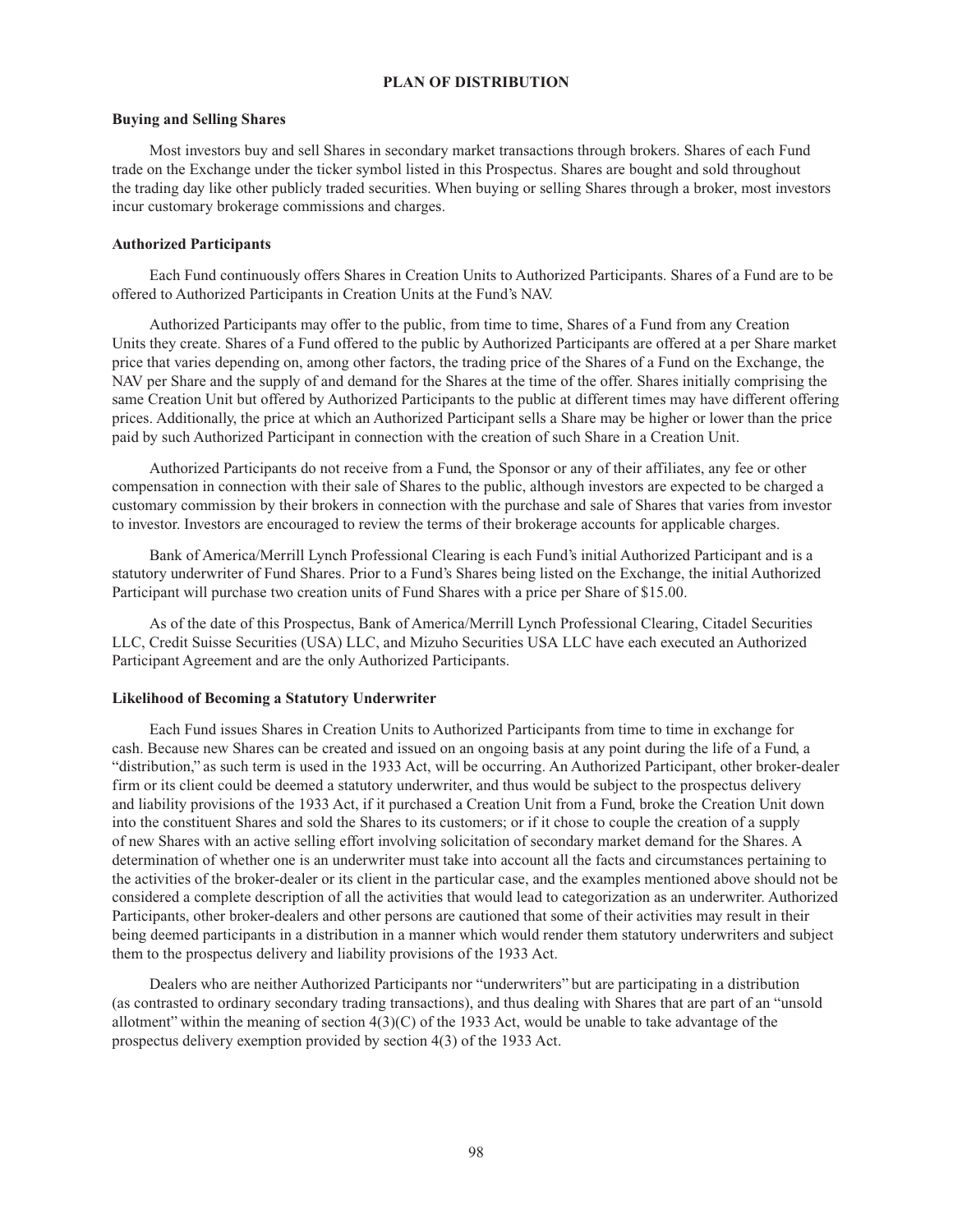# PLAN OF DISTRIBUTION

## Buying and Selling Shares

Most investors buy and sell Shares in secondary market transactions through brokers. Shares of each Fund trade on the Exchange under the ticker symbol listed in this Prospectus. Shares are bought and sold throughout the trading day like other publicly traded securities. When buying or selling Shares through a broker, most investors incur customary brokerage commissions and charges.

## Authorized Participants

Each Fund continuously offers Shares in Creation Units to Authorized Participants. Shares of a Fund are to be offered to Authorized Participants in Creation Units at the Fund's NAV.

Authorized Participants may offer to the public, from time to time, Shares of a Fund from any Creation Units they create. Shares of a Fund offered to the public by Authorized Participants are offered at a per Share market price that varies depending on, among other factors, the trading price of the Shares of a Fund on the Exchange, the NAV per Share and the supply of and demand for the Shares at the time of the offer. Shares initially comprising the same Creation Unit but offered by Authorized Participants to the public at different times may have different offering prices. Additionally, the price at which an Authorized Participant sells a Share may be higher or lower than the price paid by such Authorized Participant in connection with the creation of such Share in a Creation Unit.

Authorized Participants do not receive from a Fund, the Sponsor or any of their affiliates, any fee or other compensation in connection with their sale of Shares to the public, although investors are expected to be charged a customary commission by their brokers in connection with the purchase and sale of Shares that varies from investor to investor. Investors are encouraged to review the terms of their brokerage accounts for applicable charges.

Bank of America/Merrill Lynch Professional Clearing is each Fund's initial Authorized Participant and is a statutory underwriter of Fund Shares. Prior to a Fund's Shares being listed on the Exchange, the initial Authorized Participant will purchase two creation units of Fund Shares with a price per Share of $15.00.

As of the date of this Prospectus, Bank of America/Merrill Lynch Professional Clearing, Citadel Securities LLC, Credit Suisse Securities (USA) LLC, and Mizuho Securities USA LLC have each executed an Authorized Participant Agreement and are the only Authorized Participants.

## Likelihood of Becoming a Statutory Underwriter

Each Fund issues Shares in Creation Units to Authorized Participants from time to time in exchange for cash. Because new Shares can be created and issued on an ongoing basis at any point during the life of a Fund, a "distribution," as such term is used in the 1933 Act, will be occurring. An Authorized Participant, other broker-dealer firm or its client could be deemed a statutory underwriter, and thus would be subject to the prospectus delivery and liability provisions of the 1933 Act, if it purchased a Creation Unit from a Fund, broke the Creation Unit down into the constituent Shares and sold the Shares to its customers; or if it chose to couple the creation of a supply of new Shares with an active selling effort involving solicitation of secondary market demand for the Shares. A determination of whether one is an underwriter must take into account all the facts and circumstances pertaining to the activities of the broker-dealer or its client in the particular case, and the examples mentioned above should not be considered a complete description of all the activities that would lead to categorization as an underwriter. Authorized Participants, other broker-dealers and other persons are cautioned that some of their activities may result in their being deemed participants in a distribution in a manner which would render them statutory underwriters and subject them to the prospectus delivery and liability provisions of the 1933 Act.

Dealers who are neither Authorized Participants nor "underwriters" but are participating in a distribution (as contrasted to ordinary secondary trading transactions), and thus dealing with Shares that are part of an "unsold allotment" within the meaning of section 4(3)(C) of the 1933 Act, would be unable to take advantage of the prospectus delivery exemption provided by section 4(3) of the 1933 Act.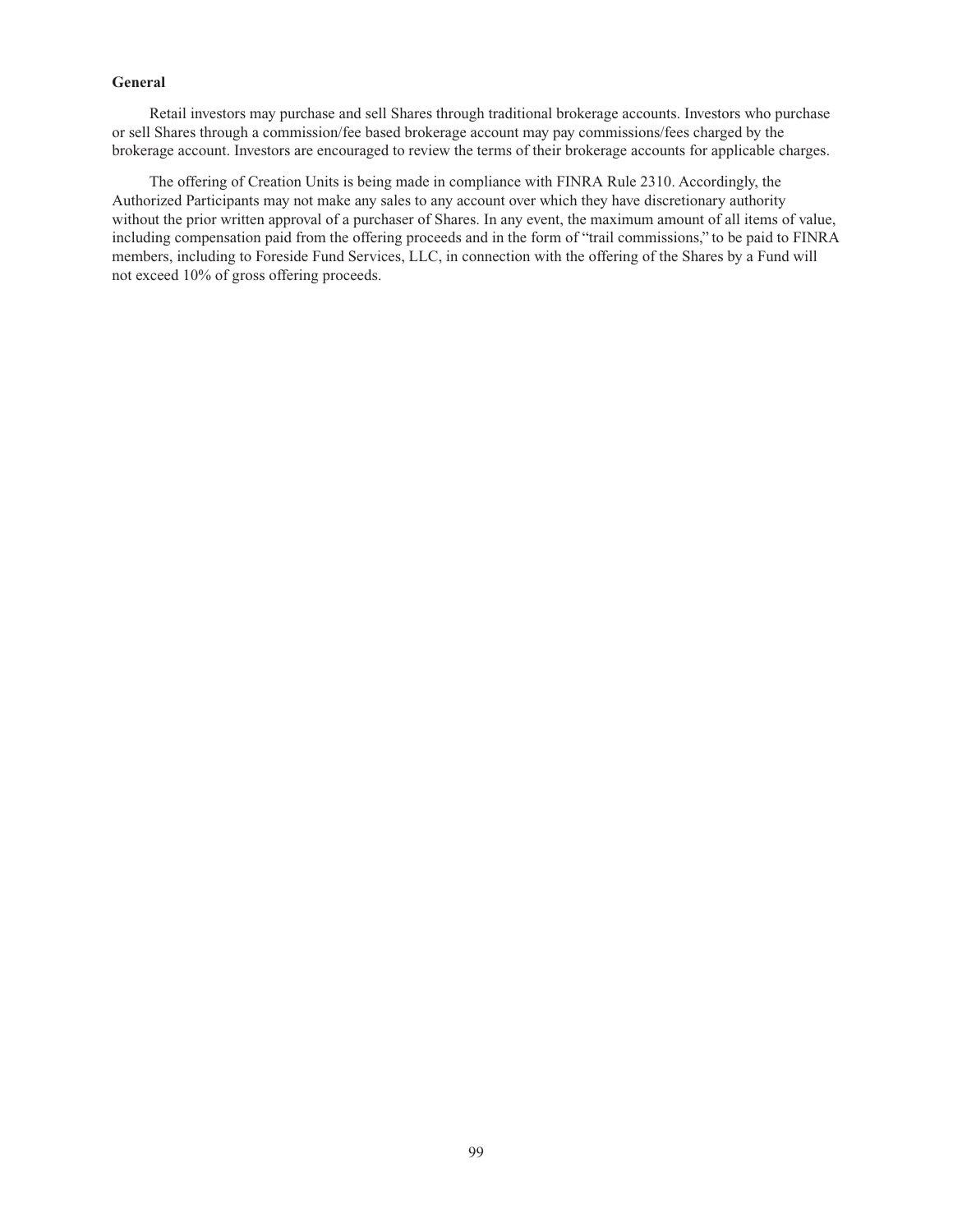**General**

Retail investors may purchase and sell Shares through traditional brokerage accounts. Investors who purchase or sell Shares through a commission/fee based brokerage account may pay commissions/fees charged by the brokerage account. Investors are encouraged to review the terms of their brokerage accounts for applicable charges.

The offering of Creation Units is being made in compliance with FINRA Rule 2310. Accordingly, the Authorized Participants may not make any sales to any account over which they have discretionary authority without the prior written approval of a purchaser of Shares. In any event, the maximum amount of all items of value, including compensation paid from the offering proceeds and in the form of "trail commissions," to be paid to FINRA members, including to Foreside Fund Services, LLC, in connection with the offering of the Shares by a Fund will not exceed 10% of gross offering proceeds.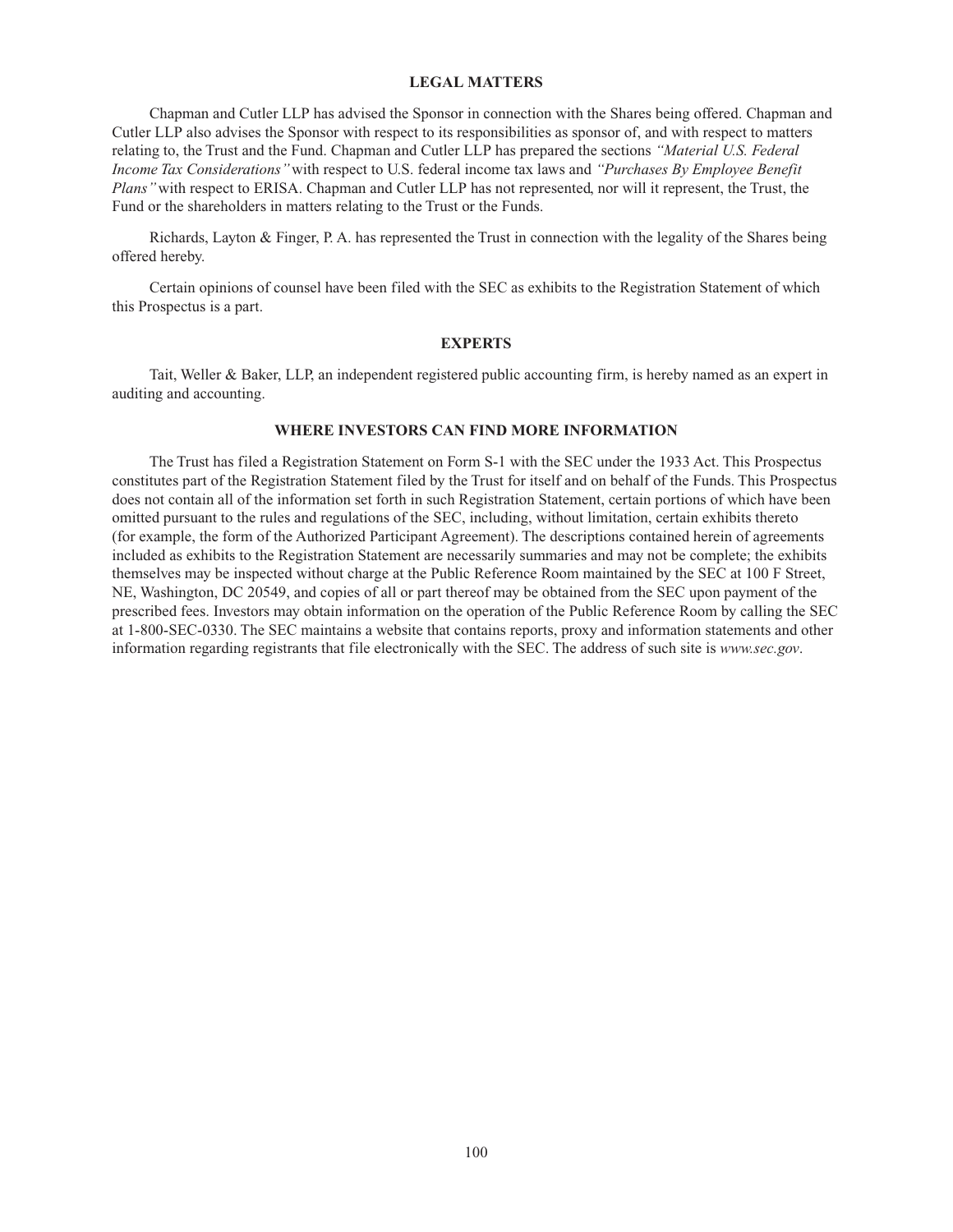## LEGAL MATTERS

Chapman and Cutler LLP has advised the Sponsor in connection with the Shares being offered. Chapman and Cutler LLP also advises the Sponsor with respect to its responsibilities as sponsor of, and with respect to matters relating to, the Trust and the Fund. Chapman and Cutler LLP has prepared the sections *"Material U.S. Federal Income Tax Considerations"* with respect to U.S. federal income tax laws and *"Purchases By Employee Benefit Plans"* with respect to ERISA. Chapman and Cutler LLP has not represented, nor will it represent, the Trust, the Fund or the shareholders in matters relating to the Trust or the Funds.

Richards, Layton & Finger, P. A. has represented the Trust in connection with the legality of the Shares being offered hereby.

Certain opinions of counsel have been filed with the SEC as exhibits to the Registration Statement of which this Prospectus is a part.

## EXPERTS

Tait, Weller & Baker, LLP, an independent registered public accounting firm, is hereby named as an expert in auditing and accounting.

## WHERE INVESTORS CAN FIND MORE INFORMATION

The Trust has filed a Registration Statement on Form S-1 with the SEC under the 1933 Act. This Prospectus constitutes part of the Registration Statement filed by the Trust for itself and on behalf of the Funds. This Prospectus does not contain all of the information set forth in such Registration Statement, certain portions of which have been omitted pursuant to the rules and regulations of the SEC, including, without limitation, certain exhibits thereto (for example, the form of the Authorized Participant Agreement). The descriptions contained herein of agreements included as exhibits to the Registration Statement are necessarily summaries and may not be complete; the exhibits themselves may be inspected without charge at the Public Reference Room maintained by the SEC at 100 F Street, NE, Washington, DC 20549, and copies of all or part thereof may be obtained from the SEC upon payment of the prescribed fees. Investors may obtain information on the operation of the Public Reference Room by calling the SEC at 1-800-SEC-0330. The SEC maintains a website that contains reports, proxy and information statements and other information regarding registrants that file electronically with the SEC. The address of such site is *www.sec.gov*.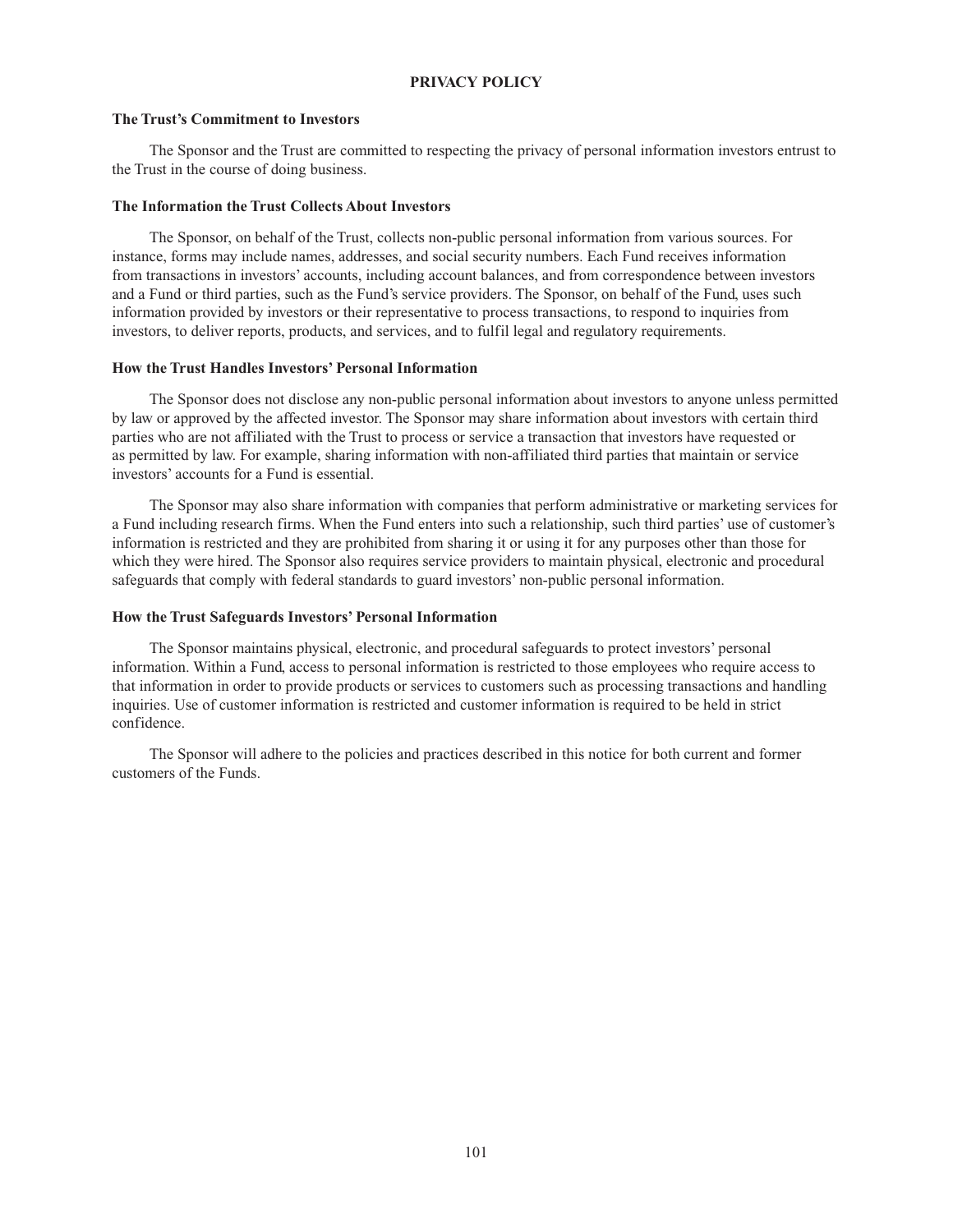# PRIVACY POLICY

### The Trust's Commitment to Investors

The Sponsor and the Trust are committed to respecting the privacy of personal information investors entrust to the Trust in the course of doing business.

### The Information the Trust Collects About Investors

The Sponsor, on behalf of the Trust, collects non-public personal information from various sources. For instance, forms may include names, addresses, and social security numbers. Each Fund receives information from transactions in investors' accounts, including account balances, and from correspondence between investors and a Fund or third parties, such as the Fund's service providers. The Sponsor, on behalf of the Fund, uses such information provided by investors or their representative to process transactions, to respond to inquiries from investors, to deliver reports, products, and services, and to fulfil legal and regulatory requirements.

### How the Trust Handles Investors' Personal Information

The Sponsor does not disclose any non-public personal information about investors to anyone unless permitted by law or approved by the affected investor. The Sponsor may share information about investors with certain third parties who are not affiliated with the Trust to process or service a transaction that investors have requested or as permitted by law. For example, sharing information with non-affiliated third parties that maintain or service investors' accounts for a Fund is essential.

The Sponsor may also share information with companies that perform administrative or marketing services for a Fund including research firms. When the Fund enters into such a relationship, such third parties' use of customer's information is restricted and they are prohibited from sharing it or using it for any purposes other than those for which they were hired. The Sponsor also requires service providers to maintain physical, electronic and procedural safeguards that comply with federal standards to guard investors' non-public personal information.

### How the Trust Safeguards Investors' Personal Information

The Sponsor maintains physical, electronic, and procedural safeguards to protect investors' personal information. Within a Fund, access to personal information is restricted to those employees who require access to that information in order to provide products or services to customers such as processing transactions and handling inquiries. Use of customer information is restricted and customer information is required to be held in strict confidence.

The Sponsor will adhere to the policies and practices described in this notice for both current and former customers of the Funds.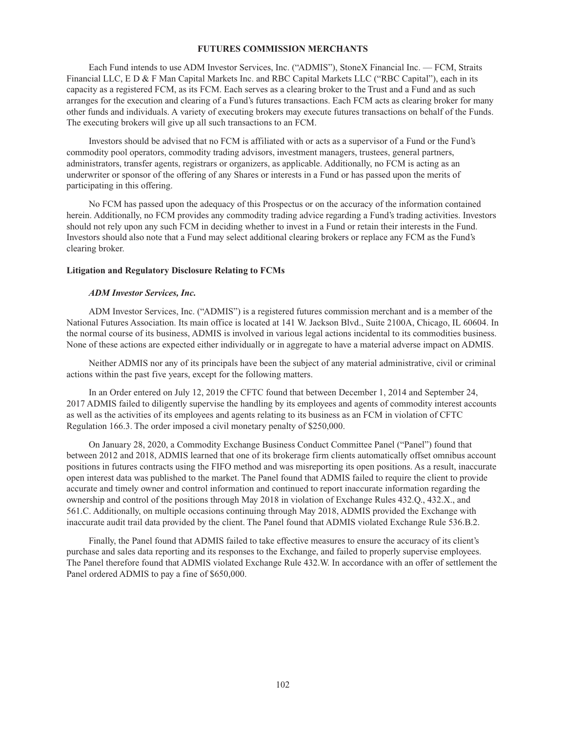## FUTURES COMMISSION MERCHANTS

Each Fund intends to use ADM Investor Services, Inc. ("ADMIS"), StoneX Financial Inc. — FCM, Straits Financial LLC, E D & F Man Capital Markets Inc. and RBC Capital Markets LLC ("RBC Capital"), each in its capacity as a registered FCM, as its FCM. Each serves as a clearing broker to the Trust and a Fund and as such arranges for the execution and clearing of a Fund's futures transactions. Each FCM acts as clearing broker for many other funds and individuals. A variety of executing brokers may execute futures transactions on behalf of the Funds. The executing brokers will give up all such transactions to an FCM.

Investors should be advised that no FCM is affiliated with or acts as a supervisor of a Fund or the Fund's commodity pool operators, commodity trading advisors, investment managers, trustees, general partners, administrators, transfer agents, registrars or organizers, as applicable. Additionally, no FCM is acting as an underwriter or sponsor of the offering of any Shares or interests in a Fund or has passed upon the merits of participating in this offering.

No FCM has passed upon the adequacy of this Prospectus or on the accuracy of the information contained herein. Additionally, no FCM provides any commodity trading advice regarding a Fund's trading activities. Investors should not rely upon any such FCM in deciding whether to invest in a Fund or retain their interests in the Fund. Investors should also note that a Fund may select additional clearing brokers or replace any FCM as the Fund's clearing broker.

### Litigation and Regulatory Disclosure Relating to FCMs

#### *ADM Investor Services, Inc.*

ADM Investor Services, Inc. ("ADMIS") is a registered futures commission merchant and is a member of the National Futures Association. Its main office is located at 141 W. Jackson Blvd., Suite 2100A, Chicago, IL 60604. In the normal course of its business, ADMIS is involved in various legal actions incidental to its commodities business. None of these actions are expected either individually or in aggregate to have a material adverse impact on ADMIS.

Neither ADMIS nor any of its principals have been the subject of any material administrative, civil or criminal actions within the past five years, except for the following matters.

In an Order entered on July 12, 2019 the CFTC found that between December 1, 2014 and September 24, 2017 ADMIS failed to diligently supervise the handling by its employees and agents of commodity interest accounts as well as the activities of its employees and agents relating to its business as an FCM in violation of CFTC Regulation 166.3. The order imposed a civil monetary penalty of $250,000.

On January 28, 2020, a Commodity Exchange Business Conduct Committee Panel ("Panel") found that between 2012 and 2018, ADMIS learned that one of its brokerage firm clients automatically offset omnibus account positions in futures contracts using the FIFO method and was misreporting its open positions. As a result, inaccurate open interest data was published to the market. The Panel found that ADMIS failed to require the client to provide accurate and timely owner and control information and continued to report inaccurate information regarding the ownership and control of the positions through May 2018 in violation of Exchange Rules 432.Q., 432.X., and 561.C. Additionally, on multiple occasions continuing through May 2018, ADMIS provided the Exchange with inaccurate audit trail data provided by the client. The Panel found that ADMIS violated Exchange Rule 536.B.2.

Finally, the Panel found that ADMIS failed to take effective measures to ensure the accuracy of its client's purchase and sales data reporting and its responses to the Exchange, and failed to properly supervise employees. The Panel therefore found that ADMIS violated Exchange Rule 432.W. In accordance with an offer of settlement the Panel ordered ADMIS to pay a fine of $650,000.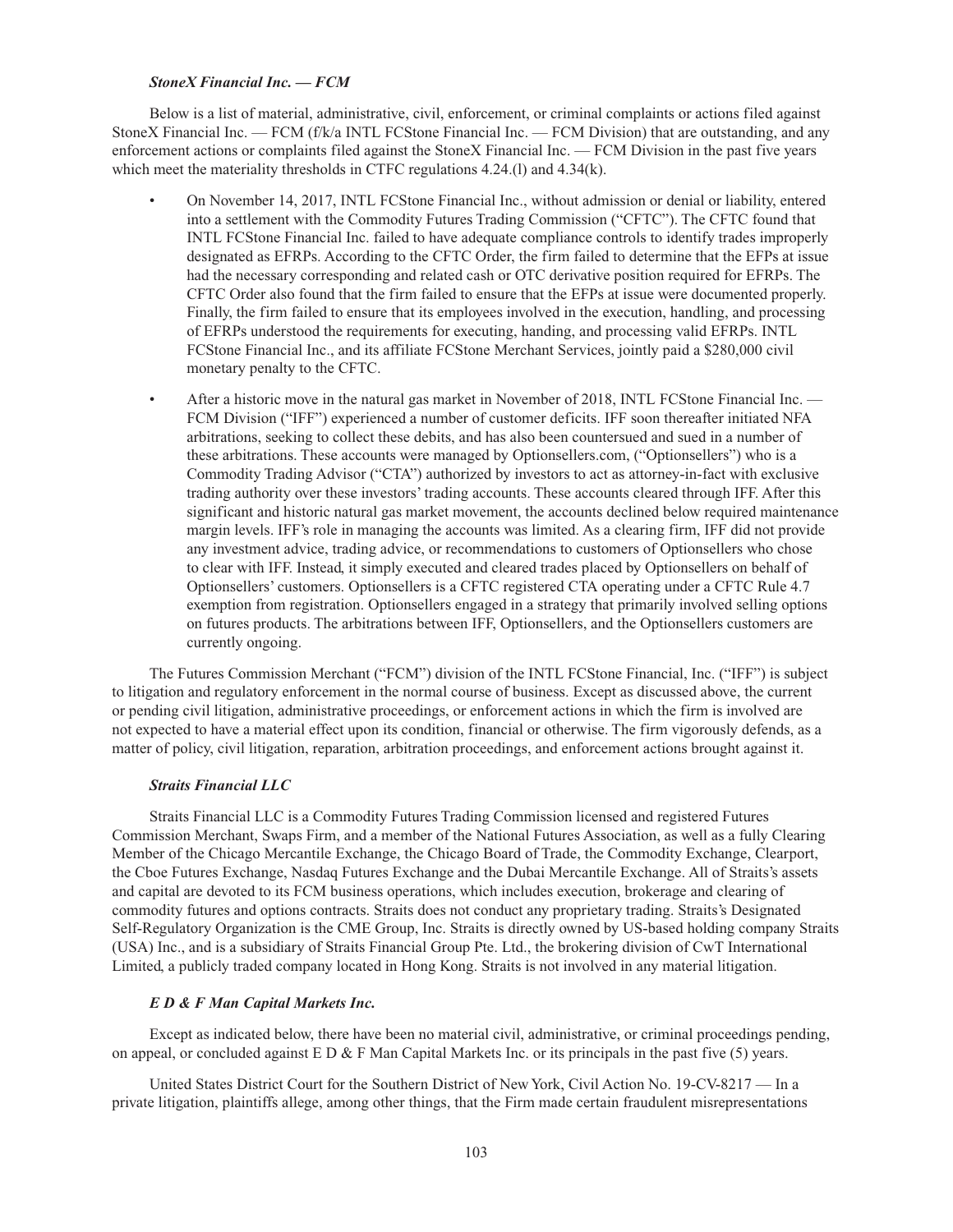***StoneX Financial Inc. — FCM***

Below is a list of material, administrative, civil, enforcement, or criminal complaints or actions filed against StoneX Financial Inc. — FCM (f/k/a INTL FCStone Financial Inc. — FCM Division) that are outstanding, and any enforcement actions or complaints filed against the StoneX Financial Inc. — FCM Division in the past five years which meet the materiality thresholds in CTFC regulations 4.24.(l) and 4.34(k).

- On November 14, 2017, INTL FCStone Financial Inc., without admission or denial or liability, entered into a settlement with the Commodity Futures Trading Commission ("CFTC"). The CFTC found that INTL FCStone Financial Inc. failed to have adequate compliance controls to identify trades improperly designated as EFRPs. According to the CFTC Order, the firm failed to determine that the EFPs at issue had the necessary corresponding and related cash or OTC derivative position required for EFRPs. The CFTC Order also found that the firm failed to ensure that the EFPs at issue were documented properly. Finally, the firm failed to ensure that its employees involved in the execution, handling, and processing of EFRPs understood the requirements for executing, handing, and processing valid EFRPs. INTL FCStone Financial Inc., and its affiliate FCStone Merchant Services, jointly paid a $280,000 civil monetary penalty to the CFTC.
- After a historic move in the natural gas market in November of 2018, INTL FCStone Financial Inc. — FCM Division ("IFF") experienced a number of customer deficits. IFF soon thereafter initiated NFA arbitrations, seeking to collect these debits, and has also been countersued and sued in a number of these arbitrations. These accounts were managed by Optionsellers.com, ("Optionsellers") who is a Commodity Trading Advisor ("CTA") authorized by investors to act as attorney-in-fact with exclusive trading authority over these investors' trading accounts. These accounts cleared through IFF. After this significant and historic natural gas market movement, the accounts declined below required maintenance margin levels. IFF's role in managing the accounts was limited. As a clearing firm, IFF did not provide any investment advice, trading advice, or recommendations to customers of Optionsellers who chose to clear with IFF. Instead, it simply executed and cleared trades placed by Optionsellers on behalf of Optionsellers' customers. Optionsellers is a CFTC registered CTA operating under a CFTC Rule 4.7 exemption from registration. Optionsellers engaged in a strategy that primarily involved selling options on futures products. The arbitrations between IFF, Optionsellers, and the Optionsellers customers are currently ongoing.

The Futures Commission Merchant ("FCM") division of the INTL FCStone Financial, Inc. ("IFF") is subject to litigation and regulatory enforcement in the normal course of business. Except as discussed above, the current or pending civil litigation, administrative proceedings, or enforcement actions in which the firm is involved are not expected to have a material effect upon its condition, financial or otherwise. The firm vigorously defends, as a matter of policy, civil litigation, reparation, arbitration proceedings, and enforcement actions brought against it.

***Straits Financial LLC***

Straits Financial LLC is a Commodity Futures Trading Commission licensed and registered Futures Commission Merchant, Swaps Firm, and a member of the National Futures Association, as well as a fully Clearing Member of the Chicago Mercantile Exchange, the Chicago Board of Trade, the Commodity Exchange, Clearport, the Cboe Futures Exchange, Nasdaq Futures Exchange and the Dubai Mercantile Exchange. All of Straits's assets and capital are devoted to its FCM business operations, which includes execution, brokerage and clearing of commodity futures and options contracts. Straits does not conduct any proprietary trading. Straits's Designated Self-Regulatory Organization is the CME Group, Inc. Straits is directly owned by US-based holding company Straits (USA) Inc., and is a subsidiary of Straits Financial Group Pte. Ltd., the brokering division of CwT International Limited, a publicly traded company located in Hong Kong. Straits is not involved in any material litigation.

***E D & F Man Capital Markets Inc.***

Except as indicated below, there have been no material civil, administrative, or criminal proceedings pending, on appeal, or concluded against E D & F Man Capital Markets Inc. or its principals in the past five (5) years.

United States District Court for the Southern District of New York, Civil Action No. 19-CV-8217 — In a private litigation, plaintiffs allege, among other things, that the Firm made certain fraudulent misrepresentations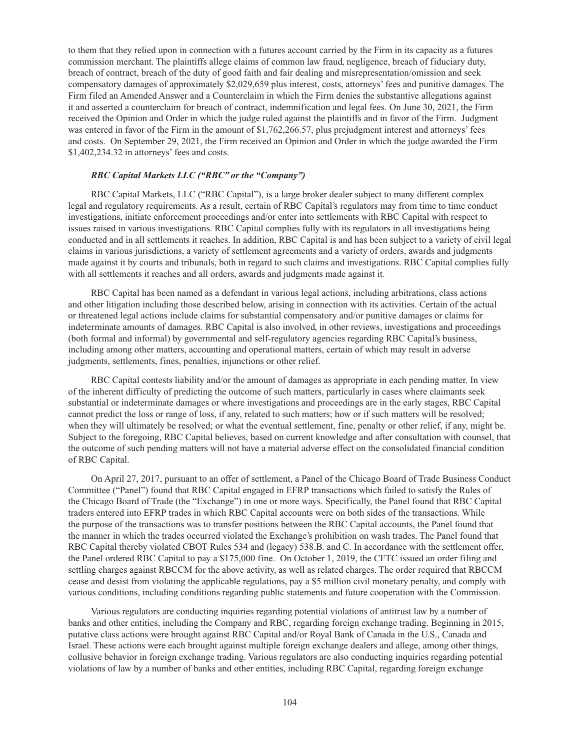to them that they relied upon in connection with a futures account carried by the Firm in its capacity as a futures commission merchant. The plaintiffs allege claims of common law fraud, negligence, breach of fiduciary duty, breach of contract, breach of the duty of good faith and fair dealing and misrepresentation/omission and seek compensatory damages of approximately $2,029,659 plus interest, costs, attorneys' fees and punitive damages. The Firm filed an Amended Answer and a Counterclaim in which the Firm denies the substantive allegations against it and asserted a counterclaim for breach of contract, indemnification and legal fees. On June 30, 2021, the Firm received the Opinion and Order in which the judge ruled against the plaintiffs and in favor of the Firm. Judgment was entered in favor of the Firm in the amount of $1,762,266.57, plus prejudgment interest and attorneys' fees and costs. On September 29, 2021, the Firm received an Opinion and Order in which the judge awarded the Firm $1,402,234.32 in attorneys' fees and costs.

***RBC Capital Markets LLC ("RBC" or the "Company")***

RBC Capital Markets, LLC ("RBC Capital"), is a large broker dealer subject to many different complex legal and regulatory requirements. As a result, certain of RBC Capital's regulators may from time to time conduct investigations, initiate enforcement proceedings and/or enter into settlements with RBC Capital with respect to issues raised in various investigations. RBC Capital complies fully with its regulators in all investigations being conducted and in all settlements it reaches. In addition, RBC Capital is and has been subject to a variety of civil legal claims in various jurisdictions, a variety of settlement agreements and a variety of orders, awards and judgments made against it by courts and tribunals, both in regard to such claims and investigations. RBC Capital complies fully with all settlements it reaches and all orders, awards and judgments made against it.

RBC Capital has been named as a defendant in various legal actions, including arbitrations, class actions and other litigation including those described below, arising in connection with its activities. Certain of the actual or threatened legal actions include claims for substantial compensatory and/or punitive damages or claims for indeterminate amounts of damages. RBC Capital is also involved, in other reviews, investigations and proceedings (both formal and informal) by governmental and self-regulatory agencies regarding RBC Capital's business, including among other matters, accounting and operational matters, certain of which may result in adverse judgments, settlements, fines, penalties, injunctions or other relief.

RBC Capital contests liability and/or the amount of damages as appropriate in each pending matter. In view of the inherent difficulty of predicting the outcome of such matters, particularly in cases where claimants seek substantial or indeterminate damages or where investigations and proceedings are in the early stages, RBC Capital cannot predict the loss or range of loss, if any, related to such matters; how or if such matters will be resolved; when they will ultimately be resolved; or what the eventual settlement, fine, penalty or other relief, if any, might be. Subject to the foregoing, RBC Capital believes, based on current knowledge and after consultation with counsel, that the outcome of such pending matters will not have a material adverse effect on the consolidated financial condition of RBC Capital.

On April 27, 2017, pursuant to an offer of settlement, a Panel of the Chicago Board of Trade Business Conduct Committee ("Panel") found that RBC Capital engaged in EFRP transactions which failed to satisfy the Rules of the Chicago Board of Trade (the "Exchange") in one or more ways. Specifically, the Panel found that RBC Capital traders entered into EFRP trades in which RBC Capital accounts were on both sides of the transactions. While the purpose of the transactions was to transfer positions between the RBC Capital accounts, the Panel found that the manner in which the trades occurred violated the Exchange's prohibition on wash trades. The Panel found that RBC Capital thereby violated CBOT Rules 534 and (legacy) 538.B. and C. In accordance with the settlement offer, the Panel ordered RBC Capital to pay a $175,000 fine. On October 1, 2019, the CFTC issued an order filing and settling charges against RBCCM for the above activity, as well as related charges. The order required that RBCCM cease and desist from violating the applicable regulations, pay a $5 million civil monetary penalty, and comply with various conditions, including conditions regarding public statements and future cooperation with the Commission.

Various regulators are conducting inquiries regarding potential violations of antitrust law by a number of banks and other entities, including the Company and RBC, regarding foreign exchange trading. Beginning in 2015, putative class actions were brought against RBC Capital and/or Royal Bank of Canada in the U.S., Canada and Israel. These actions were each brought against multiple foreign exchange dealers and allege, among other things, collusive behavior in foreign exchange trading. Various regulators are also conducting inquiries regarding potential violations of law by a number of banks and other entities, including RBC Capital, regarding foreign exchange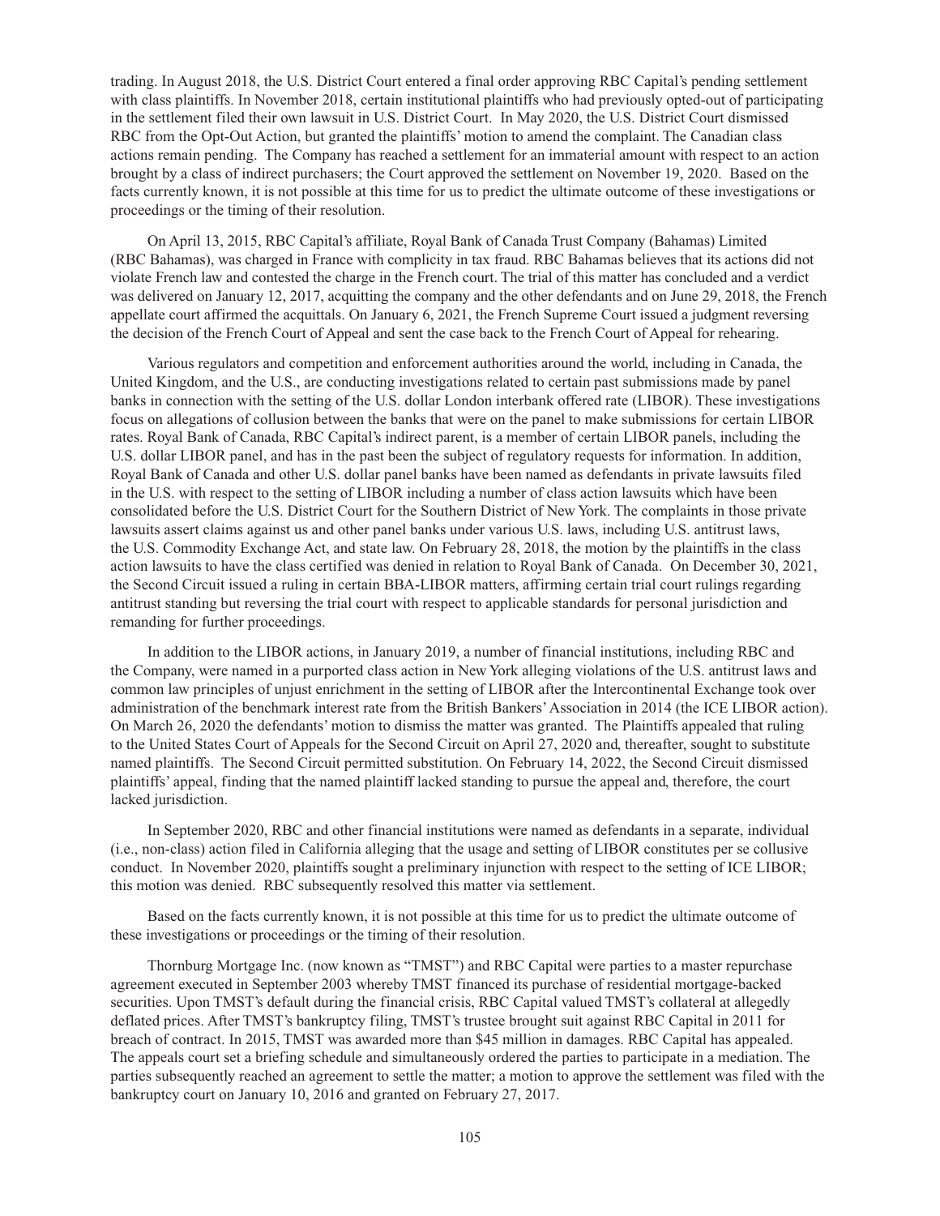trading. In August 2018, the U.S. District Court entered a final order approving RBC Capital's pending settlement with class plaintiffs. In November 2018, certain institutional plaintiffs who had previously opted-out of participating in the settlement filed their own lawsuit in U.S. District Court. In May 2020, the U.S. District Court dismissed RBC from the Opt-Out Action, but granted the plaintiffs' motion to amend the complaint. The Canadian class actions remain pending. The Company has reached a settlement for an immaterial amount with respect to an action brought by a class of indirect purchasers; the Court approved the settlement on November 19, 2020. Based on the facts currently known, it is not possible at this time for us to predict the ultimate outcome of these investigations or proceedings or the timing of their resolution.

On April 13, 2015, RBC Capital's affiliate, Royal Bank of Canada Trust Company (Bahamas) Limited (RBC Bahamas), was charged in France with complicity in tax fraud. RBC Bahamas believes that its actions did not violate French law and contested the charge in the French court. The trial of this matter has concluded and a verdict was delivered on January 12, 2017, acquitting the company and the other defendants and on June 29, 2018, the French appellate court affirmed the acquittals. On January 6, 2021, the French Supreme Court issued a judgment reversing the decision of the French Court of Appeal and sent the case back to the French Court of Appeal for rehearing.

Various regulators and competition and enforcement authorities around the world, including in Canada, the United Kingdom, and the U.S., are conducting investigations related to certain past submissions made by panel banks in connection with the setting of the U.S. dollar London interbank offered rate (LIBOR). These investigations focus on allegations of collusion between the banks that were on the panel to make submissions for certain LIBOR rates. Royal Bank of Canada, RBC Capital's indirect parent, is a member of certain LIBOR panels, including the U.S. dollar LIBOR panel, and has in the past been the subject of regulatory requests for information. In addition, Royal Bank of Canada and other U.S. dollar panel banks have been named as defendants in private lawsuits filed in the U.S. with respect to the setting of LIBOR including a number of class action lawsuits which have been consolidated before the U.S. District Court for the Southern District of New York. The complaints in those private lawsuits assert claims against us and other panel banks under various U.S. laws, including U.S. antitrust laws, the U.S. Commodity Exchange Act, and state law. On February 28, 2018, the motion by the plaintiffs in the class action lawsuits to have the class certified was denied in relation to Royal Bank of Canada. On December 30, 2021, the Second Circuit issued a ruling in certain BBA-LIBOR matters, affirming certain trial court rulings regarding antitrust standing but reversing the trial court with respect to applicable standards for personal jurisdiction and remanding for further proceedings.

In addition to the LIBOR actions, in January 2019, a number of financial institutions, including RBC and the Company, were named in a purported class action in New York alleging violations of the U.S. antitrust laws and common law principles of unjust enrichment in the setting of LIBOR after the Intercontinental Exchange took over administration of the benchmark interest rate from the British Bankers' Association in 2014 (the ICE LIBOR action). On March 26, 2020 the defendants' motion to dismiss the matter was granted. The Plaintiffs appealed that ruling to the United States Court of Appeals for the Second Circuit on April 27, 2020 and, thereafter, sought to substitute named plaintiffs. The Second Circuit permitted substitution. On February 14, 2022, the Second Circuit dismissed plaintiffs' appeal, finding that the named plaintiff lacked standing to pursue the appeal and, therefore, the court lacked jurisdiction.

In September 2020, RBC and other financial institutions were named as defendants in a separate, individual (i.e., non-class) action filed in California alleging that the usage and setting of LIBOR constitutes per se collusive conduct. In November 2020, plaintiffs sought a preliminary injunction with respect to the setting of ICE LIBOR; this motion was denied. RBC subsequently resolved this matter via settlement.

Based on the facts currently known, it is not possible at this time for us to predict the ultimate outcome of these investigations or proceedings or the timing of their resolution.

Thornburg Mortgage Inc. (now known as "TMST") and RBC Capital were parties to a master repurchase agreement executed in September 2003 whereby TMST financed its purchase of residential mortgage-backed securities. Upon TMST's default during the financial crisis, RBC Capital valued TMST's collateral at allegedly deflated prices. After TMST's bankruptcy filing, TMST's trustee brought suit against RBC Capital in 2011 for breach of contract. In 2015, TMST was awarded more than $45 million in damages. RBC Capital has appealed. The appeals court set a briefing schedule and simultaneously ordered the parties to participate in a mediation. The parties subsequently reached an agreement to settle the matter; a motion to approve the settlement was filed with the bankruptcy court on January 10, 2016 and granted on February 27, 2017.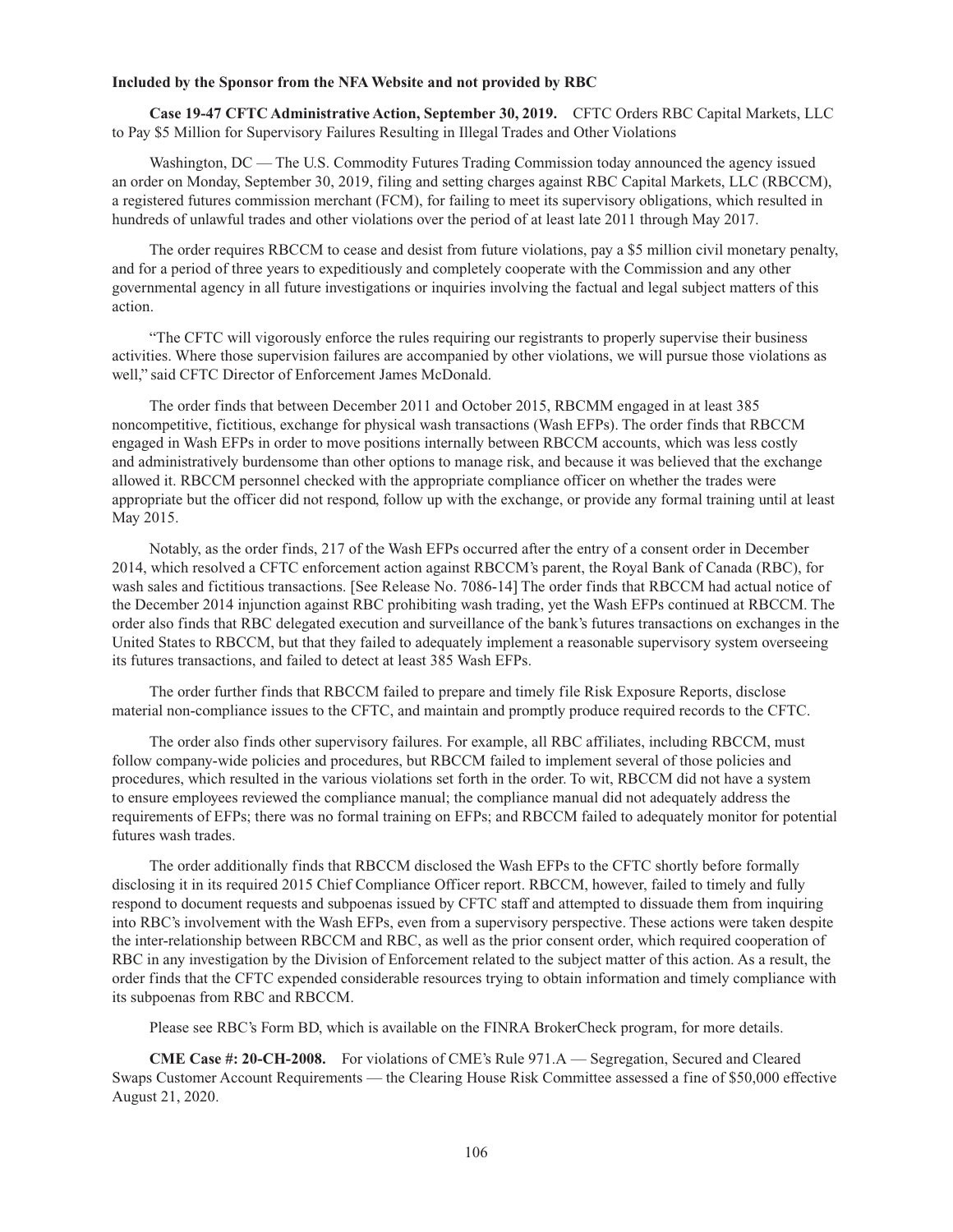**Included by the Sponsor from the NFA Website and not provided by RBC**

**Case 19-47 CFTC Administrative Action, September 30, 2019.** CFTC Orders RBC Capital Markets, LLC to Pay $5 Million for Supervisory Failures Resulting in Illegal Trades and Other Violations

Washington, DC — The U.S. Commodity Futures Trading Commission today announced the agency issued an order on Monday, September 30, 2019, filing and setting charges against RBC Capital Markets, LLC (RBCCM), a registered futures commission merchant (FCM), for failing to meet its supervisory obligations, which resulted in hundreds of unlawful trades and other violations over the period of at least late 2011 through May 2017.

The order requires RBCCM to cease and desist from future violations, pay a $5 million civil monetary penalty, and for a period of three years to expeditiously and completely cooperate with the Commission and any other governmental agency in all future investigations or inquiries involving the factual and legal subject matters of this action.

"The CFTC will vigorously enforce the rules requiring our registrants to properly supervise their business activities. Where those supervision failures are accompanied by other violations, we will pursue those violations as well," said CFTC Director of Enforcement James McDonald.

The order finds that between December 2011 and October 2015, RBCMM engaged in at least 385 noncompetitive, fictitious, exchange for physical wash transactions (Wash EFPs). The order finds that RBCCM engaged in Wash EFPs in order to move positions internally between RBCCM accounts, which was less costly and administratively burdensome than other options to manage risk, and because it was believed that the exchange allowed it. RBCCM personnel checked with the appropriate compliance officer on whether the trades were appropriate but the officer did not respond, follow up with the exchange, or provide any formal training until at least May 2015.

Notably, as the order finds, 217 of the Wash EFPs occurred after the entry of a consent order in December 2014, which resolved a CFTC enforcement action against RBCCM's parent, the Royal Bank of Canada (RBC), for wash sales and fictitious transactions. [See Release No. 7086-14] The order finds that RBCCM had actual notice of the December 2014 injunction against RBC prohibiting wash trading, yet the Wash EFPs continued at RBCCM. The order also finds that RBC delegated execution and surveillance of the bank's futures transactions on exchanges in the United States to RBCCM, but that they failed to adequately implement a reasonable supervisory system overseeing its futures transactions, and failed to detect at least 385 Wash EFPs.

The order further finds that RBCCM failed to prepare and timely file Risk Exposure Reports, disclose material non-compliance issues to the CFTC, and maintain and promptly produce required records to the CFTC.

The order also finds other supervisory failures. For example, all RBC affiliates, including RBCCM, must follow company-wide policies and procedures, but RBCCM failed to implement several of those policies and procedures, which resulted in the various violations set forth in the order. To wit, RBCCM did not have a system to ensure employees reviewed the compliance manual; the compliance manual did not adequately address the requirements of EFPs; there was no formal training on EFPs; and RBCCM failed to adequately monitor for potential futures wash trades.

The order additionally finds that RBCCM disclosed the Wash EFPs to the CFTC shortly before formally disclosing it in its required 2015 Chief Compliance Officer report. RBCCM, however, failed to timely and fully respond to document requests and subpoenas issued by CFTC staff and attempted to dissuade them from inquiring into RBC's involvement with the Wash EFPs, even from a supervisory perspective. These actions were taken despite the inter-relationship between RBCCM and RBC, as well as the prior consent order, which required cooperation of RBC in any investigation by the Division of Enforcement related to the subject matter of this action. As a result, the order finds that the CFTC expended considerable resources trying to obtain information and timely compliance with its subpoenas from RBC and RBCCM.

Please see RBC's Form BD, which is available on the FINRA BrokerCheck program, for more details.

**CME Case #: 20-CH-2008.** For violations of CME's Rule 971.A — Segregation, Secured and Cleared Swaps Customer Account Requirements — the Clearing House Risk Committee assessed a fine of $50,000 effective August 21, 2020.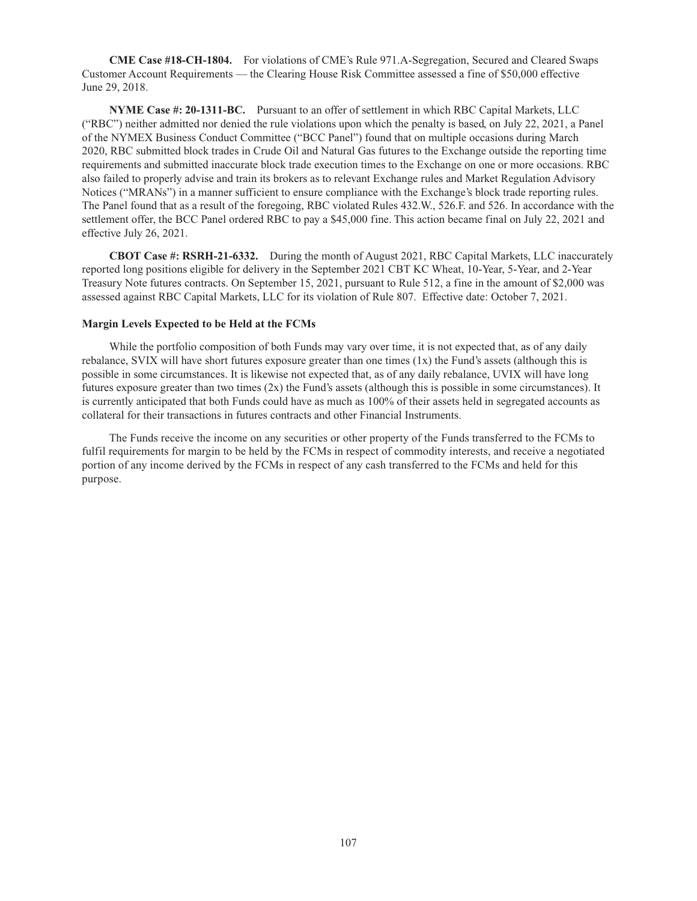**CME Case #18-CH-1804.** For violations of CME's Rule 971.A-Segregation, Secured and Cleared Swaps Customer Account Requirements — the Clearing House Risk Committee assessed a fine of $50,000 effective June 29, 2018.

**NYME Case #: 20-1311-BC.** Pursuant to an offer of settlement in which RBC Capital Markets, LLC ("RBC") neither admitted nor denied the rule violations upon which the penalty is based, on July 22, 2021, a Panel of the NYMEX Business Conduct Committee ("BCC Panel") found that on multiple occasions during March 2020, RBC submitted block trades in Crude Oil and Natural Gas futures to the Exchange outside the reporting time requirements and submitted inaccurate block trade execution times to the Exchange on one or more occasions. RBC also failed to properly advise and train its brokers as to relevant Exchange rules and Market Regulation Advisory Notices ("MRANs") in a manner sufficient to ensure compliance with the Exchange's block trade reporting rules. The Panel found that as a result of the foregoing, RBC violated Rules 432.W., 526.F. and 526. In accordance with the settlement offer, the BCC Panel ordered RBC to pay a $45,000 fine. This action became final on July 22, 2021 and effective July 26, 2021.

**CBOT Case #: RSRH-21-6332.** During the month of August 2021, RBC Capital Markets, LLC inaccurately reported long positions eligible for delivery in the September 2021 CBT KC Wheat, 10-Year, 5-Year, and 2-Year Treasury Note futures contracts. On September 15, 2021, pursuant to Rule 512, a fine in the amount of $2,000 was assessed against RBC Capital Markets, LLC for its violation of Rule 807. Effective date: October 7, 2021.

**Margin Levels Expected to be Held at the FCMs**

While the portfolio composition of both Funds may vary over time, it is not expected that, as of any daily rebalance, SVIX will have short futures exposure greater than one times (1x) the Fund's assets (although this is possible in some circumstances). It is likewise not expected that, as of any daily rebalance, UVIX will have long futures exposure greater than two times (2x) the Fund's assets (although this is possible in some circumstances). It is currently anticipated that both Funds could have as much as 100% of their assets held in segregated accounts as collateral for their transactions in futures contracts and other Financial Instruments.

The Funds receive the income on any securities or other property of the Funds transferred to the FCMs to fulfil requirements for margin to be held by the FCMs in respect of commodity interests, and receive a negotiated portion of any income derived by the FCMs in respect of any cash transferred to the FCMs and held for this purpose.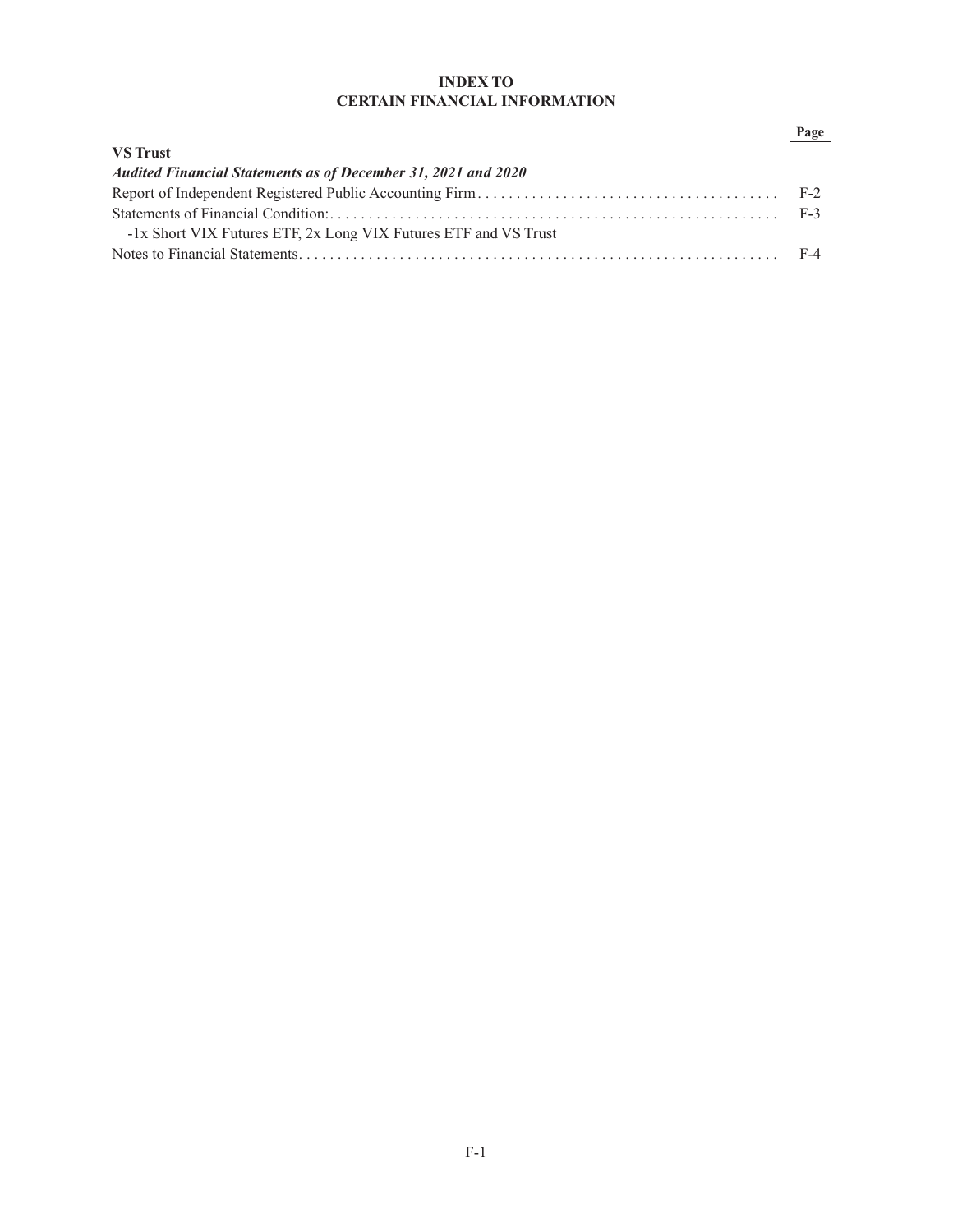# INDEX TO
# CERTAIN FINANCIAL INFORMATION

| | Page |
|---|---|
| **VS Trust** | |
| ***Audited Financial Statements as of December 31, 2021 and 2020*** | |
| Report of Independent Registered Public Accounting Firm | F-2 |
| Statements of Financial Condition: | F-3 |
| -1x Short VIX Futures ETF, 2x Long VIX Futures ETF and VS Trust | |
| Notes to Financial Statements | F-4 |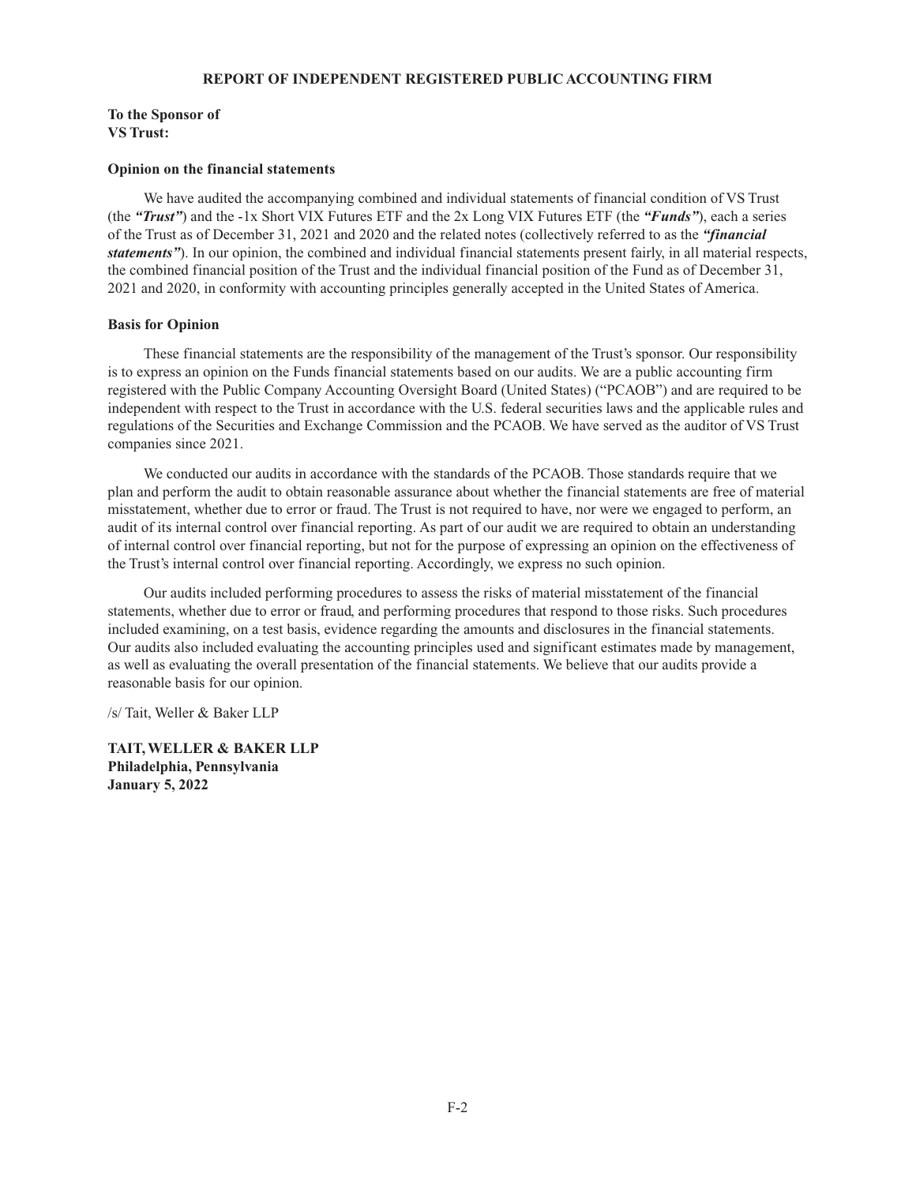# REPORT OF INDEPENDENT REGISTERED PUBLIC ACCOUNTING FIRM

**To the Sponsor of**
**VS Trust:**

**Opinion on the financial statements**

We have audited the accompanying combined and individual statements of financial condition of VS Trust (the ***"Trust"***) and the -1x Short VIX Futures ETF and the 2x Long VIX Futures ETF (the ***"Funds"***), each a series of the Trust as of December 31, 2021 and 2020 and the related notes (collectively referred to as the ***"financial statements"***). In our opinion, the combined and individual financial statements present fairly, in all material respects, the combined financial position of the Trust and the individual financial position of the Fund as of December 31, 2021 and 2020, in conformity with accounting principles generally accepted in the United States of America.

**Basis for Opinion**

These financial statements are the responsibility of the management of the Trust's sponsor. Our responsibility is to express an opinion on the Funds financial statements based on our audits. We are a public accounting firm registered with the Public Company Accounting Oversight Board (United States) ("PCAOB") and are required to be independent with respect to the Trust in accordance with the U.S. federal securities laws and the applicable rules and regulations of the Securities and Exchange Commission and the PCAOB. We have served as the auditor of VS Trust companies since 2021.

We conducted our audits in accordance with the standards of the PCAOB. Those standards require that we plan and perform the audit to obtain reasonable assurance about whether the financial statements are free of material misstatement, whether due to error or fraud. The Trust is not required to have, nor were we engaged to perform, an audit of its internal control over financial reporting. As part of our audit we are required to obtain an understanding of internal control over financial reporting, but not for the purpose of expressing an opinion on the effectiveness of the Trust's internal control over financial reporting. Accordingly, we express no such opinion.

Our audits included performing procedures to assess the risks of material misstatement of the financial statements, whether due to error or fraud, and performing procedures that respond to those risks. Such procedures included examining, on a test basis, evidence regarding the amounts and disclosures in the financial statements. Our audits also included evaluating the accounting principles used and significant estimates made by management, as well as evaluating the overall presentation of the financial statements. We believe that our audits provide a reasonable basis for our opinion.

/s/ Tait, Weller & Baker LLP

**TAIT, WELLER & BAKER LLP**
**Philadelphia, Pennsylvania**
**January 5, 2022**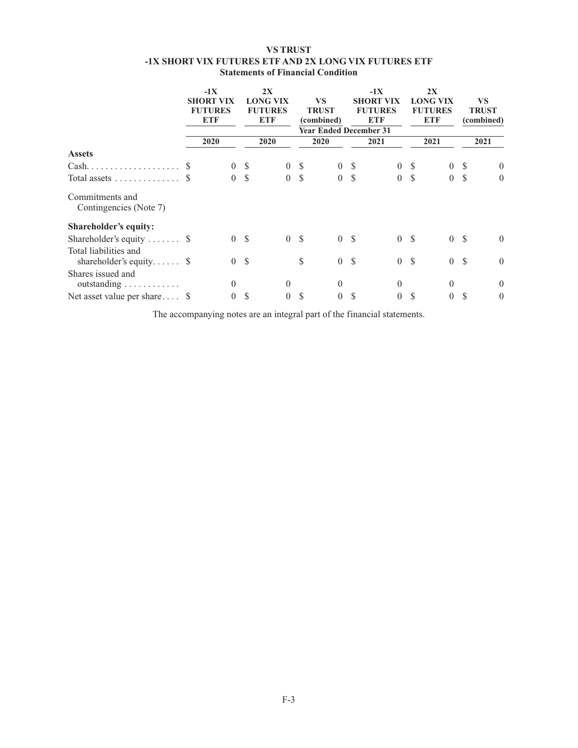**VS TRUST**
**-1X SHORT VIX FUTURES ETF AND 2X LONG VIX FUTURES ETF**
**Statements of Financial Condition**

| | -1X SHORT VIX FUTURES ETF | 2X LONG VIX FUTURES ETF | VS TRUST (combined) | -1X SHORT VIX FUTURES ETF | 2X LONG VIX FUTURES ETF | VS TRUST (combined) |
|---|---|---|---|---|---|---|
| | | | Year Ended December 31 | | | |
| | 2020 | 2020 | 2020 | 2021 | 2021 | 2021 |
| **Assets** | | | | | | |
| Cash | $ 0 | $ 0 | $ 0 | $ 0 | $ 0 | $ 0 |
| Total assets | $ 0 | $ 0 | $ 0 | $ 0 | $ 0 | $ 0 |
| Commitments and Contingencies (Note 7) | | | | | | |
| **Shareholder's equity:** | | | | | | |
| Shareholder's equity | $ 0 | $ 0 | $ 0 | $ 0 | $ 0 | $ 0 |
| Total liabilities and shareholder's equity | $ 0 | $ | $ 0 | $ 0 | $ 0 | $ 0 |
| Shares issued and outstanding | 0 | 0 | 0 | 0 | 0 | 0 |
| Net asset value per share | $ 0 | $ 0 | $ 0 | $ 0 | $ 0 | $ 0 |

The accompanying notes are an integral part of the financial statements.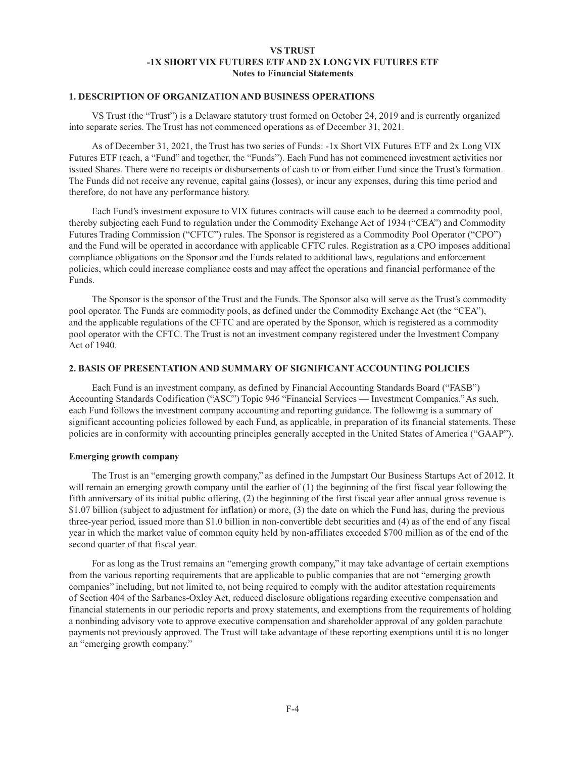**VS TRUST**
**-1X SHORT VIX FUTURES ETF AND 2X LONG VIX FUTURES ETF**
**Notes to Financial Statements**

## 1. DESCRIPTION OF ORGANIZATION AND BUSINESS OPERATIONS

VS Trust (the "Trust") is a Delaware statutory trust formed on October 24, 2019 and is currently organized into separate series. The Trust has not commenced operations as of December 31, 2021.

As of December 31, 2021, the Trust has two series of Funds: -1x Short VIX Futures ETF and 2x Long VIX Futures ETF (each, a "Fund" and together, the "Funds"). Each Fund has not commenced investment activities nor issued Shares. There were no receipts or disbursements of cash to or from either Fund since the Trust's formation. The Funds did not receive any revenue, capital gains (losses), or incur any expenses, during this time period and therefore, do not have any performance history.

Each Fund's investment exposure to VIX futures contracts will cause each to be deemed a commodity pool, thereby subjecting each Fund to regulation under the Commodity Exchange Act of 1934 ("CEA") and Commodity Futures Trading Commission ("CFTC") rules. The Sponsor is registered as a Commodity Pool Operator ("CPO") and the Fund will be operated in accordance with applicable CFTC rules. Registration as a CPO imposes additional compliance obligations on the Sponsor and the Funds related to additional laws, regulations and enforcement policies, which could increase compliance costs and may affect the operations and financial performance of the Funds.

The Sponsor is the sponsor of the Trust and the Funds. The Sponsor also will serve as the Trust's commodity pool operator. The Funds are commodity pools, as defined under the Commodity Exchange Act (the "CEA"), and the applicable regulations of the CFTC and are operated by the Sponsor, which is registered as a commodity pool operator with the CFTC. The Trust is not an investment company registered under the Investment Company Act of 1940.

## 2. BASIS OF PRESENTATION AND SUMMARY OF SIGNIFICANT ACCOUNTING POLICIES

Each Fund is an investment company, as defined by Financial Accounting Standards Board ("FASB") Accounting Standards Codification ("ASC") Topic 946 "Financial Services — Investment Companies." As such, each Fund follows the investment company accounting and reporting guidance. The following is a summary of significant accounting policies followed by each Fund, as applicable, in preparation of its financial statements. These policies are in conformity with accounting principles generally accepted in the United States of America ("GAAP").

### Emerging growth company

The Trust is an "emerging growth company," as defined in the Jumpstart Our Business Startups Act of 2012. It will remain an emerging growth company until the earlier of (1) the beginning of the first fiscal year following the fifth anniversary of its initial public offering, (2) the beginning of the first fiscal year after annual gross revenue is $1.07 billion (subject to adjustment for inflation) or more, (3) the date on which the Fund has, during the previous three-year period, issued more than $1.0 billion in non-convertible debt securities and (4) as of the end of any fiscal year in which the market value of common equity held by non-affiliates exceeded $700 million as of the end of the second quarter of that fiscal year.

For as long as the Trust remains an "emerging growth company," it may take advantage of certain exemptions from the various reporting requirements that are applicable to public companies that are not "emerging growth companies" including, but not limited to, not being required to comply with the auditor attestation requirements of Section 404 of the Sarbanes-Oxley Act, reduced disclosure obligations regarding executive compensation and financial statements in our periodic reports and proxy statements, and exemptions from the requirements of holding a nonbinding advisory vote to approve executive compensation and shareholder approval of any golden parachute payments not previously approved. The Trust will take advantage of these reporting exemptions until it is no longer an "emerging growth company."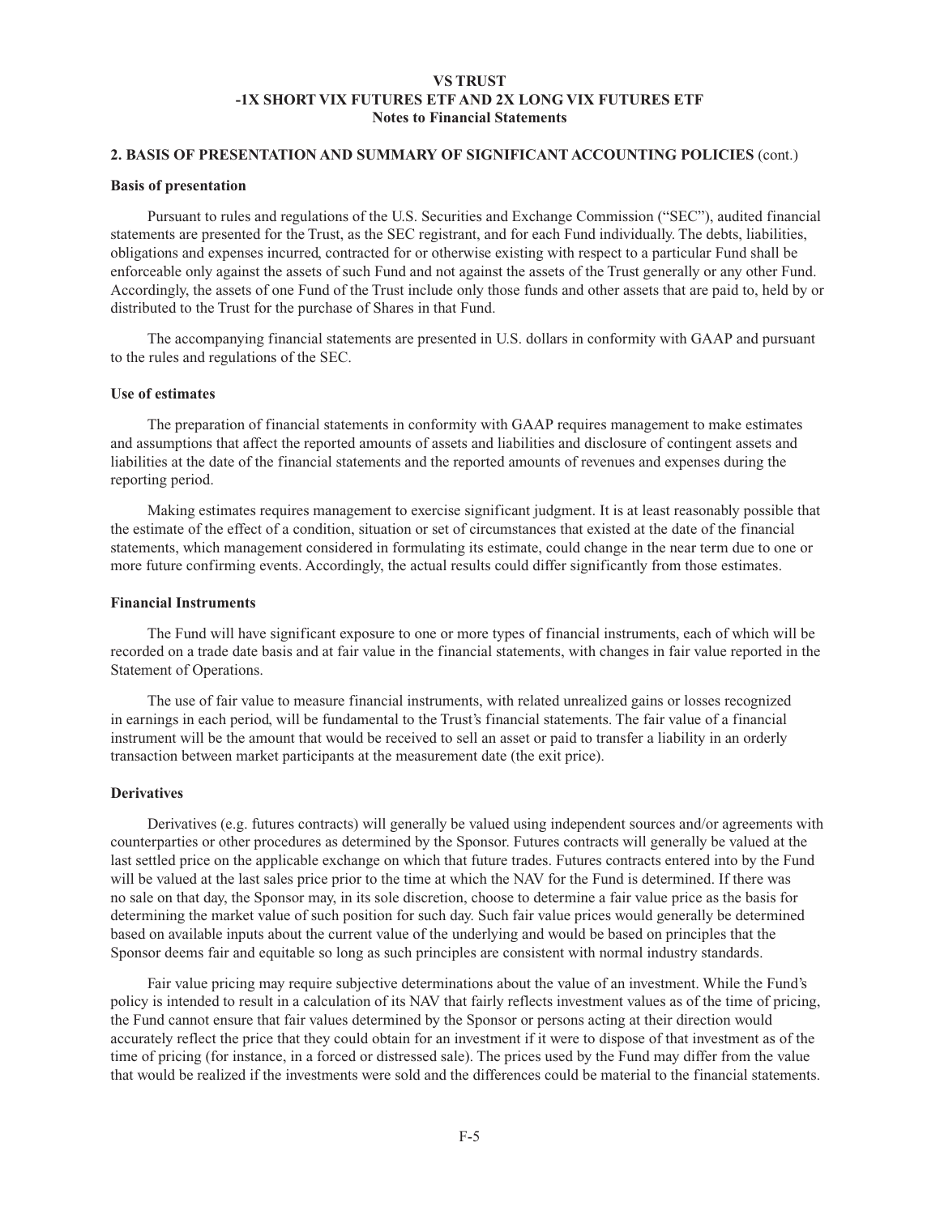## 2. BASIS OF PRESENTATION AND SUMMARY OF SIGNIFICANT ACCOUNTING POLICIES (cont.)

### Basis of presentation

Pursuant to rules and regulations of the U.S. Securities and Exchange Commission ("SEC"), audited financial statements are presented for the Trust, as the SEC registrant, and for each Fund individually. The debts, liabilities, obligations and expenses incurred, contracted for or otherwise existing with respect to a particular Fund shall be enforceable only against the assets of such Fund and not against the assets of the Trust generally or any other Fund. Accordingly, the assets of one Fund of the Trust include only those funds and other assets that are paid to, held by or distributed to the Trust for the purchase of Shares in that Fund.

The accompanying financial statements are presented in U.S. dollars in conformity with GAAP and pursuant to the rules and regulations of the SEC.

### Use of estimates

The preparation of financial statements in conformity with GAAP requires management to make estimates and assumptions that affect the reported amounts of assets and liabilities and disclosure of contingent assets and liabilities at the date of the financial statements and the reported amounts of revenues and expenses during the reporting period.

Making estimates requires management to exercise significant judgment. It is at least reasonably possible that the estimate of the effect of a condition, situation or set of circumstances that existed at the date of the financial statements, which management considered in formulating its estimate, could change in the near term due to one or more future confirming events. Accordingly, the actual results could differ significantly from those estimates.

### Financial Instruments

The Fund will have significant exposure to one or more types of financial instruments, each of which will be recorded on a trade date basis and at fair value in the financial statements, with changes in fair value reported in the Statement of Operations.

The use of fair value to measure financial instruments, with related unrealized gains or losses recognized in earnings in each period, will be fundamental to the Trust's financial statements. The fair value of a financial instrument will be the amount that would be received to sell an asset or paid to transfer a liability in an orderly transaction between market participants at the measurement date (the exit price).

### Derivatives

Derivatives (e.g. futures contracts) will generally be valued using independent sources and/or agreements with counterparties or other procedures as determined by the Sponsor. Futures contracts will generally be valued at the last settled price on the applicable exchange on which that future trades. Futures contracts entered into by the Fund will be valued at the last sales price prior to the time at which the NAV for the Fund is determined. If there was no sale on that day, the Sponsor may, in its sole discretion, choose to determine a fair value price as the basis for determining the market value of such position for such day. Such fair value prices would generally be determined based on available inputs about the current value of the underlying and would be based on principles that the Sponsor deems fair and equitable so long as such principles are consistent with normal industry standards.

Fair value pricing may require subjective determinations about the value of an investment. While the Fund's policy is intended to result in a calculation of its NAV that fairly reflects investment values as of the time of pricing, the Fund cannot ensure that fair values determined by the Sponsor or persons acting at their direction would accurately reflect the price that they could obtain for an investment if it were to dispose of that investment as of the time of pricing (for instance, in a forced or distressed sale). The prices used by the Fund may differ from the value that would be realized if the investments were sold and the differences could be material to the financial statements.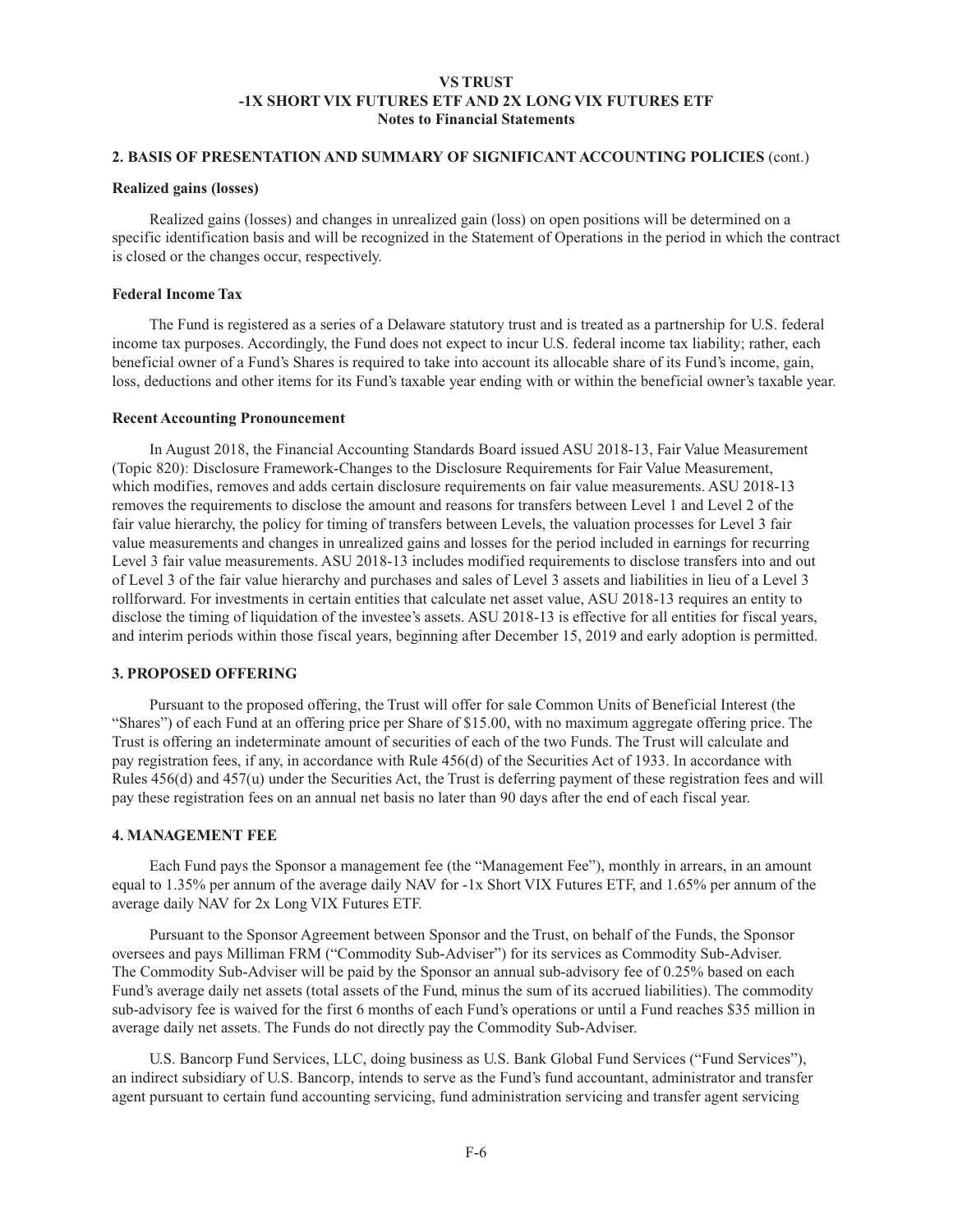## 2. BASIS OF PRESENTATION AND SUMMARY OF SIGNIFICANT ACCOUNTING POLICIES (cont.)

### Realized gains (losses)

Realized gains (losses) and changes in unrealized gain (loss) on open positions will be determined on a specific identification basis and will be recognized in the Statement of Operations in the period in which the contract is closed or the changes occur, respectively.

### Federal Income Tax

The Fund is registered as a series of a Delaware statutory trust and is treated as a partnership for U.S. federal income tax purposes. Accordingly, the Fund does not expect to incur U.S. federal income tax liability; rather, each beneficial owner of a Fund's Shares is required to take into account its allocable share of its Fund's income, gain, loss, deductions and other items for its Fund's taxable year ending with or within the beneficial owner's taxable year.

### Recent Accounting Pronouncement

In August 2018, the Financial Accounting Standards Board issued ASU 2018-13, Fair Value Measurement (Topic 820): Disclosure Framework-Changes to the Disclosure Requirements for Fair Value Measurement, which modifies, removes and adds certain disclosure requirements on fair value measurements. ASU 2018-13 removes the requirements to disclose the amount and reasons for transfers between Level 1 and Level 2 of the fair value hierarchy, the policy for timing of transfers between Levels, the valuation processes for Level 3 fair value measurements and changes in unrealized gains and losses for the period included in earnings for recurring Level 3 fair value measurements. ASU 2018-13 includes modified requirements to disclose transfers into and out of Level 3 of the fair value hierarchy and purchases and sales of Level 3 assets and liabilities in lieu of a Level 3 rollforward. For investments in certain entities that calculate net asset value, ASU 2018-13 requires an entity to disclose the timing of liquidation of the investee's assets. ASU 2018-13 is effective for all entities for fiscal years, and interim periods within those fiscal years, beginning after December 15, 2019 and early adoption is permitted.

## 3. PROPOSED OFFERING

Pursuant to the proposed offering, the Trust will offer for sale Common Units of Beneficial Interest (the "Shares") of each Fund at an offering price per Share of $15.00, with no maximum aggregate offering price. The Trust is offering an indeterminate amount of securities of each of the two Funds. The Trust will calculate and pay registration fees, if any, in accordance with Rule 456(d) of the Securities Act of 1933. In accordance with Rules 456(d) and 457(u) under the Securities Act, the Trust is deferring payment of these registration fees and will pay these registration fees on an annual net basis no later than 90 days after the end of each fiscal year.

## 4. MANAGEMENT FEE

Each Fund pays the Sponsor a management fee (the "Management Fee"), monthly in arrears, in an amount equal to 1.35% per annum of the average daily NAV for -1x Short VIX Futures ETF, and 1.65% per annum of the average daily NAV for 2x Long VIX Futures ETF.

Pursuant to the Sponsor Agreement between Sponsor and the Trust, on behalf of the Funds, the Sponsor oversees and pays Milliman FRM ("Commodity Sub-Adviser") for its services as Commodity Sub-Adviser. The Commodity Sub-Adviser will be paid by the Sponsor an annual sub-advisory fee of 0.25% based on each Fund's average daily net assets (total assets of the Fund, minus the sum of its accrued liabilities). The commodity sub-advisory fee is waived for the first 6 months of each Fund's operations or until a Fund reaches $35 million in average daily net assets. The Funds do not directly pay the Commodity Sub-Adviser.

U.S. Bancorp Fund Services, LLC, doing business as U.S. Bank Global Fund Services ("Fund Services"), an indirect subsidiary of U.S. Bancorp, intends to serve as the Fund's fund accountant, administrator and transfer agent pursuant to certain fund accounting servicing, fund administration servicing and transfer agent servicing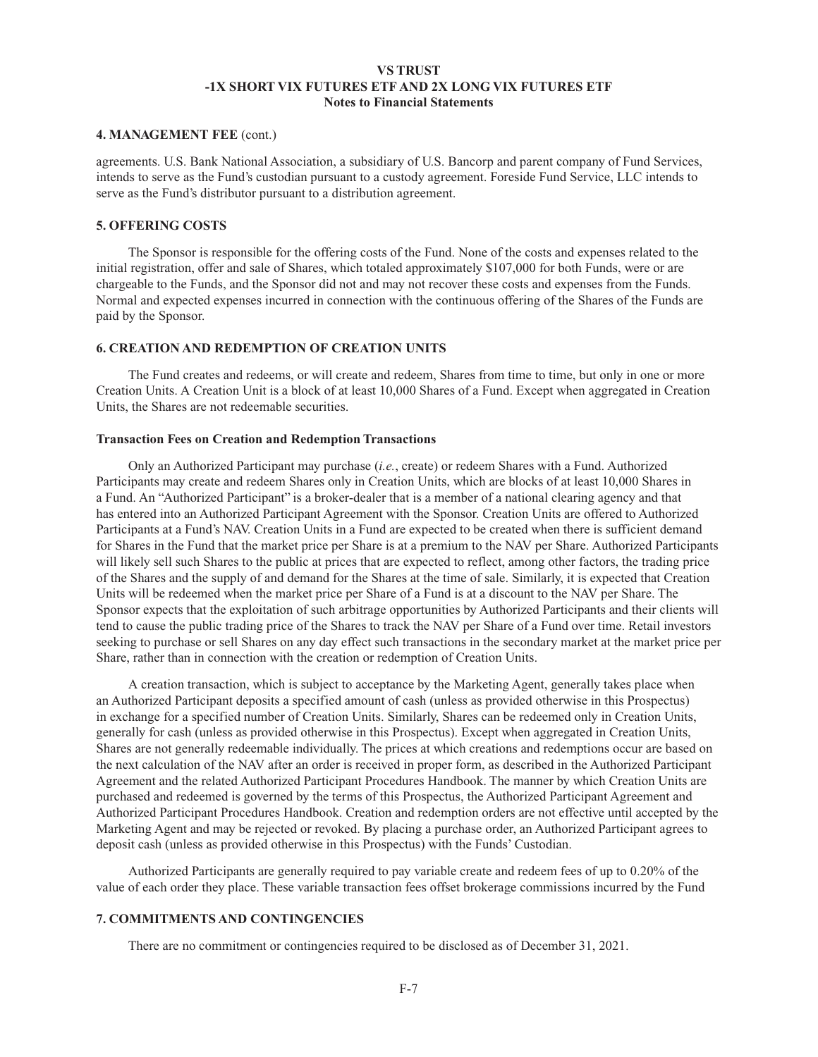**4. MANAGEMENT FEE** (cont.)

agreements. U.S. Bank National Association, a subsidiary of U.S. Bancorp and parent company of Fund Services, intends to serve as the Fund's custodian pursuant to a custody agreement. Foreside Fund Service, LLC intends to serve as the Fund's distributor pursuant to a distribution agreement.

**5. OFFERING COSTS**

The Sponsor is responsible for the offering costs of the Fund. None of the costs and expenses related to the initial registration, offer and sale of Shares, which totaled approximately $107,000 for both Funds, were or are chargeable to the Funds, and the Sponsor did not and may not recover these costs and expenses from the Funds. Normal and expected expenses incurred in connection with the continuous offering of the Shares of the Funds are paid by the Sponsor.

**6. CREATION AND REDEMPTION OF CREATION UNITS**

The Fund creates and redeems, or will create and redeem, Shares from time to time, but only in one or more Creation Units. A Creation Unit is a block of at least 10,000 Shares of a Fund. Except when aggregated in Creation Units, the Shares are not redeemable securities.

**Transaction Fees on Creation and Redemption Transactions**

Only an Authorized Participant may purchase (*i.e.*, create) or redeem Shares with a Fund. Authorized Participants may create and redeem Shares only in Creation Units, which are blocks of at least 10,000 Shares in a Fund. An "Authorized Participant" is a broker-dealer that is a member of a national clearing agency and that has entered into an Authorized Participant Agreement with the Sponsor. Creation Units are offered to Authorized Participants at a Fund's NAV. Creation Units in a Fund are expected to be created when there is sufficient demand for Shares in the Fund that the market price per Share is at a premium to the NAV per Share. Authorized Participants will likely sell such Shares to the public at prices that are expected to reflect, among other factors, the trading price of the Shares and the supply of and demand for the Shares at the time of sale. Similarly, it is expected that Creation Units will be redeemed when the market price per Share of a Fund is at a discount to the NAV per Share. The Sponsor expects that the exploitation of such arbitrage opportunities by Authorized Participants and their clients will tend to cause the public trading price of the Shares to track the NAV per Share of a Fund over time. Retail investors seeking to purchase or sell Shares on any day effect such transactions in the secondary market at the market price per Share, rather than in connection with the creation or redemption of Creation Units.

A creation transaction, which is subject to acceptance by the Marketing Agent, generally takes place when an Authorized Participant deposits a specified amount of cash (unless as provided otherwise in this Prospectus) in exchange for a specified number of Creation Units. Similarly, Shares can be redeemed only in Creation Units, generally for cash (unless as provided otherwise in this Prospectus). Except when aggregated in Creation Units, Shares are not generally redeemable individually. The prices at which creations and redemptions occur are based on the next calculation of the NAV after an order is received in proper form, as described in the Authorized Participant Agreement and the related Authorized Participant Procedures Handbook. The manner by which Creation Units are purchased and redeemed is governed by the terms of this Prospectus, the Authorized Participant Agreement and Authorized Participant Procedures Handbook. Creation and redemption orders are not effective until accepted by the Marketing Agent and may be rejected or revoked. By placing a purchase order, an Authorized Participant agrees to deposit cash (unless as provided otherwise in this Prospectus) with the Funds' Custodian.

Authorized Participants are generally required to pay variable create and redeem fees of up to 0.20% of the value of each order they place. These variable transaction fees offset brokerage commissions incurred by the Fund

**7. COMMITMENTS AND CONTINGENCIES**

There are no commitment or contingencies required to be disclosed as of December 31, 2021.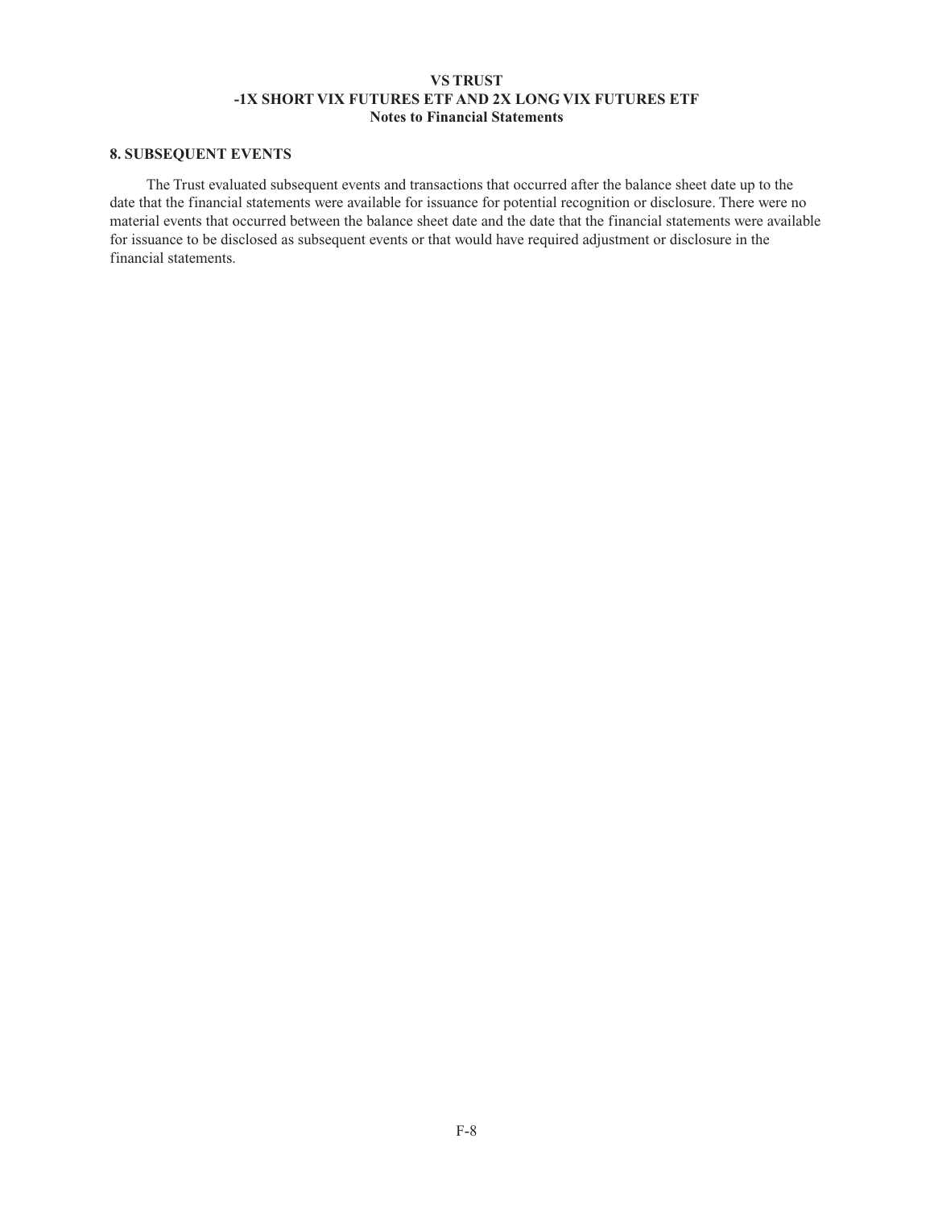## 8. SUBSEQUENT EVENTS

The Trust evaluated subsequent events and transactions that occurred after the balance sheet date up to the date that the financial statements were available for issuance for potential recognition or disclosure. There were no material events that occurred between the balance sheet date and the date that the financial statements were available for issuance to be disclosed as subsequent events or that would have required adjustment or disclosure in the financial statements.